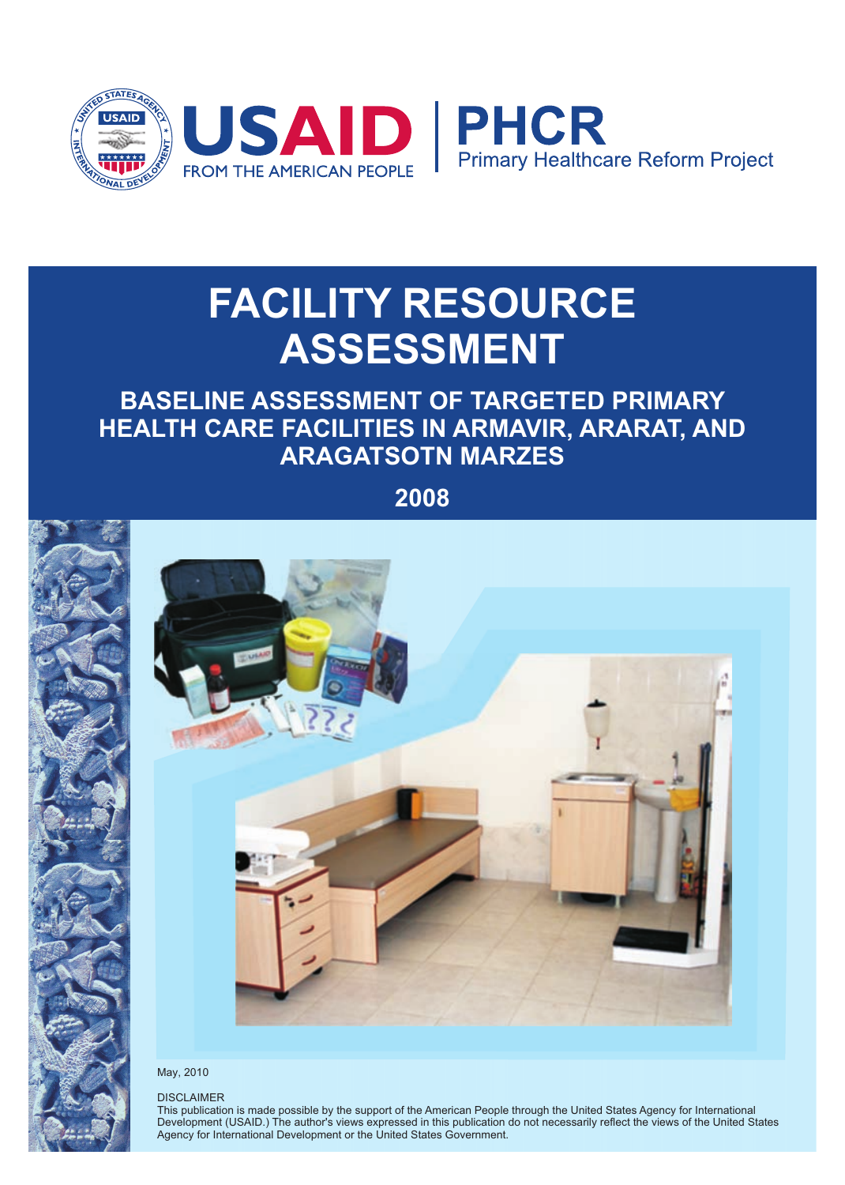USAID FROM THE AMERICAN PEOPLE | PHCR Primary Healthcare Reform Project

# FACILITY RESOURCE ASSESSMENT

## BASELINE ASSESSMENT OF TARGETED PRIMARY HEALTH CARE FACILITIES IN ARMAVIR, ARARAT, AND ARAGATSOTN MARZES

## 2008

May, 2010

DISCLAIMER
This publication is made possible by the support of the American People through the United States Agency for International Development (USAID.) The author's views expressed in this publication do not necessarily reflect the views of the United States Agency for International Development or the United States Government.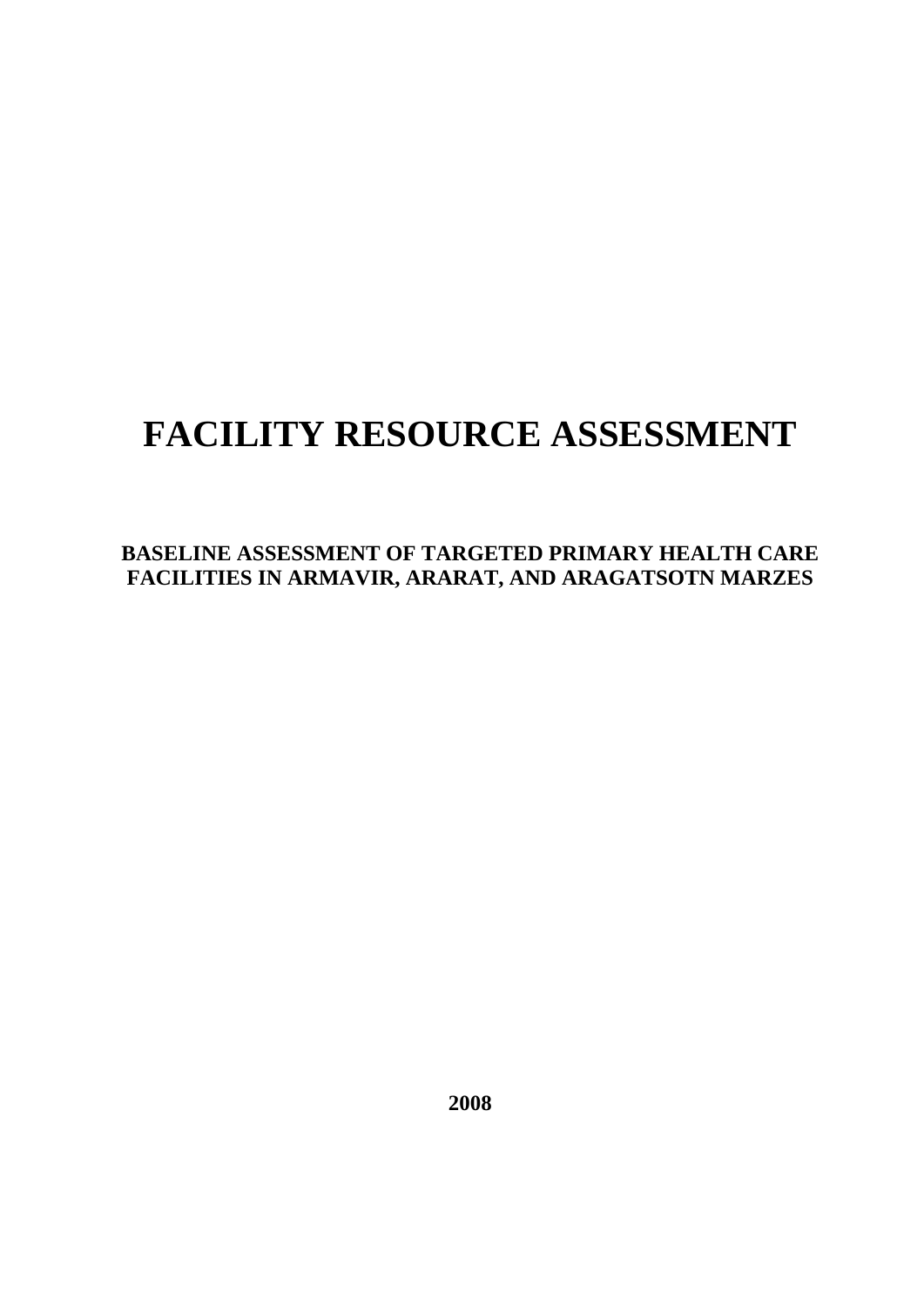# FACILITY RESOURCE ASSESSMENT

**BASELINE ASSESSMENT OF TARGETED PRIMARY HEALTH CARE FACILITIES IN ARMAVIR, ARARAT, AND ARAGATSOTN MARZES**

**2008**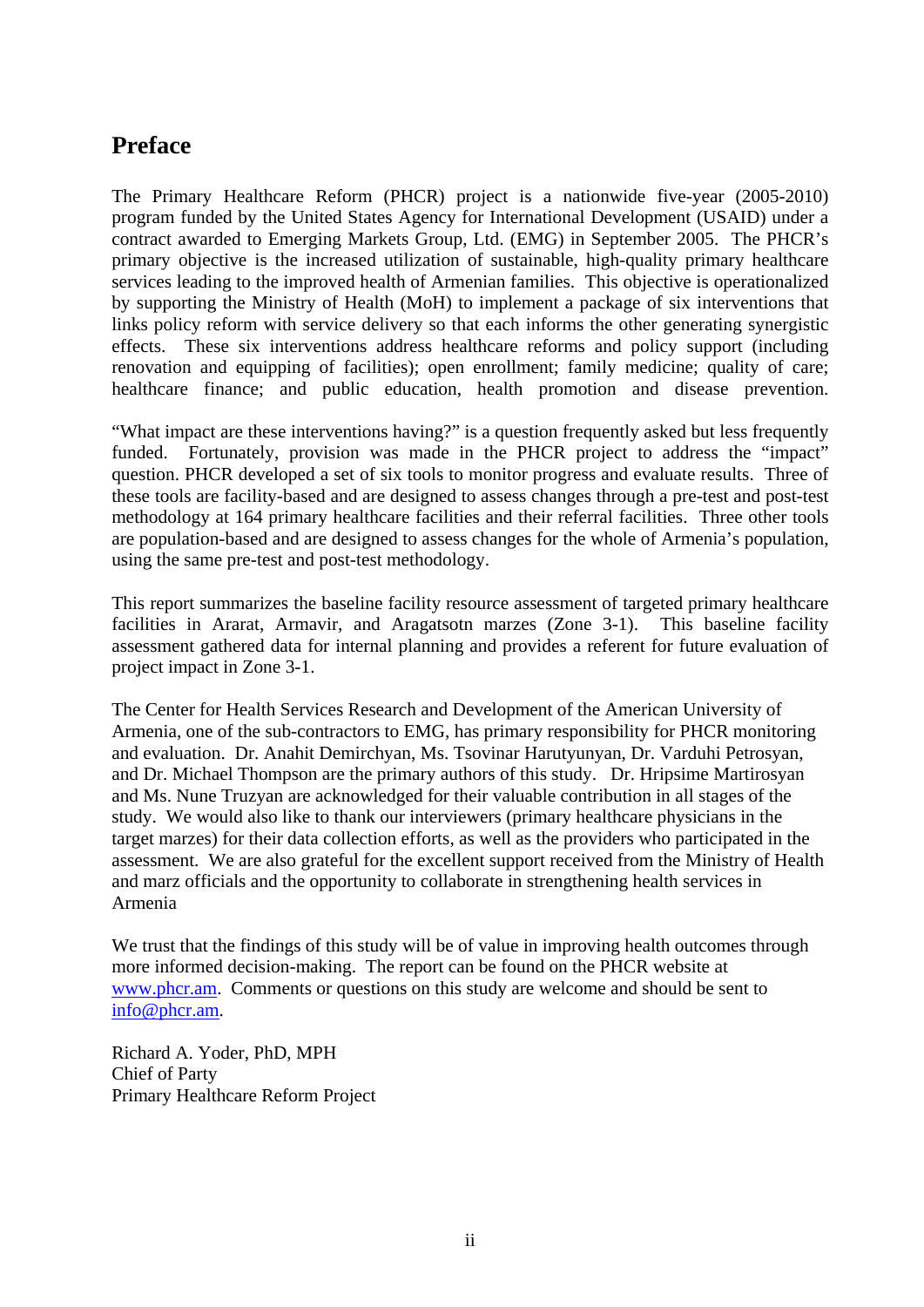## Preface

The Primary Healthcare Reform (PHCR) project is a nationwide five-year (2005-2010) program funded by the United States Agency for International Development (USAID) under a contract awarded to Emerging Markets Group, Ltd. (EMG) in September 2005. The PHCR's primary objective is the increased utilization of sustainable, high-quality primary healthcare services leading to the improved health of Armenian families. This objective is operationalized by supporting the Ministry of Health (MoH) to implement a package of six interventions that links policy reform with service delivery so that each informs the other generating synergistic effects. These six interventions address healthcare reforms and policy support (including renovation and equipping of facilities); open enrollment; family medicine; quality of care; healthcare finance; and public education, health promotion and disease prevention.

"What impact are these interventions having?" is a question frequently asked but less frequently funded. Fortunately, provision was made in the PHCR project to address the "impact" question. PHCR developed a set of six tools to monitor progress and evaluate results. Three of these tools are facility-based and are designed to assess changes through a pre-test and post-test methodology at 164 primary healthcare facilities and their referral facilities. Three other tools are population-based and are designed to assess changes for the whole of Armenia's population, using the same pre-test and post-test methodology.

This report summarizes the baseline facility resource assessment of targeted primary healthcare facilities in Ararat, Armavir, and Aragatsotn marzes (Zone 3-1). This baseline facility assessment gathered data for internal planning and provides a referent for future evaluation of project impact in Zone 3-1.

The Center for Health Services Research and Development of the American University of Armenia, one of the sub-contractors to EMG, has primary responsibility for PHCR monitoring and evaluation. Dr. Anahit Demirchyan, Ms. Tsovinar Harutyunyan, Dr. Varduhi Petrosyan, and Dr. Michael Thompson are the primary authors of this study. Dr. Hripsime Martirosyan and Ms. Nune Truzyan are acknowledged for their valuable contribution in all stages of the study. We would also like to thank our interviewers (primary healthcare physicians in the target marzes) for their data collection efforts, as well as the providers who participated in the assessment. We are also grateful for the excellent support received from the Ministry of Health and marz officials and the opportunity to collaborate in strengthening health services in Armenia

We trust that the findings of this study will be of value in improving health outcomes through more informed decision-making. The report can be found on the PHCR website at www.phcr.am. Comments or questions on this study are welcome and should be sent to info@phcr.am.

Richard A. Yoder, PhD, MPH
Chief of Party
Primary Healthcare Reform Project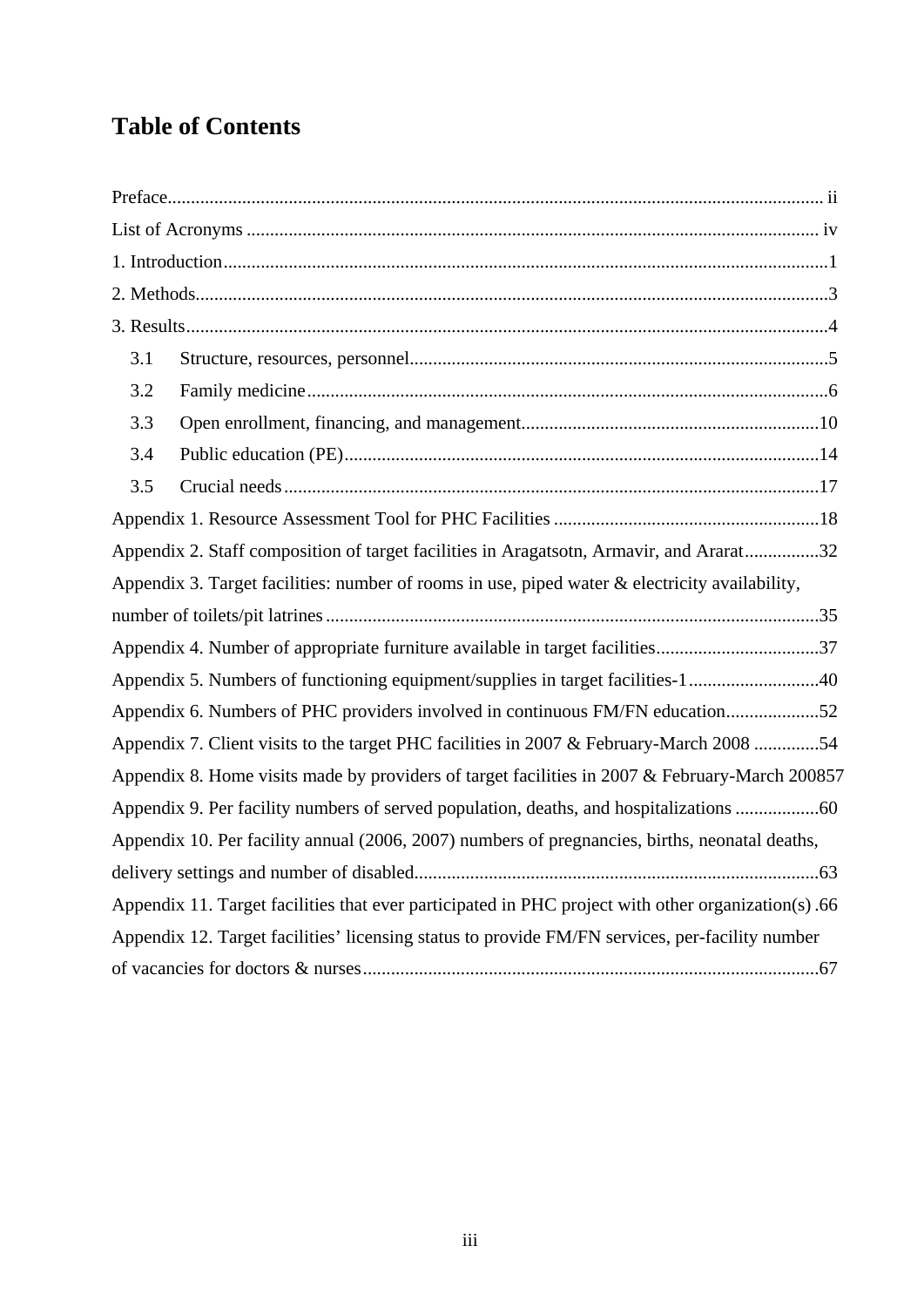# Table of Contents

Preface ........ ii

List of Acronyms ........ iv

1. Introduction ........ 1

2. Methods ........ 3

3. Results ........ 4

    3.1 Structure, resources, personnel ........ 5

    3.2 Family medicine ........ 6

    3.3 Open enrollment, financing, and management ........ 10

    3.4 Public education (PE) ........ 14

    3.5 Crucial needs ........ 17

Appendix 1. Resource Assessment Tool for PHC Facilities ........ 18

Appendix 2. Staff composition of target facilities in Aragatsotn, Armavir, and Ararat ........ 32

Appendix 3. Target facilities: number of rooms in use, piped water & electricity availability, number of toilets/pit latrines ........ 35

Appendix 4. Number of appropriate furniture available in target facilities ........ 37

Appendix 5. Numbers of functioning equipment/supplies in target facilities-1 ........ 40

Appendix 6. Numbers of PHC providers involved in continuous FM/FN education ........ 52

Appendix 7. Client visits to the target PHC facilities in 2007 & February-March 2008 ........ 54

Appendix 8. Home visits made by providers of target facilities in 2007 & February-March 2008 ........ 57

Appendix 9. Per facility numbers of served population, deaths, and hospitalizations ........ 60

Appendix 10. Per facility annual (2006, 2007) numbers of pregnancies, births, neonatal deaths, delivery settings and number of disabled ........ 63

Appendix 11. Target facilities that ever participated in PHC project with other organization(s) ........ 66

Appendix 12. Target facilities' licensing status to provide FM/FN services, per-facility number of vacancies for doctors & nurses ........ 67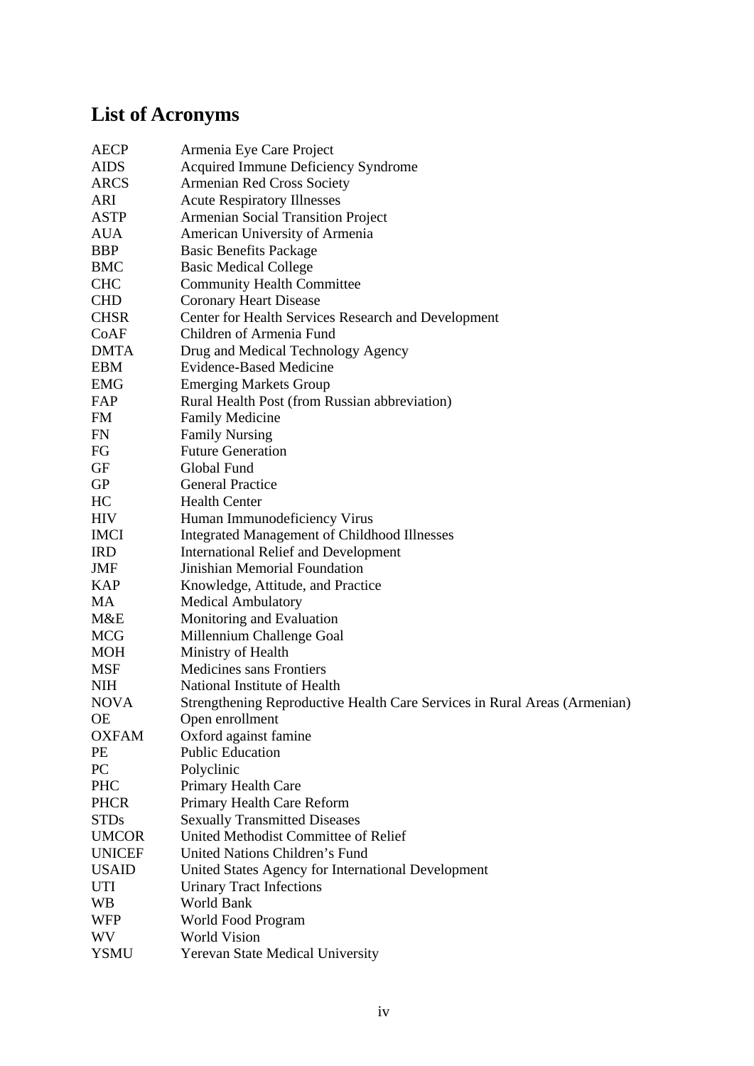# List of Acronyms

| | |
|---|---|
| AECP | Armenia Eye Care Project |
| AIDS | Acquired Immune Deficiency Syndrome |
| ARCS | Armenian Red Cross Society |
| ARI | Acute Respiratory Illnesses |
| ASTP | Armenian Social Transition Project |
| AUA | American University of Armenia |
| BBP | Basic Benefits Package |
| BMC | Basic Medical College |
| CHC | Community Health Committee |
| CHD | Coronary Heart Disease |
| CHSR | Center for Health Services Research and Development |
| CoAF | Children of Armenia Fund |
| DMTA | Drug and Medical Technology Agency |
| EBM | Evidence-Based Medicine |
| EMG | Emerging Markets Group |
| FAP | Rural Health Post (from Russian abbreviation) |
| FM | Family Medicine |
| FN | Family Nursing |
| FG | Future Generation |
| GF | Global Fund |
| GP | General Practice |
| HC | Health Center |
| HIV | Human Immunodeficiency Virus |
| IMCI | Integrated Management of Childhood Illnesses |
| IRD | International Relief and Development |
| JMF | Jinishian Memorial Foundation |
| KAP | Knowledge, Attitude, and Practice |
| MA | Medical Ambulatory |
| M&E | Monitoring and Evaluation |
| MCG | Millennium Challenge Goal |
| MOH | Ministry of Health |
| MSF | Medicines sans Frontiers |
| NIH | National Institute of Health |
| NOVA | Strengthening Reproductive Health Care Services in Rural Areas (Armenian) |
| OE | Open enrollment |
| OXFAM | Oxford against famine |
| PE | Public Education |
| PC | Polyclinic |
| PHC | Primary Health Care |
| PHCR | Primary Health Care Reform |
| STDs | Sexually Transmitted Diseases |
| UMCOR | United Methodist Committee of Relief |
| UNICEF | United Nations Children's Fund |
| USAID | United States Agency for International Development |
| UTI | Urinary Tract Infections |
| WB | World Bank |
| WFP | World Food Program |
| WV | World Vision |
| YSMU | Yerevan State Medical University |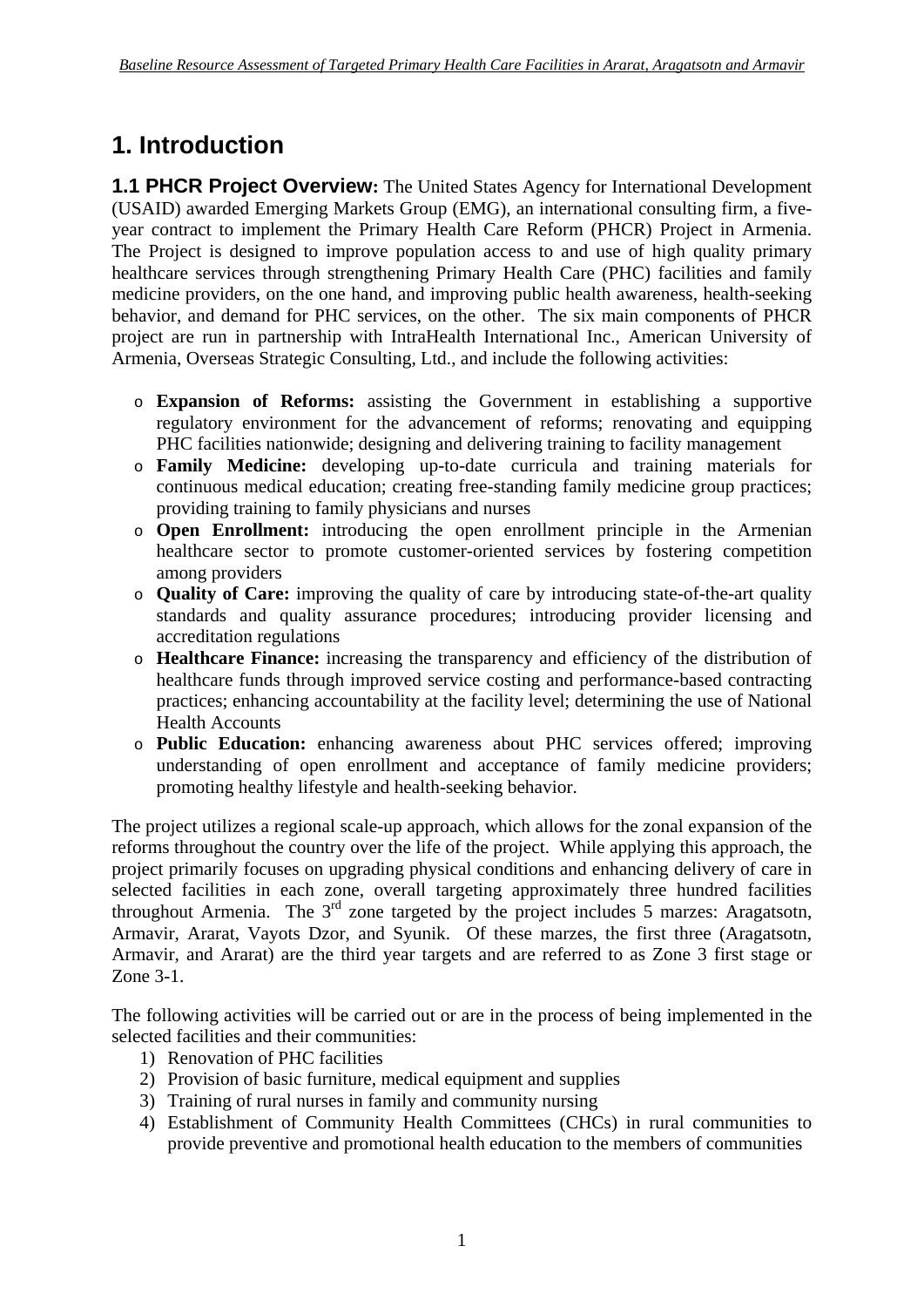# 1. Introduction

**1.1 PHCR Project Overview:** The United States Agency for International Development (USAID) awarded Emerging Markets Group (EMG), an international consulting firm, a five-year contract to implement the Primary Health Care Reform (PHCR) Project in Armenia. The Project is designed to improve population access to and use of high quality primary healthcare services through strengthening Primary Health Care (PHC) facilities and family medicine providers, on the one hand, and improving public health awareness, health-seeking behavior, and demand for PHC services, on the other. The six main components of PHCR project are run in partnership with IntraHealth International Inc., American University of Armenia, Overseas Strategic Consulting, Ltd., and include the following activities:

- **Expansion of Reforms:** assisting the Government in establishing a supportive regulatory environment for the advancement of reforms; renovating and equipping PHC facilities nationwide; designing and delivering training to facility management
- **Family Medicine:** developing up-to-date curricula and training materials for continuous medical education; creating free-standing family medicine group practices; providing training to family physicians and nurses
- **Open Enrollment:** introducing the open enrollment principle in the Armenian healthcare sector to promote customer-oriented services by fostering competition among providers
- **Quality of Care:** improving the quality of care by introducing state-of-the-art quality standards and quality assurance procedures; introducing provider licensing and accreditation regulations
- **Healthcare Finance:** increasing the transparency and efficiency of the distribution of healthcare funds through improved service costing and performance-based contracting practices; enhancing accountability at the facility level; determining the use of National Health Accounts
- **Public Education:** enhancing awareness about PHC services offered; improving understanding of open enrollment and acceptance of family medicine providers; promoting healthy lifestyle and health-seeking behavior.

The project utilizes a regional scale-up approach, which allows for the zonal expansion of the reforms throughout the country over the life of the project. While applying this approach, the project primarily focuses on upgrading physical conditions and enhancing delivery of care in selected facilities in each zone, overall targeting approximately three hundred facilities throughout Armenia. The 3rd zone targeted by the project includes 5 marzes: Aragatsotn, Armavir, Ararat, Vayots Dzor, and Syunik. Of these marzes, the first three (Aragatsotn, Armavir, and Ararat) are the third year targets and are referred to as Zone 3 first stage or Zone 3-1.

The following activities will be carried out or are in the process of being implemented in the selected facilities and their communities:

1) Renovation of PHC facilities
2) Provision of basic furniture, medical equipment and supplies
3) Training of rural nurses in family and community nursing
4) Establishment of Community Health Committees (CHCs) in rural communities to provide preventive and promotional health education to the members of communities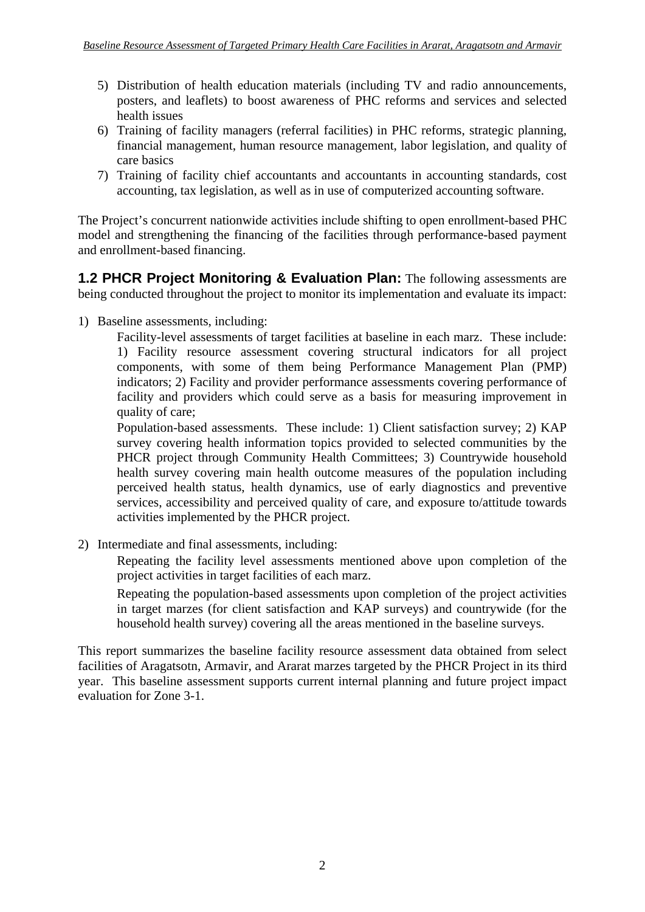5) Distribution of health education materials (including TV and radio announcements, posters, and leaflets) to boost awareness of PHC reforms and services and selected health issues
6) Training of facility managers (referral facilities) in PHC reforms, strategic planning, financial management, human resource management, labor legislation, and quality of care basics
7) Training of facility chief accountants and accountants in accounting standards, cost accounting, tax legislation, as well as in use of computerized accounting software.

The Project's concurrent nationwide activities include shifting to open enrollment-based PHC model and strengthening the financing of the facilities through performance-based payment and enrollment-based financing.

**1.2 PHCR Project Monitoring & Evaluation Plan:** The following assessments are being conducted throughout the project to monitor its implementation and evaluate its impact:

1) Baseline assessments, including:

   Facility-level assessments of target facilities at baseline in each marz. These include: 1) Facility resource assessment covering structural indicators for all project components, with some of them being Performance Management Plan (PMP) indicators; 2) Facility and provider performance assessments covering performance of facility and providers which could serve as a basis for measuring improvement in quality of care;

   Population-based assessments. These include: 1) Client satisfaction survey; 2) KAP survey covering health information topics provided to selected communities by the PHCR project through Community Health Committees; 3) Countrywide household health survey covering main health outcome measures of the population including perceived health status, health dynamics, use of early diagnostics and preventive services, accessibility and perceived quality of care, and exposure to/attitude towards activities implemented by the PHCR project.

2) Intermediate and final assessments, including:

   Repeating the facility level assessments mentioned above upon completion of the project activities in target facilities of each marz.

   Repeating the population-based assessments upon completion of the project activities in target marzes (for client satisfaction and KAP surveys) and countrywide (for the household health survey) covering all the areas mentioned in the baseline surveys.

This report summarizes the baseline facility resource assessment data obtained from select facilities of Aragatsotn, Armavir, and Ararat marzes targeted by the PHCR Project in its third year. This baseline assessment supports current internal planning and future project impact evaluation for Zone 3-1.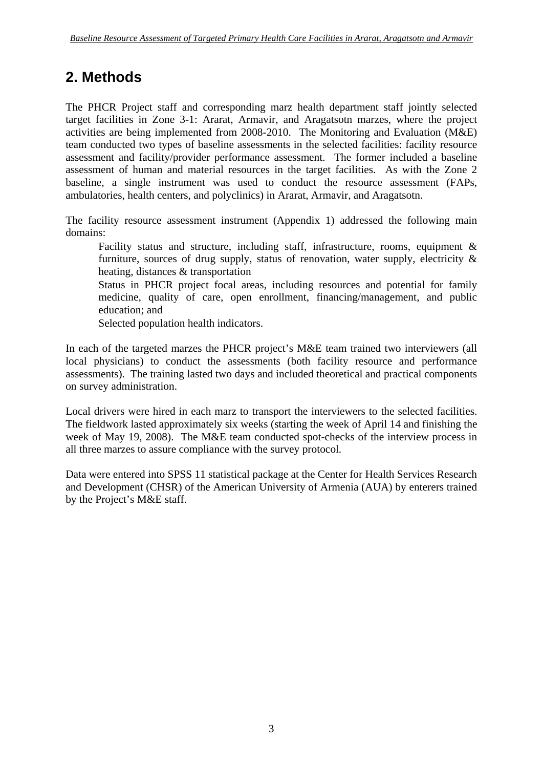## 2. Methods

The PHCR Project staff and corresponding marz health department staff jointly selected target facilities in Zone 3-1: Ararat, Armavir, and Aragatsotn marzes, where the project activities are being implemented from 2008-2010. The Monitoring and Evaluation (M&E) team conducted two types of baseline assessments in the selected facilities: facility resource assessment and facility/provider performance assessment. The former included a baseline assessment of human and material resources in the target facilities. As with the Zone 2 baseline, a single instrument was used to conduct the resource assessment (FAPs, ambulatories, health centers, and polyclinics) in Ararat, Armavir, and Aragatsotn.

The facility resource assessment instrument (Appendix 1) addressed the following main domains:

- Facility status and structure, including staff, infrastructure, rooms, equipment & furniture, sources of drug supply, status of renovation, water supply, electricity & heating, distances & transportation
- Status in PHCR project focal areas, including resources and potential for family medicine, quality of care, open enrollment, financing/management, and public education; and
- Selected population health indicators.

In each of the targeted marzes the PHCR project's M&E team trained two interviewers (all local physicians) to conduct the assessments (both facility resource and performance assessments). The training lasted two days and included theoretical and practical components on survey administration.

Local drivers were hired in each marz to transport the interviewers to the selected facilities. The fieldwork lasted approximately six weeks (starting the week of April 14 and finishing the week of May 19, 2008). The M&E team conducted spot-checks of the interview process in all three marzes to assure compliance with the survey protocol.

Data were entered into SPSS 11 statistical package at the Center for Health Services Research and Development (CHSR) of the American University of Armenia (AUA) by enterers trained by the Project's M&E staff.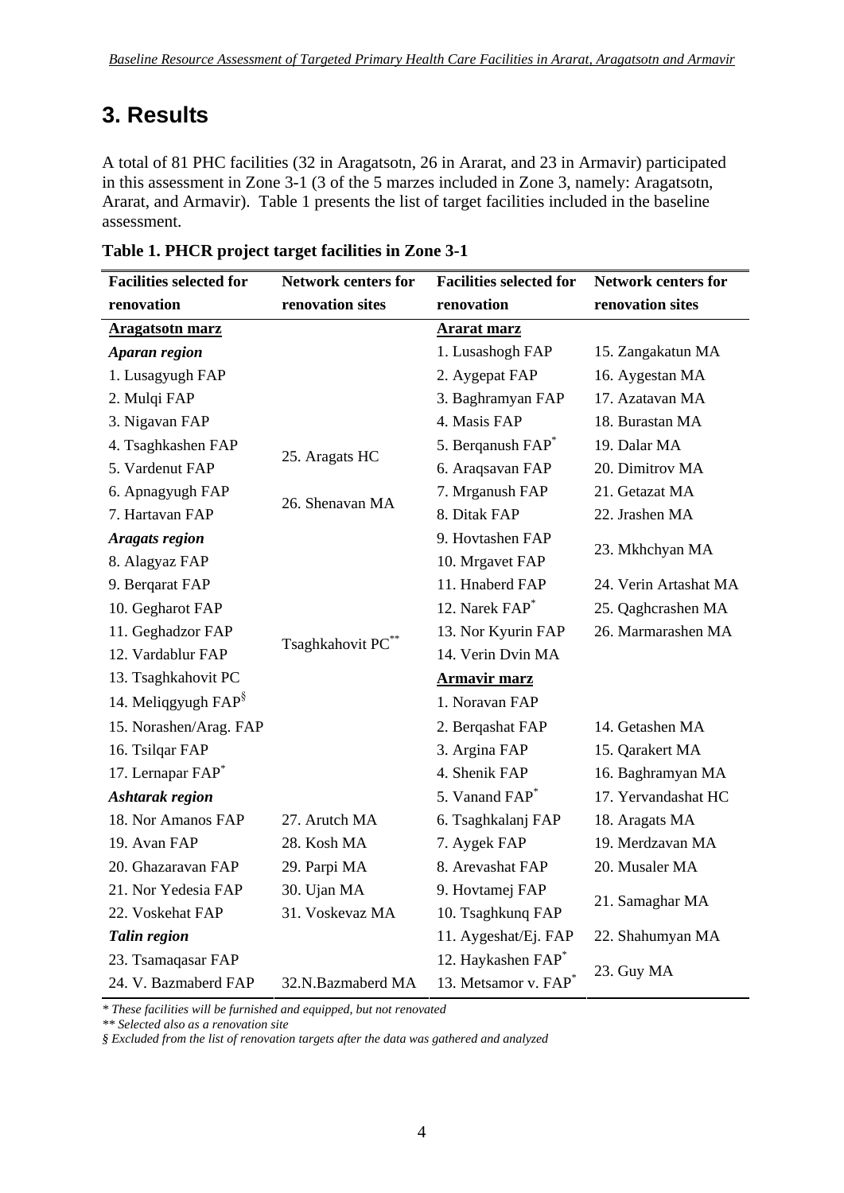# 3. Results

A total of 81 PHC facilities (32 in Aragatsotn, 26 in Ararat, and 23 in Armavir) participated in this assessment in Zone 3-1 (3 of the 5 marzes included in Zone 3, namely: Aragatsotn, Ararat, and Armavir). Table 1 presents the list of target facilities included in the baseline assessment.

**Table 1. PHCR project target facilities in Zone 3-1**

| Facilities selected for renovation | Network centers for renovation sites | Facilities selected for renovation | Network centers for renovation sites |
|---|---|---|---|
| **Aragatsotn marz** | | **Ararat marz** | |
| ***Aparan region*** | | 1. Lusashogh FAP | 15. Zangakatun MA |
| 1. Lusagyugh FAP | | 2. Aygepat FAP | 16. Aygestan MA |
| 2. Mulqi FAP | | 3. Baghramyan FAP | 17. Azatavan MA |
| 3. Nigavan FAP | | 4. Masis FAP | 18. Burastan MA |
| 4. Tsaghkashen FAP | 25. Aragats HC | 5. Berqanush FAP* | 19. Dalar MA |
| 5. Vardenut FAP | | 6. Araqsavan FAP | 20. Dimitrov MA |
| 6. Apnagyugh FAP | 26. Shenavan MA | 7. Mrganush FAP | 21. Getazat MA |
| 7. Hartavan FAP | | 8. Ditak FAP | 22. Jrashen MA |
| ***Aragats region*** | | 9. Hovtashen FAP | 23. Mkhchyan MA |
| 8. Alagyaz FAP | | 10. Mrgavet FAP | |
| 9. Berqarat FAP | | 11. Hnaberd FAP | 24. Verin Artashat MA |
| 10. Gegharot FAP | | 12. Narek FAP* | 25. Qaghcrashen MA |
| 11. Geghadzor FAP | Tsaghkahovit PC** | 13. Nor Kyurin FAP | 26. Marmarashen MA |
| 12. Vardablur FAP | | 14. Verin Dvin MA | |
| 13. Tsaghkahovit PC | | **Armavir marz** | |
| 14. Meliqgyugh FAP§ | | 1. Noravan FAP | |
| 15. Norashen/Arag. FAP | | 2. Berqashat FAP | 14. Getashen MA |
| 16. Tsilqar FAP | | 3. Argina FAP | 15. Qarakert MA |
| 17. Lernapar FAP* | | 4. Shenik FAP | 16. Baghramyan MA |
| ***Ashtarak region*** | | 5. Vanand FAP* | 17. Yervandashat HC |
| 18. Nor Amanos FAP | 27. Arutch MA | 6. Tsaghkalanj FAP | 18. Aragats MA |
| 19. Avan FAP | 28. Kosh MA | 7. Aygek FAP | 19. Merdzavan MA |
| 20. Ghazaravan FAP | 29. Parpi MA | 8. Arevashat FAP | 20. Musaler MA |
| 21. Nor Yedesia FAP | 30. Ujan MA | 9. Hovtamej FAP | 21. Samaghar MA |
| 22. Voskehat FAP | 31. Voskevaz MA | 10. Tsaghkunq FAP | |
| ***Talin region*** | | 11. Aygeshat/Ej. FAP | 22. Shahumyan MA |
| 23. Tsamaqasar FAP | | 12. Haykashen FAP* | 23. Guy MA |
| 24. V. Bazmaberd FAP | 32.N.Bazmaberd MA | 13. Metsamor v. FAP* | |

*\* These facilities will be furnished and equipped, but not renovated*
*\*\* Selected also as a renovation site*
*§ Excluded from the list of renovation targets after the data was gathered and analyzed*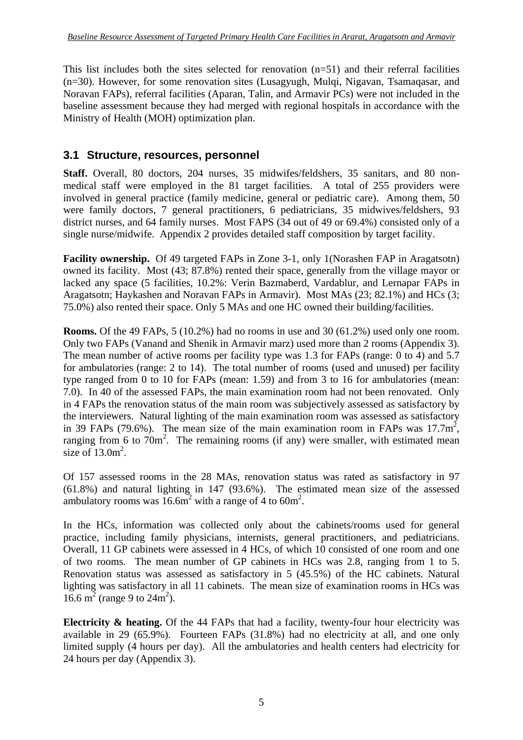This list includes both the sites selected for renovation (n=51) and their referral facilities (n=30). However, for some renovation sites (Lusagyugh, Mulqi, Nigavan, Tsamaqasar, and Noravan FAPs), referral facilities (Aparan, Talin, and Armavir PCs) were not included in the baseline assessment because they had merged with regional hospitals in accordance with the Ministry of Health (MOH) optimization plan.

## 3.1 Structure, resources, personnel

**Staff.** Overall, 80 doctors, 204 nurses, 35 midwifes/feldshers, 35 sanitars, and 80 non-medical staff were employed in the 81 target facilities. A total of 255 providers were involved in general practice (family medicine, general or pediatric care). Among them, 50 were family doctors, 7 general practitioners, 6 pediatricians, 35 midwives/feldshers, 93 district nurses, and 64 family nurses. Most FAPS (34 out of 49 or 69.4%) consisted only of a single nurse/midwife. Appendix 2 provides detailed staff composition by target facility.

**Facility ownership.** Of 49 targeted FAPs in Zone 3-1, only 1(Norashen FAP in Aragatsotn) owned its facility. Most (43; 87.8%) rented their space, generally from the village mayor or lacked any space (5 facilities, 10.2%: Verin Bazmaberd, Vardablur, and Lernapar FAPs in Aragatsotn; Haykashen and Noravan FAPs in Armavir). Most MAs (23; 82.1%) and HCs (3; 75.0%) also rented their space. Only 5 MAs and one HC owned their building/facilities.

**Rooms.** Of the 49 FAPs, 5 (10.2%) had no rooms in use and 30 (61.2%) used only one room. Only two FAPs (Vanand and Shenik in Armavir marz) used more than 2 rooms (Appendix 3). The mean number of active rooms per facility type was 1.3 for FAPs (range: 0 to 4) and 5.7 for ambulatories (range: 2 to 14). The total number of rooms (used and unused) per facility type ranged from 0 to 10 for FAPs (mean: 1.59) and from 3 to 16 for ambulatories (mean: 7.0). In 40 of the assessed FAPs, the main examination room had not been renovated. Only in 4 FAPs the renovation status of the main room was subjectively assessed as satisfactory by the interviewers. Natural lighting of the main examination room was assessed as satisfactory in 39 FAPs (79.6%). The mean size of the main examination room in FAPs was 17.7m$^2$, ranging from 6 to 70m$^2$. The remaining rooms (if any) were smaller, with estimated mean size of 13.0m$^2$.

Of 157 assessed rooms in the 28 MAs, renovation status was rated as satisfactory in 97 (61.8%) and natural lighting in 147 (93.6%). The estimated mean size of the assessed ambulatory rooms was 16.6m$^2$ with a range of 4 to 60m$^2$.

In the HCs, information was collected only about the cabinets/rooms used for general practice, including family physicians, internists, general practitioners, and pediatricians. Overall, 11 GP cabinets were assessed in 4 HCs, of which 10 consisted of one room and one of two rooms. The mean number of GP cabinets in HCs was 2.8, ranging from 1 to 5. Renovation status was assessed as satisfactory in 5 (45.5%) of the HC cabinets. Natural lighting was satisfactory in all 11 cabinets. The mean size of examination rooms in HCs was 16.6 m$^2$ (range 9 to 24m$^2$).

**Electricity & heating.** Of the 44 FAPs that had a facility, twenty-four hour electricity was available in 29 (65.9%). Fourteen FAPs (31.8%) had no electricity at all, and one only limited supply (4 hours per day). All the ambulatories and health centers had electricity for 24 hours per day (Appendix 3).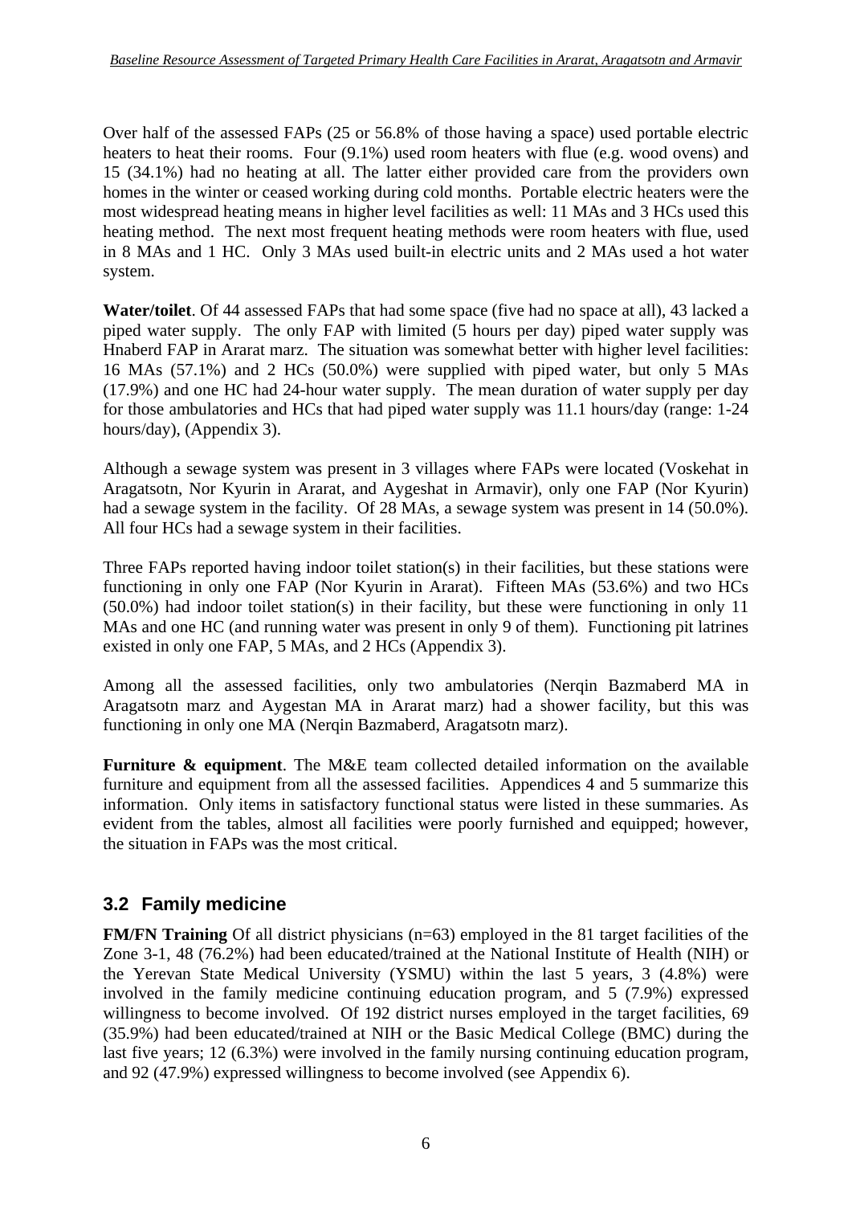Over half of the assessed FAPs (25 or 56.8% of those having a space) used portable electric heaters to heat their rooms. Four (9.1%) used room heaters with flue (e.g. wood ovens) and 15 (34.1%) had no heating at all. The latter either provided care from the providers own homes in the winter or ceased working during cold months. Portable electric heaters were the most widespread heating means in higher level facilities as well: 11 MAs and 3 HCs used this heating method. The next most frequent heating methods were room heaters with flue, used in 8 MAs and 1 HC. Only 3 MAs used built-in electric units and 2 MAs used a hot water system.

**Water/toilet**. Of 44 assessed FAPs that had some space (five had no space at all), 43 lacked a piped water supply. The only FAP with limited (5 hours per day) piped water supply was Hnaberd FAP in Ararat marz. The situation was somewhat better with higher level facilities: 16 MAs (57.1%) and 2 HCs (50.0%) were supplied with piped water, but only 5 MAs (17.9%) and one HC had 24-hour water supply. The mean duration of water supply per day for those ambulatories and HCs that had piped water supply was 11.1 hours/day (range: 1-24 hours/day), (Appendix 3).

Although a sewage system was present in 3 villages where FAPs were located (Voskehat in Aragatsotn, Nor Kyurin in Ararat, and Aygeshat in Armavir), only one FAP (Nor Kyurin) had a sewage system in the facility. Of 28 MAs, a sewage system was present in 14 (50.0%). All four HCs had a sewage system in their facilities.

Three FAPs reported having indoor toilet station(s) in their facilities, but these stations were functioning in only one FAP (Nor Kyurin in Ararat). Fifteen MAs (53.6%) and two HCs (50.0%) had indoor toilet station(s) in their facility, but these were functioning in only 11 MAs and one HC (and running water was present in only 9 of them). Functioning pit latrines existed in only one FAP, 5 MAs, and 2 HCs (Appendix 3).

Among all the assessed facilities, only two ambulatories (Nerqin Bazmaberd MA in Aragatsotn marz and Aygestan MA in Ararat marz) had a shower facility, but this was functioning in only one MA (Nerqin Bazmaberd, Aragatsotn marz).

**Furniture & equipment**. The M&E team collected detailed information on the available furniture and equipment from all the assessed facilities. Appendices 4 and 5 summarize this information. Only items in satisfactory functional status were listed in these summaries. As evident from the tables, almost all facilities were poorly furnished and equipped; however, the situation in FAPs was the most critical.

## 3.2 Family medicine

**FM/FN Training** Of all district physicians (n=63) employed in the 81 target facilities of the Zone 3-1, 48 (76.2%) had been educated/trained at the National Institute of Health (NIH) or the Yerevan State Medical University (YSMU) within the last 5 years, 3 (4.8%) were involved in the family medicine continuing education program, and 5 (7.9%) expressed willingness to become involved. Of 192 district nurses employed in the target facilities, 69 (35.9%) had been educated/trained at NIH or the Basic Medical College (BMC) during the last five years; 12 (6.3%) were involved in the family nursing continuing education program, and 92 (47.9%) expressed willingness to become involved (see Appendix 6).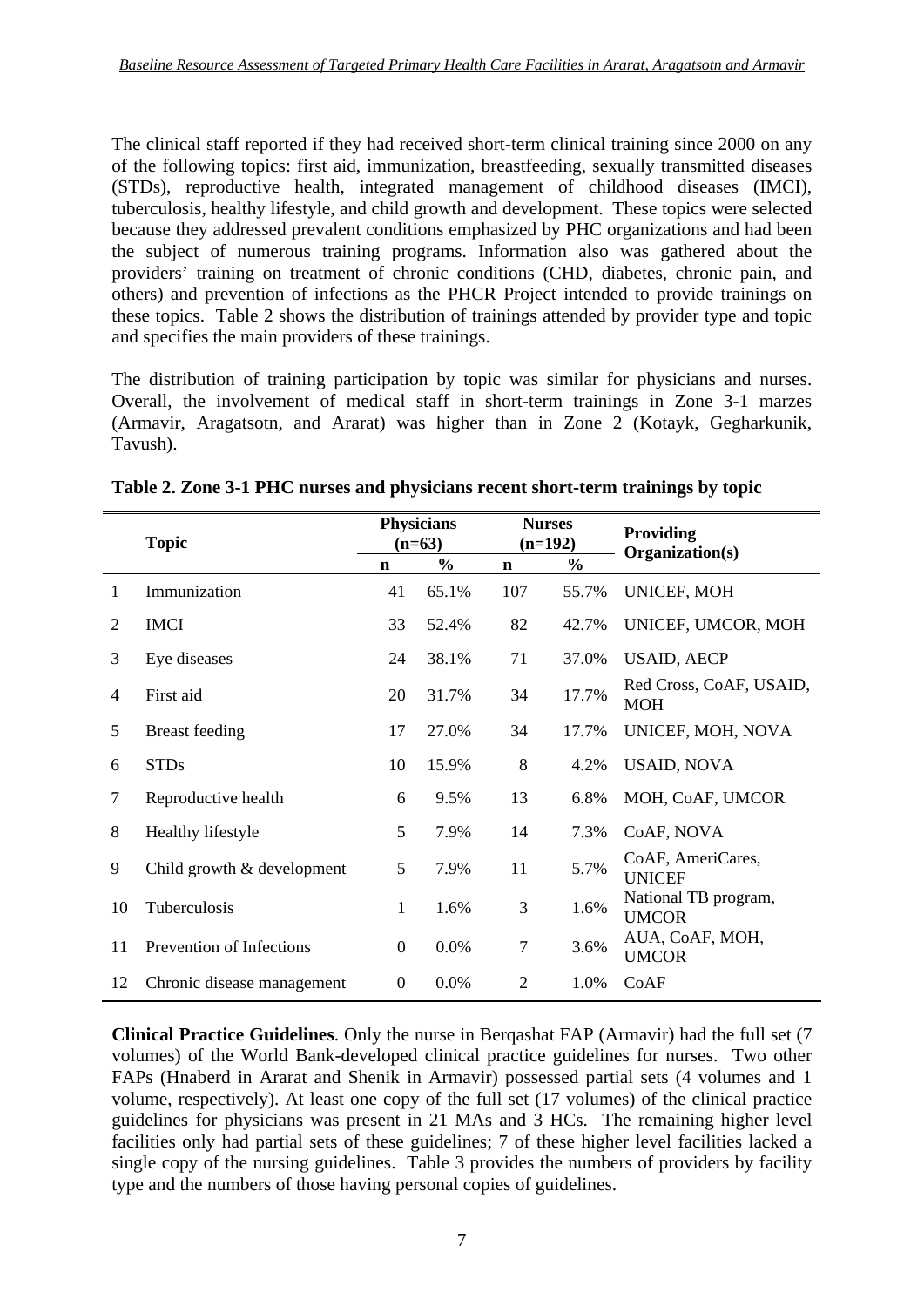The clinical staff reported if they had received short-term clinical training since 2000 on any of the following topics: first aid, immunization, breastfeeding, sexually transmitted diseases (STDs), reproductive health, integrated management of childhood diseases (IMCI), tuberculosis, healthy lifestyle, and child growth and development. These topics were selected because they addressed prevalent conditions emphasized by PHC organizations and had been the subject of numerous training programs. Information also was gathered about the providers' training on treatment of chronic conditions (CHD, diabetes, chronic pain, and others) and prevention of infections as the PHCR Project intended to provide trainings on these topics. Table 2 shows the distribution of trainings attended by provider type and topic and specifies the main providers of these trainings.

The distribution of training participation by topic was similar for physicians and nurses. Overall, the involvement of medical staff in short-term trainings in Zone 3-1 marzes (Armavir, Aragatsotn, and Ararat) was higher than in Zone 2 (Kotayk, Gegharkunik, Tavush).

**Table 2. Zone 3-1 PHC nurses and physicians recent short-term trainings by topic**

| | Topic | Physicians (n=63) | | Nurses (n=192) | | Providing Organization(s) |
|---|---|---|---|---|---|---|
| | | n | % | n | % | |
| 1 | Immunization | 41 | 65.1% | 107 | 55.7% | UNICEF, MOH |
| 2 | IMCI | 33 | 52.4% | 82 | 42.7% | UNICEF, UMCOR, MOH |
| 3 | Eye diseases | 24 | 38.1% | 71 | 37.0% | USAID, AECP |
| 4 | First aid | 20 | 31.7% | 34 | 17.7% | Red Cross, CoAF, USAID, MOH |
| 5 | Breast feeding | 17 | 27.0% | 34 | 17.7% | UNICEF, MOH, NOVA |
| 6 | STDs | 10 | 15.9% | 8 | 4.2% | USAID, NOVA |
| 7 | Reproductive health | 6 | 9.5% | 13 | 6.8% | MOH, CoAF, UMCOR |
| 8 | Healthy lifestyle | 5 | 7.9% | 14 | 7.3% | CoAF, NOVA |
| 9 | Child growth & development | 5 | 7.9% | 11 | 5.7% | CoAF, AmeriCares, UNICEF |
| 10 | Tuberculosis | 1 | 1.6% | 3 | 1.6% | National TB program, UMCOR |
| 11 | Prevention of Infections | 0 | 0.0% | 7 | 3.6% | AUA, CoAF, MOH, UMCOR |
| 12 | Chronic disease management | 0 | 0.0% | 2 | 1.0% | CoAF |

**Clinical Practice Guidelines**. Only the nurse in Berqashat FAP (Armavir) had the full set (7 volumes) of the World Bank-developed clinical practice guidelines for nurses. Two other FAPs (Hnaberd in Ararat and Shenik in Armavir) possessed partial sets (4 volumes and 1 volume, respectively). At least one copy of the full set (17 volumes) of the clinical practice guidelines for physicians was present in 21 MAs and 3 HCs. The remaining higher level facilities only had partial sets of these guidelines; 7 of these higher level facilities lacked a single copy of the nursing guidelines. Table 3 provides the numbers of providers by facility type and the numbers of those having personal copies of guidelines.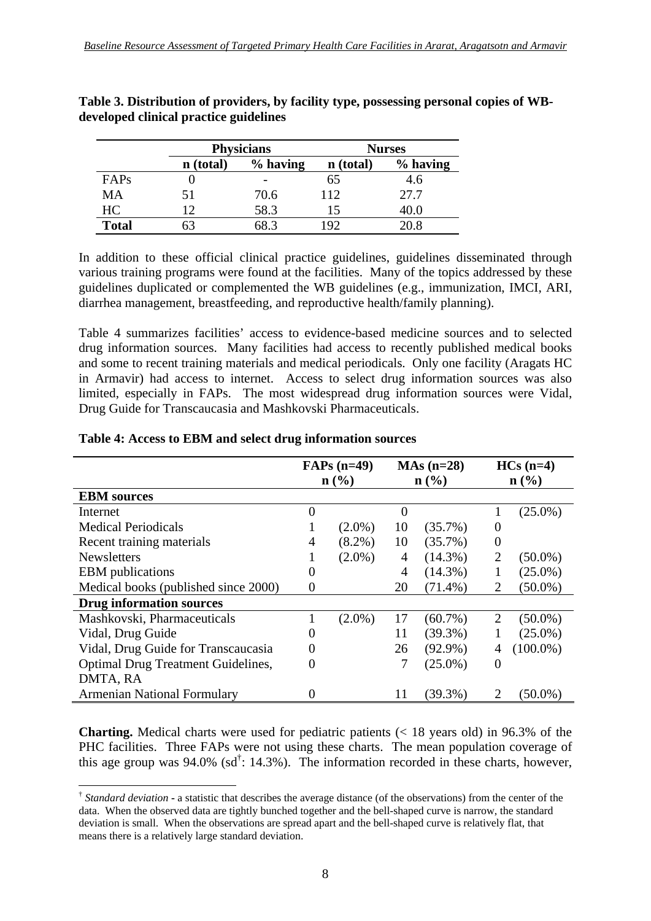**Table 3. Distribution of providers, by facility type, possessing personal copies of WB-developed clinical practice guidelines**

| | Physicians | | Nurses | |
|---|---|---|---|---|
| | n (total) | % having | n (total) | % having |
| FAPs | 0 | - | 65 | 4.6 |
| MA | 51 | 70.6 | 112 | 27.7 |
| HC | 12 | 58.3 | 15 | 40.0 |
| **Total** | 63 | 68.3 | 192 | 20.8 |

In addition to these official clinical practice guidelines, guidelines disseminated through various training programs were found at the facilities. Many of the topics addressed by these guidelines duplicated or complemented the WB guidelines (e.g., immunization, IMCI, ARI, diarrhea management, breastfeeding, and reproductive health/family planning).

Table 4 summarizes facilities' access to evidence-based medicine sources and to selected drug information sources. Many facilities had access to recently published medical books and some to recent training materials and medical periodicals. Only one facility (Aragats HC in Armavir) had access to internet. Access to select drug information sources was also limited, especially in FAPs. The most widespread drug information sources were Vidal, Drug Guide for Transcaucasia and Mashkovski Pharmaceuticals.

**Table 4: Access to EBM and select drug information sources**

| | FAPs (n=49) n (%) | MAs (n=28) n (%) | HCs (n=4) n (%) |
|---|---|---|---|
| **EBM sources** | | | |
| Internet | 0 | 0 | 1 (25.0%) |
| Medical Periodicals | 1 (2.0%) | 10 (35.7%) | 0 |
| Recent training materials | 4 (8.2%) | 10 (35.7%) | 0 |
| Newsletters | 1 (2.0%) | 4 (14.3%) | 2 (50.0%) |
| EBM publications | 0 | 4 (14.3%) | 1 (25.0%) |
| Medical books (published since 2000) | 0 | 20 (71.4%) | 2 (50.0%) |
| **Drug information sources** | | | |
| Mashkovski, Pharmaceuticals | 1 (2.0%) | 17 (60.7%) | 2 (50.0%) |
| Vidal, Drug Guide | 0 | 11 (39.3%) | 1 (25.0%) |
| Vidal, Drug Guide for Transcaucasia | 0 | 26 (92.9%) | 4 (100.0%) |
| Optimal Drug Treatment Guidelines, DMTA, RA | 0 | 7 (25.0%) | 0 |
| Armenian National Formulary | 0 | 11 (39.3%) | 2 (50.0%) |

**Charting.** Medical charts were used for pediatric patients (< 18 years old) in 96.3% of the PHC facilities. Three FAPs were not using these charts. The mean population coverage of this age group was 94.0% (sd[†]: 14.3%). The information recorded in these charts, however,

[†] *Standard deviation* - a statistic that describes the average distance (of the observations) from the center of the data. When the observed data are tightly bunched together and the bell-shaped curve is narrow, the standard deviation is small. When the observations are spread apart and the bell-shaped curve is relatively flat, that means there is a relatively large standard deviation.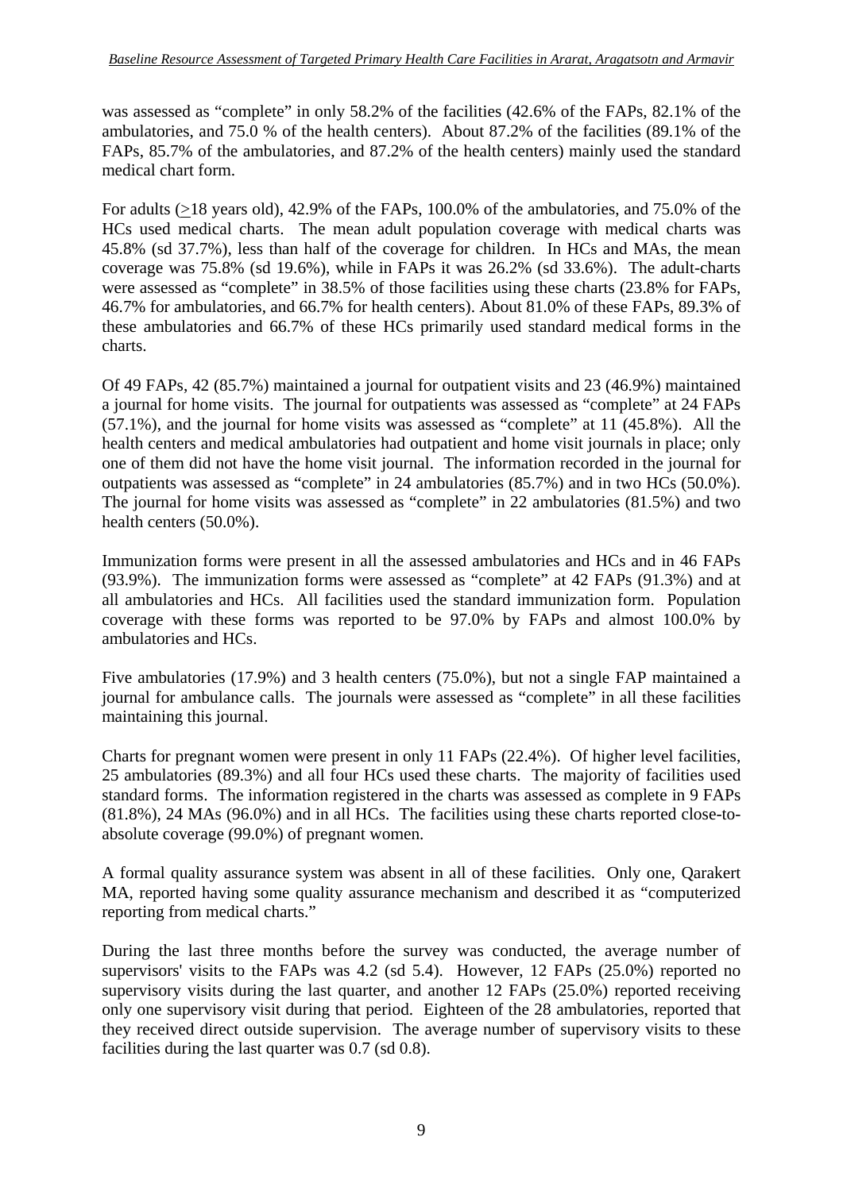was assessed as "complete" in only 58.2% of the facilities (42.6% of the FAPs, 82.1% of the ambulatories, and 75.0 % of the health centers). About 87.2% of the facilities (89.1% of the FAPs, 85.7% of the ambulatories, and 87.2% of the health centers) mainly used the standard medical chart form.

For adults (≥18 years old), 42.9% of the FAPs, 100.0% of the ambulatories, and 75.0% of the HCs used medical charts. The mean adult population coverage with medical charts was 45.8% (sd 37.7%), less than half of the coverage for children. In HCs and MAs, the mean coverage was 75.8% (sd 19.6%), while in FAPs it was 26.2% (sd 33.6%). The adult-charts were assessed as "complete" in 38.5% of those facilities using these charts (23.8% for FAPs, 46.7% for ambulatories, and 66.7% for health centers). About 81.0% of these FAPs, 89.3% of these ambulatories and 66.7% of these HCs primarily used standard medical forms in the charts.

Of 49 FAPs, 42 (85.7%) maintained a journal for outpatient visits and 23 (46.9%) maintained a journal for home visits. The journal for outpatients was assessed as "complete" at 24 FAPs (57.1%), and the journal for home visits was assessed as "complete" at 11 (45.8%). All the health centers and medical ambulatories had outpatient and home visit journals in place; only one of them did not have the home visit journal. The information recorded in the journal for outpatients was assessed as "complete" in 24 ambulatories (85.7%) and in two HCs (50.0%). The journal for home visits was assessed as "complete" in 22 ambulatories (81.5%) and two health centers (50.0%).

Immunization forms were present in all the assessed ambulatories and HCs and in 46 FAPs (93.9%). The immunization forms were assessed as "complete" at 42 FAPs (91.3%) and at all ambulatories and HCs. All facilities used the standard immunization form. Population coverage with these forms was reported to be 97.0% by FAPs and almost 100.0% by ambulatories and HCs.

Five ambulatories (17.9%) and 3 health centers (75.0%), but not a single FAP maintained a journal for ambulance calls. The journals were assessed as "complete" in all these facilities maintaining this journal.

Charts for pregnant women were present in only 11 FAPs (22.4%). Of higher level facilities, 25 ambulatories (89.3%) and all four HCs used these charts. The majority of facilities used standard forms. The information registered in the charts was assessed as complete in 9 FAPs (81.8%), 24 MAs (96.0%) and in all HCs. The facilities using these charts reported close-to-absolute coverage (99.0%) of pregnant women.

A formal quality assurance system was absent in all of these facilities. Only one, Qarakert MA, reported having some quality assurance mechanism and described it as "computerized reporting from medical charts."

During the last three months before the survey was conducted, the average number of supervisors' visits to the FAPs was 4.2 (sd 5.4). However, 12 FAPs (25.0%) reported no supervisory visits during the last quarter, and another 12 FAPs (25.0%) reported receiving only one supervisory visit during that period. Eighteen of the 28 ambulatories, reported that they received direct outside supervision. The average number of supervisory visits to these facilities during the last quarter was 0.7 (sd 0.8).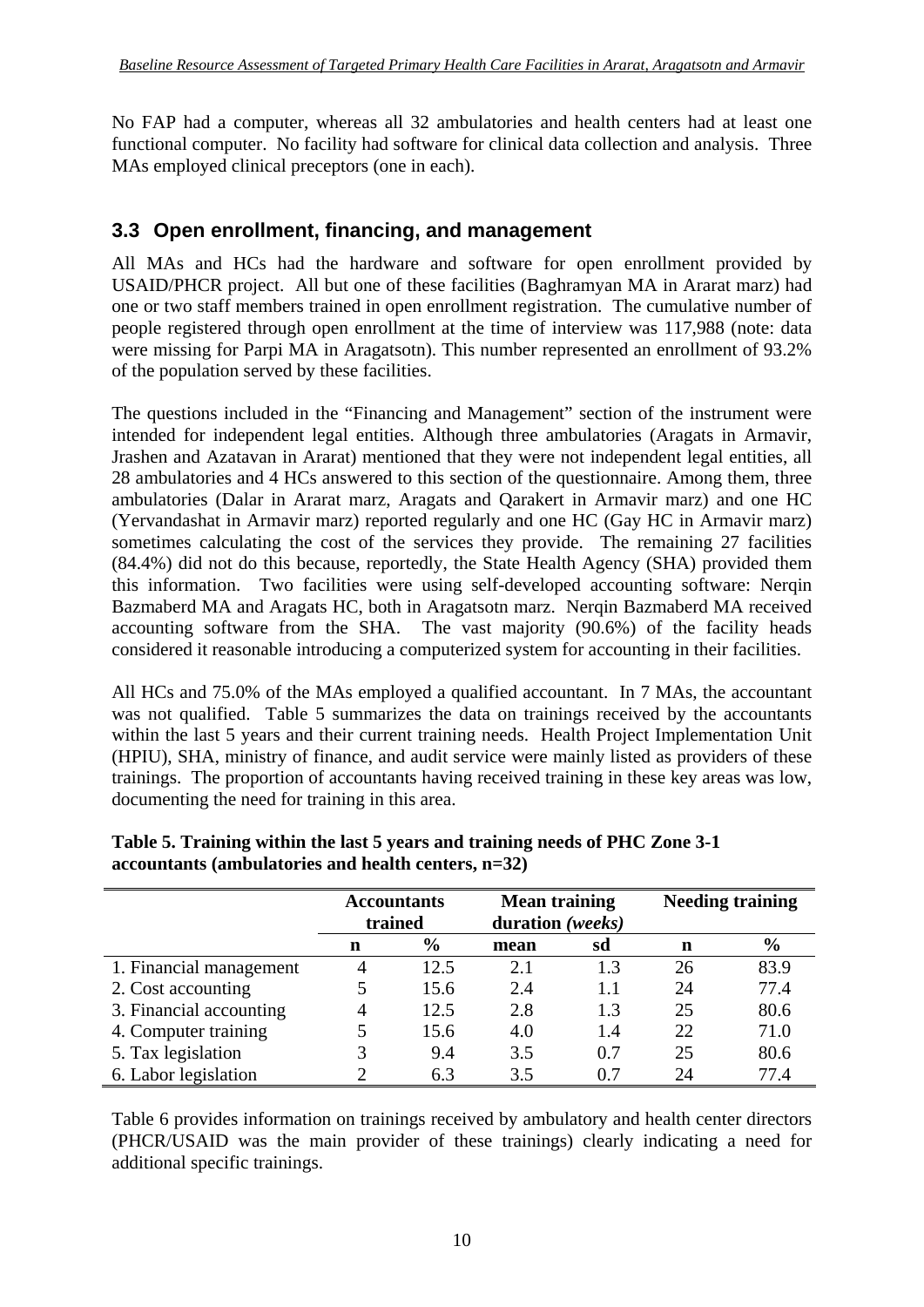No FAP had a computer, whereas all 32 ambulatories and health centers had at least one functional computer. No facility had software for clinical data collection and analysis. Three MAs employed clinical preceptors (one in each).

## 3.3 Open enrollment, financing, and management

All MAs and HCs had the hardware and software for open enrollment provided by USAID/PHCR project. All but one of these facilities (Baghramyan MA in Ararat marz) had one or two staff members trained in open enrollment registration. The cumulative number of people registered through open enrollment at the time of interview was 117,988 (note: data were missing for Parpi MA in Aragatsotn). This number represented an enrollment of 93.2% of the population served by these facilities.

The questions included in the "Financing and Management" section of the instrument were intended for independent legal entities. Although three ambulatories (Aragats in Armavir, Jrashen and Azatavan in Ararat) mentioned that they were not independent legal entities, all 28 ambulatories and 4 HCs answered to this section of the questionnaire. Among them, three ambulatories (Dalar in Ararat marz, Aragats and Qarakert in Armavir marz) and one HC (Yervandashat in Armavir marz) reported regularly and one HC (Gay HC in Armavir marz) sometimes calculating the cost of the services they provide. The remaining 27 facilities (84.4%) did not do this because, reportedly, the State Health Agency (SHA) provided them this information. Two facilities were using self-developed accounting software: Nerqin Bazmaberd MA and Aragats HC, both in Aragatsotn marz. Nerqin Bazmaberd MA received accounting software from the SHA. The vast majority (90.6%) of the facility heads considered it reasonable introducing a computerized system for accounting in their facilities.

All HCs and 75.0% of the MAs employed a qualified accountant. In 7 MAs, the accountant was not qualified. Table 5 summarizes the data on trainings received by the accountants within the last 5 years and their current training needs. Health Project Implementation Unit (HPIU), SHA, ministry of finance, and audit service were mainly listed as providers of these trainings. The proportion of accountants having received training in these key areas was low, documenting the need for training in this area.

**Table 5. Training within the last 5 years and training needs of PHC Zone 3-1 accountants (ambulatories and health centers, n=32)**

| | Accountants trained | | Mean training duration *(weeks)* | | Needing training | |
|---|---|---|---|---|---|---|
| | **n** | **%** | **mean** | **sd** | **n** | **%** |
| 1. Financial management | 4 | 12.5 | 2.1 | 1.3 | 26 | 83.9 |
| 2. Cost accounting | 5 | 15.6 | 2.4 | 1.1 | 24 | 77.4 |
| 3. Financial accounting | 4 | 12.5 | 2.8 | 1.3 | 25 | 80.6 |
| 4. Computer training | 5 | 15.6 | 4.0 | 1.4 | 22 | 71.0 |
| 5. Tax legislation | 3 | 9.4 | 3.5 | 0.7 | 25 | 80.6 |
| 6. Labor legislation | 2 | 6.3 | 3.5 | 0.7 | 24 | 77.4 |

Table 6 provides information on trainings received by ambulatory and health center directors (PHCR/USAID was the main provider of these trainings) clearly indicating a need for additional specific trainings.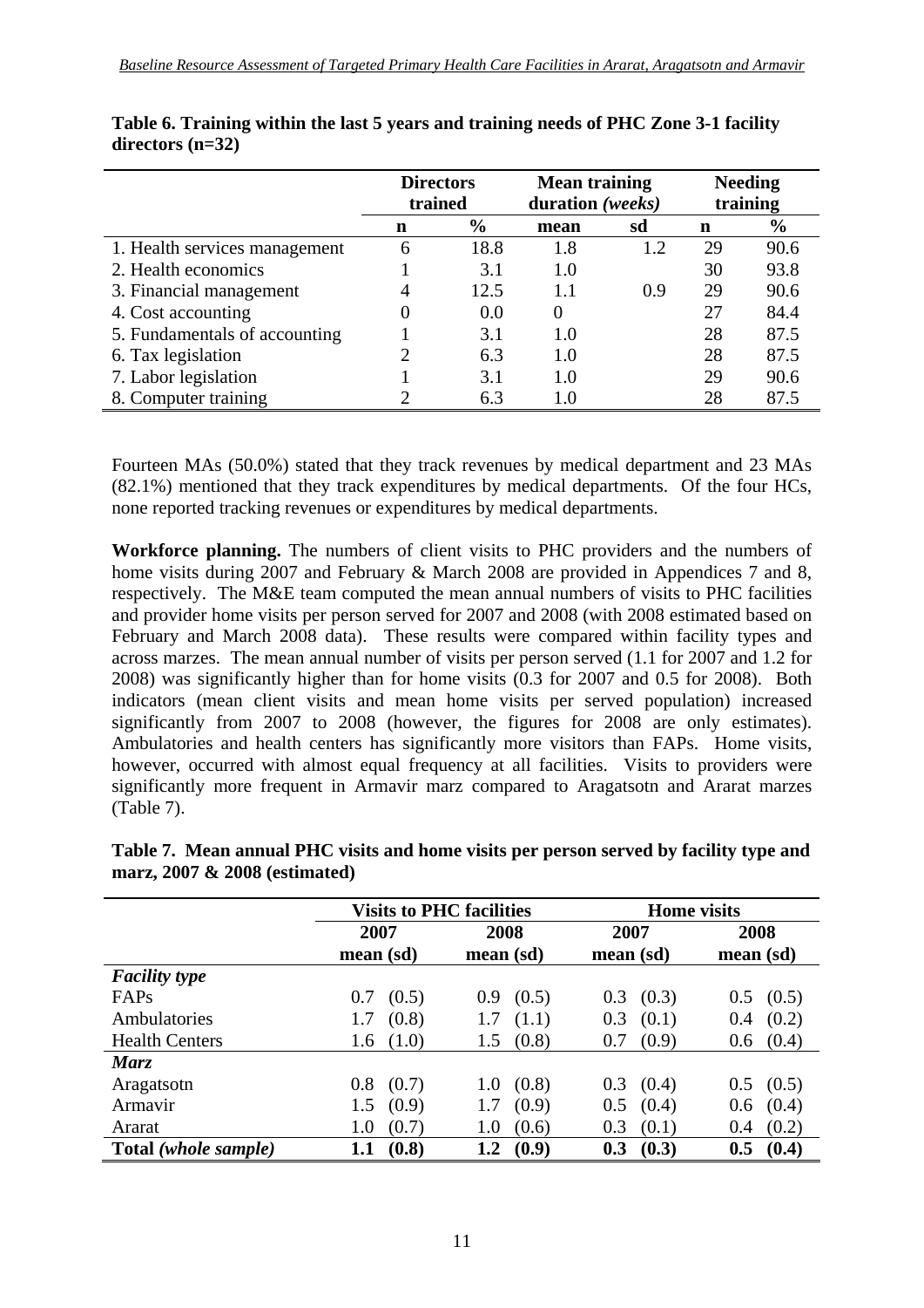**Table 6. Training within the last 5 years and training needs of PHC Zone 3-1 facility directors (n=32)**

| | Directors trained | | Mean training duration *(weeks)* | | Needing training | |
|---|---|---|---|---|---|---|
| | n | % | mean | sd | n | % |
| 1. Health services management | 6 | 18.8 | 1.8 | 1.2 | 29 | 90.6 |
| 2. Health economics | 1 | 3.1 | 1.0 | | 30 | 93.8 |
| 3. Financial management | 4 | 12.5 | 1.1 | 0.9 | 29 | 90.6 |
| 4. Cost accounting | 0 | 0.0 | 0 | | 27 | 84.4 |
| 5. Fundamentals of accounting | 1 | 3.1 | 1.0 | | 28 | 87.5 |
| 6. Tax legislation | 2 | 6.3 | 1.0 | | 28 | 87.5 |
| 7. Labor legislation | 1 | 3.1 | 1.0 | | 29 | 90.6 |
| 8. Computer training | 2 | 6.3 | 1.0 | | 28 | 87.5 |

Fourteen MAs (50.0%) stated that they track revenues by medical department and 23 MAs (82.1%) mentioned that they track expenditures by medical departments. Of the four HCs, none reported tracking revenues or expenditures by medical departments.

**Workforce planning.** The numbers of client visits to PHC providers and the numbers of home visits during 2007 and February & March 2008 are provided in Appendices 7 and 8, respectively. The M&E team computed the mean annual numbers of visits to PHC facilities and provider home visits per person served for 2007 and 2008 (with 2008 estimated based on February and March 2008 data). These results were compared within facility types and across marzes. The mean annual number of visits per person served (1.1 for 2007 and 1.2 for 2008) was significantly higher than for home visits (0.3 for 2007 and 0.5 for 2008). Both indicators (mean client visits and mean home visits per served population) increased significantly from 2007 to 2008 (however, the figures for 2008 are only estimates). Ambulatories and health centers has significantly more visitors than FAPs. Home visits, however, occurred with almost equal frequency at all facilities. Visits to providers were significantly more frequent in Armavir marz compared to Aragatsotn and Ararat marzes (Table 7).

**Table 7. Mean annual PHC visits and home visits per person served by facility type and marz, 2007 & 2008 (estimated)**

| | Visits to PHC facilities | | Home visits | |
|---|---|---|---|---|
| | 2007 | 2008 | 2007 | 2008 |
| | mean (sd) | mean (sd) | mean (sd) | mean (sd) |
| ***Facility type*** | | | | |
| FAPs | 0.7 (0.5) | 0.9 (0.5) | 0.3 (0.3) | 0.5 (0.5) |
| Ambulatories | 1.7 (0.8) | 1.7 (1.1) | 0.3 (0.1) | 0.4 (0.2) |
| Health Centers | 1.6 (1.0) | 1.5 (0.8) | 0.7 (0.9) | 0.6 (0.4) |
| ***Marz*** | | | | |
| Aragatsotn | 0.8 (0.7) | 1.0 (0.8) | 0.3 (0.4) | 0.5 (0.5) |
| Armavir | 1.5 (0.9) | 1.7 (0.9) | 0.5 (0.4) | 0.6 (0.4) |
| Ararat | 1.0 (0.7) | 1.0 (0.6) | 0.3 (0.1) | 0.4 (0.2) |
| **Total *(whole sample)*** | **1.1 (0.8)** | **1.2 (0.9)** | **0.3 (0.3)** | **0.5 (0.4)** |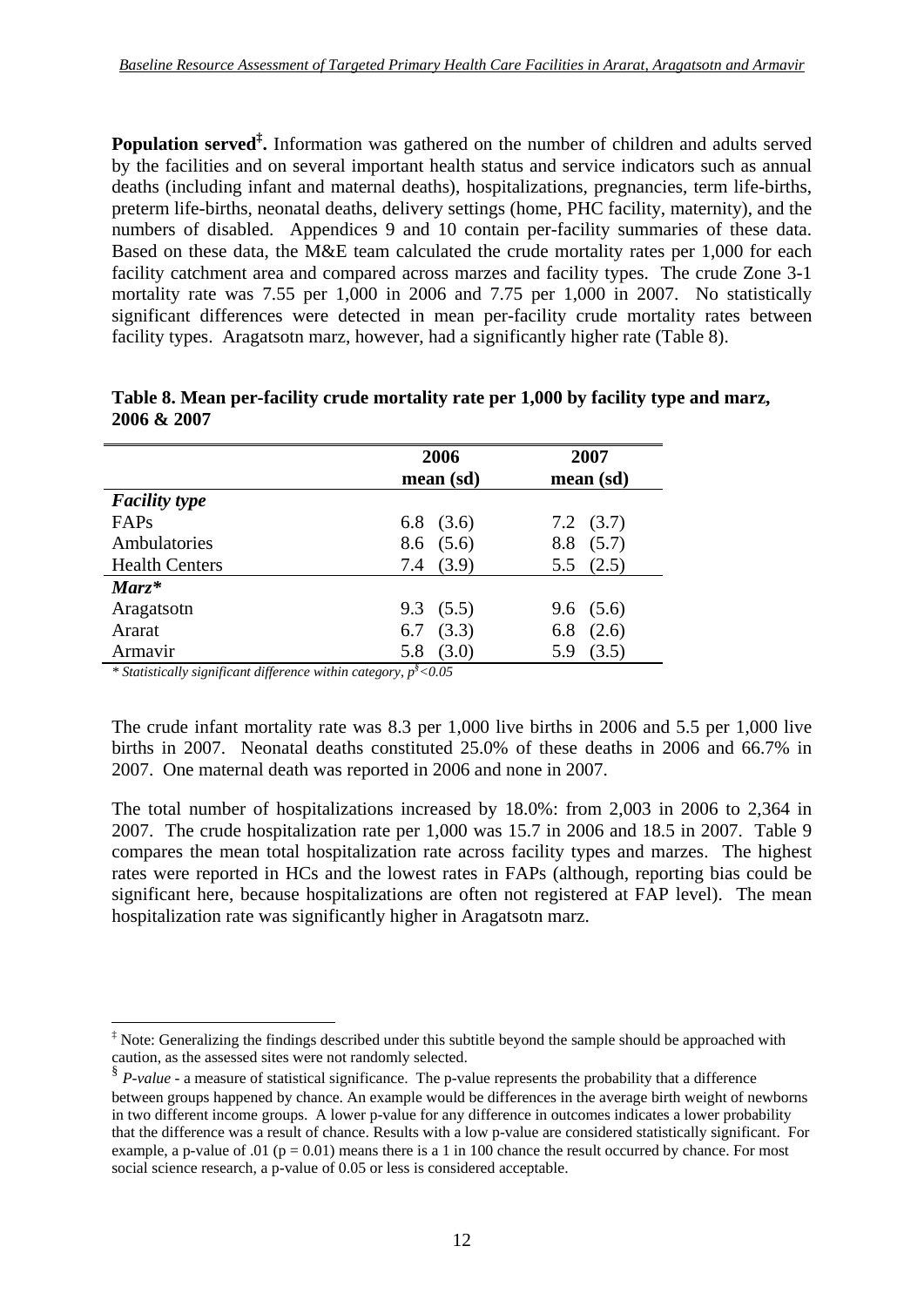**Population served**[‡]**.** Information was gathered on the number of children and adults served by the facilities and on several important health status and service indicators such as annual deaths (including infant and maternal deaths), hospitalizations, pregnancies, term life-births, preterm life-births, neonatal deaths, delivery settings (home, PHC facility, maternity), and the numbers of disabled. Appendices 9 and 10 contain per-facility summaries of these data. Based on these data, the M&E team calculated the crude mortality rates per 1,000 for each facility catchment area and compared across marzes and facility types. The crude Zone 3-1 mortality rate was 7.55 per 1,000 in 2006 and 7.75 per 1,000 in 2007. No statistically significant differences were detected in mean per-facility crude mortality rates between facility types. Aragatsotn marz, however, had a significantly higher rate (Table 8).

**Table 8. Mean per-facility crude mortality rate per 1,000 by facility type and marz, 2006 & 2007**

| | 2006<br>mean (sd) | 2007<br>mean (sd) |
|---|---|---|
| ***Facility type*** | | |
| FAPs | 6.8 (3.6) | 7.2 (3.7) |
| Ambulatories | 8.6 (5.6) | 8.8 (5.7) |
| Health Centers | 7.4 (3.9) | 5.5 (2.5) |
| ***Marz**** | | |
| Aragatsotn | 9.3 (5.5) | 9.6 (5.6) |
| Ararat | 6.7 (3.3) | 6.8 (2.6) |
| Armavir | 5.8 (3.0) | 5.9 (3.5) |

*\* Statistically significant difference within category, p[§]<0.05*

The crude infant mortality rate was 8.3 per 1,000 live births in 2006 and 5.5 per 1,000 live births in 2007. Neonatal deaths constituted 25.0% of these deaths in 2006 and 66.7% in 2007. One maternal death was reported in 2006 and none in 2007.

The total number of hospitalizations increased by 18.0%: from 2,003 in 2006 to 2,364 in 2007. The crude hospitalization rate per 1,000 was 15.7 in 2006 and 18.5 in 2007. Table 9 compares the mean total hospitalization rate across facility types and marzes. The highest rates were reported in HCs and the lowest rates in FAPs (although, reporting bias could be significant here, because hospitalizations are often not registered at FAP level). The mean hospitalization rate was significantly higher in Aragatsotn marz.

---

[‡] Note: Generalizing the findings described under this subtitle beyond the sample should be approached with caution, as the assessed sites were not randomly selected.

[§] *P-value* - a measure of statistical significance. The p-value represents the probability that a difference between groups happened by chance. An example would be differences in the average birth weight of newborns in two different income groups. A lower p-value for any difference in outcomes indicates a lower probability that the difference was a result of chance. Results with a low p-value are considered statistically significant. For example, a p-value of .01 ($p = 0.01$) means there is a 1 in 100 chance the result occurred by chance. For most social science research, a p-value of 0.05 or less is considered acceptable.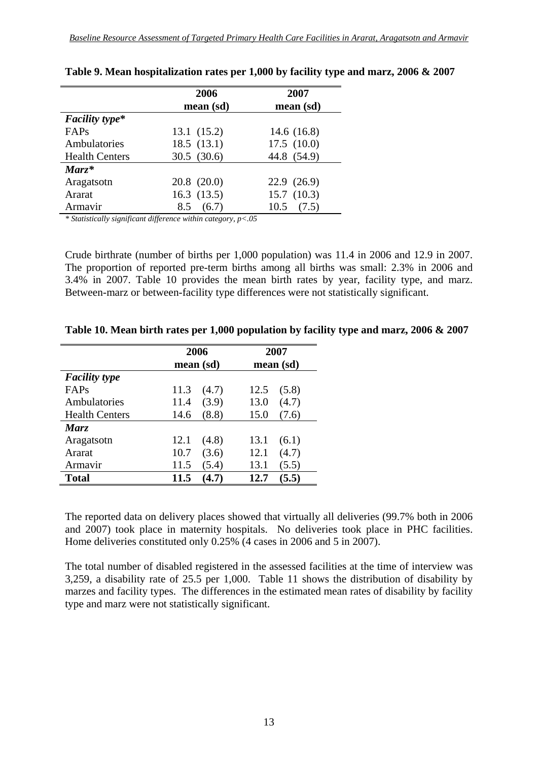**Table 9. Mean hospitalization rates per 1,000 by facility type and marz, 2006 & 2007**

| | 2006 mean (sd) | 2007 mean (sd) |
|---|---|---|
| ***Facility type**** | | |
| FAPs | 13.1 (15.2) | 14.6 (16.8) |
| Ambulatories | 18.5 (13.1) | 17.5 (10.0) |
| Health Centers | 30.5 (30.6) | 44.8 (54.9) |
| ***Marz**** | | |
| Aragatsotn | 20.8 (20.0) | 22.9 (26.9) |
| Ararat | 16.3 (13.5) | 15.7 (10.3) |
| Armavir | 8.5 (6.7) | 10.5 (7.5) |

*\* Statistically significant difference within category, $p<.05$*

Crude birthrate (number of births per 1,000 population) was 11.4 in 2006 and 12.9 in 2007. The proportion of reported pre-term births among all births was small: 2.3% in 2006 and 3.4% in 2007. Table 10 provides the mean birth rates by year, facility type, and marz. Between-marz or between-facility type differences were not statistically significant.

**Table 10. Mean birth rates per 1,000 population by facility type and marz, 2006 & 2007**

| | 2006 mean (sd) | 2007 mean (sd) |
|---|---|---|
| ***Facility type*** | | |
| FAPs | 11.3 (4.7) | 12.5 (5.8) |
| Ambulatories | 11.4 (3.9) | 13.0 (4.7) |
| Health Centers | 14.6 (8.8) | 15.0 (7.6) |
| ***Marz*** | | |
| Aragatsotn | 12.1 (4.8) | 13.1 (6.1) |
| Ararat | 10.7 (3.6) | 12.1 (4.7) |
| Armavir | 11.5 (5.4) | 13.1 (5.5) |
| **Total** | **11.5 (4.7)** | **12.7 (5.5)** |

The reported data on delivery places showed that virtually all deliveries (99.7% both in 2006 and 2007) took place in maternity hospitals. No deliveries took place in PHC facilities. Home deliveries constituted only 0.25% (4 cases in 2006 and 5 in 2007).

The total number of disabled registered in the assessed facilities at the time of interview was 3,259, a disability rate of 25.5 per 1,000. Table 11 shows the distribution of disability by marzes and facility types. The differences in the estimated mean rates of disability by facility type and marz were not statistically significant.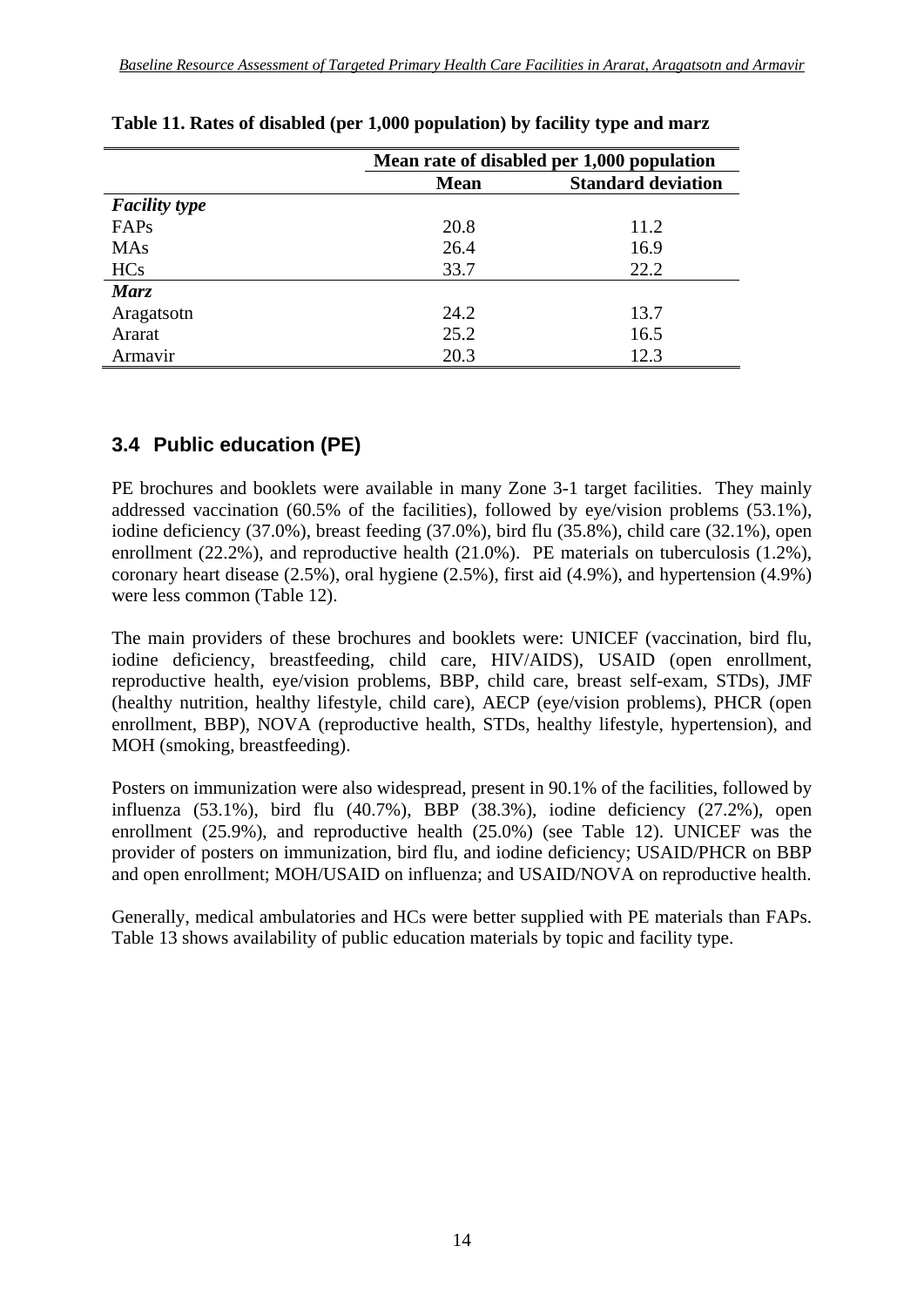**Table 11. Rates of disabled (per 1,000 population) by facility type and marz**

| | Mean rate of disabled per 1,000 population | |
|---|---|---|
| | **Mean** | **Standard deviation** |
| ***Facility type*** | | |
| FAPs | 20.8 | 11.2 |
| MAs | 26.4 | 16.9 |
| HCs | 33.7 | 22.2 |
| ***Marz*** | | |
| Aragatsotn | 24.2 | 13.7 |
| Ararat | 25.2 | 16.5 |
| Armavir | 20.3 | 12.3 |

## 3.4 Public education (PE)

PE brochures and booklets were available in many Zone 3-1 target facilities. They mainly addressed vaccination (60.5% of the facilities), followed by eye/vision problems (53.1%), iodine deficiency (37.0%), breast feeding (37.0%), bird flu (35.8%), child care (32.1%), open enrollment (22.2%), and reproductive health (21.0%). PE materials on tuberculosis (1.2%), coronary heart disease (2.5%), oral hygiene (2.5%), first aid (4.9%), and hypertension (4.9%) were less common (Table 12).

The main providers of these brochures and booklets were: UNICEF (vaccination, bird flu, iodine deficiency, breastfeeding, child care, HIV/AIDS), USAID (open enrollment, reproductive health, eye/vision problems, BBP, child care, breast self-exam, STDs), JMF (healthy nutrition, healthy lifestyle, child care), AECP (eye/vision problems), PHCR (open enrollment, BBP), NOVA (reproductive health, STDs, healthy lifestyle, hypertension), and MOH (smoking, breastfeeding).

Posters on immunization were also widespread, present in 90.1% of the facilities, followed by influenza (53.1%), bird flu (40.7%), BBP (38.3%), iodine deficiency (27.2%), open enrollment (25.9%), and reproductive health (25.0%) (see Table 12). UNICEF was the provider of posters on immunization, bird flu, and iodine deficiency; USAID/PHCR on BBP and open enrollment; MOH/USAID on influenza; and USAID/NOVA on reproductive health.

Generally, medical ambulatories and HCs were better supplied with PE materials than FAPs. Table 13 shows availability of public education materials by topic and facility type.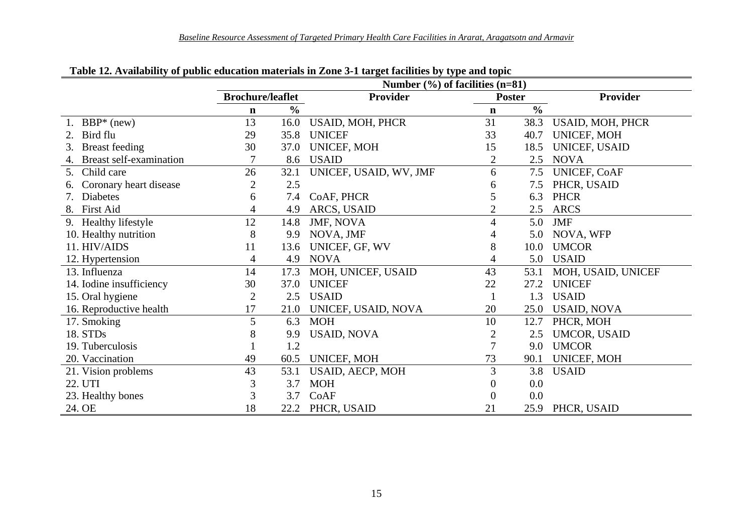**Table 12. Availability of public education materials in Zone 3-1 target facilities by type and topic**

| | Number (%) of facilities (n=81) | | | | | |
|---|---|---|---|---|---|---|
| | Brochure/leaflet | | Provider | Poster | | Provider |
| | n | % | | n | % | |
| 1. BBP* (new) | 13 | 16.0 | USAID, MOH, PHCR | 31 | 38.3 | USAID, MOH, PHCR |
| 2. Bird flu | 29 | 35.8 | UNICEF | 33 | 40.7 | UNICEF, MOH |
| 3. Breast feeding | 30 | 37.0 | UNICEF, MOH | 15 | 18.5 | UNICEF, USAID |
| 4. Breast self-examination | 7 | 8.6 | USAID | 2 | 2.5 | NOVA |
| 5. Child care | 26 | 32.1 | UNICEF, USAID, WV, JMF | 6 | 7.5 | UNICEF, CoAF |
| 6. Coronary heart disease | 2 | 2.5 | | 6 | 7.5 | PHCR, USAID |
| 7. Diabetes | 6 | 7.4 | CoAF, PHCR | 5 | 6.3 | PHCR |
| 8. First Aid | 4 | 4.9 | ARCS, USAID | 2 | 2.5 | ARCS |
| 9. Healthy lifestyle | 12 | 14.8 | JMF, NOVA | 4 | 5.0 | JMF |
| 10. Healthy nutrition | 8 | 9.9 | NOVA, JMF | 4 | 5.0 | NOVA, WFP |
| 11. HIV/AIDS | 11 | 13.6 | UNICEF, GF, WV | 8 | 10.0 | UMCOR |
| 12. Hypertension | 4 | 4.9 | NOVA | 4 | 5.0 | USAID |
| 13. Influenza | 14 | 17.3 | MOH, UNICEF, USAID | 43 | 53.1 | MOH, USAID, UNICEF |
| 14. Iodine insufficiency | 30 | 37.0 | UNICEF | 22 | 27.2 | UNICEF |
| 15. Oral hygiene | 2 | 2.5 | USAID | 1 | 1.3 | USAID |
| 16. Reproductive health | 17 | 21.0 | UNICEF, USAID, NOVA | 20 | 25.0 | USAID, NOVA |
| 17. Smoking | 5 | 6.3 | MOH | 10 | 12.7 | PHCR, MOH |
| 18. STDs | 8 | 9.9 | USAID, NOVA | 2 | 2.5 | UMCOR, USAID |
| 19. Tuberculosis | 1 | 1.2 | | 7 | 9.0 | UMCOR |
| 20. Vaccination | 49 | 60.5 | UNICEF, MOH | 73 | 90.1 | UNICEF, MOH |
| 21. Vision problems | 43 | 53.1 | USAID, AECP, MOH | 3 | 3.8 | USAID |
| 22. UTI | 3 | 3.7 | MOH | 0 | 0.0 | |
| 23. Healthy bones | 3 | 3.7 | CoAF | 0 | 0.0 | |
| 24. OE | 18 | 22.2 | PHCR, USAID | 21 | 25.9 | PHCR, USAID |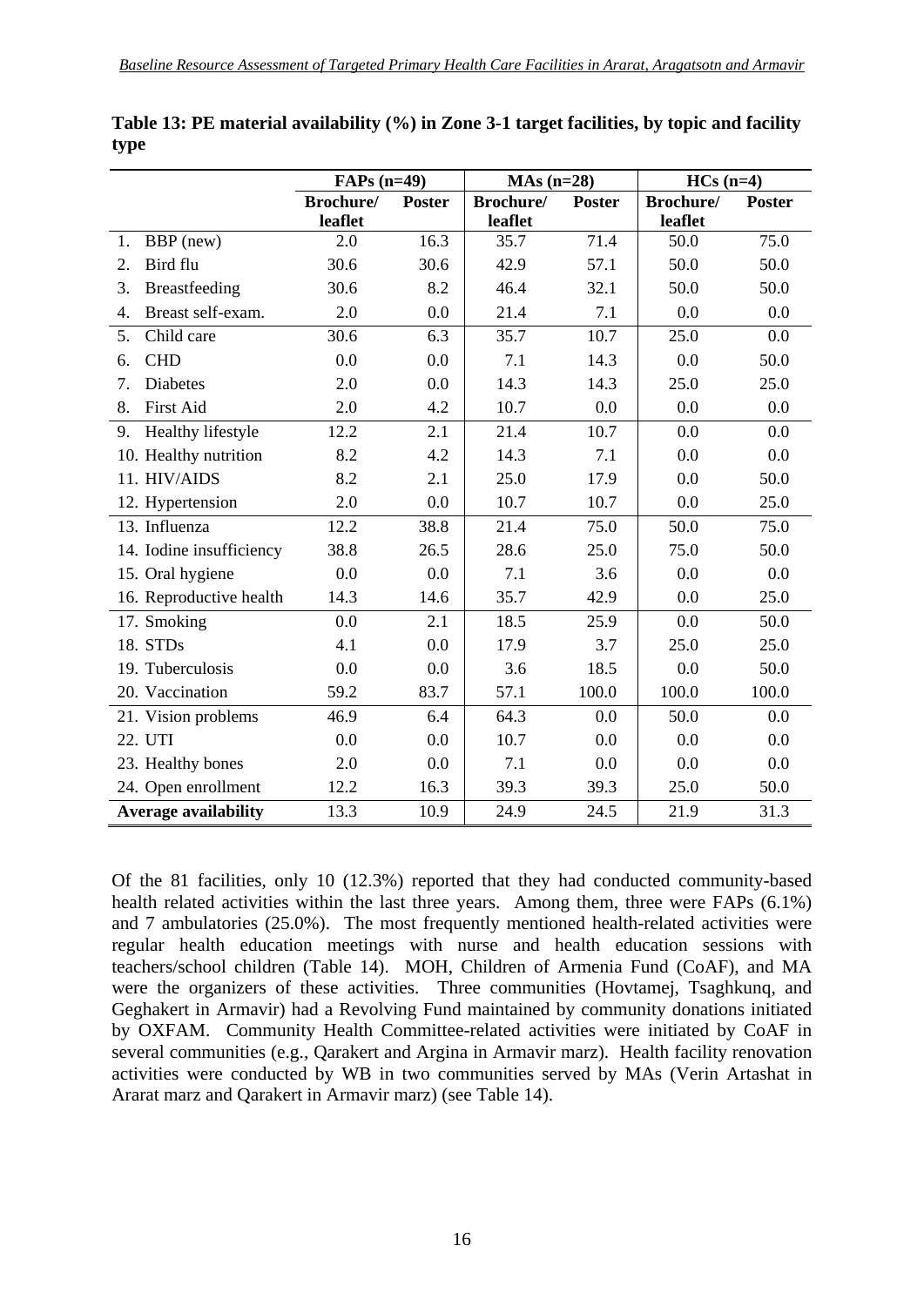**Table 13: PE material availability (%) in Zone 3-1 target facilities, by topic and facility type**

| | FAPs (n=49) | | MAs (n=28) | | HCs (n=4) | |
|---|---|---|---|---|---|---|
| | Brochure/ leaflet | Poster | Brochure/ leaflet | Poster | Brochure/ leaflet | Poster |
| 1. BBP (new) | 2.0 | 16.3 | 35.7 | 71.4 | 50.0 | 75.0 |
| 2. Bird flu | 30.6 | 30.6 | 42.9 | 57.1 | 50.0 | 50.0 |
| 3. Breastfeeding | 30.6 | 8.2 | 46.4 | 32.1 | 50.0 | 50.0 |
| 4. Breast self-exam. | 2.0 | 0.0 | 21.4 | 7.1 | 0.0 | 0.0 |
| 5. Child care | 30.6 | 6.3 | 35.7 | 10.7 | 25.0 | 0.0 |
| 6. CHD | 0.0 | 0.0 | 7.1 | 14.3 | 0.0 | 50.0 |
| 7. Diabetes | 2.0 | 0.0 | 14.3 | 14.3 | 25.0 | 25.0 |
| 8. First Aid | 2.0 | 4.2 | 10.7 | 0.0 | 0.0 | 0.0 |
| 9. Healthy lifestyle | 12.2 | 2.1 | 21.4 | 10.7 | 0.0 | 0.0 |
| 10. Healthy nutrition | 8.2 | 4.2 | 14.3 | 7.1 | 0.0 | 0.0 |
| 11. HIV/AIDS | 8.2 | 2.1 | 25.0 | 17.9 | 0.0 | 50.0 |
| 12. Hypertension | 2.0 | 0.0 | 10.7 | 10.7 | 0.0 | 25.0 |
| 13. Influenza | 12.2 | 38.8 | 21.4 | 75.0 | 50.0 | 75.0 |
| 14. Iodine insufficiency | 38.8 | 26.5 | 28.6 | 25.0 | 75.0 | 50.0 |
| 15. Oral hygiene | 0.0 | 0.0 | 7.1 | 3.6 | 0.0 | 0.0 |
| 16. Reproductive health | 14.3 | 14.6 | 35.7 | 42.9 | 0.0 | 25.0 |
| 17. Smoking | 0.0 | 2.1 | 18.5 | 25.9 | 0.0 | 50.0 |
| 18. STDs | 4.1 | 0.0 | 17.9 | 3.7 | 25.0 | 25.0 |
| 19. Tuberculosis | 0.0 | 0.0 | 3.6 | 18.5 | 0.0 | 50.0 |
| 20. Vaccination | 59.2 | 83.7 | 57.1 | 100.0 | 100.0 | 100.0 |
| 21. Vision problems | 46.9 | 6.4 | 64.3 | 0.0 | 50.0 | 0.0 |
| 22. UTI | 0.0 | 0.0 | 10.7 | 0.0 | 0.0 | 0.0 |
| 23. Healthy bones | 2.0 | 0.0 | 7.1 | 0.0 | 0.0 | 0.0 |
| 24. Open enrollment | 12.2 | 16.3 | 39.3 | 39.3 | 25.0 | 50.0 |
| **Average availability** | 13.3 | 10.9 | 24.9 | 24.5 | 21.9 | 31.3 |

Of the 81 facilities, only 10 (12.3%) reported that they had conducted community-based health related activities within the last three years. Among them, three were FAPs (6.1%) and 7 ambulatories (25.0%). The most frequently mentioned health-related activities were regular health education meetings with nurse and health education sessions with teachers/school children (Table 14). MOH, Children of Armenia Fund (CoAF), and MA were the organizers of these activities. Three communities (Hovtamej, Tsaghkunq, and Geghakert in Armavir) had a Revolving Fund maintained by community donations initiated by OXFAM. Community Health Committee-related activities were initiated by CoAF in several communities (e.g., Qarakert and Argina in Armavir marz). Health facility renovation activities were conducted by WB in two communities served by MAs (Verin Artashat in Ararat marz and Qarakert in Armavir marz) (see Table 14).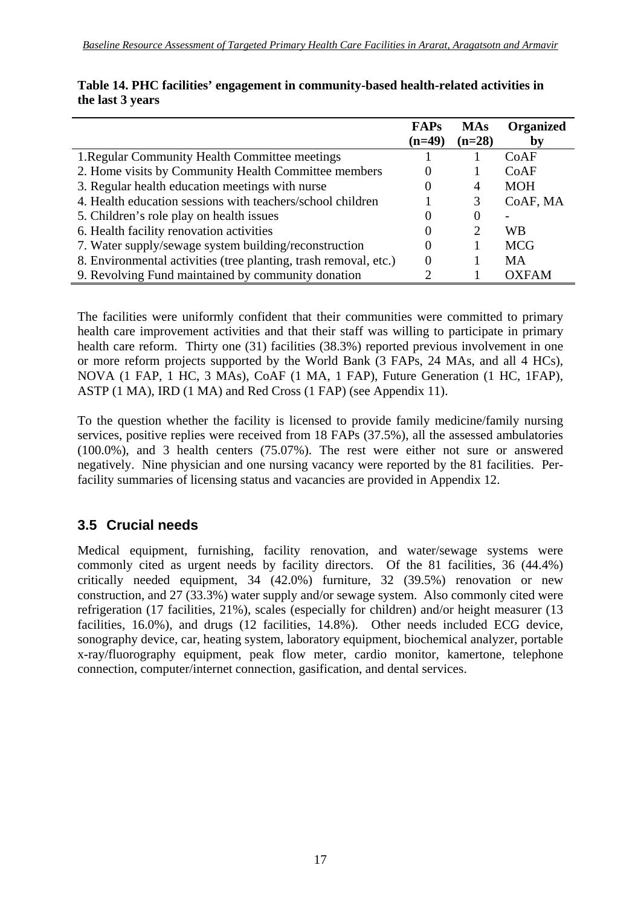**Table 14. PHC facilities' engagement in community-based health-related activities in the last 3 years**

| | FAPs (n=49) | MAs (n=28) | Organized by |
|---|---|---|---|
| 1.Regular Community Health Committee meetings | 1 | 1 | CoAF |
| 2. Home visits by Community Health Committee members | 0 | 1 | CoAF |
| 3. Regular health education meetings with nurse | 0 | 4 | MOH |
| 4. Health education sessions with teachers/school children | 1 | 3 | CoAF, MA |
| 5. Children's role play on health issues | 0 | 0 | - |
| 6. Health facility renovation activities | 0 | 2 | WB |
| 7. Water supply/sewage system building/reconstruction | 0 | 1 | MCG |
| 8. Environmental activities (tree planting, trash removal, etc.) | 0 | 1 | MA |
| 9. Revolving Fund maintained by community donation | 2 | 1 | OXFAM |

The facilities were uniformly confident that their communities were committed to primary health care improvement activities and that their staff was willing to participate in primary health care reform. Thirty one (31) facilities (38.3%) reported previous involvement in one or more reform projects supported by the World Bank (3 FAPs, 24 MAs, and all 4 HCs), NOVA (1 FAP, 1 HC, 3 MAs), CoAF (1 MA, 1 FAP), Future Generation (1 HC, 1FAP), ASTP (1 MA), IRD (1 MA) and Red Cross (1 FAP) (see Appendix 11).

To the question whether the facility is licensed to provide family medicine/family nursing services, positive replies were received from 18 FAPs (37.5%), all the assessed ambulatories (100.0%), and 3 health centers (75.07%). The rest were either not sure or answered negatively. Nine physician and one nursing vacancy were reported by the 81 facilities. Per-facility summaries of licensing status and vacancies are provided in Appendix 12.

## 3.5 Crucial needs

Medical equipment, furnishing, facility renovation, and water/sewage systems were commonly cited as urgent needs by facility directors. Of the 81 facilities, 36 (44.4%) critically needed equipment, 34 (42.0%) furniture, 32 (39.5%) renovation or new construction, and 27 (33.3%) water supply and/or sewage system. Also commonly cited were refrigeration (17 facilities, 21%), scales (especially for children) and/or height measurer (13 facilities, 16.0%), and drugs (12 facilities, 14.8%). Other needs included ECG device, sonography device, car, heating system, laboratory equipment, biochemical analyzer, portable x-ray/fluorography equipment, peak flow meter, cardio monitor, kamertone, telephone connection, computer/internet connection, gasification, and dental services.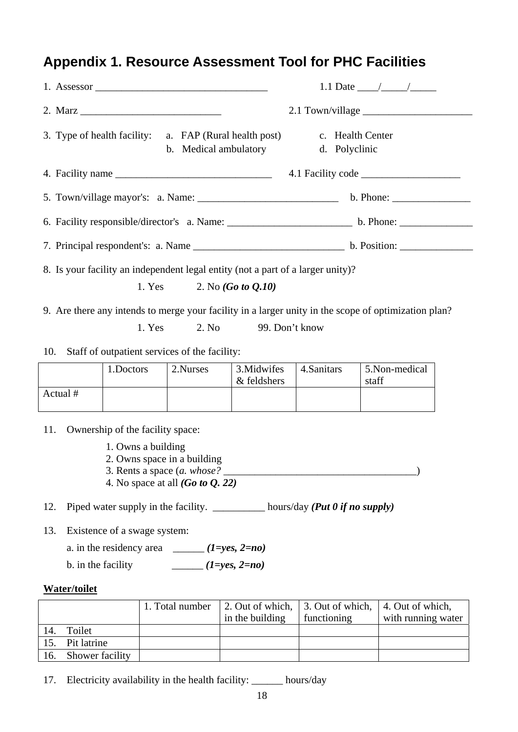## Appendix 1. Resource Assessment Tool for PHC Facilities

1. Assessor _________________________________ 1.1 Date ____/_____/_____

2. Marz ___________________________ 2.1 Town/village _____________________

3. Type of health facility:
   a. FAP (Rural health post)
   b. Medical ambulatory
   c. Health Center
   d. Polyclinic

4. Facility name ______________________________ 4.1 Facility code ___________________

5. Town/village mayor's: a. Name: ___________________________ b. Phone: _______________

6. Facility responsible/director's a. Name: ________________________ b. Phone: ______________

7. Principal respondent's: a. Name _____________________________ b. Position: ______________

8. Is your facility an independent legal entity (not a part of a larger unity)?

   1. Yes  2. No ***(Go to Q.10)***

9. Are there any intends to merge your facility in a larger unity in the scope of optimization plan?

   1. Yes  2. No  99. Don't know

10. Staff of outpatient services of the facility:

|  | 1.Doctors | 2.Nurses | 3.Midwifes & feldshers | 4.Sanitars | 5.Non-medical staff |
|---|---|---|---|---|---|
| Actual # |  |  |  |  |  |

11. Ownership of the facility space:

    1. Owns a building
    2. Owns space in a building
    3. Rents a space (*a. whose?* _____________________________________)
    4. No space at all ***(Go to Q. 22)***

12. Piped water supply in the facility. __________ hours/day ***(Put 0 if no supply)***

13. Existence of a swage system:

    a. in the residency area ______ ***(1=yes, 2=no)***

    b. in the facility ______ ***(1=yes, 2=no)***

**Water/toilet**

|  | 1. Total number | 2. Out of which, in the building | 3. Out of which, functioning | 4. Out of which, with running water |
|---|---|---|---|---|
| 14. Toilet |  |  |  |  |
| 15. Pit latrine |  |  |  |  |
| 16. Shower facility |  |  |  |  |

17. Electricity availability in the health facility: ______ hours/day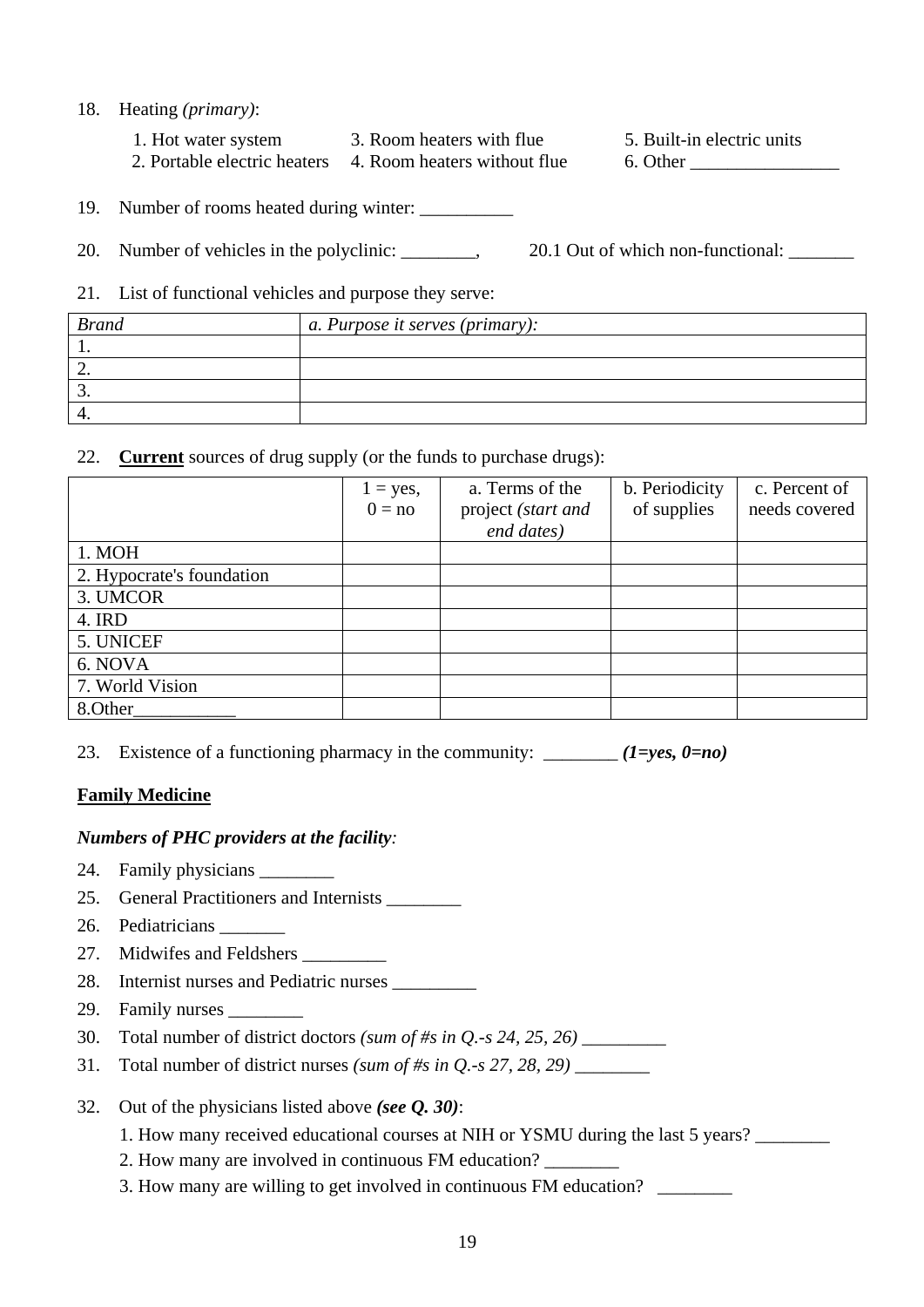18. Heating *(primary)*:

1. Hot water system
2. Portable electric heaters
3. Room heaters with flue
4. Room heaters without flue
5. Built-in electric units
6. Other ________________

19. Number of rooms heated during winter: __________

20. Number of vehicles in the polyclinic: ________, 20.1 Out of which non-functional: _______

21. List of functional vehicles and purpose they serve:

| *Brand* | *a. Purpose it serves (primary):* |
|---|---|
| 1. | |
| 2. | |
| 3. | |
| 4. | |

22. **Current** sources of drug supply (or the funds to purchase drugs):

| | 1 = yes, 0 = no | a. Terms of the project *(start and end dates)* | b. Periodicity of supplies | c. Percent of needs covered |
|---|---|---|---|---|
| 1. MOH | | | | |
| 2. Hypocrate's foundation | | | | |
| 3. UMCOR | | | | |
| 4. IRD | | | | |
| 5. UNICEF | | | | |
| 6. NOVA | | | | |
| 7. World Vision | | | | |
| 8.Other___________ | | | | |

23. Existence of a functioning pharmacy in the community: ________ ***(1=yes, 0=no)***

**Family Medicine**

***Numbers of PHC providers at the facility:***

24. Family physicians ________
25. General Practitioners and Internists ________
26. Pediatricians _______
27. Midwifes and Feldshers _________
28. Internist nurses and Pediatric nurses _________
29. Family nurses ________
30. Total number of district doctors *(sum of #s in Q.-s 24, 25, 26)* _________
31. Total number of district nurses *(sum of #s in Q.-s 27, 28, 29)* ________

32. Out of the physicians listed above ***(see Q. 30)***:
    1. How many received educational courses at NIH or YSMU during the last 5 years? ________
    2. How many are involved in continuous FM education? ________
    3. How many are willing to get involved in continuous FM education? ________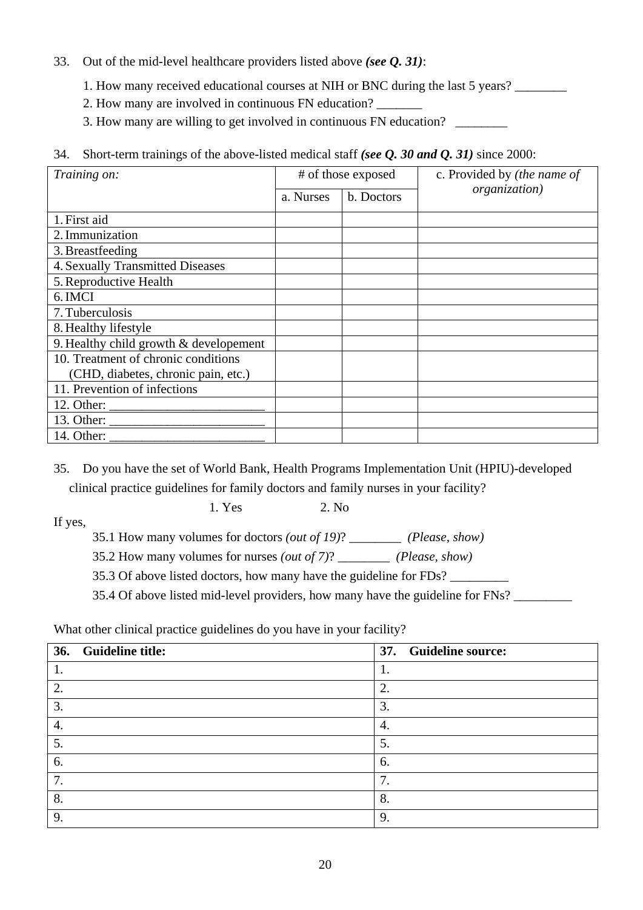33. Out of the mid-level healthcare providers listed above ***(see Q. 31)***:

1. How many received educational courses at NIH or BNC during the last 5 years? ________
2. How many are involved in continuous FN education? _______
3. How many are willing to get involved in continuous FN education? ________

34. Short-term trainings of the above-listed medical staff ***(see Q. 30 and Q. 31)*** since 2000:

| *Training on:* | # of those exposed | | c. Provided by *(the name of organization)* |
|---|---|---|---|
| | a. Nurses | b. Doctors | |
| 1. First aid | | | |
| 2. Immunization | | | |
| 3. Breastfeeding | | | |
| 4. Sexually Transmitted Diseases | | | |
| 5. Reproductive Health | | | |
| 6. IMCI | | | |
| 7. Tuberculosis | | | |
| 8. Healthy lifestyle | | | |
| 9. Healthy child growth & developement | | | |
| 10. Treatment of chronic conditions (CHD, diabetes, chronic pain, etc.) | | | |
| 11. Prevention of infections | | | |
| 12. Other: ________________________ | | | |
| 13. Other: ________________________ | | | |
| 14. Other: ________________________ | | | |

35. Do you have the set of World Bank, Health Programs Implementation Unit (HPIU)-developed clinical practice guidelines for family doctors and family nurses in your facility?

1. Yes 2. No

If yes,

35.1 How many volumes for doctors *(out of 19)*? ________ *(Please, show)*

35.2 How many volumes for nurses *(out of 7)*? ________ *(Please, show)*

35.3 Of above listed doctors, how many have the guideline for FDs? _________

35.4 Of above listed mid-level providers, how many have the guideline for FNs? _________

What other clinical practice guidelines do you have in your facility?

| **36. Guideline title:** | **37. Guideline source:** |
|---|---|
| 1. | 1. |
| 2. | 2. |
| 3. | 3. |
| 4. | 4. |
| 5. | 5. |
| 6. | 6. |
| 7. | 7. |
| 8. | 8. |
| 9. | 9. |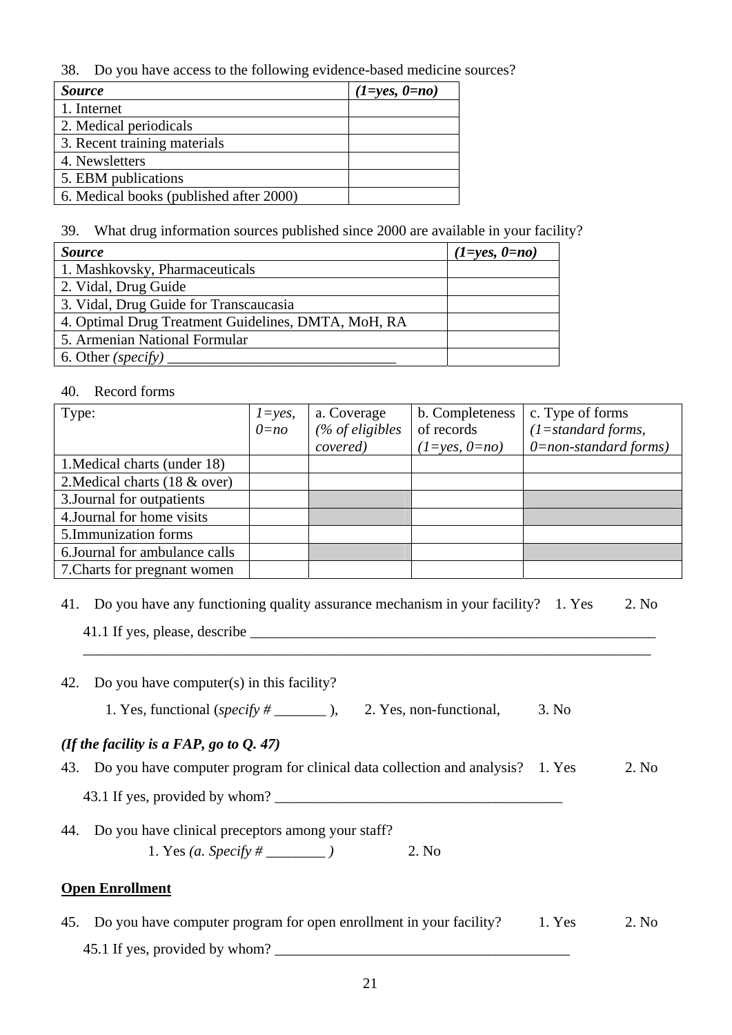38. Do you have access to the following evidence-based medicine sources?

| *Source* | *(1=yes, 0=no)* |
|---|---|
| 1. Internet | |
| 2. Medical periodicals | |
| 3. Recent training materials | |
| 4. Newsletters | |
| 5. EBM publications | |
| 6. Medical books (published after 2000) | |

39. What drug information sources published since 2000 are available in your facility?

| *Source* | *(1=yes, 0=no)* |
|---|---|
| 1. Mashkovsky, Pharmaceuticals | |
| 2. Vidal, Drug Guide | |
| 3. Vidal, Drug Guide for Transcaucasia | |
| 4. Optimal Drug Treatment Guidelines, DMTA, MoH, RA | |
| 5. Armenian National Formular | |
| 6. Other *(specify)* ______________________________ | |

40. Record forms

| Type: | *1=yes, 0=no* | a. Coverage *(% of eligibles covered)* | b. Completeness of records *(1=yes, 0=no)* | c. Type of forms *(1=standard forms, 0=non-standard forms)* |
|---|---|---|---|---|
| 1.Medical charts (under 18) | | | | |
| 2.Medical charts (18 & over) | | | | |
| 3.Journal for outpatients | | | | |
| 4.Journal for home visits | | | | |
| 5.Immunization forms | | | | |
| 6.Journal for ambulance calls | | | | |
| 7.Charts for pregnant women | | | | |

41. Do you have any functioning quality assurance mechanism in your facility? 1. Yes 2. No

41.1 If yes, please, describe ________________________________________________________
_____________________________________________________________________________

42. Do you have computer(s) in this facility?

1. Yes, functional (*specify #* _______ ), 2. Yes, non-functional, 3. No

***(If the facility is a FAP, go to Q. 47)***

43. Do you have computer program for clinical data collection and analysis? 1. Yes 2. No

43.1 If yes, provided by whom? ______________________________________

44. Do you have clinical preceptors among your staff?

1. Yes *(a. Specify #* ________ *)* 2. No

**Open Enrollment**

45. Do you have computer program for open enrollment in your facility? 1. Yes 2. No

45.1 If yes, provided by whom? _______________________________________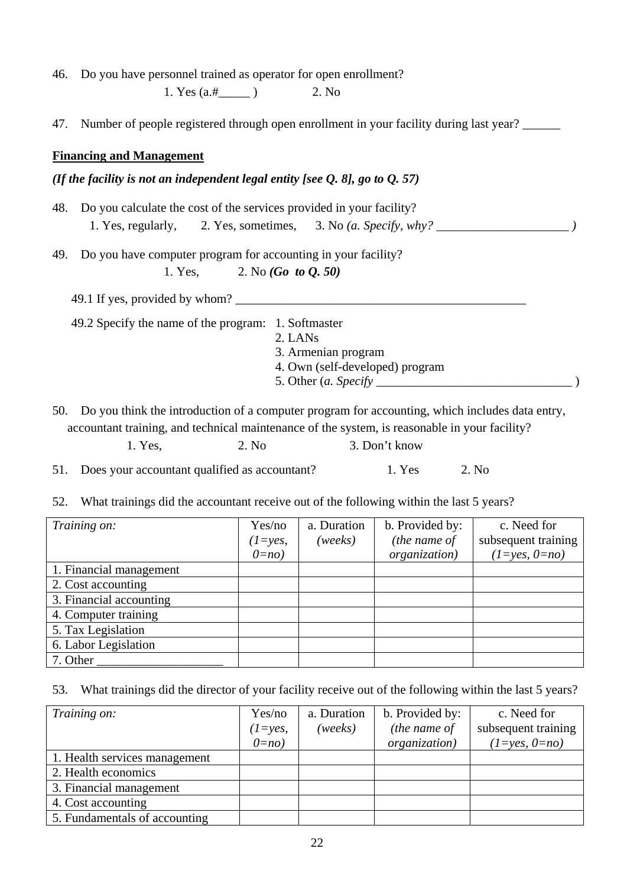46. Do you have personnel trained as operator for open enrollment?

1. Yes (a.#_____ )   2. No

47. Number of people registered through open enrollment in your facility during last year? ______

**Financing and Management**

***(If the facility is not an independent legal entity [see Q. 8], go to Q. 57)***

48. Do you calculate the cost of the services provided in your facility?

1. Yes, regularly,   2. Yes, sometimes,   3. No *(a. Specify, why? _____________________ )*

49. Do you have computer program for accounting in your facility?

1. Yes,   2. No ***(Go to Q. 50)***

49.1 If yes, provided by whom? _______________________________________________

49.2 Specify the name of the program:
1. Softmaster
2. LANs
3. Armenian program
4. Own (self-developed) program
5. Other (*a. Specify* _______________________________ )

50. Do you think the introduction of a computer program for accounting, which includes data entry, accountant training, and technical maintenance of the system, is reasonable in your facility?

1. Yes,   2. No   3. Don't know

51. Does your accountant qualified as accountant?   1. Yes   2. No

52. What trainings did the accountant receive out of the following within the last 5 years?

| *Training on:* | Yes/no *(1=yes, 0=no)* | a. Duration *(weeks)* | b. Provided by: *(the name of organization)* | c. Need for subsequent training *(1=yes, 0=no)* |
|---|---|---|---|---|
| 1. Financial management | | | | |
| 2. Cost accounting | | | | |
| 3. Financial accounting | | | | |
| 4. Computer training | | | | |
| 5. Tax Legislation | | | | |
| 6. Labor Legislation | | | | |
| 7. Other ____________________ | | | | |

53. What trainings did the director of your facility receive out of the following within the last 5 years?

| *Training on:* | Yes/no *(1=yes, 0=no)* | a. Duration *(weeks)* | b. Provided by: *(the name of organization)* | c. Need for subsequent training *(1=yes, 0=no)* |
|---|---|---|---|---|
| 1. Health services management | | | | |
| 2. Health economics | | | | |
| 3. Financial management | | | | |
| 4. Cost accounting | | | | |
| 5. Fundamentals of accounting | | | | |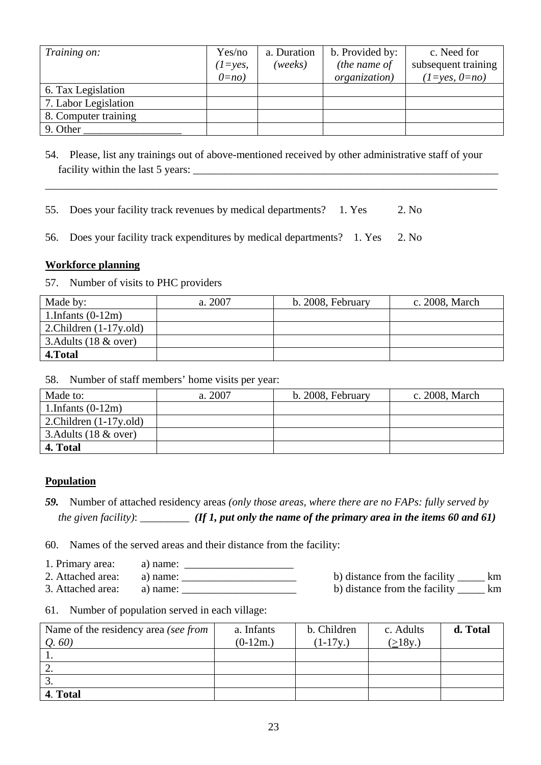| *Training on:* | Yes/no *(1=yes, 0=no)* | a. Duration *(weeks)* | b. Provided by: *(the name of organization)* | c. Need for subsequent training *(1=yes, 0=no)* |
|---|---|---|---|---|
| 6. Tax Legislation | | | | |
| 7. Labor Legislation | | | | |
| 8. Computer training | | | | |
| 9. Other __________________ | | | | |

54. Please, list any trainings out of above-mentioned received by other administrative staff of your facility within the last 5 years: ____________________________________________________________
_________________________________________________________________________________

55. Does your facility track revenues by medical departments? 1. Yes 2. No

56. Does your facility track expenditures by medical departments? 1. Yes 2. No

**Workforce planning**

57. Number of visits to PHC providers

| Made by: | a. 2007 | b. 2008, February | c. 2008, March |
|---|---|---|---|
| 1.Infants (0-12m) | | | |
| 2.Children (1-17y.old) | | | |
| 3.Adults (18 & over) | | | |
| **4.Total** | | | |

58. Number of staff members' home visits per year:

| Made to: | a. 2007 | b. 2008, February | c. 2008, March |
|---|---|---|---|
| 1.Infants (0-12m) | | | |
| 2.Children (1-17y.old) | | | |
| 3.Adults (18 & over) | | | |
| **4. Total** | | | |

**Population**

***59.*** Number of attached residency areas *(only those areas, where there are no FAPs: fully served by the given facility)*: _________ ***(If 1, put only the name of the primary area in the items 60 and 61)***

60. Names of the served areas and their distance from the facility:

1. Primary area: a) name: ____________________
2. Attached area: a) name: _____________________ b) distance from the facility _____ km
3. Attached area: a) name: _____________________ b) distance from the facility _____ km

61. Number of population served in each village:

| Name of the residency area *(see from Q. 60)* | a. Infants (0-12m.) | b. Children (1-17y.) | c. Adults (≥18y.) | **d. Total** |
|---|---|---|---|---|
| 1. | | | | |
| 2. | | | | |
| 3. | | | | |
| **4**. **Total** | | | | |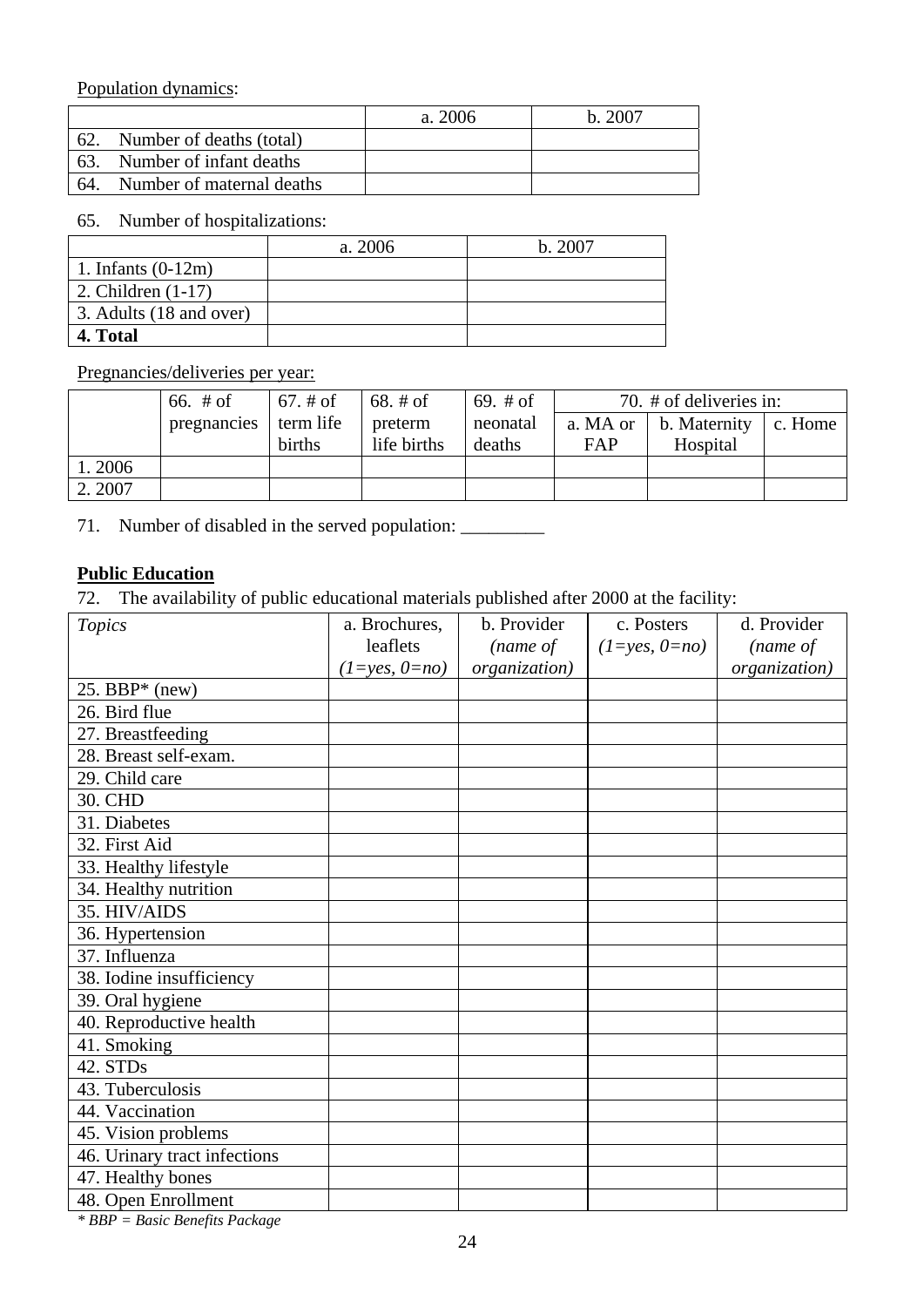Population dynamics:

| | a. 2006 | b. 2007 |
|---|---|---|
| 62. Number of deaths (total) | | |
| 63. Number of infant deaths | | |
| 64. Number of maternal deaths | | |

65. Number of hospitalizations:

| | a. 2006 | b. 2007 |
|---|---|---|
| 1. Infants (0-12m) | | |
| 2. Children (1-17) | | |
| 3. Adults (18 and over) | | |
| **4. Total** | | |

Pregnancies/deliveries per year:

| | 66. # of pregnancies | 67. # of term life births | 68. # of preterm life births | 69. # of neonatal deaths | 70. # of deliveries in: | | |
|---|---|---|---|---|---|---|---|
| | | | | | a. MA or FAP | b. Maternity Hospital | c. Home |
| 1. 2006 | | | | | | | |
| 2. 2007 | | | | | | | |

71. Number of disabled in the served population: _________

**Public Education**

72. The availability of public educational materials published after 2000 at the facility:

| *Topics* | a. Brochures, leaflets *(1=yes, 0=no)* | b. Provider *(name of organization)* | c. Posters *(1=yes, 0=no)* | d. Provider *(name of organization)* |
|---|---|---|---|---|
| 25. BBP* (new) | | | | |
| 26. Bird flue | | | | |
| 27. Breastfeeding | | | | |
| 28. Breast self-exam. | | | | |
| 29. Child care | | | | |
| 30. CHD | | | | |
| 31. Diabetes | | | | |
| 32. First Aid | | | | |
| 33. Healthy lifestyle | | | | |
| 34. Healthy nutrition | | | | |
| 35. HIV/AIDS | | | | |
| 36. Hypertension | | | | |
| 37. Influenza | | | | |
| 38. Iodine insufficiency | | | | |
| 39. Oral hygiene | | | | |
| 40. Reproductive health | | | | |
| 41. Smoking | | | | |
| 42. STDs | | | | |
| 43. Tuberculosis | | | | |
| 44. Vaccination | | | | |
| 45. Vision problems | | | | |
| 46. Urinary tract infections | | | | |
| 47. Healthy bones | | | | |
| 48. Open Enrollment | | | | |

*\* BBP = Basic Benefits Package*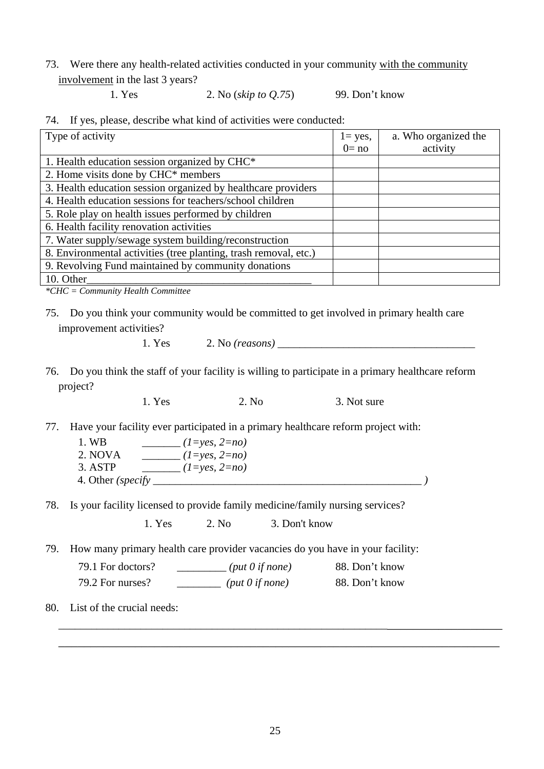73. Were there any health-related activities conducted in your community <u>with the community involvement</u> in the last 3 years?

1. Yes 2. No (*skip to Q.75*) 99. Don't know

74. If yes, please, describe what kind of activities were conducted:

| Type of activity | 1= yes, 0= no | a. Who organized the activity |
|---|---|---|
| 1. Health education session organized by CHC* | | |
| 2. Home visits done by CHC* members | | |
| 3. Health education session organized by healthcare providers | | |
| 4. Health education sessions for teachers/school children | | |
| 5. Role play on health issues performed by children | | |
| 6. Health facility renovation activities | | |
| 7. Water supply/sewage system building/reconstruction | | |
| 8. Environmental activities (tree planting, trash removal, etc.) | | |
| 9. Revolving Fund maintained by community donations | | |
| 10. Other_________________________________________ | | |

*\*CHC = Community Health Committee*

75. Do you think your community would be committed to get involved in primary health care improvement activities?

1. Yes 2. No *(reasons)* ____________________________________

76. Do you think the staff of your facility is willing to participate in a primary healthcare reform project?

1. Yes 2. No 3. Not sure

77. Have your facility ever participated in a primary healthcare reform project with:

1. WB _______ *(1=yes, 2=no)*
2. NOVA _______ *(1=yes, 2=no)*
3. ASTP _______ *(1=yes, 2=no)*
4. Other *(specify* __________________________________________________ *)*

78. Is your facility licensed to provide family medicine/family nursing services?

1. Yes 2. No 3. Don't know

79. How many primary health care provider vacancies do you have in your facility:

79.1 For doctors? _________ *(put 0 if none)* 88. Don't know

79.2 For nurses? ________ *(put 0 if none)* 88. Don't know

80. List of the crucial needs:

_________________________________________________________________________________

_________________________________________________________________________________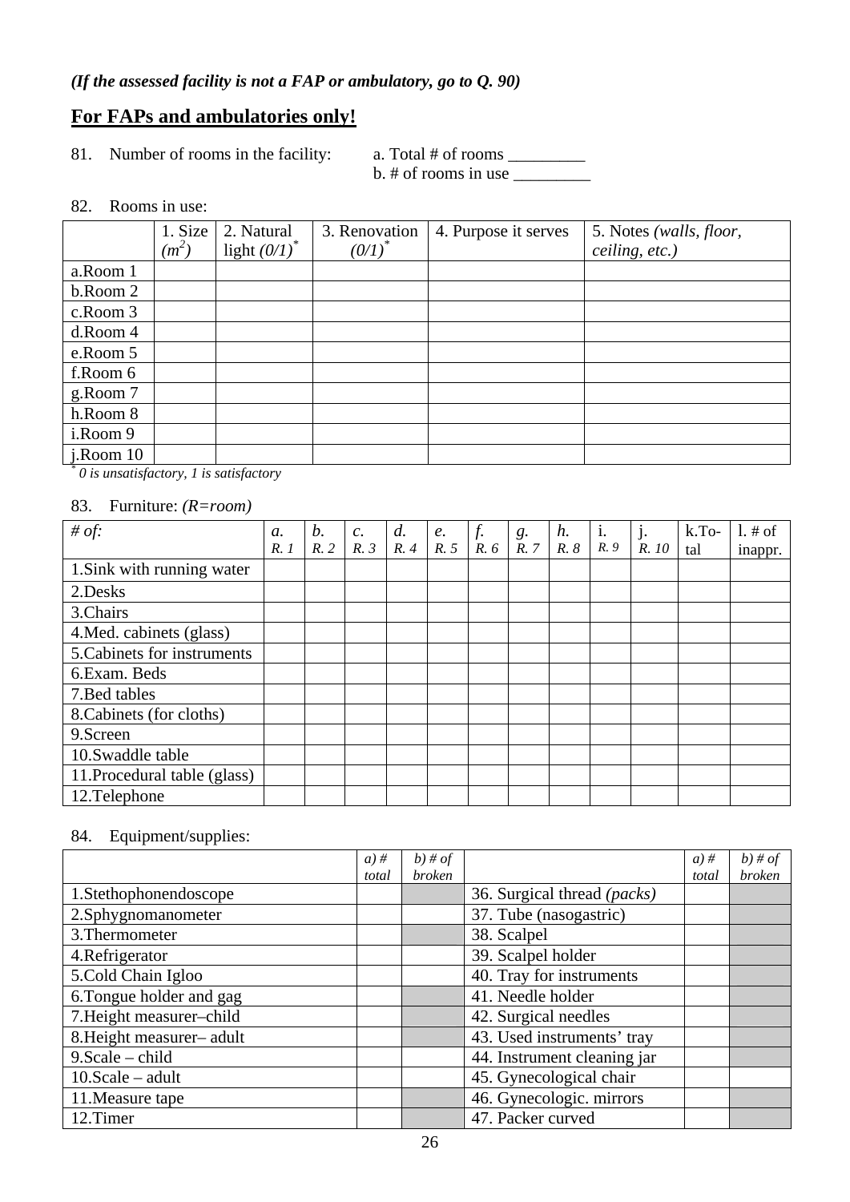*(If the assessed facility is not a FAP or ambulatory, go to Q. 90)*

## **For FAPs and ambulatories only!**

81. Number of rooms in the facility: a. Total # of rooms _________
b. # of rooms in use _________

82. Rooms in use:

| | 1. Size ($m^2$) | 2. Natural light *(0/1)** | 3. Renovation *(0/1)** | 4. Purpose it serves | 5. Notes *(walls, floor, ceiling, etc.)* |
|---|---|---|---|---|---|
| a.Room 1 | | | | | |
| b.Room 2 | | | | | |
| c.Room 3 | | | | | |
| d.Room 4 | | | | | |
| e.Room 5 | | | | | |
| f.Room 6 | | | | | |
| g.Room 7 | | | | | |
| h.Room 8 | | | | | |
| i.Room 9 | | | | | |
| j.Room 10 | | | | | |

** 0 is unsatisfactory, 1 is satisfactory*

83. Furniture: *(R=room)*

| *# of:* | *a. R. 1* | *b. R. 2* | *c. R. 3* | *d. R. 4* | *e. R. 5* | *f. R. 6* | *g. R. 7* | *h. R. 8* | *i. R. 9* | *j. R. 10* | k.Total | l. # of inappr. |
|---|---|---|---|---|---|---|---|---|---|---|---|---|
| 1.Sink with running water | | | | | | | | | | | | |
| 2.Desks | | | | | | | | | | | | |
| 3.Chairs | | | | | | | | | | | | |
| 4.Med. cabinets (glass) | | | | | | | | | | | | |
| 5.Cabinets for instruments | | | | | | | | | | | | |
| 6.Exam. Beds | | | | | | | | | | | | |
| 7.Bed tables | | | | | | | | | | | | |
| 8.Cabinets (for cloths) | | | | | | | | | | | | |
| 9.Screen | | | | | | | | | | | | |
| 10.Swaddle table | | | | | | | | | | | | |
| 11.Procedural table (glass) | | | | | | | | | | | | |
| 12.Telephone | | | | | | | | | | | | |

84. Equipment/supplies:

| | *a) # total* | *b) # of broken* | | *a) # total* | *b) # of broken* |
|---|---|---|---|---|---|
| 1.Stethophonendoscope | | | 36. Surgical thread *(packs)* | | |
| 2.Sphygnomanometer | | | 37. Tube (nasogastric) | | |
| 3.Thermometer | | | 38. Scalpel | | |
| 4.Refrigerator | | | 39. Scalpel holder | | |
| 5.Cold Chain Igloo | | | 40. Tray for instruments | | |
| 6.Tongue holder and gag | | | 41. Needle holder | | |
| 7.Height measurer–child | | | 42. Surgical needles | | |
| 8.Height measurer– adult | | | 43. Used instruments' tray | | |
| 9.Scale – child | | | 44. Instrument cleaning jar | | |
| 10.Scale – adult | | | 45. Gynecological chair | | |
| 11.Measure tape | | | 46. Gynecologic. mirrors | | |
| 12.Timer | | | 47. Packer curved | | |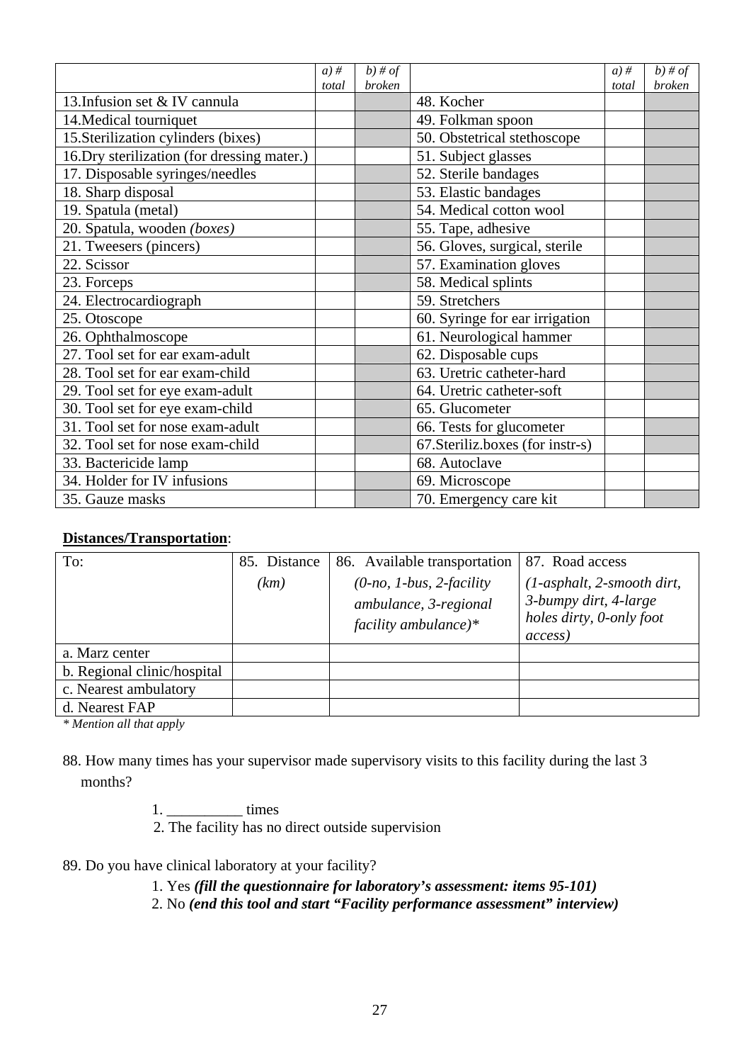| | a) # total | b) # of broken | | a) # total | b) # of broken |
|---|---|---|---|---|---|
| 13.Infusion set & IV cannula | | | 48. Kocher | | |
| 14.Medical tourniquet | | | 49. Folkman spoon | | |
| 15.Sterilization cylinders (bixes) | | | 50. Obstetrical stethoscope | | |
| 16.Dry sterilization (for dressing mater.) | | | 51. Subject glasses | | |
| 17. Disposable syringes/needles | | | 52. Sterile bandages | | |
| 18. Sharp disposal | | | 53. Elastic bandages | | |
| 19. Spatula (metal) | | | 54. Medical cotton wool | | |
| 20. Spatula, wooden *(boxes)* | | | 55. Tape, adhesive | | |
| 21. Tweesers (pincers) | | | 56. Gloves, surgical, sterile | | |
| 22. Scissor | | | 57. Examination gloves | | |
| 23. Forceps | | | 58. Medical splints | | |
| 24. Electrocardiograph | | | 59. Stretchers | | |
| 25. Otoscope | | | 60. Syringe for ear irrigation | | |
| 26. Ophthalmoscope | | | 61. Neurological hammer | | |
| 27. Tool set for ear exam-adult | | | 62. Disposable cups | | |
| 28. Tool set for ear exam-child | | | 63. Uretric catheter-hard | | |
| 29. Tool set for eye exam-adult | | | 64. Uretric catheter-soft | | |
| 30. Tool set for eye exam-child | | | 65. Glucometer | | |
| 31. Tool set for nose exam-adult | | | 66. Tests for glucometer | | |
| 32. Tool set for nose exam-child | | | 67.Steriliz.boxes (for instr-s) | | |
| 33. Bactericide lamp | | | 68. Autoclave | | |
| 34. Holder for IV infusions | | | 69. Microscope | | |
| 35. Gauze masks | | | 70. Emergency care kit | | |

**Distances/Transportation**:

| To: | 85. Distance *(km)* | 86. Available transportation *(0-no, 1-bus, 2-facility ambulance, 3-regional facility ambulance)\** | 87. Road access *(1-asphalt, 2-smooth dirt, 3-bumpy dirt, 4-large holes dirty, 0-only foot access)* |
|---|---|---|---|
| a. Marz center | | | |
| b. Regional clinic/hospital | | | |
| c. Nearest ambulatory | | | |
| d. Nearest FAP | | | |

*\* Mention all that apply*

88. How many times has your supervisor made supervisory visits to this facility during the last 3 months?

1. __________ times
2. The facility has no direct outside supervision

89. Do you have clinical laboratory at your facility?

1. Yes ***(fill the questionnaire for laboratory's assessment: items 95-101)***
2. No ***(end this tool and start "Facility performance assessment" interview)***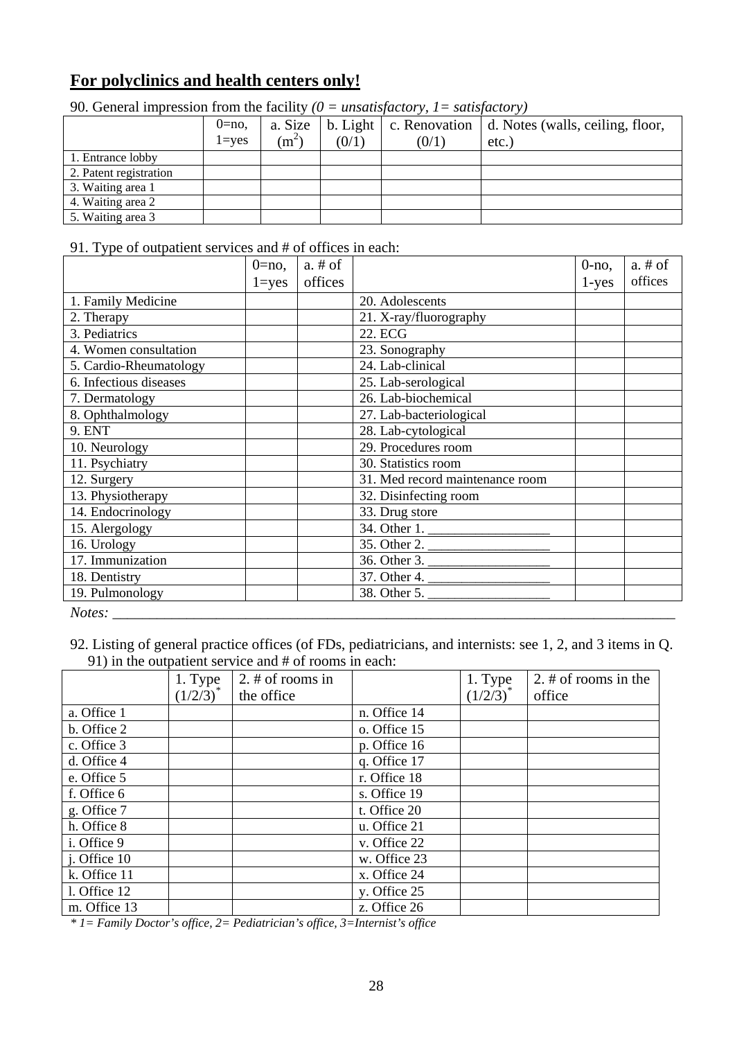**<u>For polyclinics and health centers only!</u>**

90. General impression from the facility *(0 = unsatisfactory, 1= satisfactory)*

| | 0=no, 1=yes | a. Size ($m^2$) | b. Light (0/1) | c. Renovation (0/1) | d. Notes (walls, ceiling, floor, etc.) |
|---|---|---|---|---|---|
| 1. Entrance lobby | | | | | |
| 2. Patent registration | | | | | |
| 3. Waiting area 1 | | | | | |
| 4. Waiting area 2 | | | | | |
| 5. Waiting area 3 | | | | | |

91. Type of outpatient services and # of offices in each:

| | 0=no, 1=yes | a. # of offices | | 0-no, 1-yes | a. # of offices |
|---|---|---|---|---|---|
| 1. Family Medicine | | | 20. Adolescents | | |
| 2. Therapy | | | 21. X-ray/fluorography | | |
| 3. Pediatrics | | | 22. ECG | | |
| 4. Women consultation | | | 23. Sonography | | |
| 5. Cardio-Rheumatology | | | 24. Lab-clinical | | |
| 6. Infectious diseases | | | 25. Lab-serological | | |
| 7. Dermatology | | | 26. Lab-biochemical | | |
| 8. Ophthalmology | | | 27. Lab-bacteriological | | |
| 9. ENT | | | 28. Lab-cytological | | |
| 10. Neurology | | | 29. Procedures room | | |
| 11. Psychiatry | | | 30. Statistics room | | |
| 12. Surgery | | | 31. Med record maintenance room | | |
| 13. Physiotherapy | | | 32. Disinfecting room | | |
| 14. Endocrinology | | | 33. Drug store | | |
| 15. Alergology | | | 34. Other 1. __________________ | | |
| 16. Urology | | | 35. Other 2. __________________ | | |
| 17. Immunization | | | 36. Other 3. __________________ | | |
| 18. Dentistry | | | 37. Other 4. __________________ | | |
| 19. Pulmonology | | | 38. Other 5. __________________ | | |

*Notes:* ________________________________________________________________________________

92. Listing of general practice offices (of FDs, pediatricians, and internists: see 1, 2, and 3 items in Q. 91) in the outpatient service and # of rooms in each:

| | 1. Type (1/2/3)* | 2. # of rooms in the office | | 1. Type (1/2/3)* | 2. # of rooms in the office |
|---|---|---|---|---|---|
| a. Office 1 | | | n. Office 14 | | |
| b. Office 2 | | | o. Office 15 | | |
| c. Office 3 | | | p. Office 16 | | |
| d. Office 4 | | | q. Office 17 | | |
| e. Office 5 | | | r. Office 18 | | |
| f. Office 6 | | | s. Office 19 | | |
| g. Office 7 | | | t. Office 20 | | |
| h. Office 8 | | | u. Office 21 | | |
| i. Office 9 | | | v. Office 22 | | |
| j. Office 10 | | | w. Office 23 | | |
| k. Office 11 | | | x. Office 24 | | |
| l. Office 12 | | | y. Office 25 | | |
| m. Office 13 | | | z. Office 26 | | |

*\* 1= Family Doctor's office, 2= Pediatrician's office, 3=Internist's office*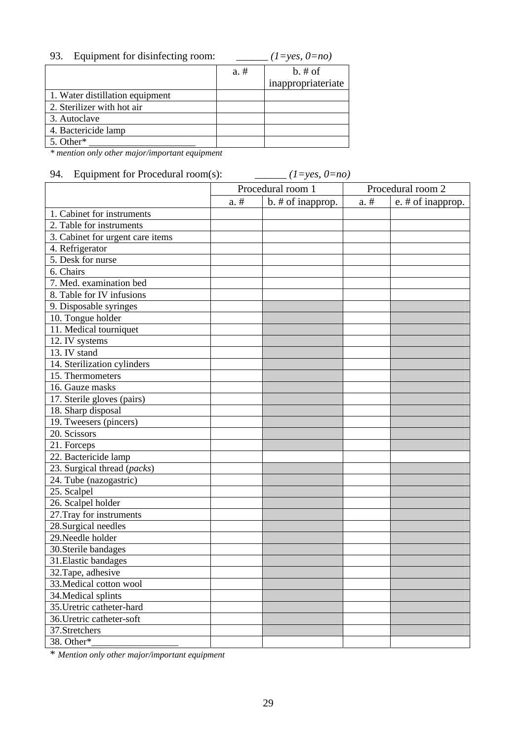93. Equipment for disinfecting room: ______ *(1=yes, 0=no)*

| | a. # | b. # of inappropriateriate |
|---|---|---|
| 1. Water distillation equipment | | |
| 2. Sterilizer with hot air | | |
| 3. Autoclave | | |
| 4. Bactericide lamp | | |
| 5. Other* ______________________ | | |

*\* mention only other major/important equipment*

94. Equipment for Procedural room(s): ______ *(1=yes, 0=no)*

| | Procedural room 1 | | Procedural room 2 | |
|---|---|---|---|---|
| | a. # | b. # of inapprop. | a. # | e. # of inapprop. |
| 1. Cabinet for instruments | | | | |
| 2. Table for instruments | | | | |
| 3. Cabinet for urgent care items | | | | |
| 4. Refrigerator | | | | |
| 5. Desk for nurse | | | | |
| 6. Chairs | | | | |
| 7. Med. examination bed | | | | |
| 8. Table for IV infusions | | | | |
| 9. Disposable syringes | | | | |
| 10. Tongue holder | | | | |
| 11. Medical tourniquet | | | | |
| 12. IV systems | | | | |
| 13. IV stand | | | | |
| 14. Sterilization cylinders | | | | |
| 15. Thermometers | | | | |
| 16. Gauze masks | | | | |
| 17. Sterile gloves (pairs) | | | | |
| 18. Sharp disposal | | | | |
| 19. Tweesers (pincers) | | | | |
| 20. Scissors | | | | |
| 21. Forceps | | | | |
| 22. Bactericide lamp | | | | |
| 23. Surgical thread (*packs*) | | | | |
| 24. Tube (nazogastric) | | | | |
| 25. Scalpel | | | | |
| 26. Scalpel holder | | | | |
| 27.Tray for instruments | | | | |
| 28.Surgical needles | | | | |
| 29.Needle holder | | | | |
| 30.Sterile bandages | | | | |
| 31.Elastic bandages | | | | |
| 32.Tape, adhesive | | | | |
| 33.Medical cotton wool | | | | |
| 34.Medical splints | | | | |
| 35.Uretric catheter-hard | | | | |
| 36.Uretric catheter-soft | | | | |
| 37.Stretchers | | | | |
| 38. Other*__________________ | | | | |

\* *Mention only other major/important equipment*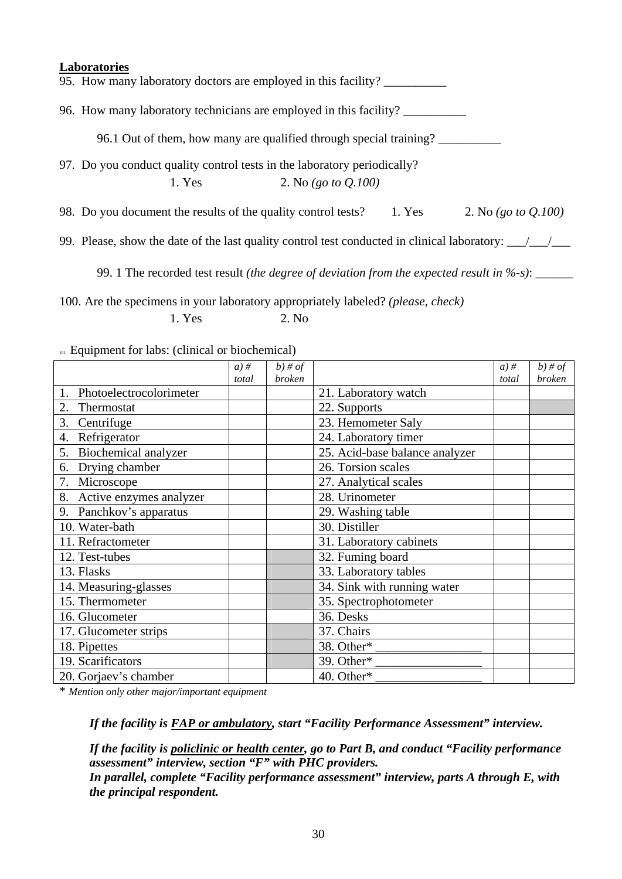**Laboratories**

95. How many laboratory doctors are employed in this facility? __________

96. How many laboratory technicians are employed in this facility? __________

  96.1 Out of them, how many are qualified through special training? __________

97. Do you conduct quality control tests in the laboratory periodically?

  1. Yes    2. No *(go to Q.100)*

98. Do you document the results of the quality control tests?  1. Yes  2. No *(go to Q.100)*

99. Please, show the date of the last quality control test conducted in clinical laboratory: ___/___/___

  99. 1 The recorded test result *(the degree of deviation from the expected result in %-s)*: ______

100. Are the specimens in your laboratory appropriately labeled? *(please, check)*

  1. Yes    2. No

101. Equipment for labs: (clinical or biochemical)

| | *a) # total* | *b) # of broken* | | *a) # total* | *b) # of broken* |
|---|---|---|---|---|---|
| 1. Photoelectrocolorimeter | | | 21. Laboratory watch | | |
| 2. Thermostat | | | 22. Supports | | |
| 3. Centrifuge | | | 23. Hemometer Saly | | |
| 4. Refrigerator | | | 24. Laboratory timer | | |
| 5. Biochemical analyzer | | | 25. Acid-base balance analyzer | | |
| 6. Drying chamber | | | 26. Torsion scales | | |
| 7. Microscope | | | 27. Analytical scales | | |
| 8. Active enzymes analyzer | | | 28. Urinometer | | |
| 9. Panchkov's apparatus | | | 29. Washing table | | |
| 10. Water-bath | | | 30. Distiller | | |
| 11. Refractometer | | | 31. Laboratory cabinets | | |
| 12. Test-tubes | | | 32. Fuming board | | |
| 13. Flasks | | | 33. Laboratory tables | | |
| 14. Measuring-glasses | | | 34. Sink with running water | | |
| 15. Thermometer | | | 35. Spectrophotometer | | |
| 16. Glucometer | | | 36. Desks | | |
| 17. Glucometer strips | | | 37. Chairs | | |
| 18. Pipettes | | | 38. Other* _________________ | | |
| 19. Scarificators | | | 39. Other* _________________ | | |
| 20. Gorjaev's chamber | | | 40. Other* _________________ | | |

\* *Mention only other major/important equipment*

***If the facility is <u>FAP or ambulatory</u>, start "Facility Performance Assessment" interview.***

***If the facility is <u>policlinic or health center</u>, go to Part B, and conduct "Facility performance assessment" interview, section "F" with PHC providers.***
***In parallel, complete "Facility performance assessment" interview, parts A through E, with the principal respondent.***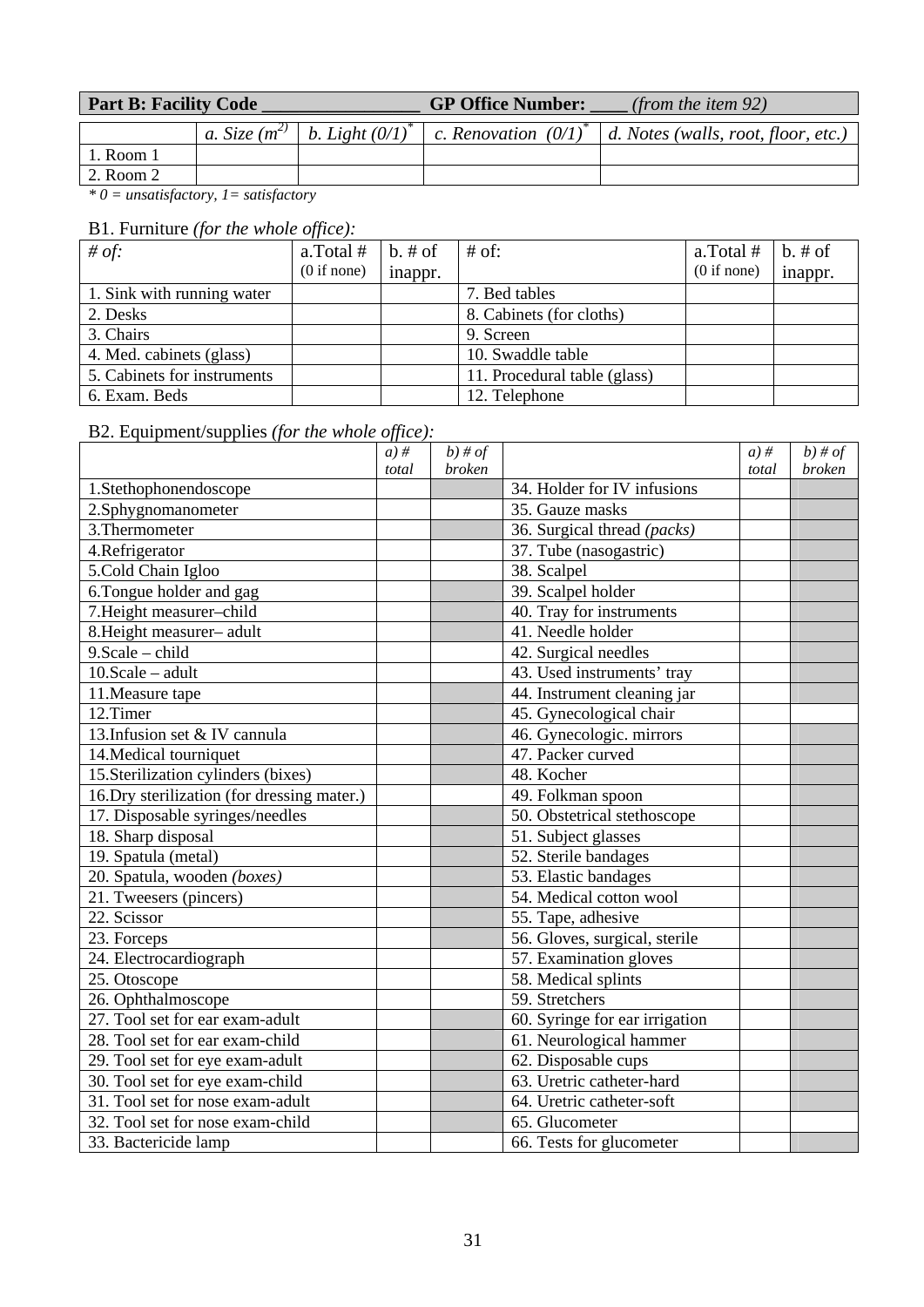**Part B: Facility Code \_\_\_\_\_\_\_\_\_\_\_\_\_\_\_\_ GP Office Number: \_\_\_\_ *(from the item 92)***

| | *a. Size ($m^2$)* | *b. Light (0/1)\** | *c. Renovation (0/1)\** | *d. Notes (walls, root, floor, etc.)* |
|---|---|---|---|---|
| 1. Room 1 | | | | |
| 2. Room 2 | | | | |

*\* 0 = unsatisfactory, 1= satisfactory*

B1. Furniture *(for the whole office):*

| *# of:* | a.Total # (0 if none) | b. # of inappr. | # of: | a.Total # (0 if none) | b. # of inappr. |
|---|---|---|---|---|---|
| 1. Sink with running water | | | 7. Bed tables | | |
| 2. Desks | | | 8. Cabinets (for cloths) | | |
| 3. Chairs | | | 9. Screen | | |
| 4. Med. cabinets (glass) | | | 10. Swaddle table | | |
| 5. Cabinets for instruments | | | 11. Procedural table (glass) | | |
| 6. Exam. Beds | | | 12. Telephone | | |

B2. Equipment/supplies *(for the whole office):*

| | *a) # total* | *b) # of broken* | | *a) # total* | *b) # of broken* |
|---|---|---|---|---|---|
| 1.Stethophonendoscope | | | 34. Holder for IV infusions | | |
| 2.Sphygnomanometer | | | 35. Gauze masks | | |
| 3.Thermometer | | | 36. Surgical thread *(packs)* | | |
| 4.Refrigerator | | | 37. Tube (nasogastric) | | |
| 5.Cold Chain Igloo | | | 38. Scalpel | | |
| 6.Tongue holder and gag | | | 39. Scalpel holder | | |
| 7.Height measurer–child | | | 40. Tray for instruments | | |
| 8.Height measurer– adult | | | 41. Needle holder | | |
| 9.Scale – child | | | 42. Surgical needles | | |
| 10.Scale – adult | | | 43. Used instruments' tray | | |
| 11.Measure tape | | | 44. Instrument cleaning jar | | |
| 12.Timer | | | 45. Gynecological chair | | |
| 13.Infusion set & IV cannula | | | 46. Gynecologic. mirrors | | |
| 14.Medical tourniquet | | | 47. Packer curved | | |
| 15.Sterilization cylinders (bixes) | | | 48. Kocher | | |
| 16.Dry sterilization (for dressing mater.) | | | 49. Folkman spoon | | |
| 17. Disposable syringes/needles | | | 50. Obstetrical stethoscope | | |
| 18. Sharp disposal | | | 51. Subject glasses | | |
| 19. Spatula (metal) | | | 52. Sterile bandages | | |
| 20. Spatula, wooden *(boxes)* | | | 53. Elastic bandages | | |
| 21. Tweesers (pincers) | | | 54. Medical cotton wool | | |
| 22. Scissor | | | 55. Tape, adhesive | | |
| 23. Forceps | | | 56. Gloves, surgical, sterile | | |
| 24. Electrocardiograph | | | 57. Examination gloves | | |
| 25. Otoscope | | | 58. Medical splints | | |
| 26. Ophthalmoscope | | | 59. Stretchers | | |
| 27. Tool set for ear exam-adult | | | 60. Syringe for ear irrigation | | |
| 28. Tool set for ear exam-child | | | 61. Neurological hammer | | |
| 29. Tool set for eye exam-adult | | | 62. Disposable cups | | |
| 30. Tool set for eye exam-child | | | 63. Uretric catheter-hard | | |
| 31. Tool set for nose exam-adult | | | 64. Uretric catheter-soft | | |
| 32. Tool set for nose exam-child | | | 65. Glucometer | | |
| 33. Bactericide lamp | | | 66. Tests for glucometer | | |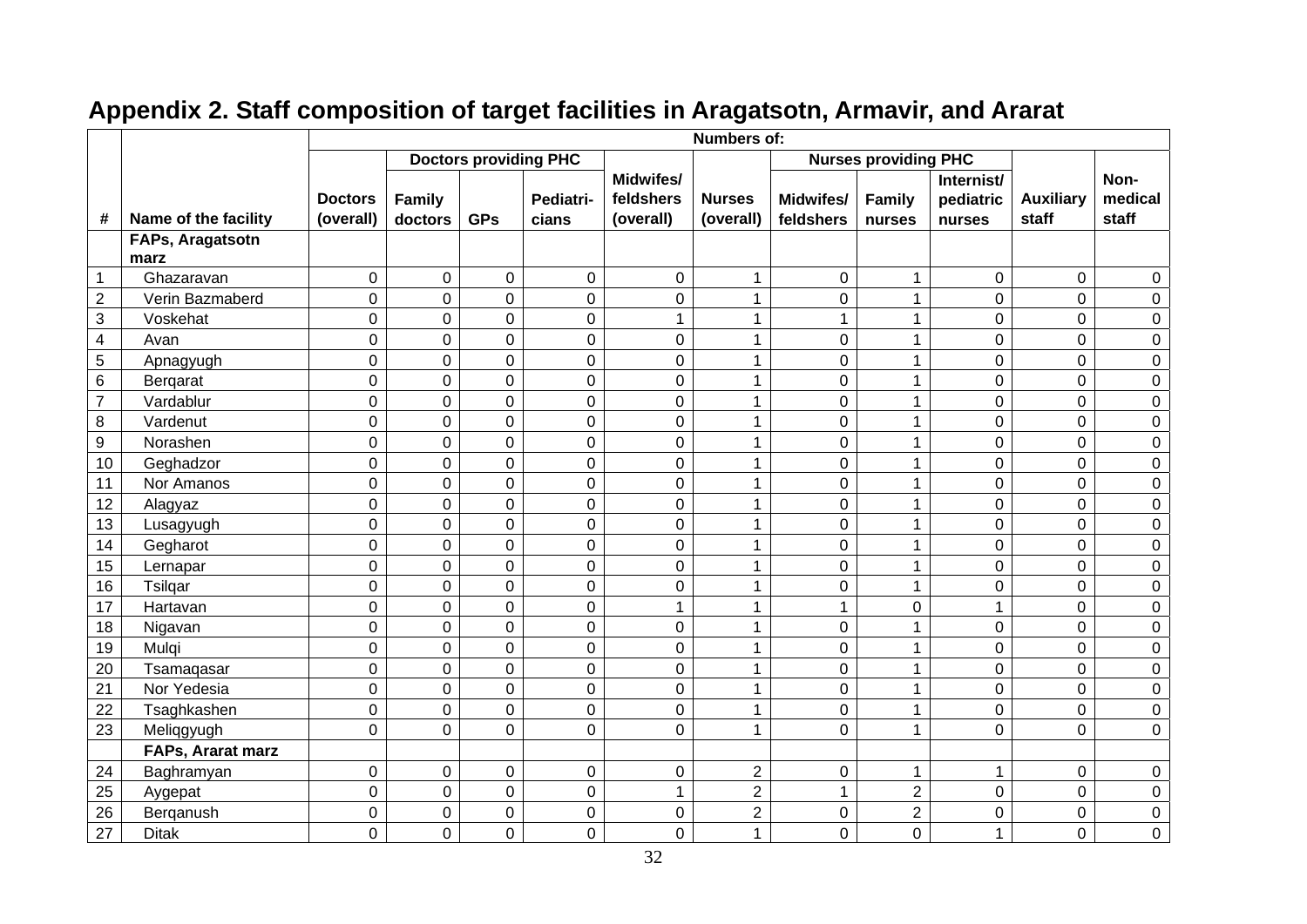## Appendix 2. Staff composition of target facilities in Aragatsotn, Armavir, and Ararat

| # | Name of the facility | Numbers of: | | | | | | | | | | |
|---|---|---|---|---|---|---|---|---|---|---|---|---|
| | | | Doctors providing PHC | | | | | Nurses providing PHC | | | | |
| | | Doctors (overall) | Family doctors | GPs | Pediatri-cians | Midwifes/ feldshers (overall) | Nurses (overall) | Midwifes/ feldshers | Family nurses | Internist/ pediatric nurses | Auxiliary staff | Non-medical staff |
| | **FAPs, Aragatsotn marz** | | | | | | | | | | | |
| 1 | Ghazaravan | 0 | 0 | 0 | 0 | 0 | 1 | 0 | 1 | 0 | 0 | 0 |
| 2 | Verin Bazmaberd | 0 | 0 | 0 | 0 | 0 | 1 | 0 | 1 | 0 | 0 | 0 |
| 3 | Voskehat | 0 | 0 | 0 | 0 | 1 | 1 | 1 | 1 | 0 | 0 | 0 |
| 4 | Avan | 0 | 0 | 0 | 0 | 0 | 1 | 0 | 1 | 0 | 0 | 0 |
| 5 | Apnagyugh | 0 | 0 | 0 | 0 | 0 | 1 | 0 | 1 | 0 | 0 | 0 |
| 6 | Berqarat | 0 | 0 | 0 | 0 | 0 | 1 | 0 | 1 | 0 | 0 | 0 |
| 7 | Vardablur | 0 | 0 | 0 | 0 | 0 | 1 | 0 | 1 | 0 | 0 | 0 |
| 8 | Vardenut | 0 | 0 | 0 | 0 | 0 | 1 | 0 | 1 | 0 | 0 | 0 |
| 9 | Norashen | 0 | 0 | 0 | 0 | 0 | 1 | 0 | 1 | 0 | 0 | 0 |
| 10 | Geghadzor | 0 | 0 | 0 | 0 | 0 | 1 | 0 | 1 | 0 | 0 | 0 |
| 11 | Nor Amanos | 0 | 0 | 0 | 0 | 0 | 1 | 0 | 1 | 0 | 0 | 0 |
| 12 | Alagyaz | 0 | 0 | 0 | 0 | 0 | 1 | 0 | 1 | 0 | 0 | 0 |
| 13 | Lusagyugh | 0 | 0 | 0 | 0 | 0 | 1 | 0 | 1 | 0 | 0 | 0 |
| 14 | Gegharot | 0 | 0 | 0 | 0 | 0 | 1 | 0 | 1 | 0 | 0 | 0 |
| 15 | Lernapar | 0 | 0 | 0 | 0 | 0 | 1 | 0 | 1 | 0 | 0 | 0 |
| 16 | Tsilqar | 0 | 0 | 0 | 0 | 0 | 1 | 0 | 1 | 0 | 0 | 0 |
| 17 | Hartavan | 0 | 0 | 0 | 0 | 1 | 1 | 1 | 0 | 1 | 0 | 0 |
| 18 | Nigavan | 0 | 0 | 0 | 0 | 0 | 1 | 0 | 1 | 0 | 0 | 0 |
| 19 | Mulqi | 0 | 0 | 0 | 0 | 0 | 1 | 0 | 1 | 0 | 0 | 0 |
| 20 | Tsamaqasar | 0 | 0 | 0 | 0 | 0 | 1 | 0 | 1 | 0 | 0 | 0 |
| 21 | Nor Yedesia | 0 | 0 | 0 | 0 | 0 | 1 | 0 | 1 | 0 | 0 | 0 |
| 22 | Tsaghkashen | 0 | 0 | 0 | 0 | 0 | 1 | 0 | 1 | 0 | 0 | 0 |
| 23 | Meliqgyugh | 0 | 0 | 0 | 0 | 0 | 1 | 0 | 1 | 0 | 0 | 0 |
| | **FAPs, Ararat marz** | | | | | | | | | | | |
| 24 | Baghramyan | 0 | 0 | 0 | 0 | 0 | 2 | 0 | 1 | 1 | 0 | 0 |
| 25 | Aygepat | 0 | 0 | 0 | 0 | 1 | 2 | 1 | 2 | 0 | 0 | 0 |
| 26 | Berqanush | 0 | 0 | 0 | 0 | 0 | 2 | 0 | 2 | 0 | 0 | 0 |
| 27 | Ditak | 0 | 0 | 0 | 0 | 0 | 1 | 0 | 0 | 1 | 0 | 0 |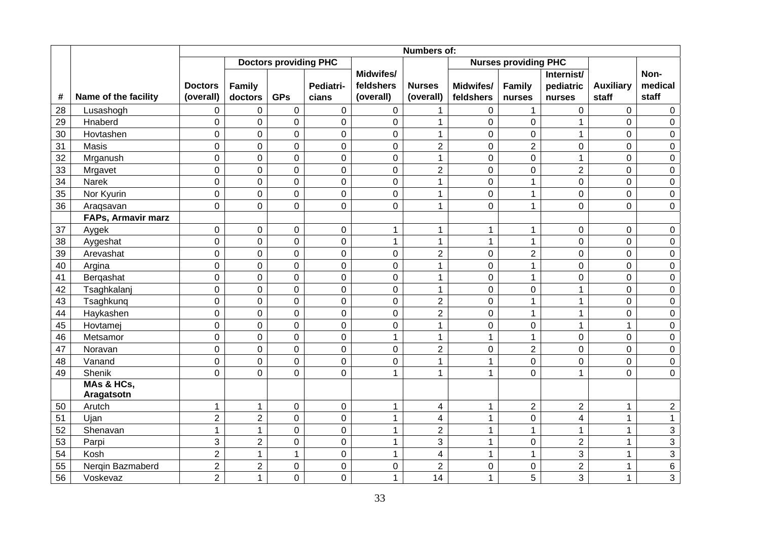| # | Name of the facility | Numbers of: | | | | | | | | | | |
|---|---|---|---|---|---|---|---|---|---|---|---|---|
| | | | Doctors providing PHC | | | | | Nurses providing PHC | | | | |
| | | Doctors (overall) | Family doctors | GPs | Pediatri-cians | Midwifes/ feldshers (overall) | Nurses (overall) | Midwifes/ feldshers | Family nurses | Internist/ pediatric nurses | Auxiliary staff | Non-medical staff |
| 28 | Lusashogh | 0 | 0 | 0 | 0 | 0 | 1 | 0 | 1 | 0 | 0 | 0 |
| 29 | Hnaberd | 0 | 0 | 0 | 0 | 0 | 1 | 0 | 0 | 1 | 0 | 0 |
| 30 | Hovtashen | 0 | 0 | 0 | 0 | 0 | 1 | 0 | 0 | 1 | 0 | 0 |
| 31 | Masis | 0 | 0 | 0 | 0 | 0 | 2 | 0 | 2 | 0 | 0 | 0 |
| 32 | Mrganush | 0 | 0 | 0 | 0 | 0 | 1 | 0 | 0 | 1 | 0 | 0 |
| 33 | Mrgavet | 0 | 0 | 0 | 0 | 0 | 2 | 0 | 0 | 2 | 0 | 0 |
| 34 | Narek | 0 | 0 | 0 | 0 | 0 | 1 | 0 | 1 | 0 | 0 | 0 |
| 35 | Nor Kyurin | 0 | 0 | 0 | 0 | 0 | 1 | 0 | 1 | 0 | 0 | 0 |
| 36 | Araqsavan | 0 | 0 | 0 | 0 | 0 | 1 | 0 | 1 | 0 | 0 | 0 |
| | **FAPs, Armavir marz** | | | | | | | | | | | |
| 37 | Aygek | 0 | 0 | 0 | 0 | 1 | 1 | 1 | 1 | 0 | 0 | 0 |
| 38 | Aygeshat | 0 | 0 | 0 | 0 | 1 | 1 | 1 | 1 | 0 | 0 | 0 |
| 39 | Arevashat | 0 | 0 | 0 | 0 | 0 | 2 | 0 | 2 | 0 | 0 | 0 |
| 40 | Argina | 0 | 0 | 0 | 0 | 0 | 1 | 0 | 1 | 0 | 0 | 0 |
| 41 | Berqashat | 0 | 0 | 0 | 0 | 0 | 1 | 0 | 1 | 0 | 0 | 0 |
| 42 | Tsaghkalanj | 0 | 0 | 0 | 0 | 0 | 1 | 0 | 0 | 1 | 0 | 0 |
| 43 | Tsaghkunq | 0 | 0 | 0 | 0 | 0 | 2 | 0 | 1 | 1 | 0 | 0 |
| 44 | Haykashen | 0 | 0 | 0 | 0 | 0 | 2 | 0 | 1 | 1 | 0 | 0 |
| 45 | Hovtamej | 0 | 0 | 0 | 0 | 0 | 1 | 0 | 0 | 1 | 1 | 0 |
| 46 | Metsamor | 0 | 0 | 0 | 0 | 1 | 1 | 1 | 1 | 0 | 0 | 0 |
| 47 | Noravan | 0 | 0 | 0 | 0 | 0 | 2 | 0 | 2 | 0 | 0 | 0 |
| 48 | Vanand | 0 | 0 | 0 | 0 | 0 | 1 | 1 | 0 | 0 | 0 | 0 |
| 49 | Shenik | 0 | 0 | 0 | 0 | 1 | 1 | 1 | 0 | 1 | 0 | 0 |
| | **MAs & HCs, Aragatsotn** | | | | | | | | | | | |
| 50 | Arutch | 1 | 1 | 0 | 0 | 1 | 4 | 1 | 2 | 2 | 1 | 2 |
| 51 | Ujan | 2 | 2 | 0 | 0 | 1 | 4 | 1 | 0 | 4 | 1 | 1 |
| 52 | Shenavan | 1 | 1 | 0 | 0 | 1 | 2 | 1 | 1 | 1 | 1 | 3 |
| 53 | Parpi | 3 | 2 | 0 | 0 | 1 | 3 | 1 | 0 | 2 | 1 | 3 |
| 54 | Kosh | 2 | 1 | 1 | 0 | 1 | 4 | 1 | 1 | 3 | 1 | 3 |
| 55 | Nerqin Bazmaberd | 2 | 2 | 0 | 0 | 0 | 2 | 0 | 0 | 2 | 1 | 6 |
| 56 | Voskevaz | 2 | 1 | 0 | 0 | 1 | 14 | 1 | 5 | 3 | 1 | 3 |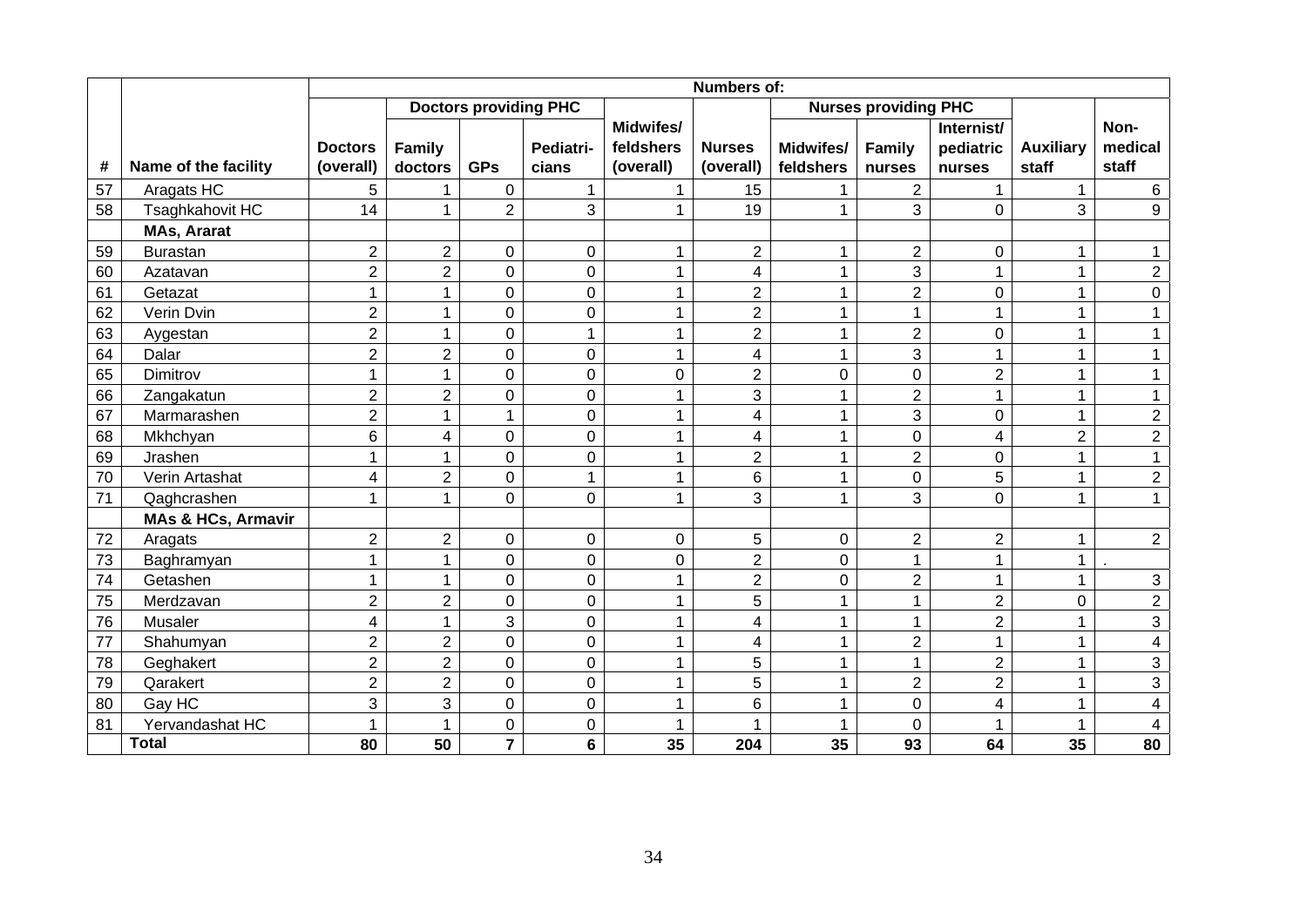| # | Name of the facility | Numbers of: | | | | | | | | | | |
|---|---|---|---|---|---|---|---|---|---|---|---|---|
| | | Doctors (overall) | Doctors providing PHC | | | Midwifes/ feldshers (overall) | Nurses (overall) | Nurses providing PHC | | | Auxiliary staff | Non-medical staff |
| | | | Family doctors | GPs | Pediatri-cians | | | Midwifes/ feldshers | Family nurses | Internist/ pediatric nurses | | |
| 57 | Aragats HC | 5 | 1 | 0 | 1 | 1 | 15 | 1 | 2 | 1 | 1 | 6 |
| 58 | Tsaghkahovit HC | 14 | 1 | 2 | 3 | 1 | 19 | 1 | 3 | 0 | 3 | 9 |
| | **MAs, Ararat** | | | | | | | | | | | |
| 59 | Burastan | 2 | 2 | 0 | 0 | 1 | 2 | 1 | 2 | 0 | 1 | 1 |
| 60 | Azatavan | 2 | 2 | 0 | 0 | 1 | 4 | 1 | 3 | 1 | 1 | 2 |
| 61 | Getazat | 1 | 1 | 0 | 0 | 1 | 2 | 1 | 2 | 0 | 1 | 0 |
| 62 | Verin Dvin | 2 | 1 | 0 | 0 | 1 | 2 | 1 | 1 | 1 | 1 | 1 |
| 63 | Aygestan | 2 | 1 | 0 | 1 | 1 | 2 | 1 | 2 | 0 | 1 | 1 |
| 64 | Dalar | 2 | 2 | 0 | 0 | 1 | 4 | 1 | 3 | 1 | 1 | 1 |
| 65 | Dimitrov | 1 | 1 | 0 | 0 | 0 | 2 | 0 | 0 | 2 | 1 | 1 |
| 66 | Zangakatun | 2 | 2 | 0 | 0 | 1 | 3 | 1 | 2 | 1 | 1 | 1 |
| 67 | Marmarashen | 2 | 1 | 1 | 0 | 1 | 4 | 1 | 3 | 0 | 1 | 2 |
| 68 | Mkhchyan | 6 | 4 | 0 | 0 | 1 | 4 | 1 | 0 | 4 | 2 | 2 |
| 69 | Jrashen | 1 | 1 | 0 | 0 | 1 | 2 | 1 | 2 | 0 | 1 | 1 |
| 70 | Verin Artashat | 4 | 2 | 0 | 1 | 1 | 6 | 1 | 0 | 5 | 1 | 2 |
| 71 | Qaghcrashen | 1 | 1 | 0 | 0 | 1 | 3 | 1 | 3 | 0 | 1 | 1 |
| | **MAs & HCs, Armavir** | | | | | | | | | | | |
| 72 | Aragats | 2 | 2 | 0 | 0 | 0 | 5 | 0 | 2 | 2 | 1 | 2 |
| 73 | Baghramyan | 1 | 1 | 0 | 0 | 0 | 2 | 0 | 1 | 1 | 1 | . |
| 74 | Getashen | 1 | 1 | 0 | 0 | 1 | 2 | 0 | 2 | 1 | 1 | 3 |
| 75 | Merdzavan | 2 | 2 | 0 | 0 | 1 | 5 | 1 | 1 | 2 | 0 | 2 |
| 76 | Musaler | 4 | 1 | 3 | 0 | 1 | 4 | 1 | 1 | 2 | 1 | 3 |
| 77 | Shahumyan | 2 | 2 | 0 | 0 | 1 | 4 | 1 | 2 | 1 | 1 | 4 |
| 78 | Geghakert | 2 | 2 | 0 | 0 | 1 | 5 | 1 | 1 | 2 | 1 | 3 |
| 79 | Qarakert | 2 | 2 | 0 | 0 | 1 | 5 | 1 | 2 | 2 | 1 | 3 |
| 80 | Gay HC | 3 | 3 | 0 | 0 | 1 | 6 | 1 | 0 | 4 | 1 | 4 |
| 81 | Yervandashat HC | 1 | 1 | 0 | 0 | 1 | 1 | 1 | 0 | 1 | 1 | 4 |
| | **Total** | **80** | **50** | **7** | **6** | **35** | **204** | **35** | **93** | **64** | **35** | **80** |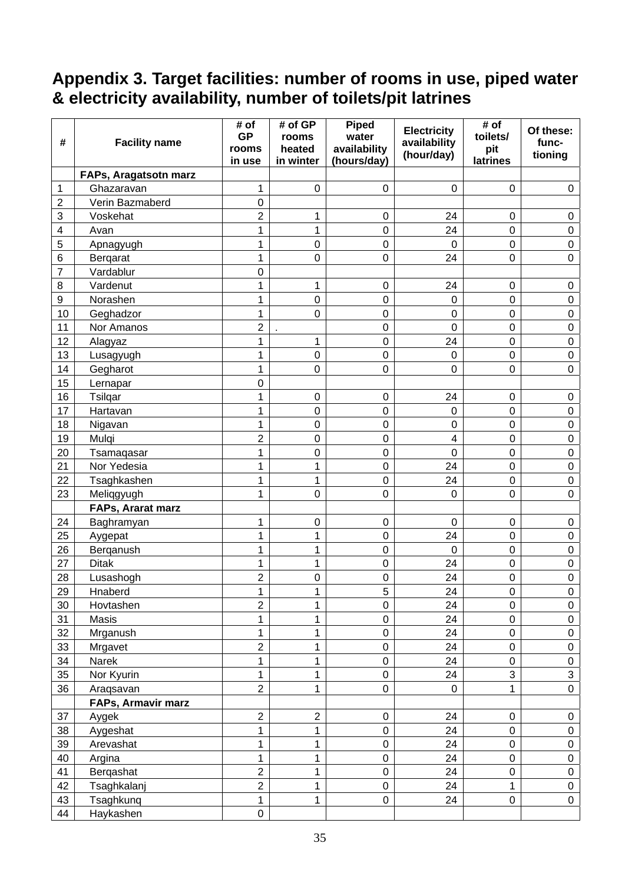## Appendix 3. Target facilities: number of rooms in use, piped water & electricity availability, number of toilets/pit latrines

| # | Facility name | # of GP rooms in use | # of GP rooms heated in winter | Piped water availability (hours/day) | Electricity availability (hour/day) | # of toilets/ pit latrines | Of these: func-tioning |
|---|---|---|---|---|---|---|---|
| | **FAPs, Aragatsotn marz** | | | | | | |
| 1 | Ghazaravan | 1 | 0 | 0 | 0 | 0 | 0 |
| 2 | Verin Bazmaberd | 0 | | | | | |
| 3 | Voskehat | 2 | 1 | 0 | 24 | 0 | 0 |
| 4 | Avan | 1 | 1 | 0 | 24 | 0 | 0 |
| 5 | Apnagyugh | 1 | 0 | 0 | 0 | 0 | 0 |
| 6 | Berqarat | 1 | 0 | 0 | 24 | 0 | 0 |
| 7 | Vardablur | 0 | | | | | |
| 8 | Vardenut | 1 | 1 | 0 | 24 | 0 | 0 |
| 9 | Norashen | 1 | 0 | 0 | 0 | 0 | 0 |
| 10 | Geghadzor | 1 | 0 | 0 | 0 | 0 | 0 |
| 11 | Nor Amanos | 2 | . | 0 | 0 | 0 | 0 |
| 12 | Alagyaz | 1 | 1 | 0 | 24 | 0 | 0 |
| 13 | Lusagyugh | 1 | 0 | 0 | 0 | 0 | 0 |
| 14 | Gegharot | 1 | 0 | 0 | 0 | 0 | 0 |
| 15 | Lernapar | 0 | | | | | |
| 16 | Tsilqar | 1 | 0 | 0 | 24 | 0 | 0 |
| 17 | Hartavan | 1 | 0 | 0 | 0 | 0 | 0 |
| 18 | Nigavan | 1 | 0 | 0 | 0 | 0 | 0 |
| 19 | Mulqi | 2 | 0 | 0 | 4 | 0 | 0 |
| 20 | Tsamaqasar | 1 | 0 | 0 | 0 | 0 | 0 |
| 21 | Nor Yedesia | 1 | 1 | 0 | 24 | 0 | 0 |
| 22 | Tsaghkashen | 1 | 1 | 0 | 24 | 0 | 0 |
| 23 | Meliqgyugh | 1 | 0 | 0 | 0 | 0 | 0 |
| | **FAPs, Ararat marz** | | | | | | |
| 24 | Baghramyan | 1 | 0 | 0 | 0 | 0 | 0 |
| 25 | Aygepat | 1 | 1 | 0 | 24 | 0 | 0 |
| 26 | Berqanush | 1 | 1 | 0 | 0 | 0 | 0 |
| 27 | Ditak | 1 | 1 | 0 | 24 | 0 | 0 |
| 28 | Lusashogh | 2 | 0 | 0 | 24 | 0 | 0 |
| 29 | Hnaberd | 1 | 1 | 5 | 24 | 0 | 0 |
| 30 | Hovtashen | 2 | 1 | 0 | 24 | 0 | 0 |
| 31 | Masis | 1 | 1 | 0 | 24 | 0 | 0 |
| 32 | Mrganush | 1 | 1 | 0 | 24 | 0 | 0 |
| 33 | Mrgavet | 2 | 1 | 0 | 24 | 0 | 0 |
| 34 | Narek | 1 | 1 | 0 | 24 | 0 | 0 |
| 35 | Nor Kyurin | 1 | 1 | 0 | 24 | 3 | 3 |
| 36 | Araqsavan | 2 | 1 | 0 | 0 | 1 | 0 |
| | **FAPs, Armavir marz** | | | | | | |
| 37 | Aygek | 2 | 2 | 0 | 24 | 0 | 0 |
| 38 | Aygeshat | 1 | 1 | 0 | 24 | 0 | 0 |
| 39 | Arevashat | 1 | 1 | 0 | 24 | 0 | 0 |
| 40 | Argina | 1 | 1 | 0 | 24 | 0 | 0 |
| 41 | Berqashat | 2 | 1 | 0 | 24 | 0 | 0 |
| 42 | Tsaghkalanj | 2 | 1 | 0 | 24 | 1 | 0 |
| 43 | Tsaghkunq | 1 | 1 | 0 | 24 | 0 | 0 |
| 44 | Haykashen | 0 | | | | | |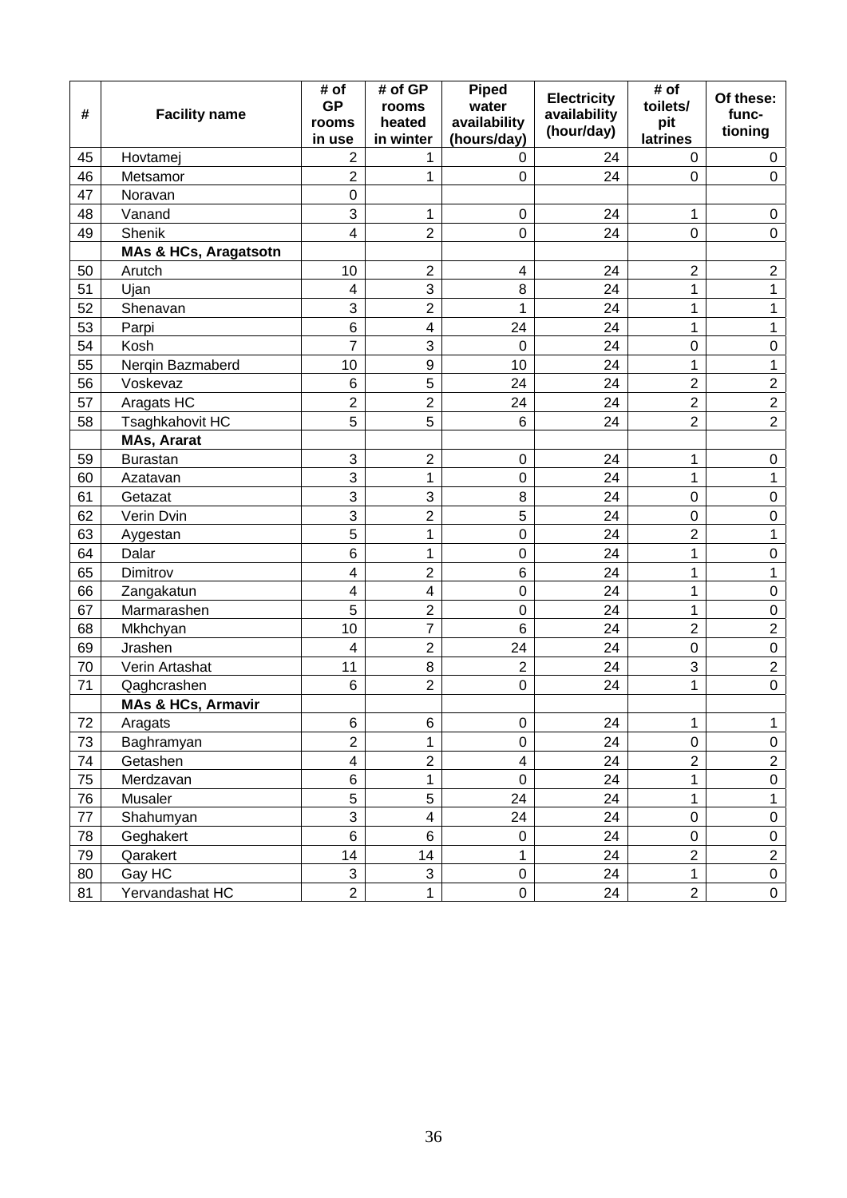| # | Facility name | # of GP rooms in use | # of GP rooms heated in winter | Piped water availability (hours/day) | Electricity availability (hour/day) | # of toilets/ pit latrines | Of these: func-tioning |
|---|---|---|---|---|---|---|---|
| 45 | Hovtamej | 2 | 1 | 0 | 24 | 0 | 0 |
| 46 | Metsamor | 2 | 1 | 0 | 24 | 0 | 0 |
| 47 | Noravan | 0 | | | | | |
| 48 | Vanand | 3 | 1 | 0 | 24 | 1 | 0 |
| 49 | Shenik | 4 | 2 | 0 | 24 | 0 | 0 |
| | **MAs & HCs, Aragatsotn** | | | | | | |
| 50 | Arutch | 10 | 2 | 4 | 24 | 2 | 2 |
| 51 | Ujan | 4 | 3 | 8 | 24 | 1 | 1 |
| 52 | Shenavan | 3 | 2 | 1 | 24 | 1 | 1 |
| 53 | Parpi | 6 | 4 | 24 | 24 | 1 | 1 |
| 54 | Kosh | 7 | 3 | 0 | 24 | 0 | 0 |
| 55 | Nerqin Bazmaberd | 10 | 9 | 10 | 24 | 1 | 1 |
| 56 | Voskevaz | 6 | 5 | 24 | 24 | 2 | 2 |
| 57 | Aragats HC | 2 | 2 | 24 | 24 | 2 | 2 |
| 58 | Tsaghkahovit HC | 5 | 5 | 6 | 24 | 2 | 2 |
| | **MAs, Ararat** | | | | | | |
| 59 | Burastan | 3 | 2 | 0 | 24 | 1 | 0 |
| 60 | Azatavan | 3 | 1 | 0 | 24 | 1 | 1 |
| 61 | Getazat | 3 | 3 | 8 | 24 | 0 | 0 |
| 62 | Verin Dvin | 3 | 2 | 5 | 24 | 0 | 0 |
| 63 | Aygestan | 5 | 1 | 0 | 24 | 2 | 1 |
| 64 | Dalar | 6 | 1 | 0 | 24 | 1 | 0 |
| 65 | Dimitrov | 4 | 2 | 6 | 24 | 1 | 1 |
| 66 | Zangakatun | 4 | 4 | 0 | 24 | 1 | 0 |
| 67 | Marmarashen | 5 | 2 | 0 | 24 | 1 | 0 |
| 68 | Mkhchyan | 10 | 7 | 6 | 24 | 2 | 2 |
| 69 | Jrashen | 4 | 2 | 24 | 24 | 0 | 0 |
| 70 | Verin Artashat | 11 | 8 | 2 | 24 | 3 | 2 |
| 71 | Qaghcrashen | 6 | 2 | 0 | 24 | 1 | 0 |
| | **MAs & HCs, Armavir** | | | | | | |
| 72 | Aragats | 6 | 6 | 0 | 24 | 1 | 1 |
| 73 | Baghramyan | 2 | 1 | 0 | 24 | 0 | 0 |
| 74 | Getashen | 4 | 2 | 4 | 24 | 2 | 2 |
| 75 | Merdzavan | 6 | 1 | 0 | 24 | 1 | 0 |
| 76 | Musaler | 5 | 5 | 24 | 24 | 1 | 1 |
| 77 | Shahumyan | 3 | 4 | 24 | 24 | 0 | 0 |
| 78 | Geghakert | 6 | 6 | 0 | 24 | 0 | 0 |
| 79 | Qarakert | 14 | 14 | 1 | 24 | 2 | 2 |
| 80 | Gay HC | 3 | 3 | 0 | 24 | 1 | 0 |
| 81 | Yervandashat HC | 2 | 1 | 0 | 24 | 2 | 0 |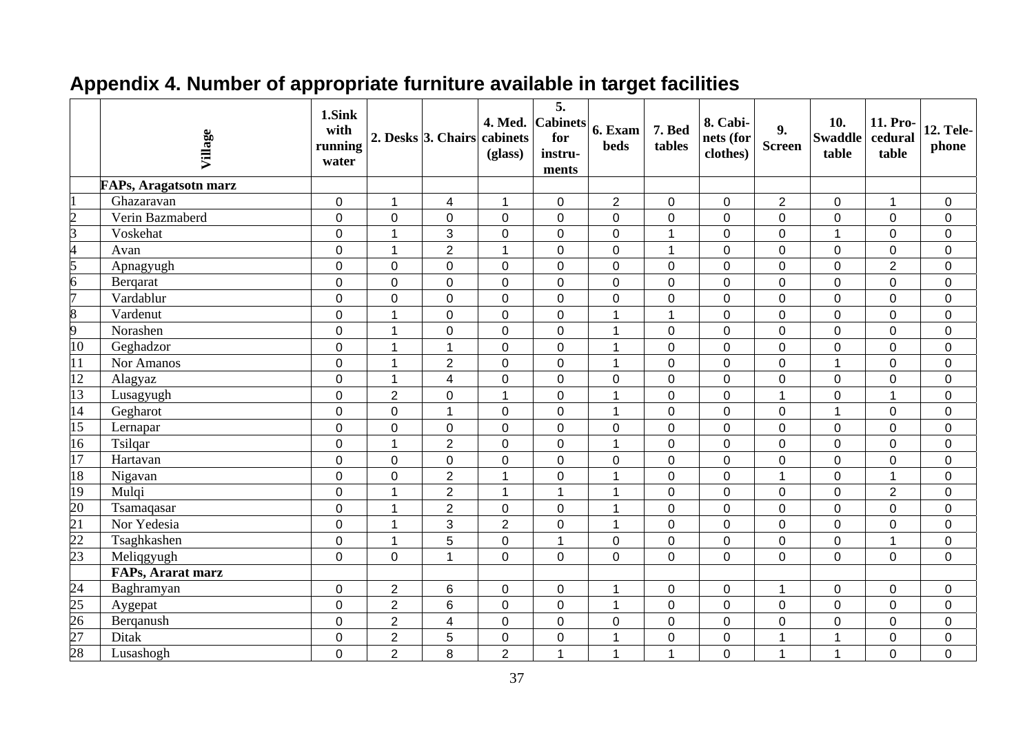## Appendix 4. Number of appropriate furniture available in target facilities

| | Village | 1.Sink with running water | 2. Desks | 3. Chairs | 4. Med. cabinets (glass) | 5. Cabinets for instru-ments | 6. Exam beds | 7. Bed tables | 8. Cabi-nets (for clothes) | 9. Screen | 10. Swaddle table | 11. Pro-cedural table | 12. Tele-phone |
|---|---|---|---|---|---|---|---|---|---|---|---|---|---|
| | **FAPs, Aragatsotn marz** | | | | | | | | | | | | |
| 1 | Ghazaravan | 0 | 1 | 4 | 1 | 0 | 2 | 0 | 0 | 2 | 0 | 1 | 0 |
| 2 | Verin Bazmaberd | 0 | 0 | 0 | 0 | 0 | 0 | 0 | 0 | 0 | 0 | 0 | 0 |
| 3 | Voskehat | 0 | 1 | 3 | 0 | 0 | 0 | 1 | 0 | 0 | 1 | 0 | 0 |
| 4 | Avan | 0 | 1 | 2 | 1 | 0 | 0 | 1 | 0 | 0 | 0 | 0 | 0 |
| 5 | Apnagyugh | 0 | 0 | 0 | 0 | 0 | 0 | 0 | 0 | 0 | 0 | 2 | 0 |
| 6 | Berqarat | 0 | 0 | 0 | 0 | 0 | 0 | 0 | 0 | 0 | 0 | 0 | 0 |
| 7 | Vardablur | 0 | 0 | 0 | 0 | 0 | 0 | 0 | 0 | 0 | 0 | 0 | 0 |
| 8 | Vardenut | 0 | 1 | 0 | 0 | 0 | 1 | 1 | 0 | 0 | 0 | 0 | 0 |
| 9 | Norashen | 0 | 1 | 0 | 0 | 0 | 1 | 0 | 0 | 0 | 0 | 0 | 0 |
| 10 | Geghadzor | 0 | 1 | 1 | 0 | 0 | 1 | 0 | 0 | 0 | 0 | 0 | 0 |
| 11 | Nor Amanos | 0 | 1 | 2 | 0 | 0 | 1 | 0 | 0 | 0 | 1 | 0 | 0 |
| 12 | Alagyaz | 0 | 1 | 4 | 0 | 0 | 0 | 0 | 0 | 0 | 0 | 0 | 0 |
| 13 | Lusagyugh | 0 | 2 | 0 | 1 | 0 | 1 | 0 | 0 | 1 | 0 | 1 | 0 |
| 14 | Gegharot | 0 | 0 | 1 | 0 | 0 | 1 | 0 | 0 | 0 | 1 | 0 | 0 |
| 15 | Lernapar | 0 | 0 | 0 | 0 | 0 | 0 | 0 | 0 | 0 | 0 | 0 | 0 |
| 16 | Tsilqar | 0 | 1 | 2 | 0 | 0 | 1 | 0 | 0 | 0 | 0 | 0 | 0 |
| 17 | Hartavan | 0 | 0 | 0 | 0 | 0 | 0 | 0 | 0 | 0 | 0 | 0 | 0 |
| 18 | Nigavan | 0 | 0 | 2 | 1 | 0 | 1 | 0 | 0 | 1 | 0 | 1 | 0 |
| 19 | Mulqi | 0 | 1 | 2 | 1 | 1 | 1 | 0 | 0 | 0 | 0 | 2 | 0 |
| 20 | Tsamaqasar | 0 | 1 | 2 | 0 | 0 | 1 | 0 | 0 | 0 | 0 | 0 | 0 |
| 21 | Nor Yedesia | 0 | 1 | 3 | 2 | 0 | 1 | 0 | 0 | 0 | 0 | 0 | 0 |
| 22 | Tsaghkashen | 0 | 1 | 5 | 0 | 1 | 0 | 0 | 0 | 0 | 0 | 1 | 0 |
| 23 | Meliqgyugh | 0 | 0 | 1 | 0 | 0 | 0 | 0 | 0 | 0 | 0 | 0 | 0 |
| | **FAPs, Ararat marz** | | | | | | | | | | | | |
| 24 | Baghramyan | 0 | 2 | 6 | 0 | 0 | 1 | 0 | 0 | 1 | 0 | 0 | 0 |
| 25 | Aygepat | 0 | 2 | 6 | 0 | 0 | 1 | 0 | 0 | 0 | 0 | 0 | 0 |
| 26 | Berqanush | 0 | 2 | 4 | 0 | 0 | 0 | 0 | 0 | 0 | 0 | 0 | 0 |
| 27 | Ditak | 0 | 2 | 5 | 0 | 0 | 1 | 0 | 0 | 1 | 1 | 0 | 0 |
| 28 | Lusashogh | 0 | 2 | 8 | 2 | 1 | 1 | 1 | 0 | 1 | 1 | 0 | 0 |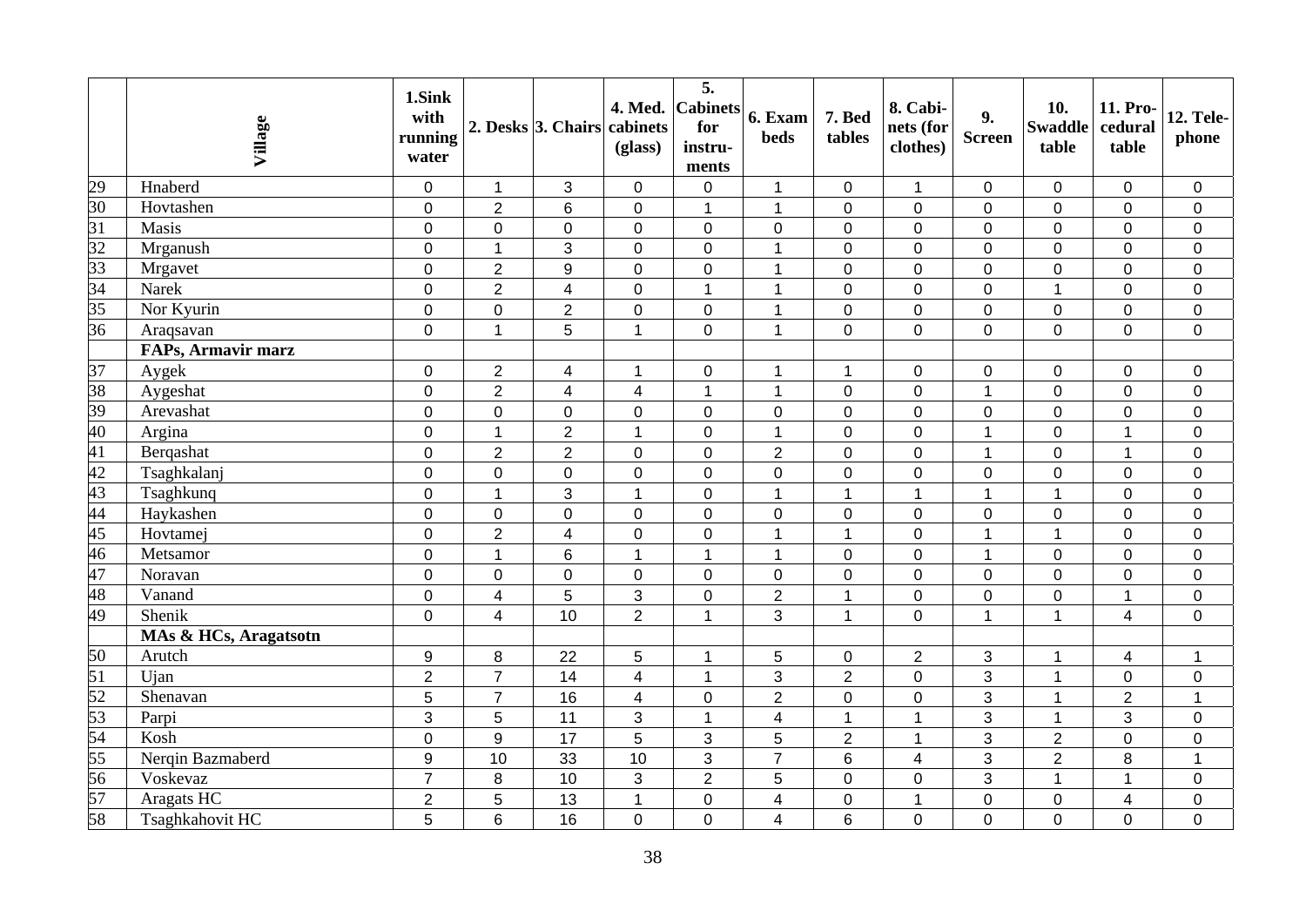| | Village | 1.Sink with running water | 2. Desks | 3. Chairs | 4. Med. cabinets (glass) | 5. Cabinets for instru-ments | 6. Exam beds | 7. Bed tables | 8. Cabi-nets (for clothes) | 9. Screen | 10. Swaddle table | 11. Pro-cedural table | 12. Tele-phone |
|---|---|---|---|---|---|---|---|---|---|---|---|---|---|
| 29 | Hnaberd | 0 | 1 | 3 | 0 | 0 | 1 | 0 | 1 | 0 | 0 | 0 | 0 |
| 30 | Hovtashen | 0 | 2 | 6 | 0 | 1 | 1 | 0 | 0 | 0 | 0 | 0 | 0 |
| 31 | Masis | 0 | 0 | 0 | 0 | 0 | 0 | 0 | 0 | 0 | 0 | 0 | 0 |
| 32 | Mrganush | 0 | 1 | 3 | 0 | 0 | 1 | 0 | 0 | 0 | 0 | 0 | 0 |
| 33 | Mrgavet | 0 | 2 | 9 | 0 | 0 | 1 | 0 | 0 | 0 | 0 | 0 | 0 |
| 34 | Narek | 0 | 2 | 4 | 0 | 1 | 1 | 0 | 0 | 0 | 1 | 0 | 0 |
| 35 | Nor Kyurin | 0 | 0 | 2 | 0 | 0 | 1 | 0 | 0 | 0 | 0 | 0 | 0 |
| 36 | Araqsavan | 0 | 1 | 5 | 1 | 0 | 1 | 0 | 0 | 0 | 0 | 0 | 0 |
| | **FAPs, Armavir marz** | | | | | | | | | | | | |
| 37 | Aygek | 0 | 2 | 4 | 1 | 0 | 1 | 1 | 0 | 0 | 0 | 0 | 0 |
| 38 | Aygeshat | 0 | 2 | 4 | 4 | 1 | 1 | 0 | 0 | 1 | 0 | 0 | 0 |
| 39 | Arevashat | 0 | 0 | 0 | 0 | 0 | 0 | 0 | 0 | 0 | 0 | 0 | 0 |
| 40 | Argina | 0 | 1 | 2 | 1 | 0 | 1 | 0 | 0 | 1 | 0 | 1 | 0 |
| 41 | Berqashat | 0 | 2 | 2 | 0 | 0 | 2 | 0 | 0 | 1 | 0 | 1 | 0 |
| 42 | Tsaghkalanj | 0 | 0 | 0 | 0 | 0 | 0 | 0 | 0 | 0 | 0 | 0 | 0 |
| 43 | Tsaghkunq | 0 | 1 | 3 | 1 | 0 | 1 | 1 | 1 | 1 | 1 | 0 | 0 |
| 44 | Haykashen | 0 | 0 | 0 | 0 | 0 | 0 | 0 | 0 | 0 | 0 | 0 | 0 |
| 45 | Hovtamej | 0 | 2 | 4 | 0 | 0 | 1 | 1 | 0 | 1 | 1 | 0 | 0 |
| 46 | Metsamor | 0 | 1 | 6 | 1 | 1 | 1 | 0 | 0 | 1 | 0 | 0 | 0 |
| 47 | Noravan | 0 | 0 | 0 | 0 | 0 | 0 | 0 | 0 | 0 | 0 | 0 | 0 |
| 48 | Vanand | 0 | 4 | 5 | 3 | 0 | 2 | 1 | 0 | 0 | 0 | 1 | 0 |
| 49 | Shenik | 0 | 4 | 10 | 2 | 1 | 3 | 1 | 0 | 1 | 1 | 4 | 0 |
| | **MAs & HCs, Aragatsotn** | | | | | | | | | | | | |
| 50 | Arutch | 9 | 8 | 22 | 5 | 1 | 5 | 0 | 2 | 3 | 1 | 4 | 1 |
| 51 | Ujan | 2 | 7 | 14 | 4 | 1 | 3 | 2 | 0 | 3 | 1 | 0 | 0 |
| 52 | Shenavan | 5 | 7 | 16 | 4 | 0 | 2 | 0 | 0 | 3 | 1 | 2 | 1 |
| 53 | Parpi | 3 | 5 | 11 | 3 | 1 | 4 | 1 | 1 | 3 | 1 | 3 | 0 |
| 54 | Kosh | 0 | 9 | 17 | 5 | 3 | 5 | 2 | 1 | 3 | 2 | 0 | 0 |
| 55 | Nerqin Bazmaberd | 9 | 10 | 33 | 10 | 3 | 7 | 6 | 4 | 3 | 2 | 8 | 1 |
| 56 | Voskevaz | 7 | 8 | 10 | 3 | 2 | 5 | 0 | 0 | 3 | 1 | 1 | 0 |
| 57 | Aragats HC | 2 | 5 | 13 | 1 | 0 | 4 | 0 | 1 | 0 | 0 | 4 | 0 |
| 58 | Tsaghkahovit HC | 5 | 6 | 16 | 0 | 0 | 4 | 6 | 0 | 0 | 0 | 0 | 0 |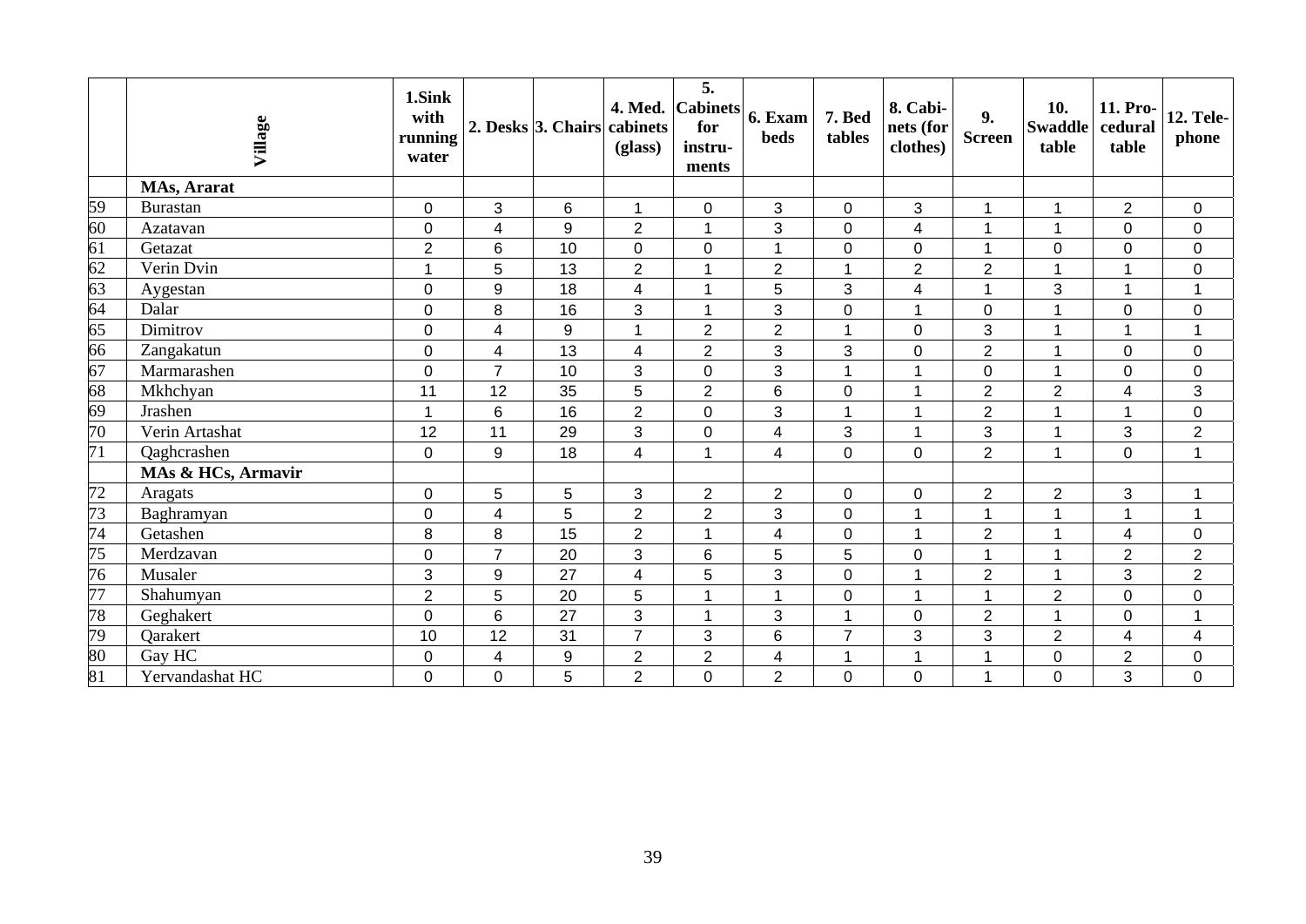| | Village | 1.Sink with running water | 2. Desks | 3. Chairs | 4. Med. cabinets (glass) | 5. Cabinets for instru-ments | 6. Exam beds | 7. Bed tables | 8. Cabi-nets (for clothes) | 9. Screen | 10. Swaddle table | 11. Pro-cedural table | 12. Tele-phone |
|---|---|---|---|---|---|---|---|---|---|---|---|---|---|
| | **MAs, Ararat** | | | | | | | | | | | | |
| 59 | Burastan | 0 | 3 | 6 | 1 | 0 | 3 | 0 | 3 | 1 | 1 | 2 | 0 |
| 60 | Azatavan | 0 | 4 | 9 | 2 | 1 | 3 | 0 | 4 | 1 | 1 | 0 | 0 |
| 61 | Getazat | 2 | 6 | 10 | 0 | 0 | 1 | 0 | 0 | 1 | 0 | 0 | 0 |
| 62 | Verin Dvin | 1 | 5 | 13 | 2 | 1 | 2 | 1 | 2 | 2 | 1 | 1 | 0 |
| 63 | Aygestan | 0 | 9 | 18 | 4 | 1 | 5 | 3 | 4 | 1 | 3 | 1 | 1 |
| 64 | Dalar | 0 | 8 | 16 | 3 | 1 | 3 | 0 | 1 | 0 | 1 | 0 | 0 |
| 65 | Dimitrov | 0 | 4 | 9 | 1 | 2 | 2 | 1 | 0 | 3 | 1 | 1 | 1 |
| 66 | Zangakatun | 0 | 4 | 13 | 4 | 2 | 3 | 3 | 0 | 2 | 1 | 0 | 0 |
| 67 | Marmarashen | 0 | 7 | 10 | 3 | 0 | 3 | 1 | 1 | 0 | 1 | 0 | 0 |
| 68 | Mkhchyan | 11 | 12 | 35 | 5 | 2 | 6 | 0 | 1 | 2 | 2 | 4 | 3 |
| 69 | Jrashen | 1 | 6 | 16 | 2 | 0 | 3 | 1 | 1 | 2 | 1 | 1 | 0 |
| 70 | Verin Artashat | 12 | 11 | 29 | 3 | 0 | 4 | 3 | 1 | 3 | 1 | 3 | 2 |
| 71 | Qaghcrashen | 0 | 9 | 18 | 4 | 1 | 4 | 0 | 0 | 2 | 1 | 0 | 1 |
| | **MAs & HCs, Armavir** | | | | | | | | | | | | |
| 72 | Aragats | 0 | 5 | 5 | 3 | 2 | 2 | 0 | 0 | 2 | 2 | 3 | 1 |
| 73 | Baghramyan | 0 | 4 | 5 | 2 | 2 | 3 | 0 | 1 | 1 | 1 | 1 | 1 |
| 74 | Getashen | 8 | 8 | 15 | 2 | 1 | 4 | 0 | 1 | 2 | 1 | 4 | 0 |
| 75 | Merdzavan | 0 | 7 | 20 | 3 | 6 | 5 | 5 | 0 | 1 | 1 | 2 | 2 |
| 76 | Musaler | 3 | 9 | 27 | 4 | 5 | 3 | 0 | 1 | 2 | 1 | 3 | 2 |
| 77 | Shahumyan | 2 | 5 | 20 | 5 | 1 | 1 | 0 | 1 | 1 | 2 | 0 | 0 |
| 78 | Geghakert | 0 | 6 | 27 | 3 | 1 | 3 | 1 | 0 | 2 | 1 | 0 | 1 |
| 79 | Qarakert | 10 | 12 | 31 | 7 | 3 | 6 | 7 | 3 | 3 | 2 | 4 | 4 |
| 80 | Gay HC | 0 | 4 | 9 | 2 | 2 | 4 | 1 | 1 | 1 | 0 | 2 | 0 |
| 81 | Yervandashat HC | 0 | 0 | 5 | 2 | 0 | 2 | 0 | 0 | 1 | 0 | 3 | 0 |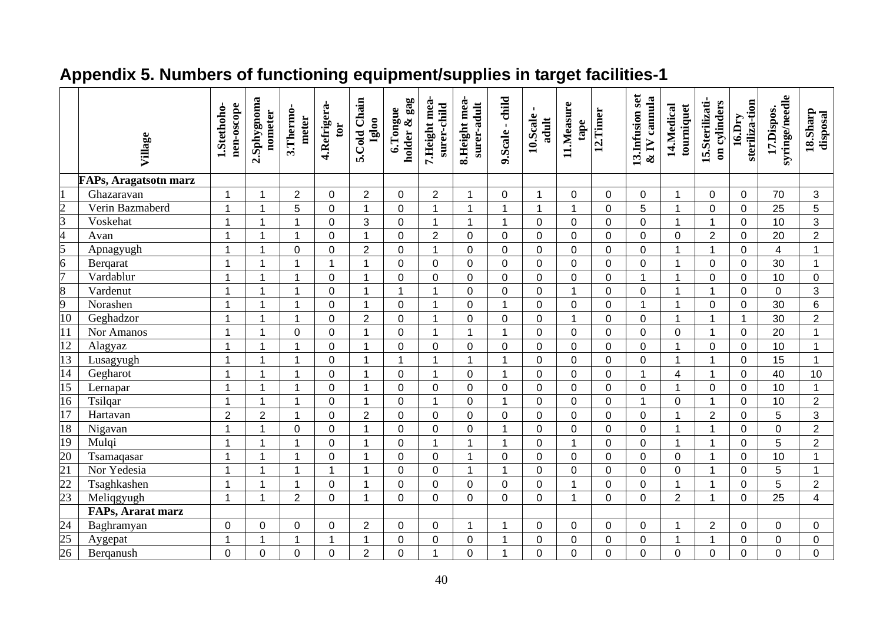# Appendix 5. Numbers of functioning equipment/supplies in target facilities-1

| | Village | 1.Stethoho-nen-oscope | 2.Sphygnoma nometer | 3.Thermo-meter | 4.Refrigera-tor | 5.Cold Chain Igloo | 6.Tongue holder & gag | 7.Height mea-surer-child | 8.Height mea-surer-adult | 9.Scale - child | 10.Scale - adult | 11.Measure tape | 12.Timer | 13.Infusion set & IV cannula | 14.Medical tourniquet | 15.Sterilizati-on cylinders | 16.Dry steriliza-tion | 17.Dispos. syringe/needle | 18.Sharp disposal |
|---|---|---|---|---|---|---|---|---|---|---|---|---|---|---|---|---|---|---|---|
| | **FAPs, Aragatsotn marz** | | | | | | | | | | | | | | | | | | |
| 1 | Ghazaravan | 1 | 1 | 2 | 0 | 2 | 0 | 2 | 1 | 0 | 1 | 0 | 0 | 0 | 1 | 0 | 0 | 70 | 3 |
| 2 | Verin Bazmaberd | 1 | 1 | 5 | 0 | 1 | 0 | 1 | 1 | 1 | 1 | 1 | 0 | 5 | 1 | 0 | 0 | 25 | 5 |
| 3 | Voskehat | 1 | 1 | 1 | 0 | 3 | 0 | 1 | 1 | 1 | 0 | 0 | 0 | 0 | 1 | 1 | 0 | 10 | 3 |
| 4 | Avan | 1 | 1 | 1 | 0 | 1 | 0 | 2 | 0 | 0 | 0 | 0 | 0 | 0 | 0 | 2 | 0 | 20 | 2 |
| 5 | Apnagyugh | 1 | 1 | 0 | 0 | 2 | 0 | 1 | 0 | 0 | 0 | 0 | 0 | 0 | 1 | 1 | 0 | 4 | 1 |
| 6 | Berqarat | 1 | 1 | 1 | 1 | 1 | 0 | 0 | 0 | 0 | 0 | 0 | 0 | 0 | 1 | 0 | 0 | 30 | 1 |
| 7 | Vardablur | 1 | 1 | 1 | 0 | 1 | 0 | 0 | 0 | 0 | 0 | 0 | 0 | 1 | 1 | 0 | 0 | 10 | 0 |
| 8 | Vardenut | 1 | 1 | 1 | 0 | 1 | 1 | 1 | 0 | 0 | 0 | 1 | 0 | 0 | 1 | 1 | 0 | 0 | 3 |
| 9 | Norashen | 1 | 1 | 1 | 0 | 1 | 0 | 1 | 0 | 1 | 0 | 0 | 0 | 1 | 1 | 0 | 0 | 30 | 6 |
| 10 | Geghadzor | 1 | 1 | 1 | 0 | 2 | 0 | 1 | 0 | 0 | 0 | 1 | 0 | 0 | 1 | 1 | 1 | 30 | 2 |
| 11 | Nor Amanos | 1 | 1 | 0 | 0 | 1 | 0 | 1 | 1 | 1 | 0 | 0 | 0 | 0 | 0 | 1 | 0 | 20 | 1 |
| 12 | Alagyaz | 1 | 1 | 1 | 0 | 1 | 0 | 0 | 0 | 0 | 0 | 0 | 0 | 0 | 1 | 0 | 0 | 10 | 1 |
| 13 | Lusagyugh | 1 | 1 | 1 | 0 | 1 | 1 | 1 | 1 | 1 | 0 | 0 | 0 | 0 | 1 | 1 | 0 | 15 | 1 |
| 14 | Gegharot | 1 | 1 | 1 | 0 | 1 | 0 | 1 | 0 | 1 | 0 | 0 | 0 | 1 | 4 | 1 | 0 | 40 | 10 |
| 15 | Lernapar | 1 | 1 | 1 | 0 | 1 | 0 | 0 | 0 | 0 | 0 | 0 | 0 | 0 | 1 | 0 | 0 | 10 | 1 |
| 16 | Tsilqar | 1 | 1 | 1 | 0 | 1 | 0 | 1 | 0 | 1 | 0 | 0 | 0 | 1 | 0 | 1 | 0 | 10 | 2 |
| 17 | Hartavan | 2 | 2 | 1 | 0 | 2 | 0 | 0 | 0 | 0 | 0 | 0 | 0 | 0 | 1 | 2 | 0 | 5 | 3 |
| 18 | Nigavan | 1 | 1 | 0 | 0 | 1 | 0 | 0 | 0 | 1 | 0 | 0 | 0 | 0 | 1 | 1 | 0 | 0 | 2 |
| 19 | Mulqi | 1 | 1 | 1 | 0 | 1 | 0 | 1 | 1 | 1 | 0 | 1 | 0 | 0 | 1 | 1 | 0 | 5 | 2 |
| 20 | Tsamaqasar | 1 | 1 | 1 | 0 | 1 | 0 | 0 | 1 | 0 | 0 | 0 | 0 | 0 | 0 | 1 | 0 | 10 | 1 |
| 21 | Nor Yedesia | 1 | 1 | 1 | 1 | 1 | 0 | 0 | 1 | 1 | 0 | 0 | 0 | 0 | 0 | 1 | 0 | 5 | 1 |
| 22 | Tsaghkashen | 1 | 1 | 1 | 0 | 1 | 0 | 0 | 0 | 0 | 0 | 1 | 0 | 0 | 1 | 1 | 0 | 5 | 2 |
| 23 | Meliqgyugh | 1 | 1 | 2 | 0 | 1 | 0 | 0 | 0 | 0 | 0 | 1 | 0 | 0 | 2 | 1 | 0 | 25 | 4 |
| | **FAPs, Ararat marz** | | | | | | | | | | | | | | | | | | |
| 24 | Baghramyan | 0 | 0 | 0 | 0 | 2 | 0 | 0 | 1 | 1 | 0 | 0 | 0 | 0 | 1 | 2 | 0 | 0 | 0 |
| 25 | Aygepat | 1 | 1 | 1 | 1 | 1 | 0 | 0 | 0 | 1 | 0 | 0 | 0 | 0 | 1 | 1 | 0 | 0 | 0 |
| 26 | Berqanush | 0 | 0 | 0 | 0 | 2 | 0 | 1 | 0 | 1 | 0 | 0 | 0 | 0 | 0 | 0 | 0 | 0 | 0 |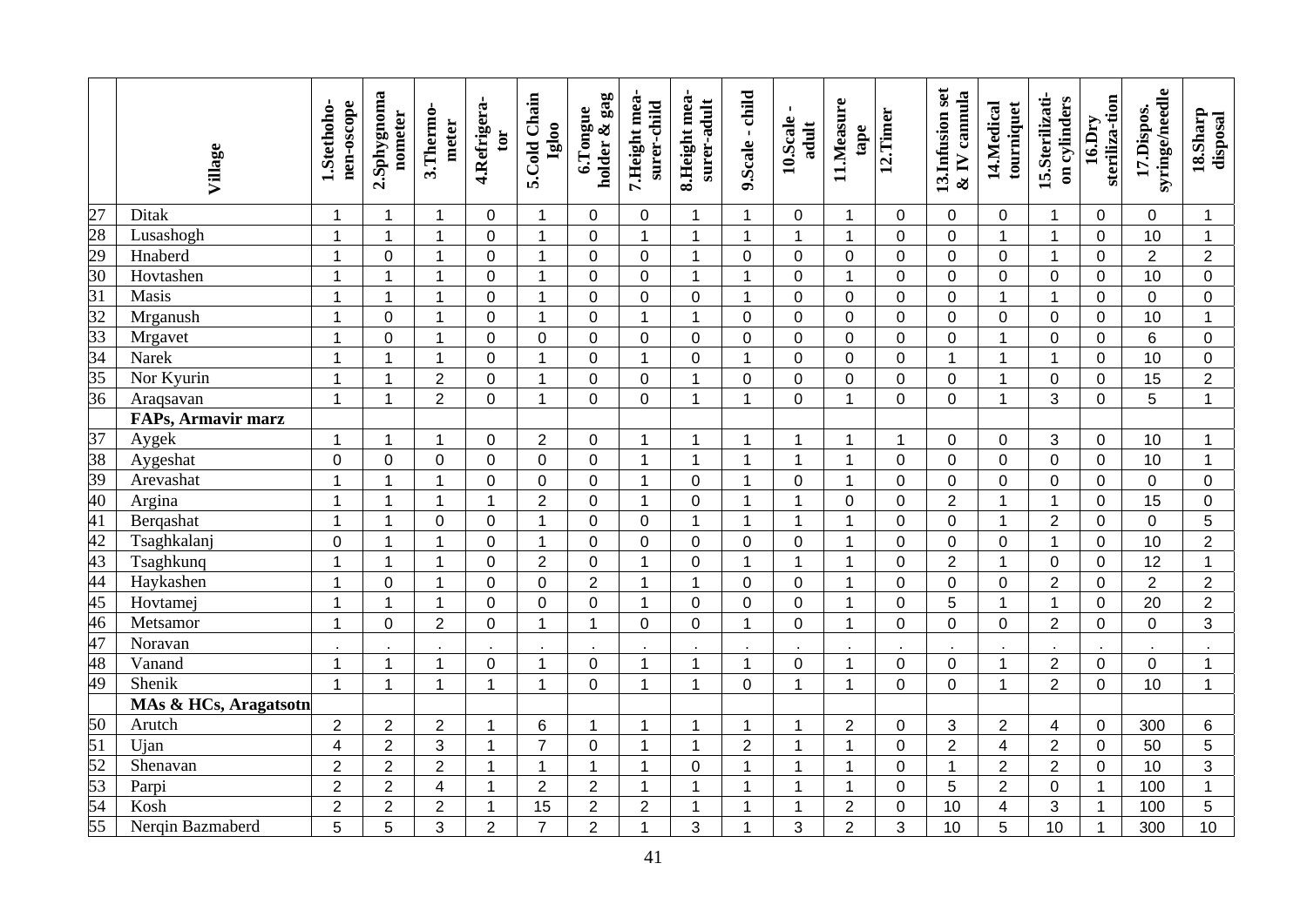|  | Village | 1.Stethoho-nen-oscope | 2.Sphygnoma nometer | 3.Thermo-meter | 4.Refrigera-tor | 5.Cold Chain Igloo | 6.Tongue holder & gag | 7.Height mea-surer-child | 8.Height mea-surer-adult | 9.Scale - child | 10.Scale - adult | 11.Measure tape | 12.Timer | 13.Infusion set & IV cannula | 14.Medical tourniquet | 15.Sterilizati-on cylinders | 16.Dry steriliza-tion | 17.Dispos. syringe/needle | 18.Sharp disposal |
|---|---|---|---|---|---|---|---|---|---|---|---|---|---|---|---|---|---|---|---|
| 27 | Ditak | 1 | 1 | 1 | 0 | 1 | 0 | 0 | 1 | 1 | 0 | 1 | 0 | 0 | 0 | 1 | 0 | 0 | 1 |
| 28 | Lusashogh | 1 | 1 | 1 | 0 | 1 | 0 | 1 | 1 | 1 | 1 | 1 | 0 | 0 | 1 | 1 | 0 | 10 | 1 |
| 29 | Hnaberd | 1 | 0 | 1 | 0 | 1 | 0 | 0 | 1 | 0 | 0 | 0 | 0 | 0 | 0 | 1 | 0 | 2 | 2 |
| 30 | Hovtashen | 1 | 1 | 1 | 0 | 1 | 0 | 0 | 1 | 1 | 0 | 1 | 0 | 0 | 0 | 0 | 0 | 10 | 0 |
| 31 | Masis | 1 | 1 | 1 | 0 | 1 | 0 | 0 | 0 | 1 | 0 | 0 | 0 | 0 | 1 | 1 | 0 | 0 | 0 |
| 32 | Mrganush | 1 | 0 | 1 | 0 | 1 | 0 | 1 | 1 | 0 | 0 | 0 | 0 | 0 | 0 | 0 | 0 | 10 | 1 |
| 33 | Mrgavet | 1 | 0 | 1 | 0 | 0 | 0 | 0 | 0 | 0 | 0 | 0 | 0 | 0 | 1 | 0 | 0 | 6 | 0 |
| 34 | Narek | 1 | 1 | 1 | 0 | 1 | 0 | 1 | 0 | 1 | 0 | 0 | 0 | 1 | 1 | 1 | 0 | 10 | 0 |
| 35 | Nor Kyurin | 1 | 1 | 2 | 0 | 1 | 0 | 0 | 1 | 0 | 0 | 0 | 0 | 0 | 1 | 0 | 0 | 15 | 2 |
| 36 | Araqsavan | 1 | 1 | 2 | 0 | 1 | 0 | 0 | 1 | 1 | 0 | 1 | 0 | 0 | 1 | 3 | 0 | 5 | 1 |
|  | **FAPs, Armavir marz** |  |  |  |  |  |  |  |  |  |  |  |  |  |  |  |  |  |  |
| 37 | Aygek | 1 | 1 | 1 | 0 | 2 | 0 | 1 | 1 | 1 | 1 | 1 | 1 | 0 | 0 | 3 | 0 | 10 | 1 |
| 38 | Aygeshat | 0 | 0 | 0 | 0 | 0 | 0 | 1 | 1 | 1 | 1 | 1 | 0 | 0 | 0 | 0 | 0 | 10 | 1 |
| 39 | Arevashat | 1 | 1 | 1 | 0 | 0 | 0 | 1 | 0 | 1 | 0 | 1 | 0 | 0 | 0 | 0 | 0 | 0 | 0 |
| 40 | Argina | 1 | 1 | 1 | 1 | 2 | 0 | 1 | 0 | 1 | 1 | 0 | 0 | 2 | 1 | 1 | 0 | 15 | 0 |
| 41 | Berqashat | 1 | 1 | 0 | 0 | 1 | 0 | 0 | 1 | 1 | 1 | 1 | 0 | 0 | 1 | 2 | 0 | 0 | 5 |
| 42 | Tsaghkalanj | 0 | 1 | 1 | 0 | 1 | 0 | 0 | 0 | 0 | 0 | 1 | 0 | 0 | 0 | 1 | 0 | 10 | 2 |
| 43 | Tsaghkunq | 1 | 1 | 1 | 0 | 2 | 0 | 1 | 0 | 1 | 1 | 1 | 0 | 2 | 1 | 0 | 0 | 12 | 1 |
| 44 | Haykashen | 1 | 0 | 1 | 0 | 0 | 2 | 1 | 1 | 0 | 0 | 1 | 0 | 0 | 0 | 2 | 0 | 2 | 2 |
| 45 | Hovtamej | 1 | 1 | 1 | 0 | 0 | 0 | 1 | 0 | 0 | 0 | 1 | 0 | 5 | 1 | 1 | 0 | 20 | 2 |
| 46 | Metsamor | 1 | 0 | 2 | 0 | 1 | 1 | 0 | 0 | 1 | 0 | 1 | 0 | 0 | 0 | 2 | 0 | 0 | 3 |
| 47 | Noravan | . | . | . | . | . | . | . | . | . | . | . | . | . | . | . | . | . | . |
| 48 | Vanand | 1 | 1 | 1 | 0 | 1 | 0 | 1 | 1 | 1 | 0 | 1 | 0 | 0 | 1 | 2 | 0 | 0 | 1 |
| 49 | Shenik | 1 | 1 | 1 | 1 | 1 | 0 | 1 | 1 | 0 | 1 | 1 | 0 | 0 | 1 | 2 | 0 | 10 | 1 |
|  | **MAs & HCs, Aragatsotn** |  |  |  |  |  |  |  |  |  |  |  |  |  |  |  |  |  |  |
| 50 | Arutch | 2 | 2 | 2 | 1 | 6 | 1 | 1 | 1 | 1 | 1 | 2 | 0 | 3 | 2 | 4 | 0 | 300 | 6 |
| 51 | Ujan | 4 | 2 | 3 | 1 | 7 | 0 | 1 | 1 | 2 | 1 | 1 | 0 | 2 | 4 | 2 | 0 | 50 | 5 |
| 52 | Shenavan | 2 | 2 | 2 | 1 | 1 | 1 | 1 | 0 | 1 | 1 | 1 | 0 | 1 | 2 | 2 | 0 | 10 | 3 |
| 53 | Parpi | 2 | 2 | 4 | 1 | 2 | 2 | 1 | 1 | 1 | 1 | 1 | 0 | 5 | 2 | 0 | 1 | 100 | 1 |
| 54 | Kosh | 2 | 2 | 2 | 1 | 15 | 2 | 2 | 1 | 1 | 1 | 2 | 0 | 10 | 4 | 3 | 1 | 100 | 5 |
| 55 | Nerqin Bazmaberd | 5 | 5 | 3 | 2 | 7 | 2 | 1 | 3 | 1 | 3 | 2 | 3 | 10 | 5 | 10 | 1 | 300 | 10 |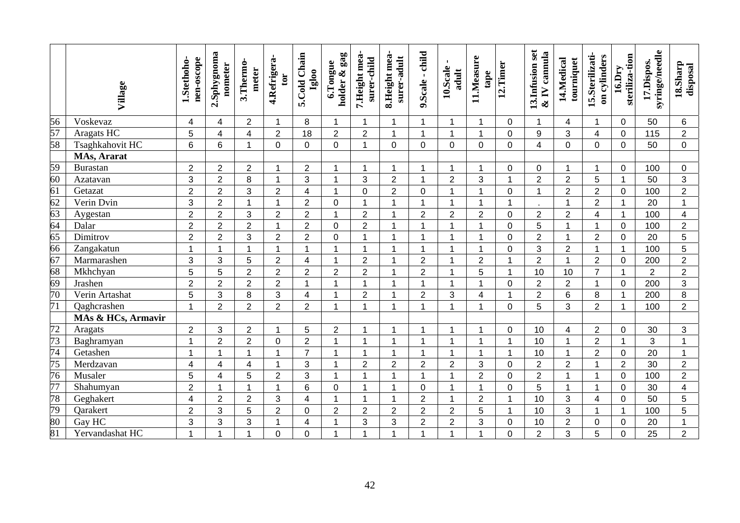| | Village | 1.Stethoho-nen-oscope | 2.Sphygnoma nometer | 3.Thermo-meter | 4.Refrigera-tor | 5.Cold Chain Igloo | 6.Tongue holder & gag | 7.Height mea-surer-child | 8.Height mea-surer-adult | 9.Scale - child | 10.Scale - adult | 11.Measure tape | 12.Timer | 13.Infusion set & IV cannula | 14.Medical tourniquet | 15.Sterilizati-on cylinders | 16.Dry steriliza-tion | 17.Dispos. syringe/needle | 18.Sharp disposal |
|---|---|---|---|---|---|---|---|---|---|---|---|---|---|---|---|---|---|---|---|
| 56 | Voskevaz | 4 | 4 | 2 | 1 | 8 | 1 | 1 | 1 | 1 | 1 | 1 | 0 | 1 | 4 | 1 | 0 | 50 | 6 |
| 57 | Aragats HC | 5 | 4 | 4 | 2 | 18 | 2 | 2 | 1 | 1 | 1 | 1 | 0 | 9 | 3 | 4 | 0 | 115 | 2 |
| 58 | Tsaghkahovit HC | 6 | 6 | 1 | 0 | 0 | 0 | 1 | 0 | 0 | 0 | 0 | 0 | 4 | 0 | 0 | 0 | 50 | 0 |
| | **MAs, Ararat** | | | | | | | | | | | | | | | | | | |
| 59 | Burastan | 2 | 2 | 2 | 1 | 2 | 1 | 1 | 1 | 1 | 1 | 1 | 0 | 0 | 1 | 1 | 0 | 100 | 0 |
| 60 | Azatavan | 3 | 2 | 8 | 1 | 3 | 1 | 3 | 2 | 1 | 2 | 3 | 1 | 2 | 2 | 5 | 1 | 50 | 3 |
| 61 | Getazat | 2 | 2 | 3 | 2 | 4 | 1 | 0 | 2 | 0 | 1 | 1 | 0 | 1 | 2 | 2 | 0 | 100 | 2 |
| 62 | Verin Dvin | 3 | 2 | 1 | 1 | 2 | 0 | 1 | 1 | 1 | 1 | 1 | 1 | . | 1 | 2 | 1 | 20 | 1 |
| 63 | Aygestan | 2 | 2 | 3 | 2 | 2 | 1 | 2 | 1 | 2 | 2 | 2 | 0 | 2 | 2 | 4 | 1 | 100 | 4 |
| 64 | Dalar | 2 | 2 | 2 | 1 | 2 | 0 | 2 | 1 | 1 | 1 | 1 | 0 | 5 | 1 | 1 | 0 | 100 | 2 |
| 65 | Dimitrov | 2 | 2 | 3 | 2 | 2 | 0 | 1 | 1 | 1 | 1 | 1 | 0 | 2 | 1 | 2 | 0 | 20 | 5 |
| 66 | Zangakatun | 1 | 1 | 1 | 1 | 1 | 1 | 1 | 1 | 1 | 1 | 1 | 0 | 3 | 2 | 1 | 1 | 100 | 5 |
| 67 | Marmarashen | 3 | 3 | 5 | 2 | 4 | 1 | 2 | 1 | 2 | 1 | 2 | 1 | 2 | 1 | 2 | 0 | 200 | 2 |
| 68 | Mkhchyan | 5 | 5 | 2 | 2 | 2 | 2 | 2 | 1 | 2 | 1 | 5 | 1 | 10 | 10 | 7 | 1 | 2 | 2 |
| 69 | Jrashen | 2 | 2 | 2 | 2 | 1 | 1 | 1 | 1 | 1 | 1 | 1 | 0 | 2 | 2 | 1 | 0 | 200 | 3 |
| 70 | Verin Artashat | 5 | 3 | 8 | 3 | 4 | 1 | 2 | 1 | 2 | 3 | 4 | 1 | 2 | 6 | 8 | 1 | 200 | 8 |
| 71 | Qaghcrashen | 1 | 2 | 2 | 2 | 2 | 1 | 1 | 1 | 1 | 1 | 1 | 0 | 5 | 3 | 2 | 1 | 100 | 2 |
| | **MAs & HCs, Armavir** | | | | | | | | | | | | | | | | | | |
| 72 | Aragats | 2 | 3 | 2 | 1 | 5 | 2 | 1 | 1 | 1 | 1 | 1 | 0 | 10 | 4 | 2 | 0 | 30 | 3 |
| 73 | Baghramyan | 1 | 2 | 2 | 0 | 2 | 1 | 1 | 1 | 1 | 1 | 1 | 1 | 10 | 1 | 2 | 1 | 3 | 1 |
| 74 | Getashen | 1 | 1 | 1 | 1 | 7 | 1 | 1 | 1 | 1 | 1 | 1 | 1 | 10 | 1 | 2 | 0 | 20 | 1 |
| 75 | Merdzavan | 4 | 4 | 4 | 1 | 3 | 1 | 2 | 2 | 2 | 2 | 3 | 0 | 2 | 2 | 1 | 2 | 30 | 2 |
| 76 | Musaler | 5 | 4 | 5 | 2 | 3 | 1 | 1 | 1 | 1 | 1 | 2 | 0 | 2 | 1 | 1 | 0 | 100 | 2 |
| 77 | Shahumyan | 2 | 1 | 1 | 1 | 6 | 0 | 1 | 1 | 0 | 1 | 1 | 0 | 5 | 1 | 1 | 0 | 30 | 4 |
| 78 | Geghakert | 4 | 2 | 2 | 3 | 4 | 1 | 1 | 1 | 2 | 1 | 2 | 1 | 10 | 3 | 4 | 0 | 50 | 5 |
| 79 | Qarakert | 2 | 3 | 5 | 2 | 0 | 2 | 2 | 2 | 2 | 2 | 5 | 1 | 10 | 3 | 1 | 1 | 100 | 5 |
| 80 | Gay HC | 3 | 3 | 3 | 1 | 4 | 1 | 3 | 3 | 2 | 2 | 3 | 0 | 10 | 2 | 0 | 0 | 20 | 1 |
| 81 | Yervandashat HC | 1 | 1 | 1 | 0 | 0 | 1 | 1 | 1 | 1 | 1 | 1 | 0 | 2 | 3 | 5 | 0 | 25 | 2 |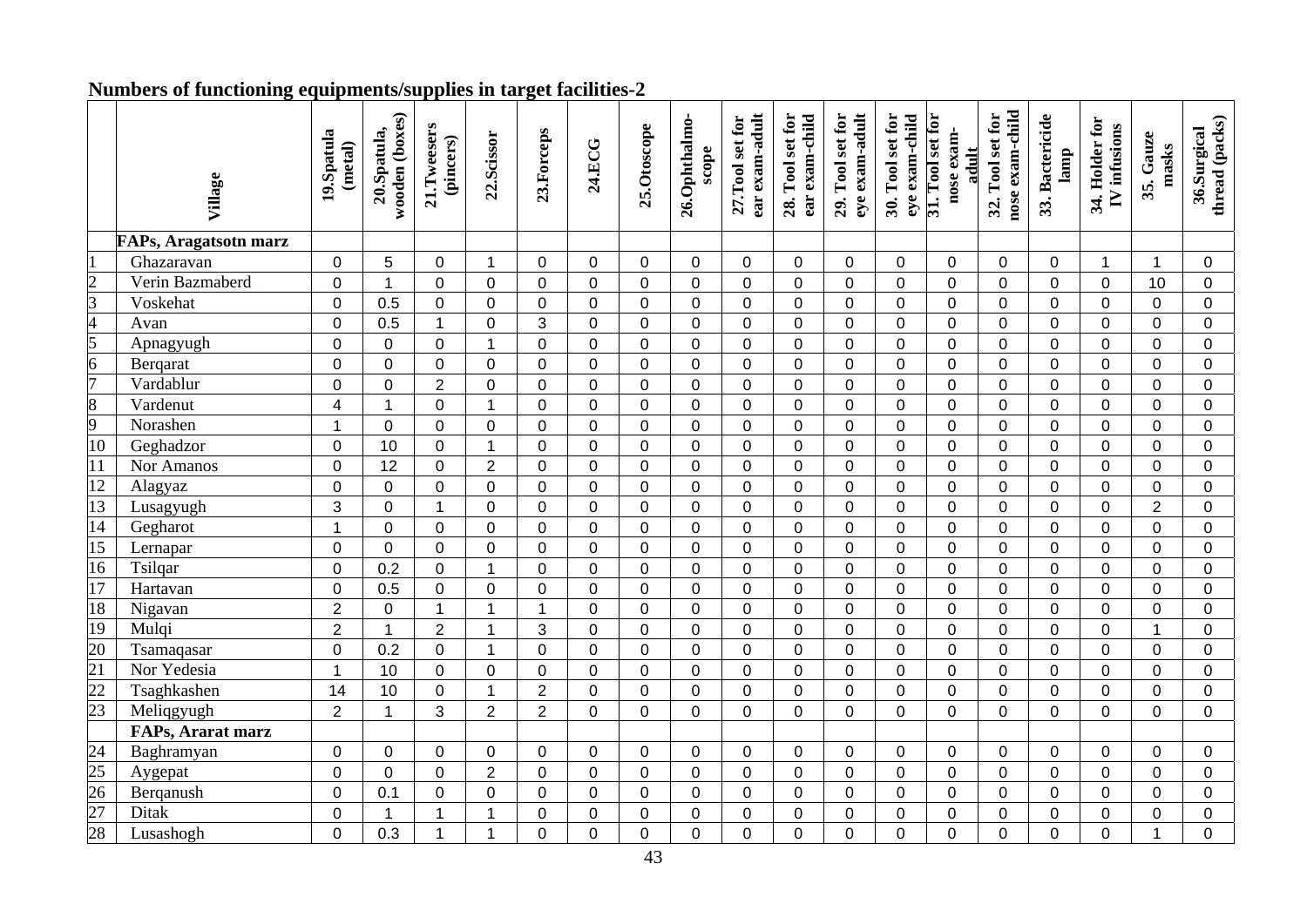**Numbers of functioning equipments/supplies in target facilities-2**

| | Village | 19.Spatula (metal) | 20.Spatula, wooden (boxes) | 21.Tweesers (pincers) | 22.Scissor | 23.Forceps | 24.ECG | 25.Otoscope | 26.Ophthalmo-scope | 27.Tool set for ear exam-adult | 28. Tool set for ear exam-child | 29. Tool set for eye exam-adult | 30. Tool set for eye exam-child | 31. Tool set for nose exam-adult | 32. Tool set for nose exam-child | 33. Bactericide lamp | 34. Holder for IV infusions | 35. Gauze masks | 36.Surgical thread (packs) |
|---|---|---|---|---|---|---|---|---|---|---|---|---|---|---|---|---|---|---|---|
| | **FAPs, Aragatsotn marz** | | | | | | | | | | | | | | | | | | |
| 1 | Ghazaravan | 0 | 5 | 0 | 1 | 0 | 0 | 0 | 0 | 0 | 0 | 0 | 0 | 0 | 0 | 0 | 1 | 1 | 0 |
| 2 | Verin Bazmaberd | 0 | 1 | 0 | 0 | 0 | 0 | 0 | 0 | 0 | 0 | 0 | 0 | 0 | 0 | 0 | 0 | 10 | 0 |
| 3 | Voskehat | 0 | 0.5 | 0 | 0 | 0 | 0 | 0 | 0 | 0 | 0 | 0 | 0 | 0 | 0 | 0 | 0 | 0 | 0 |
| 4 | Avan | 0 | 0.5 | 1 | 0 | 3 | 0 | 0 | 0 | 0 | 0 | 0 | 0 | 0 | 0 | 0 | 0 | 0 | 0 |
| 5 | Apnagyugh | 0 | 0 | 0 | 1 | 0 | 0 | 0 | 0 | 0 | 0 | 0 | 0 | 0 | 0 | 0 | 0 | 0 | 0 |
| 6 | Berqarat | 0 | 0 | 0 | 0 | 0 | 0 | 0 | 0 | 0 | 0 | 0 | 0 | 0 | 0 | 0 | 0 | 0 | 0 |
| 7 | Vardablur | 0 | 0 | 2 | 0 | 0 | 0 | 0 | 0 | 0 | 0 | 0 | 0 | 0 | 0 | 0 | 0 | 0 | 0 |
| 8 | Vardenut | 4 | 1 | 0 | 1 | 0 | 0 | 0 | 0 | 0 | 0 | 0 | 0 | 0 | 0 | 0 | 0 | 0 | 0 |
| 9 | Norashen | 1 | 0 | 0 | 0 | 0 | 0 | 0 | 0 | 0 | 0 | 0 | 0 | 0 | 0 | 0 | 0 | 0 | 0 |
| 10 | Geghadzor | 0 | 10 | 0 | 1 | 0 | 0 | 0 | 0 | 0 | 0 | 0 | 0 | 0 | 0 | 0 | 0 | 0 | 0 |
| 11 | Nor Amanos | 0 | 12 | 0 | 2 | 0 | 0 | 0 | 0 | 0 | 0 | 0 | 0 | 0 | 0 | 0 | 0 | 0 | 0 |
| 12 | Alagyaz | 0 | 0 | 0 | 0 | 0 | 0 | 0 | 0 | 0 | 0 | 0 | 0 | 0 | 0 | 0 | 0 | 0 | 0 |
| 13 | Lusagyugh | 3 | 0 | 1 | 0 | 0 | 0 | 0 | 0 | 0 | 0 | 0 | 0 | 0 | 0 | 0 | 0 | 2 | 0 |
| 14 | Gegharot | 1 | 0 | 0 | 0 | 0 | 0 | 0 | 0 | 0 | 0 | 0 | 0 | 0 | 0 | 0 | 0 | 0 | 0 |
| 15 | Lernapar | 0 | 0 | 0 | 0 | 0 | 0 | 0 | 0 | 0 | 0 | 0 | 0 | 0 | 0 | 0 | 0 | 0 | 0 |
| 16 | Tsilqar | 0 | 0.2 | 0 | 1 | 0 | 0 | 0 | 0 | 0 | 0 | 0 | 0 | 0 | 0 | 0 | 0 | 0 | 0 |
| 17 | Hartavan | 0 | 0.5 | 0 | 0 | 0 | 0 | 0 | 0 | 0 | 0 | 0 | 0 | 0 | 0 | 0 | 0 | 0 | 0 |
| 18 | Nigavan | 2 | 0 | 1 | 1 | 1 | 0 | 0 | 0 | 0 | 0 | 0 | 0 | 0 | 0 | 0 | 0 | 0 | 0 |
| 19 | Mulqi | 2 | 1 | 2 | 1 | 3 | 0 | 0 | 0 | 0 | 0 | 0 | 0 | 0 | 0 | 0 | 0 | 1 | 0 |
| 20 | Tsamaqasar | 0 | 0.2 | 0 | 1 | 0 | 0 | 0 | 0 | 0 | 0 | 0 | 0 | 0 | 0 | 0 | 0 | 0 | 0 |
| 21 | Nor Yedesia | 1 | 10 | 0 | 0 | 0 | 0 | 0 | 0 | 0 | 0 | 0 | 0 | 0 | 0 | 0 | 0 | 0 | 0 |
| 22 | Tsaghkashen | 14 | 10 | 0 | 1 | 2 | 0 | 0 | 0 | 0 | 0 | 0 | 0 | 0 | 0 | 0 | 0 | 0 | 0 |
| 23 | Meliqgyugh | 2 | 1 | 3 | 2 | 2 | 0 | 0 | 0 | 0 | 0 | 0 | 0 | 0 | 0 | 0 | 0 | 0 | 0 |
| | **FAPs, Ararat marz** | | | | | | | | | | | | | | | | | | |
| 24 | Baghramyan | 0 | 0 | 0 | 0 | 0 | 0 | 0 | 0 | 0 | 0 | 0 | 0 | 0 | 0 | 0 | 0 | 0 | 0 |
| 25 | Aygepat | 0 | 0 | 0 | 2 | 0 | 0 | 0 | 0 | 0 | 0 | 0 | 0 | 0 | 0 | 0 | 0 | 0 | 0 |
| 26 | Berqanush | 0 | 0.1 | 0 | 0 | 0 | 0 | 0 | 0 | 0 | 0 | 0 | 0 | 0 | 0 | 0 | 0 | 0 | 0 |
| 27 | Ditak | 0 | 1 | 1 | 1 | 0 | 0 | 0 | 0 | 0 | 0 | 0 | 0 | 0 | 0 | 0 | 0 | 0 | 0 |
| 28 | Lusashogh | 0 | 0.3 | 1 | 1 | 0 | 0 | 0 | 0 | 0 | 0 | 0 | 0 | 0 | 0 | 0 | 0 | 1 | 0 |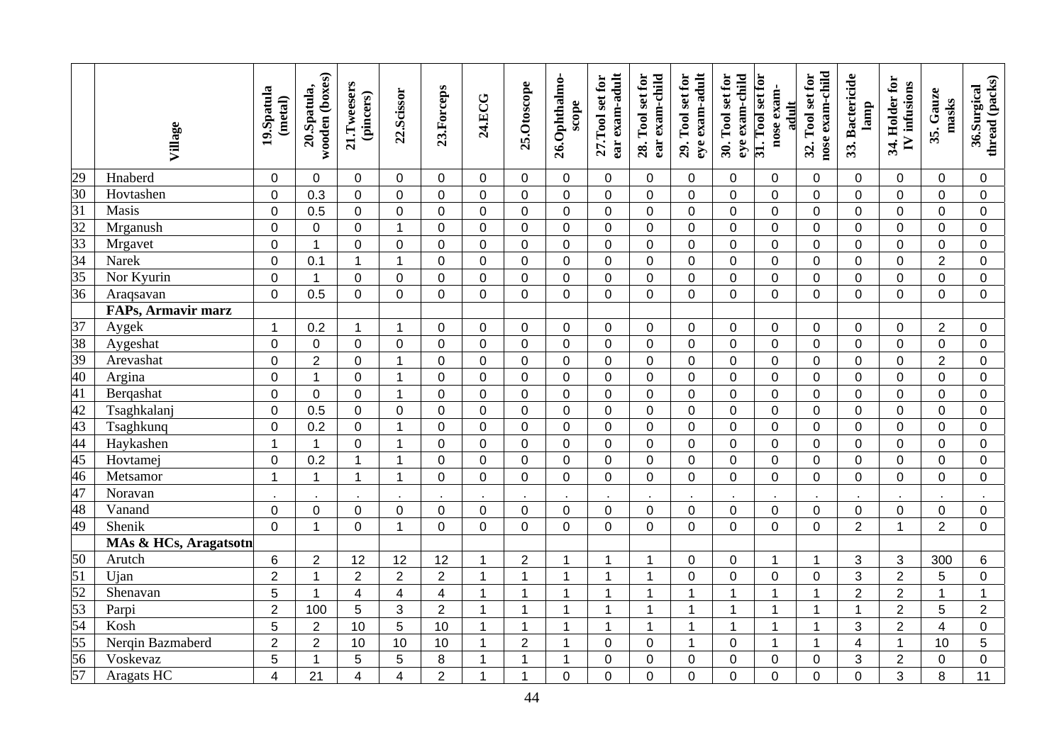|  | Village | 19.Spatula (metal) | 20.Spatula, wooden (boxes) | 21.Tweesers (pincers) | 22.Scissor | 23.Forceps | 24.ECG | 25.Otoscope | 26.Ophthalmo-scope | 27.Tool set for ear exam-adult | 28. Tool set for ear exam-child | 29. Tool set for eye exam-adult | 30. Tool set for eye exam-child | 31. Tool set for nose exam-adult | 32. Tool set for nose exam-child | 33. Bactericide lamp | 34. Holder for IV infusions | 35. Gauze masks | 36.Surgical thread (packs) |
|---|---|---|---|---|---|---|---|---|---|---|---|---|---|---|---|---|---|---|---|
| 29 | Hnaberd | 0 | 0 | 0 | 0 | 0 | 0 | 0 | 0 | 0 | 0 | 0 | 0 | 0 | 0 | 0 | 0 | 0 | 0 |
| 30 | Hovtashen | 0 | 0.3 | 0 | 0 | 0 | 0 | 0 | 0 | 0 | 0 | 0 | 0 | 0 | 0 | 0 | 0 | 0 | 0 |
| 31 | Masis | 0 | 0.5 | 0 | 0 | 0 | 0 | 0 | 0 | 0 | 0 | 0 | 0 | 0 | 0 | 0 | 0 | 0 | 0 |
| 32 | Mrganush | 0 | 0 | 0 | 1 | 0 | 0 | 0 | 0 | 0 | 0 | 0 | 0 | 0 | 0 | 0 | 0 | 0 | 0 |
| 33 | Mrgavet | 0 | 1 | 0 | 0 | 0 | 0 | 0 | 0 | 0 | 0 | 0 | 0 | 0 | 0 | 0 | 0 | 0 | 0 |
| 34 | Narek | 0 | 0.1 | 1 | 1 | 0 | 0 | 0 | 0 | 0 | 0 | 0 | 0 | 0 | 0 | 0 | 0 | 2 | 0 |
| 35 | Nor Kyurin | 0 | 1 | 0 | 0 | 0 | 0 | 0 | 0 | 0 | 0 | 0 | 0 | 0 | 0 | 0 | 0 | 0 | 0 |
| 36 | Araqsavan | 0 | 0.5 | 0 | 0 | 0 | 0 | 0 | 0 | 0 | 0 | 0 | 0 | 0 | 0 | 0 | 0 | 0 | 0 |
|  | **FAPs, Armavir marz** |  |  |  |  |  |  |  |  |  |  |  |  |  |  |  |  |  |  |
| 37 | Aygek | 1 | 0.2 | 1 | 1 | 0 | 0 | 0 | 0 | 0 | 0 | 0 | 0 | 0 | 0 | 0 | 0 | 2 | 0 |
| 38 | Aygeshat | 0 | 0 | 0 | 0 | 0 | 0 | 0 | 0 | 0 | 0 | 0 | 0 | 0 | 0 | 0 | 0 | 0 | 0 |
| 39 | Arevashat | 0 | 2 | 0 | 1 | 0 | 0 | 0 | 0 | 0 | 0 | 0 | 0 | 0 | 0 | 0 | 0 | 2 | 0 |
| 40 | Argina | 0 | 1 | 0 | 1 | 0 | 0 | 0 | 0 | 0 | 0 | 0 | 0 | 0 | 0 | 0 | 0 | 0 | 0 |
| 41 | Berqashat | 0 | 0 | 0 | 1 | 0 | 0 | 0 | 0 | 0 | 0 | 0 | 0 | 0 | 0 | 0 | 0 | 0 | 0 |
| 42 | Tsaghkalanj | 0 | 0.5 | 0 | 0 | 0 | 0 | 0 | 0 | 0 | 0 | 0 | 0 | 0 | 0 | 0 | 0 | 0 | 0 |
| 43 | Tsaghkunq | 0 | 0.2 | 0 | 1 | 0 | 0 | 0 | 0 | 0 | 0 | 0 | 0 | 0 | 0 | 0 | 0 | 0 | 0 |
| 44 | Haykashen | 1 | 1 | 0 | 1 | 0 | 0 | 0 | 0 | 0 | 0 | 0 | 0 | 0 | 0 | 0 | 0 | 0 | 0 |
| 45 | Hovtamej | 0 | 0.2 | 1 | 1 | 0 | 0 | 0 | 0 | 0 | 0 | 0 | 0 | 0 | 0 | 0 | 0 | 0 | 0 |
| 46 | Metsamor | 1 | 1 | 1 | 1 | 0 | 0 | 0 | 0 | 0 | 0 | 0 | 0 | 0 | 0 | 0 | 0 | 0 | 0 |
| 47 | Noravan | . | . | . | . | . | . | . | . | . | . | . | . | . | . | . | . | . | . |
| 48 | Vanand | 0 | 0 | 0 | 0 | 0 | 0 | 0 | 0 | 0 | 0 | 0 | 0 | 0 | 0 | 0 | 0 | 0 | 0 |
| 49 | Shenik | 0 | 1 | 0 | 1 | 0 | 0 | 0 | 0 | 0 | 0 | 0 | 0 | 0 | 0 | 2 | 1 | 2 | 0 |
|  | **MAs & HCs, Aragatsotn** |  |  |  |  |  |  |  |  |  |  |  |  |  |  |  |  |  |  |
| 50 | Arutch | 6 | 2 | 12 | 12 | 12 | 1 | 2 | 1 | 1 | 1 | 0 | 0 | 1 | 1 | 3 | 3 | 300 | 6 |
| 51 | Ujan | 2 | 1 | 2 | 2 | 2 | 1 | 1 | 1 | 1 | 1 | 0 | 0 | 0 | 0 | 3 | 2 | 5 | 0 |
| 52 | Shenavan | 5 | 1 | 4 | 4 | 4 | 1 | 1 | 1 | 1 | 1 | 1 | 1 | 1 | 1 | 2 | 2 | 1 | 1 |
| 53 | Parpi | 2 | 100 | 5 | 3 | 2 | 1 | 1 | 1 | 1 | 1 | 1 | 1 | 1 | 1 | 1 | 2 | 5 | 2 |
| 54 | Kosh | 5 | 2 | 10 | 5 | 10 | 1 | 1 | 1 | 1 | 1 | 1 | 1 | 1 | 1 | 3 | 2 | 4 | 0 |
| 55 | Nerqin Bazmaberd | 2 | 2 | 10 | 10 | 10 | 1 | 2 | 1 | 0 | 0 | 1 | 0 | 1 | 1 | 4 | 1 | 10 | 5 |
| 56 | Voskevaz | 5 | 1 | 5 | 5 | 8 | 1 | 1 | 1 | 0 | 0 | 0 | 0 | 0 | 0 | 3 | 2 | 0 | 0 |
| 57 | Aragats HC | 4 | 21 | 4 | 4 | 2 | 1 | 1 | 0 | 0 | 0 | 0 | 0 | 0 | 0 | 0 | 3 | 8 | 11 |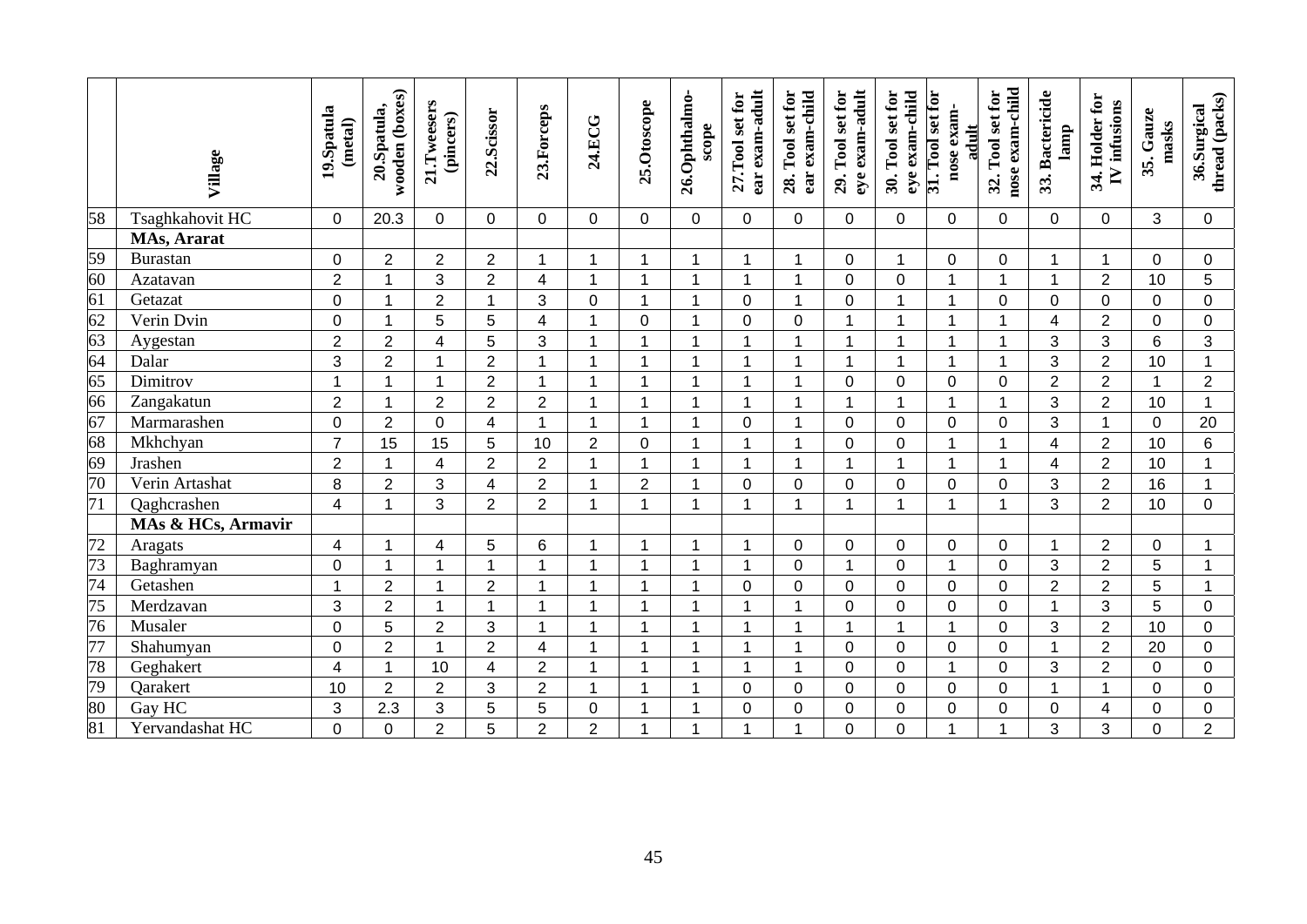| | Village | 19.Spatula (metal) | 20.Spatula, wooden (boxes) | 21.Tweesers (pincers) | 22.Scissor | 23.Forceps | 24.ECG | 25.Otoscope | 26.Ophthalmo-scope | 27.Tool set for ear exam-adult | 28. Tool set for ear exam-child | 29. Tool set for eye exam-adult | 30. Tool set for eye exam-child | 31. Tool set for nose exam-adult | 32. Tool set for nose exam-child | 33. Bactericide lamp | 34. Holder for IV infusions | 35. Gauze masks | 36.Surgical thread (packs) |
|---|---|---|---|---|---|---|---|---|---|---|---|---|---|---|---|---|---|---|---|
| 58 | Tsaghkahovit HC | 0 | 20.3 | 0 | 0 | 0 | 0 | 0 | 0 | 0 | 0 | 0 | 0 | 0 | 0 | 0 | 0 | 3 | 0 |
| | **MAs, Ararat** | | | | | | | | | | | | | | | | | | |
| 59 | Burastan | 0 | 2 | 2 | 2 | 1 | 1 | 1 | 1 | 1 | 1 | 0 | 1 | 0 | 0 | 1 | 1 | 0 | 0 |
| 60 | Azatavan | 2 | 1 | 3 | 2 | 4 | 1 | 1 | 1 | 1 | 1 | 0 | 0 | 1 | 1 | 1 | 2 | 10 | 5 |
| 61 | Getazat | 0 | 1 | 2 | 1 | 3 | 0 | 1 | 1 | 0 | 1 | 0 | 1 | 1 | 0 | 0 | 0 | 0 | 0 |
| 62 | Verin Dvin | 0 | 1 | 5 | 5 | 4 | 1 | 0 | 1 | 0 | 0 | 1 | 1 | 1 | 1 | 4 | 2 | 0 | 0 |
| 63 | Aygestan | 2 | 2 | 4 | 5 | 3 | 1 | 1 | 1 | 1 | 1 | 1 | 1 | 1 | 1 | 3 | 3 | 6 | 3 |
| 64 | Dalar | 3 | 2 | 1 | 2 | 1 | 1 | 1 | 1 | 1 | 1 | 1 | 1 | 1 | 1 | 3 | 2 | 10 | 1 |
| 65 | Dimitrov | 1 | 1 | 1 | 2 | 1 | 1 | 1 | 1 | 1 | 1 | 0 | 0 | 0 | 0 | 2 | 2 | 1 | 2 |
| 66 | Zangakatun | 2 | 1 | 2 | 2 | 2 | 1 | 1 | 1 | 1 | 1 | 1 | 1 | 1 | 1 | 3 | 2 | 10 | 1 |
| 67 | Marmarashen | 0 | 2 | 0 | 4 | 1 | 1 | 1 | 1 | 0 | 1 | 0 | 0 | 0 | 0 | 3 | 1 | 0 | 20 |
| 68 | Mkhchyan | 7 | 15 | 15 | 5 | 10 | 2 | 0 | 1 | 1 | 1 | 0 | 0 | 1 | 1 | 4 | 2 | 10 | 6 |
| 69 | Jrashen | 2 | 1 | 4 | 2 | 2 | 1 | 1 | 1 | 1 | 1 | 1 | 1 | 1 | 1 | 4 | 2 | 10 | 1 |
| 70 | Verin Artashat | 8 | 2 | 3 | 4 | 2 | 1 | 2 | 1 | 0 | 0 | 0 | 0 | 0 | 0 | 3 | 2 | 16 | 1 |
| 71 | Qaghcrashen | 4 | 1 | 3 | 2 | 2 | 1 | 1 | 1 | 1 | 1 | 1 | 1 | 1 | 1 | 3 | 2 | 10 | 0 |
| | **MAs & HCs, Armavir** | | | | | | | | | | | | | | | | | | |
| 72 | Aragats | 4 | 1 | 4 | 5 | 6 | 1 | 1 | 1 | 1 | 0 | 0 | 0 | 0 | 0 | 1 | 2 | 0 | 1 |
| 73 | Baghramyan | 0 | 1 | 1 | 1 | 1 | 1 | 1 | 1 | 1 | 0 | 1 | 0 | 1 | 0 | 3 | 2 | 5 | 1 |
| 74 | Getashen | 1 | 2 | 1 | 2 | 1 | 1 | 1 | 1 | 0 | 0 | 0 | 0 | 0 | 0 | 2 | 2 | 5 | 1 |
| 75 | Merdzavan | 3 | 2 | 1 | 1 | 1 | 1 | 1 | 1 | 1 | 1 | 0 | 0 | 0 | 0 | 1 | 3 | 5 | 0 |
| 76 | Musaler | 0 | 5 | 2 | 3 | 1 | 1 | 1 | 1 | 1 | 1 | 1 | 1 | 1 | 0 | 3 | 2 | 10 | 0 |
| 77 | Shahumyan | 0 | 2 | 1 | 2 | 4 | 1 | 1 | 1 | 1 | 1 | 0 | 0 | 0 | 0 | 1 | 2 | 20 | 0 |
| 78 | Geghakert | 4 | 1 | 10 | 4 | 2 | 1 | 1 | 1 | 1 | 1 | 0 | 0 | 1 | 0 | 3 | 2 | 0 | 0 |
| 79 | Qarakert | 10 | 2 | 2 | 3 | 2 | 1 | 1 | 1 | 0 | 0 | 0 | 0 | 0 | 0 | 1 | 1 | 0 | 0 |
| 80 | Gay HC | 3 | 2.3 | 3 | 5 | 5 | 0 | 1 | 1 | 0 | 0 | 0 | 0 | 0 | 0 | 0 | 4 | 0 | 0 |
| 81 | Yervandashat HC | 0 | 0 | 2 | 5 | 2 | 2 | 1 | 1 | 1 | 1 | 0 | 0 | 1 | 1 | 3 | 3 | 0 | 2 |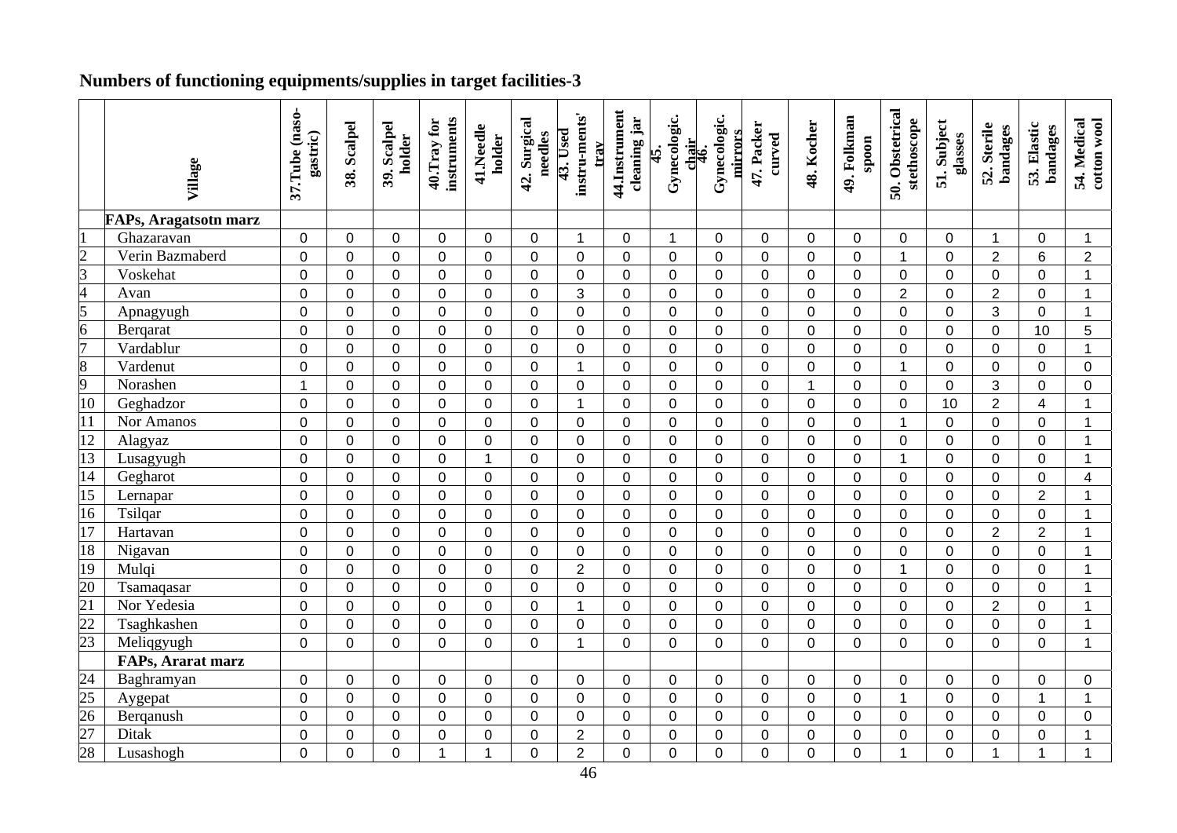## Numbers of functioning equipments/supplies in target facilities-3

| | Village | 37.Tube (naso-gastric) | 38. Scalpel | 39. Scalpel holder | 40.Tray for instruments | 41.Needle holder | 42. Surgical needles | 43. Used instru-ments' tray | 44.Instrument cleaning jar | 45. Gynecologic. chair | 46. Gynecologic. mirrors | 47. Packer curved | 48. Kocher | 49. Folkman spoon | 50. Obstetrical stethoscope | 51. Subject glasses | 52. Sterile bandages | 53. Elastic bandages | 54. Medical cotton wool |
|---|---|---|---|---|---|---|---|---|---|---|---|---|---|---|---|---|---|---|---|
| | **FAPs, Aragatsotn marz** | | | | | | | | | | | | | | | | | | |
| 1 | Ghazaravan | 0 | 0 | 0 | 0 | 0 | 0 | 1 | 0 | 1 | 0 | 0 | 0 | 0 | 0 | 0 | 1 | 0 | 1 |
| 2 | Verin Bazmaberd | 0 | 0 | 0 | 0 | 0 | 0 | 0 | 0 | 0 | 0 | 0 | 0 | 0 | 1 | 0 | 2 | 6 | 2 |
| 3 | Voskehat | 0 | 0 | 0 | 0 | 0 | 0 | 0 | 0 | 0 | 0 | 0 | 0 | 0 | 0 | 0 | 0 | 0 | 1 |
| 4 | Avan | 0 | 0 | 0 | 0 | 0 | 0 | 3 | 0 | 0 | 0 | 0 | 0 | 0 | 2 | 0 | 2 | 0 | 1 |
| 5 | Apnagyugh | 0 | 0 | 0 | 0 | 0 | 0 | 0 | 0 | 0 | 0 | 0 | 0 | 0 | 0 | 0 | 3 | 0 | 1 |
| 6 | Berqarat | 0 | 0 | 0 | 0 | 0 | 0 | 0 | 0 | 0 | 0 | 0 | 0 | 0 | 0 | 0 | 0 | 10 | 5 |
| 7 | Vardablur | 0 | 0 | 0 | 0 | 0 | 0 | 0 | 0 | 0 | 0 | 0 | 0 | 0 | 0 | 0 | 0 | 0 | 1 |
| 8 | Vardenut | 0 | 0 | 0 | 0 | 0 | 0 | 1 | 0 | 0 | 0 | 0 | 0 | 0 | 1 | 0 | 0 | 0 | 0 |
| 9 | Norashen | 1 | 0 | 0 | 0 | 0 | 0 | 0 | 0 | 0 | 0 | 0 | 1 | 0 | 0 | 0 | 3 | 0 | 0 |
| 10 | Geghadzor | 0 | 0 | 0 | 0 | 0 | 0 | 1 | 0 | 0 | 0 | 0 | 0 | 0 | 0 | 10 | 2 | 4 | 1 |
| 11 | Nor Amanos | 0 | 0 | 0 | 0 | 0 | 0 | 0 | 0 | 0 | 0 | 0 | 0 | 0 | 1 | 0 | 0 | 0 | 1 |
| 12 | Alagyaz | 0 | 0 | 0 | 0 | 0 | 0 | 0 | 0 | 0 | 0 | 0 | 0 | 0 | 0 | 0 | 0 | 0 | 1 |
| 13 | Lusagyugh | 0 | 0 | 0 | 0 | 1 | 0 | 0 | 0 | 0 | 0 | 0 | 0 | 0 | 1 | 0 | 0 | 0 | 1 |
| 14 | Gegharot | 0 | 0 | 0 | 0 | 0 | 0 | 0 | 0 | 0 | 0 | 0 | 0 | 0 | 0 | 0 | 0 | 0 | 4 |
| 15 | Lernapar | 0 | 0 | 0 | 0 | 0 | 0 | 0 | 0 | 0 | 0 | 0 | 0 | 0 | 0 | 0 | 0 | 2 | 1 |
| 16 | Tsilqar | 0 | 0 | 0 | 0 | 0 | 0 | 0 | 0 | 0 | 0 | 0 | 0 | 0 | 0 | 0 | 0 | 0 | 1 |
| 17 | Hartavan | 0 | 0 | 0 | 0 | 0 | 0 | 0 | 0 | 0 | 0 | 0 | 0 | 0 | 0 | 0 | 2 | 2 | 1 |
| 18 | Nigavan | 0 | 0 | 0 | 0 | 0 | 0 | 0 | 0 | 0 | 0 | 0 | 0 | 0 | 0 | 0 | 0 | 0 | 1 |
| 19 | Mulqi | 0 | 0 | 0 | 0 | 0 | 0 | 2 | 0 | 0 | 0 | 0 | 0 | 0 | 1 | 0 | 0 | 0 | 1 |
| 20 | Tsamaqasar | 0 | 0 | 0 | 0 | 0 | 0 | 0 | 0 | 0 | 0 | 0 | 0 | 0 | 0 | 0 | 0 | 0 | 1 |
| 21 | Nor Yedesia | 0 | 0 | 0 | 0 | 0 | 0 | 1 | 0 | 0 | 0 | 0 | 0 | 0 | 0 | 0 | 2 | 0 | 1 |
| 22 | Tsaghkashen | 0 | 0 | 0 | 0 | 0 | 0 | 0 | 0 | 0 | 0 | 0 | 0 | 0 | 0 | 0 | 0 | 0 | 1 |
| 23 | Meliqgyugh | 0 | 0 | 0 | 0 | 0 | 0 | 1 | 0 | 0 | 0 | 0 | 0 | 0 | 0 | 0 | 0 | 0 | 1 |
| | **FAPs, Ararat marz** | | | | | | | | | | | | | | | | | | |
| 24 | Baghramyan | 0 | 0 | 0 | 0 | 0 | 0 | 0 | 0 | 0 | 0 | 0 | 0 | 0 | 0 | 0 | 0 | 0 | 0 |
| 25 | Aygepat | 0 | 0 | 0 | 0 | 0 | 0 | 0 | 0 | 0 | 0 | 0 | 0 | 0 | 1 | 0 | 0 | 1 | 1 |
| 26 | Berqanush | 0 | 0 | 0 | 0 | 0 | 0 | 0 | 0 | 0 | 0 | 0 | 0 | 0 | 0 | 0 | 0 | 0 | 0 |
| 27 | Ditak | 0 | 0 | 0 | 0 | 0 | 0 | 2 | 0 | 0 | 0 | 0 | 0 | 0 | 0 | 0 | 0 | 0 | 1 |
| 28 | Lusashogh | 0 | 0 | 0 | 1 | 1 | 0 | 2 | 0 | 0 | 0 | 0 | 0 | 0 | 1 | 0 | 1 | 1 | 1 |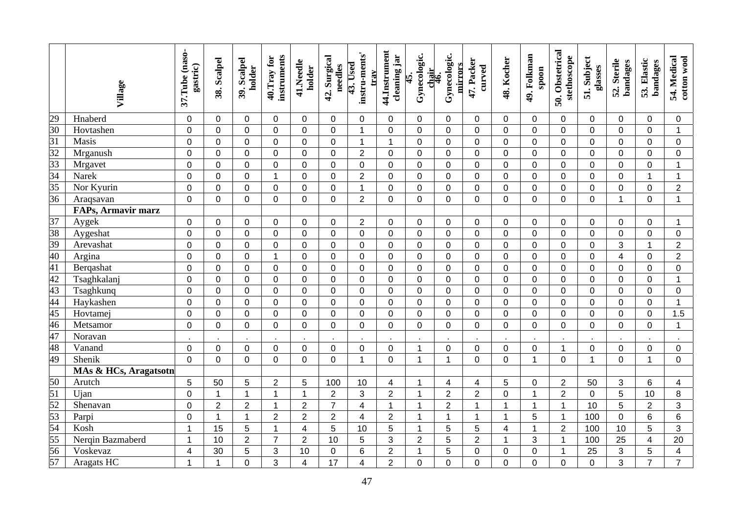| | Village | 37.Tube (naso-gastric) | 38. Scalpel | 39. Scalpel holder | 40.Tray for instruments | 41.Needle holder | 42. Surgical needles | 43. Used instru-ments' tray | 44.Instrument cleaning jar | 45. Gynecologic. chair | 46. Gynecologic. mirrors | 47. Packer curved | 48. Kocher | 49. Folkman spoon | 50. Obstetrical stethoscope | 51. Subject glasses | 52. Sterile bandages | 53. Elastic bandages | 54. Medical cotton wool |
|---|---|---|---|---|---|---|---|---|---|---|---|---|---|---|---|---|---|---|---|
| 29 | Hnaberd | 0 | 0 | 0 | 0 | 0 | 0 | 0 | 0 | 0 | 0 | 0 | 0 | 0 | 0 | 0 | 0 | 0 | 0 |
| 30 | Hovtashen | 0 | 0 | 0 | 0 | 0 | 0 | 1 | 0 | 0 | 0 | 0 | 0 | 0 | 0 | 0 | 0 | 0 | 1 |
| 31 | Masis | 0 | 0 | 0 | 0 | 0 | 0 | 1 | 1 | 0 | 0 | 0 | 0 | 0 | 0 | 0 | 0 | 0 | 0 |
| 32 | Mrganush | 0 | 0 | 0 | 0 | 0 | 0 | 2 | 0 | 0 | 0 | 0 | 0 | 0 | 0 | 0 | 0 | 0 | 0 |
| 33 | Mrgavet | 0 | 0 | 0 | 0 | 0 | 0 | 0 | 0 | 0 | 0 | 0 | 0 | 0 | 0 | 0 | 0 | 0 | 1 |
| 34 | Narek | 0 | 0 | 0 | 1 | 0 | 0 | 2 | 0 | 0 | 0 | 0 | 0 | 0 | 0 | 0 | 0 | 1 | 1 |
| 35 | Nor Kyurin | 0 | 0 | 0 | 0 | 0 | 0 | 1 | 0 | 0 | 0 | 0 | 0 | 0 | 0 | 0 | 0 | 0 | 2 |
| 36 | Araqsavan | 0 | 0 | 0 | 0 | 0 | 0 | 2 | 0 | 0 | 0 | 0 | 0 | 0 | 0 | 0 | 1 | 0 | 1 |
| | **FAPs, Armavir marz** | | | | | | | | | | | | | | | | | | |
| 37 | Aygek | 0 | 0 | 0 | 0 | 0 | 0 | 2 | 0 | 0 | 0 | 0 | 0 | 0 | 0 | 0 | 0 | 0 | 1 |
| 38 | Aygeshat | 0 | 0 | 0 | 0 | 0 | 0 | 0 | 0 | 0 | 0 | 0 | 0 | 0 | 0 | 0 | 0 | 0 | 0 |
| 39 | Arevashat | 0 | 0 | 0 | 0 | 0 | 0 | 0 | 0 | 0 | 0 | 0 | 0 | 0 | 0 | 0 | 3 | 1 | 2 |
| 40 | Argina | 0 | 0 | 0 | 1 | 0 | 0 | 0 | 0 | 0 | 0 | 0 | 0 | 0 | 0 | 0 | 4 | 0 | 2 |
| 41 | Berqashat | 0 | 0 | 0 | 0 | 0 | 0 | 0 | 0 | 0 | 0 | 0 | 0 | 0 | 0 | 0 | 0 | 0 | 0 |
| 42 | Tsaghkalanj | 0 | 0 | 0 | 0 | 0 | 0 | 0 | 0 | 0 | 0 | 0 | 0 | 0 | 0 | 0 | 0 | 0 | 1 |
| 43 | Tsaghkunq | 0 | 0 | 0 | 0 | 0 | 0 | 0 | 0 | 0 | 0 | 0 | 0 | 0 | 0 | 0 | 0 | 0 | 0 |
| 44 | Haykashen | 0 | 0 | 0 | 0 | 0 | 0 | 0 | 0 | 0 | 0 | 0 | 0 | 0 | 0 | 0 | 0 | 0 | 1 |
| 45 | Hovtamej | 0 | 0 | 0 | 0 | 0 | 0 | 0 | 0 | 0 | 0 | 0 | 0 | 0 | 0 | 0 | 0 | 0 | 1.5 |
| 46 | Metsamor | 0 | 0 | 0 | 0 | 0 | 0 | 0 | 0 | 0 | 0 | 0 | 0 | 0 | 0 | 0 | 0 | 0 | 1 |
| 47 | Noravan | . | . | . | . | . | . | . | . | . | . | . | . | . | . | . | . | . | . |
| 48 | Vanand | 0 | 0 | 0 | 0 | 0 | 0 | 0 | 0 | 1 | 0 | 0 | 0 | 0 | 1 | 0 | 0 | 0 | 0 |
| 49 | Shenik | 0 | 0 | 0 | 0 | 0 | 0 | 1 | 0 | 1 | 1 | 0 | 0 | 1 | 0 | 1 | 0 | 1 | 0 |
| | **MAs & HCs, Aragatsotn** | | | | | | | | | | | | | | | | | | |
| 50 | Arutch | 5 | 50 | 5 | 2 | 5 | 100 | 10 | 4 | 1 | 4 | 4 | 5 | 0 | 2 | 50 | 3 | 6 | 4 |
| 51 | Ujan | 0 | 1 | 1 | 1 | 1 | 2 | 3 | 2 | 1 | 2 | 2 | 0 | 1 | 2 | 0 | 5 | 10 | 8 |
| 52 | Shenavan | 0 | 2 | 2 | 1 | 2 | 7 | 4 | 1 | 1 | 2 | 1 | 1 | 1 | 1 | 10 | 5 | 2 | 3 |
| 53 | Parpi | 0 | 1 | 1 | 2 | 2 | 2 | 4 | 2 | 1 | 1 | 1 | 1 | 5 | 1 | 100 | 0 | 6 | 6 |
| 54 | Kosh | 1 | 15 | 5 | 1 | 4 | 5 | 10 | 5 | 1 | 5 | 5 | 4 | 1 | 2 | 100 | 10 | 5 | 3 |
| 55 | Nerqin Bazmaberd | 1 | 10 | 2 | 7 | 2 | 10 | 5 | 3 | 2 | 5 | 2 | 1 | 3 | 1 | 100 | 25 | 4 | 20 |
| 56 | Voskevaz | 4 | 30 | 5 | 3 | 10 | 0 | 6 | 2 | 1 | 5 | 0 | 0 | 0 | 1 | 25 | 3 | 5 | 4 |
| 57 | Aragats HC | 1 | 1 | 0 | 3 | 4 | 17 | 4 | 2 | 0 | 0 | 0 | 0 | 0 | 0 | 0 | 3 | 7 | 7 |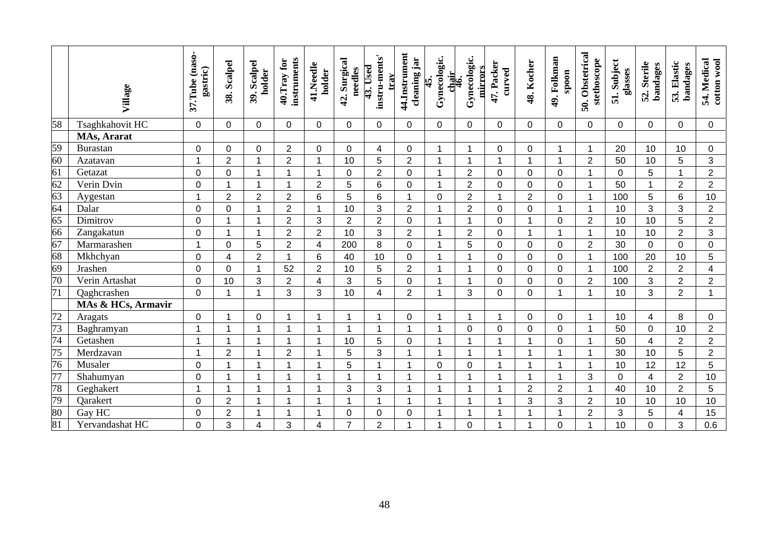| | Village | 37. Tube (naso-gastric) | 38. Scalpel | 39. Scalpel holder | 40. Tray for instruments | 41. Needle holder | 42. Surgical needles | 43. Used instru-ments' tray | 44. Instrument cleaning jar | 45. Gynecologic. chair | 46. Gynecologic. mirrors | 47. Packer curved | 48. Kocher | 49. Folkman spoon | 50. Obstetrical stethoscope | 51. Subject glasses | 52. Sterile bandages | 53. Elastic bandages | 54. Medical cotton wool |
|---|---|---|---|---|---|---|---|---|---|---|---|---|---|---|---|---|---|---|---|
| 58 | Tsaghkahovit HC | 0 | 0 | 0 | 0 | 0 | 0 | 0 | 0 | 0 | 0 | 0 | 0 | 0 | 0 | 0 | 0 | 0 | 0 |
| | **MAs, Ararat** | | | | | | | | | | | | | | | | | | |
| 59 | Burastan | 0 | 0 | 0 | 2 | 0 | 0 | 4 | 0 | 1 | 1 | 0 | 0 | 1 | 1 | 20 | 10 | 10 | 0 |
| 60 | Azatavan | 1 | 2 | 1 | 2 | 1 | 10 | 5 | 2 | 1 | 1 | 1 | 1 | 1 | 2 | 50 | 10 | 5 | 3 |
| 61 | Getazat | 0 | 0 | 1 | 1 | 1 | 0 | 2 | 0 | 1 | 2 | 0 | 0 | 0 | 1 | 0 | 5 | 1 | 2 |
| 62 | Verin Dvin | 0 | 1 | 1 | 1 | 2 | 5 | 6 | 0 | 1 | 2 | 0 | 0 | 0 | 1 | 50 | 1 | 2 | 2 |
| 63 | Aygestan | 1 | 2 | 2 | 2 | 6 | 5 | 6 | 1 | 0 | 2 | 1 | 2 | 0 | 1 | 100 | 5 | 6 | 10 |
| 64 | Dalar | 0 | 0 | 1 | 2 | 1 | 10 | 3 | 2 | 1 | 2 | 0 | 0 | 1 | 1 | 10 | 3 | 3 | 2 |
| 65 | Dimitrov | 0 | 1 | 1 | 2 | 3 | 2 | 2 | 0 | 1 | 1 | 0 | 1 | 0 | 2 | 10 | 10 | 5 | 2 |
| 66 | Zangakatun | 0 | 1 | 1 | 2 | 2 | 10 | 3 | 2 | 1 | 2 | 0 | 1 | 1 | 1 | 10 | 10 | 2 | 3 |
| 67 | Marmarashen | 1 | 0 | 5 | 2 | 4 | 200 | 8 | 0 | 1 | 5 | 0 | 0 | 0 | 2 | 30 | 0 | 0 | 0 |
| 68 | Mkhchyan | 0 | 4 | 2 | 1 | 6 | 40 | 10 | 0 | 1 | 1 | 0 | 0 | 0 | 1 | 100 | 20 | 10 | 5 |
| 69 | Jrashen | 0 | 0 | 1 | 52 | 2 | 10 | 5 | 2 | 1 | 1 | 0 | 0 | 0 | 1 | 100 | 2 | 2 | 4 |
| 70 | Verin Artashat | 0 | 10 | 3 | 2 | 4 | 3 | 5 | 0 | 1 | 1 | 0 | 0 | 0 | 2 | 100 | 3 | 2 | 2 |
| 71 | Qaghcrashen | 0 | 1 | 1 | 3 | 3 | 10 | 4 | 2 | 1 | 3 | 0 | 0 | 1 | 1 | 10 | 3 | 2 | 1 |
| | **MAs & HCs, Armavir** | | | | | | | | | | | | | | | | | | |
| 72 | Aragats | 0 | 1 | 0 | 1 | 1 | 1 | 1 | 0 | 1 | 1 | 1 | 0 | 0 | 1 | 10 | 4 | 8 | 0 |
| 73 | Baghramyan | 1 | 1 | 1 | 1 | 1 | 1 | 1 | 1 | 1 | 0 | 0 | 0 | 0 | 1 | 50 | 0 | 10 | 2 |
| 74 | Getashen | 1 | 1 | 1 | 1 | 1 | 10 | 5 | 0 | 1 | 1 | 1 | 1 | 0 | 1 | 50 | 4 | 2 | 2 |
| 75 | Merdzavan | 1 | 2 | 1 | 2 | 1 | 5 | 3 | 1 | 1 | 1 | 1 | 1 | 1 | 1 | 30 | 10 | 5 | 2 |
| 76 | Musaler | 0 | 1 | 1 | 1 | 1 | 5 | 1 | 1 | 0 | 0 | 1 | 1 | 1 | 1 | 10 | 12 | 12 | 5 |
| 77 | Shahumyan | 0 | 1 | 1 | 1 | 1 | 1 | 1 | 1 | 1 | 1 | 1 | 1 | 1 | 3 | 0 | 4 | 2 | 10 |
| 78 | Geghakert | 1 | 1 | 1 | 1 | 1 | 3 | 3 | 1 | 1 | 1 | 1 | 2 | 2 | 1 | 40 | 10 | 2 | 5 |
| 79 | Qarakert | 0 | 2 | 1 | 1 | 1 | 1 | 1 | 1 | 1 | 1 | 1 | 3 | 3 | 2 | 10 | 10 | 10 | 10 |
| 80 | Gay HC | 0 | 2 | 1 | 1 | 1 | 0 | 0 | 0 | 1 | 1 | 1 | 1 | 1 | 2 | 3 | 5 | 4 | 15 |
| 81 | Yervandashat HC | 0 | 3 | 4 | 3 | 4 | 7 | 2 | 1 | 1 | 0 | 1 | 1 | 0 | 1 | 10 | 0 | 3 | 0.6 |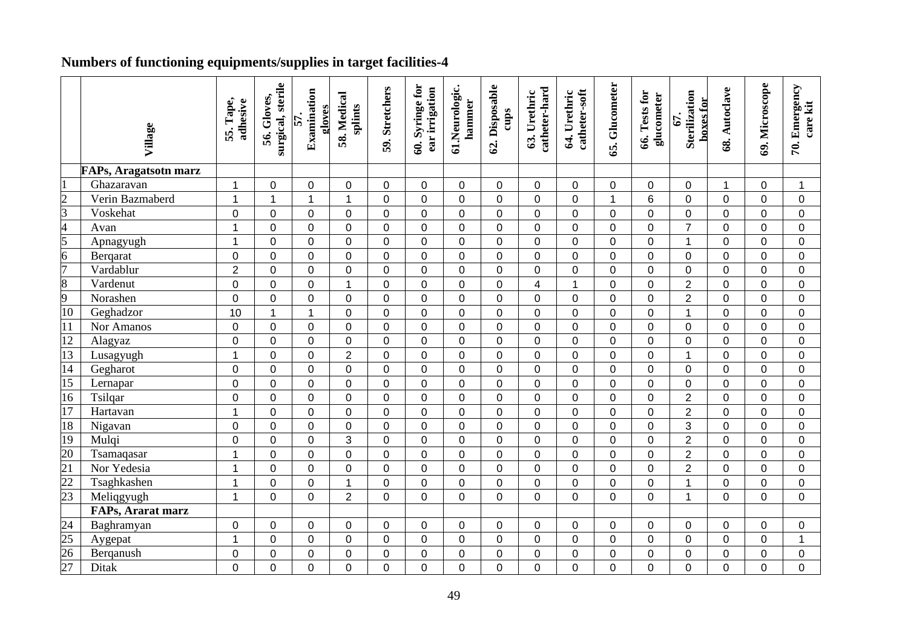## Numbers of functioning equipments/supplies in target facilities-4

| | Village | 55. Tape, adhesive | 56. Gloves, surgical, sterile | 57. Examination gloves | 58. Medical splints | 59. Stretchers | 60. Syringe for ear irrigation | 61.Neurologic. hammer | 62. Disposable cups | 63. Urethric catheter-hard | 64. Urethric catheter-soft | 65. Glucometer | 66. Tests for glucometer | 67. Sterilization boxes for | 68. Autoclave | 69. Microscope | 70. Emergency care kit |
|---|---|---|---|---|---|---|---|---|---|---|---|---|---|---|---|---|---|
| | **FAPs, Aragatsotn marz** | | | | | | | | | | | | | | | | |
| 1 | Ghazaravan | 1 | 0 | 0 | 0 | 0 | 0 | 0 | 0 | 0 | 0 | 0 | 0 | 0 | 1 | 0 | 1 |
| 2 | Verin Bazmaberd | 1 | 1 | 1 | 1 | 0 | 0 | 0 | 0 | 0 | 0 | 1 | 6 | 0 | 0 | 0 | 0 |
| 3 | Voskehat | 0 | 0 | 0 | 0 | 0 | 0 | 0 | 0 | 0 | 0 | 0 | 0 | 0 | 0 | 0 | 0 |
| 4 | Avan | 1 | 0 | 0 | 0 | 0 | 0 | 0 | 0 | 0 | 0 | 0 | 0 | 7 | 0 | 0 | 0 |
| 5 | Apnagyugh | 1 | 0 | 0 | 0 | 0 | 0 | 0 | 0 | 0 | 0 | 0 | 0 | 1 | 0 | 0 | 0 |
| 6 | Berqarat | 0 | 0 | 0 | 0 | 0 | 0 | 0 | 0 | 0 | 0 | 0 | 0 | 0 | 0 | 0 | 0 |
| 7 | Vardablur | 2 | 0 | 0 | 0 | 0 | 0 | 0 | 0 | 0 | 0 | 0 | 0 | 0 | 0 | 0 | 0 |
| 8 | Vardenut | 0 | 0 | 0 | 1 | 0 | 0 | 0 | 0 | 4 | 1 | 0 | 0 | 2 | 0 | 0 | 0 |
| 9 | Norashen | 0 | 0 | 0 | 0 | 0 | 0 | 0 | 0 | 0 | 0 | 0 | 0 | 2 | 0 | 0 | 0 |
| 10 | Geghadzor | 10 | 1 | 1 | 0 | 0 | 0 | 0 | 0 | 0 | 0 | 0 | 0 | 1 | 0 | 0 | 0 |
| 11 | Nor Amanos | 0 | 0 | 0 | 0 | 0 | 0 | 0 | 0 | 0 | 0 | 0 | 0 | 0 | 0 | 0 | 0 |
| 12 | Alagyaz | 0 | 0 | 0 | 0 | 0 | 0 | 0 | 0 | 0 | 0 | 0 | 0 | 0 | 0 | 0 | 0 |
| 13 | Lusagyugh | 1 | 0 | 0 | 2 | 0 | 0 | 0 | 0 | 0 | 0 | 0 | 0 | 1 | 0 | 0 | 0 |
| 14 | Gegharot | 0 | 0 | 0 | 0 | 0 | 0 | 0 | 0 | 0 | 0 | 0 | 0 | 0 | 0 | 0 | 0 |
| 15 | Lernapar | 0 | 0 | 0 | 0 | 0 | 0 | 0 | 0 | 0 | 0 | 0 | 0 | 0 | 0 | 0 | 0 |
| 16 | Tsilqar | 0 | 0 | 0 | 0 | 0 | 0 | 0 | 0 | 0 | 0 | 0 | 0 | 2 | 0 | 0 | 0 |
| 17 | Hartavan | 1 | 0 | 0 | 0 | 0 | 0 | 0 | 0 | 0 | 0 | 0 | 0 | 2 | 0 | 0 | 0 |
| 18 | Nigavan | 0 | 0 | 0 | 0 | 0 | 0 | 0 | 0 | 0 | 0 | 0 | 0 | 3 | 0 | 0 | 0 |
| 19 | Mulqi | 0 | 0 | 0 | 3 | 0 | 0 | 0 | 0 | 0 | 0 | 0 | 0 | 2 | 0 | 0 | 0 |
| 20 | Tsamaqasar | 1 | 0 | 0 | 0 | 0 | 0 | 0 | 0 | 0 | 0 | 0 | 0 | 2 | 0 | 0 | 0 |
| 21 | Nor Yedesia | 1 | 0 | 0 | 0 | 0 | 0 | 0 | 0 | 0 | 0 | 0 | 0 | 2 | 0 | 0 | 0 |
| 22 | Tsaghkashen | 1 | 0 | 0 | 1 | 0 | 0 | 0 | 0 | 0 | 0 | 0 | 0 | 1 | 0 | 0 | 0 |
| 23 | Meliqgyugh | 1 | 0 | 0 | 2 | 0 | 0 | 0 | 0 | 0 | 0 | 0 | 0 | 1 | 0 | 0 | 0 |
| | **FAPs, Ararat marz** | | | | | | | | | | | | | | | | |
| 24 | Baghramyan | 0 | 0 | 0 | 0 | 0 | 0 | 0 | 0 | 0 | 0 | 0 | 0 | 0 | 0 | 0 | 0 |
| 25 | Aygepat | 1 | 0 | 0 | 0 | 0 | 0 | 0 | 0 | 0 | 0 | 0 | 0 | 0 | 0 | 0 | 1 |
| 26 | Berqanush | 0 | 0 | 0 | 0 | 0 | 0 | 0 | 0 | 0 | 0 | 0 | 0 | 0 | 0 | 0 | 0 |
| 27 | Ditak | 0 | 0 | 0 | 0 | 0 | 0 | 0 | 0 | 0 | 0 | 0 | 0 | 0 | 0 | 0 | 0 |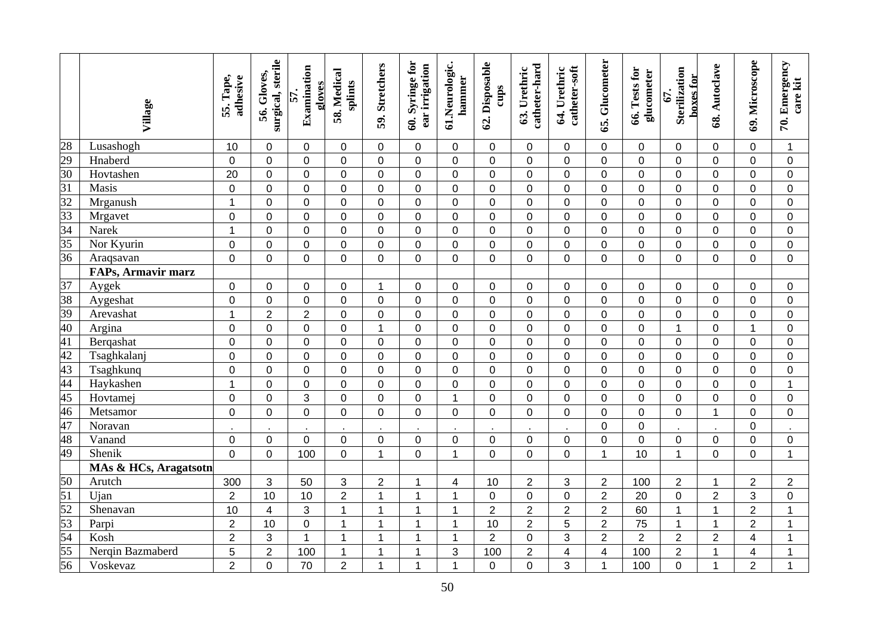| | Village | 55. Tape, adhesive | 56. Gloves, surgical, sterile | 57. Examination gloves | 58. Medical splints | 59. Stretchers | 60. Syringe for ear irrigation | 61.Neurologic. hammer | 62. Disposable cups | 63. Urethric catheter-hard | 64. Urethric catheter-soft | 65. Glucometer | 66. Tests for glucometer | 67. Sterilization boxes for | 68. Autoclave | 69. Microscope | 70. Emergency care kit |
|---|---|---|---|---|---|---|---|---|---|---|---|---|---|---|---|---|---|
| 28 | Lusashogh | 10 | 0 | 0 | 0 | 0 | 0 | 0 | 0 | 0 | 0 | 0 | 0 | 0 | 0 | 0 | 1 |
| 29 | Hnaberd | 0 | 0 | 0 | 0 | 0 | 0 | 0 | 0 | 0 | 0 | 0 | 0 | 0 | 0 | 0 | 0 |
| 30 | Hovtashen | 20 | 0 | 0 | 0 | 0 | 0 | 0 | 0 | 0 | 0 | 0 | 0 | 0 | 0 | 0 | 0 |
| 31 | Masis | 0 | 0 | 0 | 0 | 0 | 0 | 0 | 0 | 0 | 0 | 0 | 0 | 0 | 0 | 0 | 0 |
| 32 | Mrganush | 1 | 0 | 0 | 0 | 0 | 0 | 0 | 0 | 0 | 0 | 0 | 0 | 0 | 0 | 0 | 0 |
| 33 | Mrgavet | 0 | 0 | 0 | 0 | 0 | 0 | 0 | 0 | 0 | 0 | 0 | 0 | 0 | 0 | 0 | 0 |
| 34 | Narek | 1 | 0 | 0 | 0 | 0 | 0 | 0 | 0 | 0 | 0 | 0 | 0 | 0 | 0 | 0 | 0 |
| 35 | Nor Kyurin | 0 | 0 | 0 | 0 | 0 | 0 | 0 | 0 | 0 | 0 | 0 | 0 | 0 | 0 | 0 | 0 |
| 36 | Araqsavan | 0 | 0 | 0 | 0 | 0 | 0 | 0 | 0 | 0 | 0 | 0 | 0 | 0 | 0 | 0 | 0 |
| | **FAPs, Armavir marz** | | | | | | | | | | | | | | | | |
| 37 | Aygek | 0 | 0 | 0 | 0 | 1 | 0 | 0 | 0 | 0 | 0 | 0 | 0 | 0 | 0 | 0 | 0 |
| 38 | Aygeshat | 0 | 0 | 0 | 0 | 0 | 0 | 0 | 0 | 0 | 0 | 0 | 0 | 0 | 0 | 0 | 0 |
| 39 | Arevashat | 1 | 2 | 2 | 0 | 0 | 0 | 0 | 0 | 0 | 0 | 0 | 0 | 0 | 0 | 0 | 0 |
| 40 | Argina | 0 | 0 | 0 | 0 | 1 | 0 | 0 | 0 | 0 | 0 | 0 | 0 | 1 | 0 | 1 | 0 |
| 41 | Berqashat | 0 | 0 | 0 | 0 | 0 | 0 | 0 | 0 | 0 | 0 | 0 | 0 | 0 | 0 | 0 | 0 |
| 42 | Tsaghkalanj | 0 | 0 | 0 | 0 | 0 | 0 | 0 | 0 | 0 | 0 | 0 | 0 | 0 | 0 | 0 | 0 |
| 43 | Tsaghkunq | 0 | 0 | 0 | 0 | 0 | 0 | 0 | 0 | 0 | 0 | 0 | 0 | 0 | 0 | 0 | 0 |
| 44 | Haykashen | 1 | 0 | 0 | 0 | 0 | 0 | 0 | 0 | 0 | 0 | 0 | 0 | 0 | 0 | 0 | 1 |
| 45 | Hovtamej | 0 | 0 | 3 | 0 | 0 | 0 | 1 | 0 | 0 | 0 | 0 | 0 | 0 | 0 | 0 | 0 |
| 46 | Metsamor | 0 | 0 | 0 | 0 | 0 | 0 | 0 | 0 | 0 | 0 | 0 | 0 | 0 | 1 | 0 | 0 |
| 47 | Noravan | . | . | . | . | . | . | . | . | . | . | 0 | 0 | . | . | 0 | . |
| 48 | Vanand | 0 | 0 | 0 | 0 | 0 | 0 | 0 | 0 | 0 | 0 | 0 | 0 | 0 | 0 | 0 | 0 |
| 49 | Shenik | 0 | 0 | 100 | 0 | 1 | 0 | 1 | 0 | 0 | 0 | 1 | 10 | 1 | 0 | 0 | 1 |
| | **MAs & HCs, Aragatsotn** | | | | | | | | | | | | | | | | |
| 50 | Arutch | 300 | 3 | 50 | 3 | 2 | 1 | 4 | 10 | 2 | 3 | 2 | 100 | 2 | 1 | 2 | 2 |
| 51 | Ujan | 2 | 10 | 10 | 2 | 1 | 1 | 1 | 0 | 0 | 0 | 2 | 20 | 0 | 2 | 3 | 0 |
| 52 | Shenavan | 10 | 4 | 3 | 1 | 1 | 1 | 1 | 2 | 2 | 2 | 2 | 60 | 1 | 1 | 2 | 1 |
| 53 | Parpi | 2 | 10 | 0 | 1 | 1 | 1 | 1 | 10 | 2 | 5 | 2 | 75 | 1 | 1 | 2 | 1 |
| 54 | Kosh | 2 | 3 | 1 | 1 | 1 | 1 | 1 | 2 | 0 | 3 | 2 | 2 | 2 | 2 | 4 | 1 |
| 55 | Nerqin Bazmaberd | 5 | 2 | 100 | 1 | 1 | 1 | 3 | 100 | 2 | 4 | 4 | 100 | 2 | 1 | 4 | 1 |
| 56 | Voskevaz | 2 | 0 | 70 | 2 | 1 | 1 | 1 | 0 | 0 | 3 | 1 | 100 | 0 | 1 | 2 | 1 |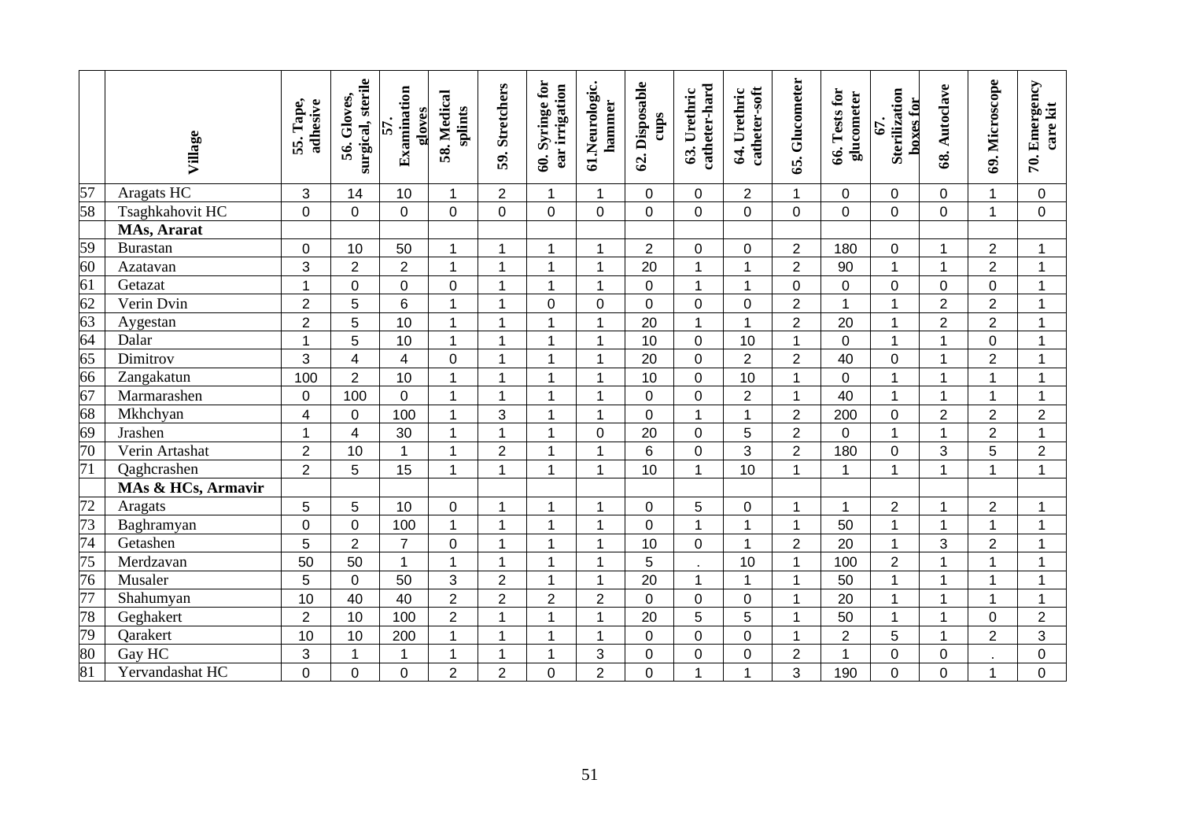|  | Village | 55. Tape, adhesive | 56. Gloves, surgical, sterile | 57. Examination gloves | 58. Medical splints | 59. Stretchers | 60. Syringe for ear irrigation | 61.Neurologic. hammer | 62. Disposable cups | 63. Urethric catheter-hard | 64. Urethric catheter-soft | 65. Glucometer | 66. Tests for glucometer | 67. Sterilization boxes for | 68. Autoclave | 69. Microscope | 70. Emergency care kit |
|---|---|---|---|---|---|---|---|---|---|---|---|---|---|---|---|---|---|
| 57 | Aragats HC | 3 | 14 | 10 | 1 | 2 | 1 | 1 | 0 | 0 | 2 | 1 | 0 | 0 | 0 | 1 | 0 |
| 58 | Tsaghkahovit HC | 0 | 0 | 0 | 0 | 0 | 0 | 0 | 0 | 0 | 0 | 0 | 0 | 0 | 0 | 1 | 0 |
|  | **MAs, Ararat** |  |  |  |  |  |  |  |  |  |  |  |  |  |  |  |  |
| 59 | Burastan | 0 | 10 | 50 | 1 | 1 | 1 | 1 | 2 | 0 | 0 | 2 | 180 | 0 | 1 | 2 | 1 |
| 60 | Azatavan | 3 | 2 | 2 | 1 | 1 | 1 | 1 | 20 | 1 | 1 | 2 | 90 | 1 | 1 | 2 | 1 |
| 61 | Getazat | 1 | 0 | 0 | 0 | 1 | 1 | 1 | 0 | 1 | 1 | 0 | 0 | 0 | 0 | 0 | 1 |
| 62 | Verin Dvin | 2 | 5 | 6 | 1 | 1 | 0 | 0 | 0 | 0 | 0 | 2 | 1 | 1 | 2 | 2 | 1 |
| 63 | Aygestan | 2 | 5 | 10 | 1 | 1 | 1 | 1 | 20 | 1 | 1 | 2 | 20 | 1 | 2 | 2 | 1 |
| 64 | Dalar | 1 | 5 | 10 | 1 | 1 | 1 | 1 | 10 | 0 | 10 | 1 | 0 | 1 | 1 | 0 | 1 |
| 65 | Dimitrov | 3 | 4 | 4 | 0 | 1 | 1 | 1 | 20 | 0 | 2 | 2 | 40 | 0 | 1 | 2 | 1 |
| 66 | Zangakatun | 100 | 2 | 10 | 1 | 1 | 1 | 1 | 10 | 0 | 10 | 1 | 0 | 1 | 1 | 1 | 1 |
| 67 | Marmarashen | 0 | 100 | 0 | 1 | 1 | 1 | 1 | 0 | 0 | 2 | 1 | 40 | 1 | 1 | 1 | 1 |
| 68 | Mkhchyan | 4 | 0 | 100 | 1 | 3 | 1 | 1 | 0 | 1 | 1 | 2 | 200 | 0 | 2 | 2 | 2 |
| 69 | Jrashen | 1 | 4 | 30 | 1 | 1 | 1 | 0 | 20 | 0 | 5 | 2 | 0 | 1 | 1 | 2 | 1 |
| 70 | Verin Artashat | 2 | 10 | 1 | 1 | 2 | 1 | 1 | 6 | 0 | 3 | 2 | 180 | 0 | 3 | 5 | 2 |
| 71 | Qaghcrashen | 2 | 5 | 15 | 1 | 1 | 1 | 1 | 10 | 1 | 10 | 1 | 1 | 1 | 1 | 1 | 1 |
|  | **MAs & HCs, Armavir** |  |  |  |  |  |  |  |  |  |  |  |  |  |  |  |  |
| 72 | Aragats | 5 | 5 | 10 | 0 | 1 | 1 | 1 | 0 | 5 | 0 | 1 | 1 | 2 | 1 | 2 | 1 |
| 73 | Baghramyan | 0 | 0 | 100 | 1 | 1 | 1 | 1 | 0 | 1 | 1 | 1 | 50 | 1 | 1 | 1 | 1 |
| 74 | Getashen | 5 | 2 | 7 | 0 | 1 | 1 | 1 | 10 | 0 | 1 | 2 | 20 | 1 | 3 | 2 | 1 |
| 75 | Merdzavan | 50 | 50 | 1 | 1 | 1 | 1 | 1 | 5 | . | 10 | 1 | 100 | 2 | 1 | 1 | 1 |
| 76 | Musaler | 5 | 0 | 50 | 3 | 2 | 1 | 1 | 20 | 1 | 1 | 1 | 50 | 1 | 1 | 1 | 1 |
| 77 | Shahumyan | 10 | 40 | 40 | 2 | 2 | 2 | 2 | 0 | 0 | 0 | 1 | 20 | 1 | 1 | 1 | 1 |
| 78 | Geghakert | 2 | 10 | 100 | 2 | 1 | 1 | 1 | 20 | 5 | 5 | 1 | 50 | 1 | 1 | 0 | 2 |
| 79 | Qarakert | 10 | 10 | 200 | 1 | 1 | 1 | 1 | 0 | 0 | 0 | 1 | 2 | 5 | 1 | 2 | 3 |
| 80 | Gay HC | 3 | 1 | 1 | 1 | 1 | 1 | 3 | 0 | 0 | 0 | 2 | 1 | 0 | 0 | . | 0 |
| 81 | Yervandashat HC | 0 | 0 | 0 | 2 | 2 | 0 | 2 | 0 | 1 | 1 | 3 | 190 | 0 | 0 | 1 | 0 |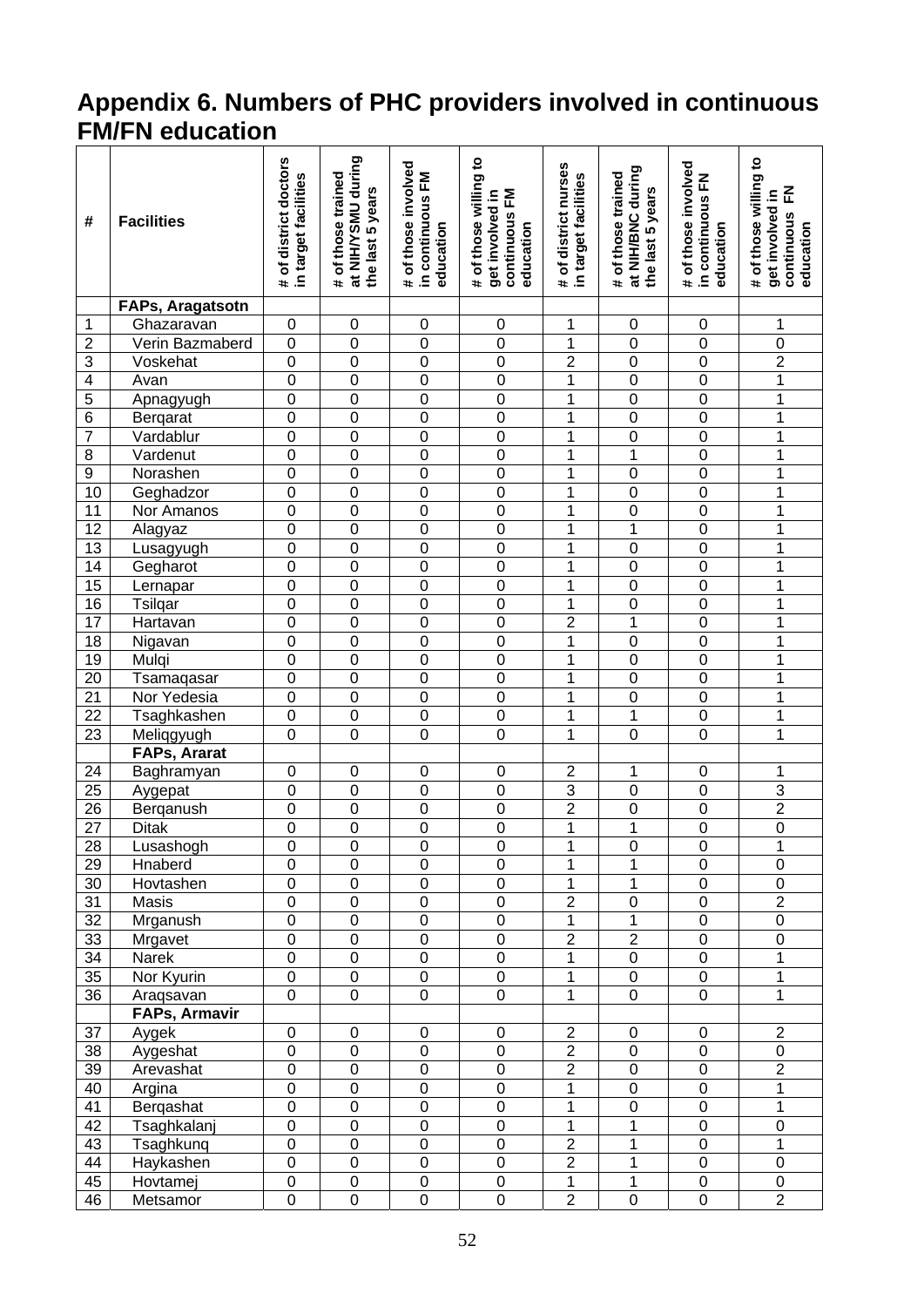# Appendix 6. Numbers of PHC providers involved in continuous FM/FN education

| # | Facilities | # of district doctors in target facilities | # of those trained at NIH/YSMU during the last 5 years | # of those involved in continuous FM education | # of those willing to get involved in continuous FM education | # of district nurses in target facilities | # of those trained at NIH/BNC during the last 5 years | # of those involved in continuous FN education | # of those willing to get involved in continuous FN education |
|---|---|---|---|---|---|---|---|---|---|
| | **FAPs, Aragatsotn** | | | | | | | | |
| 1 | Ghazaravan | 0 | 0 | 0 | 0 | 1 | 0 | 0 | 1 |
| 2 | Verin Bazmaberd | 0 | 0 | 0 | 0 | 1 | 0 | 0 | 0 |
| 3 | Voskehat | 0 | 0 | 0 | 0 | 2 | 0 | 0 | 2 |
| 4 | Avan | 0 | 0 | 0 | 0 | 1 | 0 | 0 | 1 |
| 5 | Apnagyugh | 0 | 0 | 0 | 0 | 1 | 0 | 0 | 1 |
| 6 | Berqarat | 0 | 0 | 0 | 0 | 1 | 0 | 0 | 1 |
| 7 | Vardablur | 0 | 0 | 0 | 0 | 1 | 0 | 0 | 1 |
| 8 | Vardenut | 0 | 0 | 0 | 0 | 1 | 1 | 0 | 1 |
| 9 | Norashen | 0 | 0 | 0 | 0 | 1 | 0 | 0 | 1 |
| 10 | Geghadzor | 0 | 0 | 0 | 0 | 1 | 0 | 0 | 1 |
| 11 | Nor Amanos | 0 | 0 | 0 | 0 | 1 | 0 | 0 | 1 |
| 12 | Alagyaz | 0 | 0 | 0 | 0 | 1 | 1 | 0 | 1 |
| 13 | Lusagyugh | 0 | 0 | 0 | 0 | 1 | 0 | 0 | 1 |
| 14 | Gegharot | 0 | 0 | 0 | 0 | 1 | 0 | 0 | 1 |
| 15 | Lernapar | 0 | 0 | 0 | 0 | 1 | 0 | 0 | 1 |
| 16 | Tsilqar | 0 | 0 | 0 | 0 | 1 | 0 | 0 | 1 |
| 17 | Hartavan | 0 | 0 | 0 | 0 | 2 | 1 | 0 | 1 |
| 18 | Nigavan | 0 | 0 | 0 | 0 | 1 | 0 | 0 | 1 |
| 19 | Mulqi | 0 | 0 | 0 | 0 | 1 | 0 | 0 | 1 |
| 20 | Tsamaqasar | 0 | 0 | 0 | 0 | 1 | 0 | 0 | 1 |
| 21 | Nor Yedesia | 0 | 0 | 0 | 0 | 1 | 0 | 0 | 1 |
| 22 | Tsaghkashen | 0 | 0 | 0 | 0 | 1 | 1 | 0 | 1 |
| 23 | Meliqgyugh | 0 | 0 | 0 | 0 | 1 | 0 | 0 | 1 |
| | **FAPs, Ararat** | | | | | | | | |
| 24 | Baghramyan | 0 | 0 | 0 | 0 | 2 | 1 | 0 | 1 |
| 25 | Aygepat | 0 | 0 | 0 | 0 | 3 | 0 | 0 | 3 |
| 26 | Berqanush | 0 | 0 | 0 | 0 | 2 | 0 | 0 | 2 |
| 27 | Ditak | 0 | 0 | 0 | 0 | 1 | 1 | 0 | 0 |
| 28 | Lusashogh | 0 | 0 | 0 | 0 | 1 | 0 | 0 | 1 |
| 29 | Hnaberd | 0 | 0 | 0 | 0 | 1 | 1 | 0 | 0 |
| 30 | Hovtashen | 0 | 0 | 0 | 0 | 1 | 1 | 0 | 0 |
| 31 | Masis | 0 | 0 | 0 | 0 | 2 | 0 | 0 | 2 |
| 32 | Mrganush | 0 | 0 | 0 | 0 | 1 | 1 | 0 | 0 |
| 33 | Mrgavet | 0 | 0 | 0 | 0 | 2 | 2 | 0 | 0 |
| 34 | Narek | 0 | 0 | 0 | 0 | 1 | 0 | 0 | 1 |
| 35 | Nor Kyurin | 0 | 0 | 0 | 0 | 1 | 0 | 0 | 1 |
| 36 | Araqsavan | 0 | 0 | 0 | 0 | 1 | 0 | 0 | 1 |
| | **FAPs, Armavir** | | | | | | | | |
| 37 | Aygek | 0 | 0 | 0 | 0 | 2 | 0 | 0 | 2 |
| 38 | Aygeshat | 0 | 0 | 0 | 0 | 2 | 0 | 0 | 0 |
| 39 | Arevashat | 0 | 0 | 0 | 0 | 2 | 0 | 0 | 2 |
| 40 | Argina | 0 | 0 | 0 | 0 | 1 | 0 | 0 | 1 |
| 41 | Berqashat | 0 | 0 | 0 | 0 | 1 | 0 | 0 | 1 |
| 42 | Tsaghkalanj | 0 | 0 | 0 | 0 | 1 | 1 | 0 | 0 |
| 43 | Tsaghkunq | 0 | 0 | 0 | 0 | 2 | 1 | 0 | 1 |
| 44 | Haykashen | 0 | 0 | 0 | 0 | 2 | 1 | 0 | 0 |
| 45 | Hovtamej | 0 | 0 | 0 | 0 | 1 | 1 | 0 | 0 |
| 46 | Metsamor | 0 | 0 | 0 | 0 | 2 | 0 | 0 | 2 |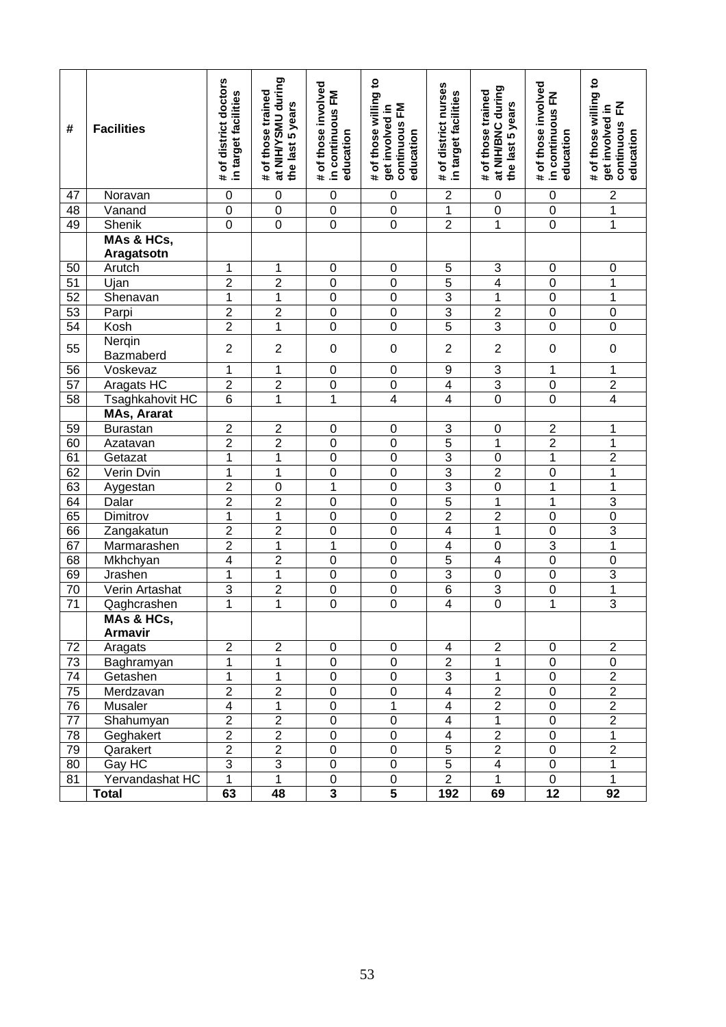| # | Facilities | # of district doctors in target facilities | # of those trained at NIH/YSMU during the last 5 years | # of those involved in continuous FM education | # of those willing to get involved in continuous FM education | # of district nurses in target facilities | # of those trained at NIH/BNC during the last 5 years | # of those involved in continuous FN education | # of those willing to get involved in continuous FN education |
|---|---|---|---|---|---|---|---|---|---|
| 47 | Noravan | 0 | 0 | 0 | 0 | 2 | 0 | 0 | 2 |
| 48 | Vanand | 0 | 0 | 0 | 0 | 1 | 0 | 0 | 1 |
| 49 | Shenik | 0 | 0 | 0 | 0 | 2 | 1 | 0 | 1 |
| | **MAs & HCs, Aragatsotn** | | | | | | | | |
| 50 | Arutch | 1 | 1 | 0 | 0 | 5 | 3 | 0 | 0 |
| 51 | Ujan | 2 | 2 | 0 | 0 | 5 | 4 | 0 | 1 |
| 52 | Shenavan | 1 | 1 | 0 | 0 | 3 | 1 | 0 | 1 |
| 53 | Parpi | 2 | 2 | 0 | 0 | 3 | 2 | 0 | 0 |
| 54 | Kosh | 2 | 1 | 0 | 0 | 5 | 3 | 0 | 0 |
| 55 | Nerqin Bazmaberd | 2 | 2 | 0 | 0 | 2 | 2 | 0 | 0 |
| 56 | Voskevaz | 1 | 1 | 0 | 0 | 9 | 3 | 1 | 1 |
| 57 | Aragats HC | 2 | 2 | 0 | 0 | 4 | 3 | 0 | 2 |
| 58 | Tsaghkahovit HC | 6 | 1 | 1 | 4 | 4 | 0 | 0 | 4 |
| | **MAs, Ararat** | | | | | | | | |
| 59 | Burastan | 2 | 2 | 0 | 0 | 3 | 0 | 2 | 1 |
| 60 | Azatavan | 2 | 2 | 0 | 0 | 5 | 1 | 2 | 1 |
| 61 | Getazat | 1 | 1 | 0 | 0 | 3 | 0 | 1 | 2 |
| 62 | Verin Dvin | 1 | 1 | 0 | 0 | 3 | 2 | 0 | 1 |
| 63 | Aygestan | 2 | 0 | 1 | 0 | 3 | 0 | 1 | 1 |
| 64 | Dalar | 2 | 2 | 0 | 0 | 5 | 1 | 1 | 3 |
| 65 | Dimitrov | 1 | 1 | 0 | 0 | 2 | 2 | 0 | 0 |
| 66 | Zangakatun | 2 | 2 | 0 | 0 | 4 | 1 | 0 | 3 |
| 67 | Marmarashen | 2 | 1 | 1 | 0 | 4 | 0 | 3 | 1 |
| 68 | Mkhchyan | 4 | 2 | 0 | 0 | 5 | 4 | 0 | 0 |
| 69 | Jrashen | 1 | 1 | 0 | 0 | 3 | 0 | 0 | 3 |
| 70 | Verin Artashat | 3 | 2 | 0 | 0 | 6 | 3 | 0 | 1 |
| 71 | Qaghcrashen | 1 | 1 | 0 | 0 | 4 | 0 | 1 | 3 |
| | **MAs & HCs, Armavir** | | | | | | | | |
| 72 | Aragats | 2 | 2 | 0 | 0 | 4 | 2 | 0 | 2 |
| 73 | Baghramyan | 1 | 1 | 0 | 0 | 2 | 1 | 0 | 0 |
| 74 | Getashen | 1 | 1 | 0 | 0 | 3 | 1 | 0 | 2 |
| 75 | Merdzavan | 2 | 2 | 0 | 0 | 4 | 2 | 0 | 2 |
| 76 | Musaler | 4 | 1 | 0 | 1 | 4 | 2 | 0 | 2 |
| 77 | Shahumyan | 2 | 2 | 0 | 0 | 4 | 1 | 0 | 2 |
| 78 | Geghakert | 2 | 2 | 0 | 0 | 4 | 2 | 0 | 1 |
| 79 | Qarakert | 2 | 2 | 0 | 0 | 5 | 2 | 0 | 2 |
| 80 | Gay HC | 3 | 3 | 0 | 0 | 5 | 4 | 0 | 1 |
| 81 | Yervandashat HC | 1 | 1 | 0 | 0 | 2 | 1 | 0 | 1 |
| | **Total** | **63** | **48** | **3** | **5** | **192** | **69** | **12** | **92** |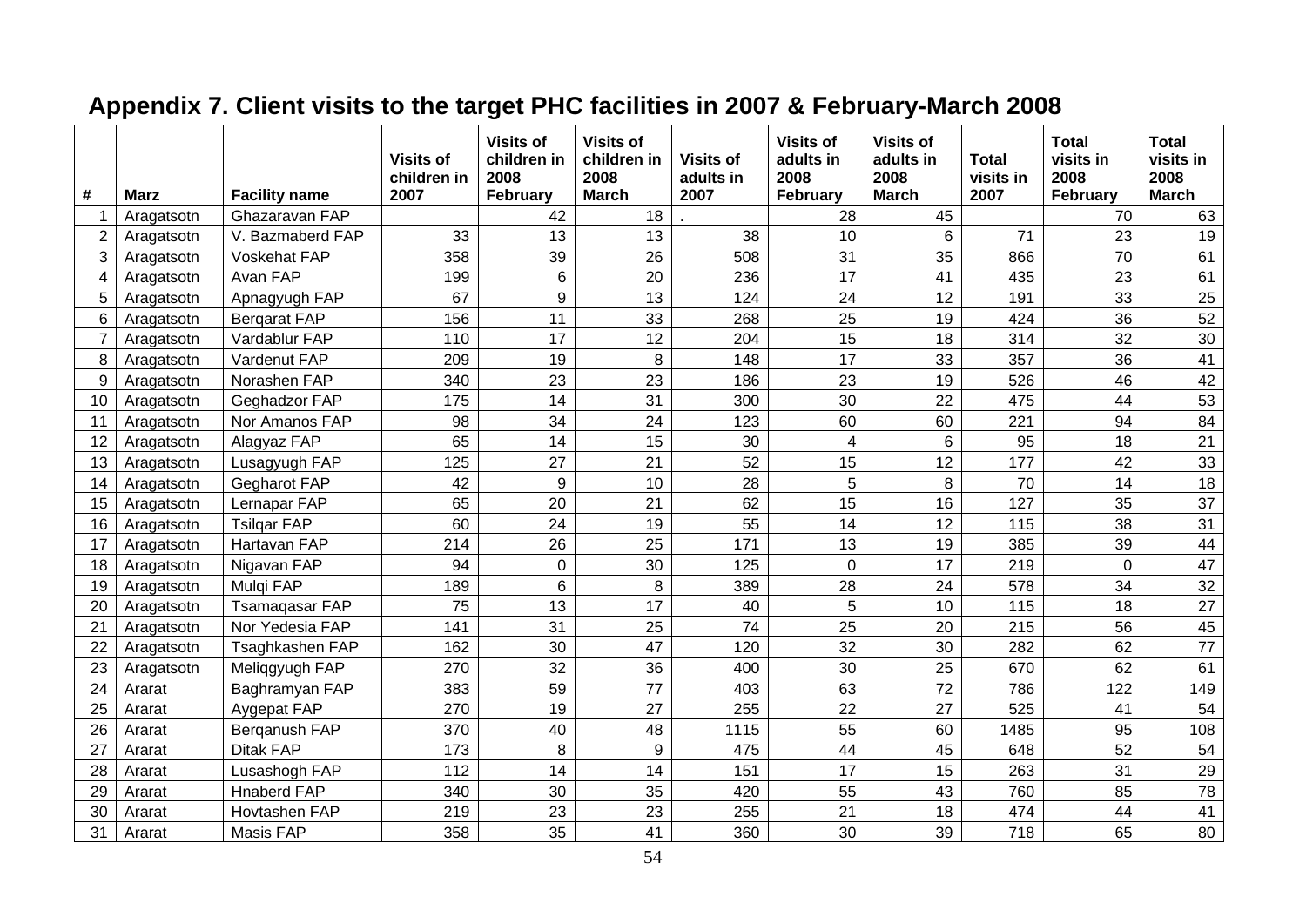## Appendix 7. Client visits to the target PHC facilities in 2007 & February-March 2008

| # | Marz | Facility name | Visits of children in 2007 | Visits of children in 2008 February | Visits of children in 2008 March | Visits of adults in 2007 | Visits of adults in 2008 February | Visits of adults in 2008 March | Total visits in 2007 | Total visits in 2008 February | Total visits in 2008 March |
|---|---|---|---|---|---|---|---|---|---|---|---|
| 1 | Aragatsotn | Ghazaravan FAP | | 42 | 18 | . | 28 | 45 | | 70 | 63 |
| 2 | Aragatsotn | V. Bazmaberd FAP | 33 | 13 | 13 | 38 | 10 | 6 | 71 | 23 | 19 |
| 3 | Aragatsotn | Voskehat FAP | 358 | 39 | 26 | 508 | 31 | 35 | 866 | 70 | 61 |
| 4 | Aragatsotn | Avan FAP | 199 | 6 | 20 | 236 | 17 | 41 | 435 | 23 | 61 |
| 5 | Aragatsotn | Apnagyugh FAP | 67 | 9 | 13 | 124 | 24 | 12 | 191 | 33 | 25 |
| 6 | Aragatsotn | Berqarat FAP | 156 | 11 | 33 | 268 | 25 | 19 | 424 | 36 | 52 |
| 7 | Aragatsotn | Vardablur FAP | 110 | 17 | 12 | 204 | 15 | 18 | 314 | 32 | 30 |
| 8 | Aragatsotn | Vardenut FAP | 209 | 19 | 8 | 148 | 17 | 33 | 357 | 36 | 41 |
| 9 | Aragatsotn | Norashen FAP | 340 | 23 | 23 | 186 | 23 | 19 | 526 | 46 | 42 |
| 10 | Aragatsotn | Geghadzor FAP | 175 | 14 | 31 | 300 | 30 | 22 | 475 | 44 | 53 |
| 11 | Aragatsotn | Nor Amanos FAP | 98 | 34 | 24 | 123 | 60 | 60 | 221 | 94 | 84 |
| 12 | Aragatsotn | Alagyaz FAP | 65 | 14 | 15 | 30 | 4 | 6 | 95 | 18 | 21 |
| 13 | Aragatsotn | Lusagyugh FAP | 125 | 27 | 21 | 52 | 15 | 12 | 177 | 42 | 33 |
| 14 | Aragatsotn | Gegharot FAP | 42 | 9 | 10 | 28 | 5 | 8 | 70 | 14 | 18 |
| 15 | Aragatsotn | Lernapar FAP | 65 | 20 | 21 | 62 | 15 | 16 | 127 | 35 | 37 |
| 16 | Aragatsotn | Tsilqar FAP | 60 | 24 | 19 | 55 | 14 | 12 | 115 | 38 | 31 |
| 17 | Aragatsotn | Hartavan FAP | 214 | 26 | 25 | 171 | 13 | 19 | 385 | 39 | 44 |
| 18 | Aragatsotn | Nigavan FAP | 94 | 0 | 30 | 125 | 0 | 17 | 219 | 0 | 47 |
| 19 | Aragatsotn | Mulqi FAP | 189 | 6 | 8 | 389 | 28 | 24 | 578 | 34 | 32 |
| 20 | Aragatsotn | Tsamaqasar FAP | 75 | 13 | 17 | 40 | 5 | 10 | 115 | 18 | 27 |
| 21 | Aragatsotn | Nor Yedesia FAP | 141 | 31 | 25 | 74 | 25 | 20 | 215 | 56 | 45 |
| 22 | Aragatsotn | Tsaghkashen FAP | 162 | 30 | 47 | 120 | 32 | 30 | 282 | 62 | 77 |
| 23 | Aragatsotn | Meliqgyugh FAP | 270 | 32 | 36 | 400 | 30 | 25 | 670 | 62 | 61 |
| 24 | Ararat | Baghramyan FAP | 383 | 59 | 77 | 403 | 63 | 72 | 786 | 122 | 149 |
| 25 | Ararat | Aygepat FAP | 270 | 19 | 27 | 255 | 22 | 27 | 525 | 41 | 54 |
| 26 | Ararat | Berqanush FAP | 370 | 40 | 48 | 1115 | 55 | 60 | 1485 | 95 | 108 |
| 27 | Ararat | Ditak FAP | 173 | 8 | 9 | 475 | 44 | 45 | 648 | 52 | 54 |
| 28 | Ararat | Lusashogh FAP | 112 | 14 | 14 | 151 | 17 | 15 | 263 | 31 | 29 |
| 29 | Ararat | Hnaberd FAP | 340 | 30 | 35 | 420 | 55 | 43 | 760 | 85 | 78 |
| 30 | Ararat | Hovtashen FAP | 219 | 23 | 23 | 255 | 21 | 18 | 474 | 44 | 41 |
| 31 | Ararat | Masis FAP | 358 | 35 | 41 | 360 | 30 | 39 | 718 | 65 | 80 |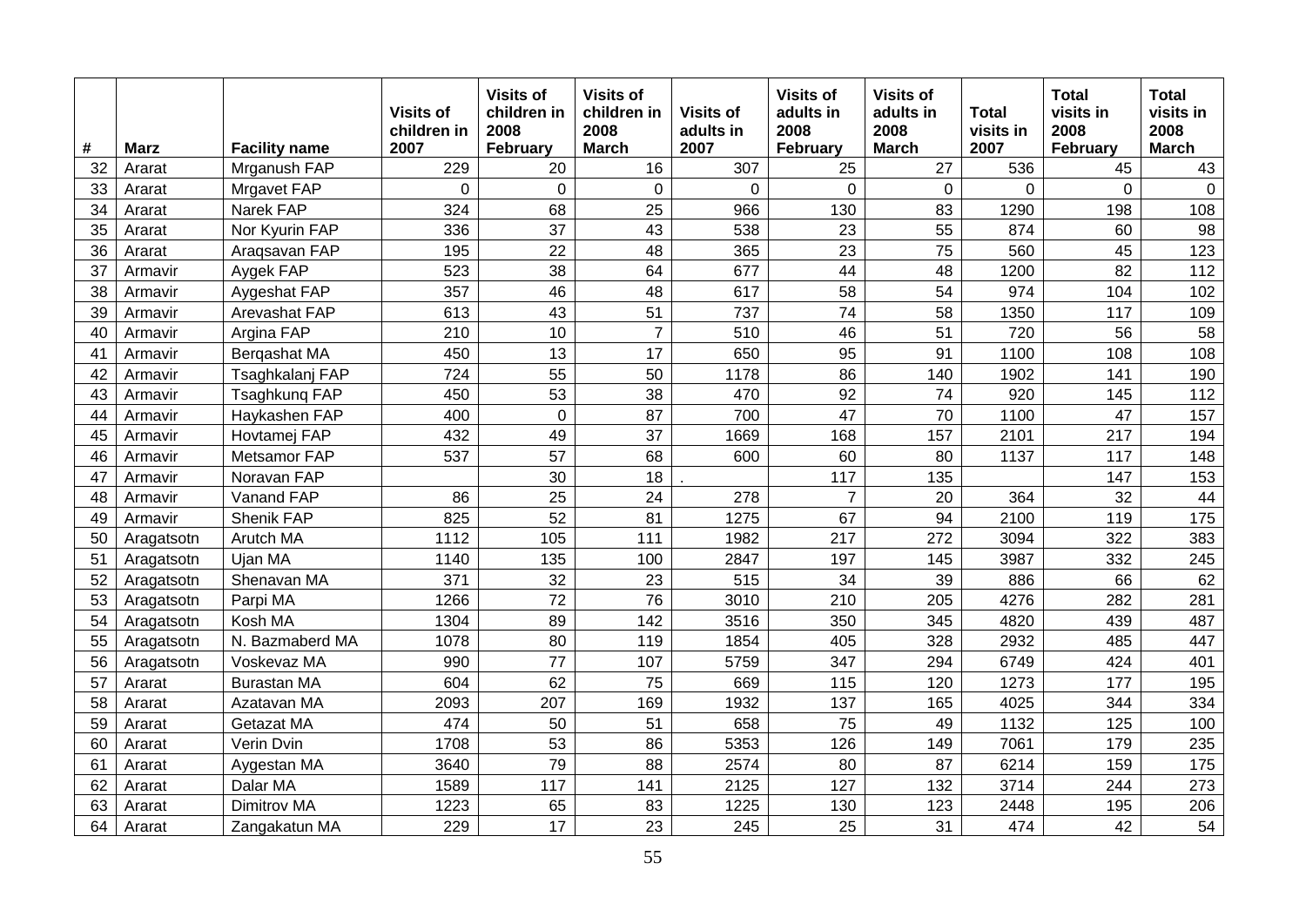| # | Marz | Facility name | Visits of children in 2007 | Visits of children in 2008 February | Visits of children in 2008 March | Visits of adults in 2007 | Visits of adults in 2008 February | Visits of adults in 2008 March | Total visits in 2007 | Total visits in 2008 February | Total visits in 2008 March |
|---|---|---|---|---|---|---|---|---|---|---|---|
| 32 | Ararat | Mrganush FAP | 229 | 20 | 16 | 307 | 25 | 27 | 536 | 45 | 43 |
| 33 | Ararat | Mrgavet FAP | 0 | 0 | 0 | 0 | 0 | 0 | 0 | 0 | 0 |
| 34 | Ararat | Narek FAP | 324 | 68 | 25 | 966 | 130 | 83 | 1290 | 198 | 108 |
| 35 | Ararat | Nor Kyurin FAP | 336 | 37 | 43 | 538 | 23 | 55 | 874 | 60 | 98 |
| 36 | Ararat | Araqsavan FAP | 195 | 22 | 48 | 365 | 23 | 75 | 560 | 45 | 123 |
| 37 | Armavir | Aygek FAP | 523 | 38 | 64 | 677 | 44 | 48 | 1200 | 82 | 112 |
| 38 | Armavir | Aygeshat FAP | 357 | 46 | 48 | 617 | 58 | 54 | 974 | 104 | 102 |
| 39 | Armavir | Arevashat FAP | 613 | 43 | 51 | 737 | 74 | 58 | 1350 | 117 | 109 |
| 40 | Armavir | Argina FAP | 210 | 10 | 7 | 510 | 46 | 51 | 720 | 56 | 58 |
| 41 | Armavir | Berqashat MA | 450 | 13 | 17 | 650 | 95 | 91 | 1100 | 108 | 108 |
| 42 | Armavir | Tsaghkalanj FAP | 724 | 55 | 50 | 1178 | 86 | 140 | 1902 | 141 | 190 |
| 43 | Armavir | Tsaghkunq FAP | 450 | 53 | 38 | 470 | 92 | 74 | 920 | 145 | 112 |
| 44 | Armavir | Haykashen FAP | 400 | 0 | 87 | 700 | 47 | 70 | 1100 | 47 | 157 |
| 45 | Armavir | Hovtamej FAP | 432 | 49 | 37 | 1669 | 168 | 157 | 2101 | 217 | 194 |
| 46 | Armavir | Metsamor FAP | 537 | 57 | 68 | 600 | 60 | 80 | 1137 | 117 | 148 |
| 47 | Armavir | Noravan FAP | | 30 | 18 | . | 117 | 135 | | 147 | 153 |
| 48 | Armavir | Vanand FAP | 86 | 25 | 24 | 278 | 7 | 20 | 364 | 32 | 44 |
| 49 | Armavir | Shenik FAP | 825 | 52 | 81 | 1275 | 67 | 94 | 2100 | 119 | 175 |
| 50 | Aragatsotn | Arutch MA | 1112 | 105 | 111 | 1982 | 217 | 272 | 3094 | 322 | 383 |
| 51 | Aragatsotn | Ujan MA | 1140 | 135 | 100 | 2847 | 197 | 145 | 3987 | 332 | 245 |
| 52 | Aragatsotn | Shenavan MA | 371 | 32 | 23 | 515 | 34 | 39 | 886 | 66 | 62 |
| 53 | Aragatsotn | Parpi MA | 1266 | 72 | 76 | 3010 | 210 | 205 | 4276 | 282 | 281 |
| 54 | Aragatsotn | Kosh MA | 1304 | 89 | 142 | 3516 | 350 | 345 | 4820 | 439 | 487 |
| 55 | Aragatsotn | N. Bazmaberd MA | 1078 | 80 | 119 | 1854 | 405 | 328 | 2932 | 485 | 447 |
| 56 | Aragatsotn | Voskevaz MA | 990 | 77 | 107 | 5759 | 347 | 294 | 6749 | 424 | 401 |
| 57 | Ararat | Burastan MA | 604 | 62 | 75 | 669 | 115 | 120 | 1273 | 177 | 195 |
| 58 | Ararat | Azatavan MA | 2093 | 207 | 169 | 1932 | 137 | 165 | 4025 | 344 | 334 |
| 59 | Ararat | Getazat MA | 474 | 50 | 51 | 658 | 75 | 49 | 1132 | 125 | 100 |
| 60 | Ararat | Verin Dvin | 1708 | 53 | 86 | 5353 | 126 | 149 | 7061 | 179 | 235 |
| 61 | Ararat | Aygestan MA | 3640 | 79 | 88 | 2574 | 80 | 87 | 6214 | 159 | 175 |
| 62 | Ararat | Dalar MA | 1589 | 117 | 141 | 2125 | 127 | 132 | 3714 | 244 | 273 |
| 63 | Ararat | Dimitrov MA | 1223 | 65 | 83 | 1225 | 130 | 123 | 2448 | 195 | 206 |
| 64 | Ararat | Zangakatun MA | 229 | 17 | 23 | 245 | 25 | 31 | 474 | 42 | 54 |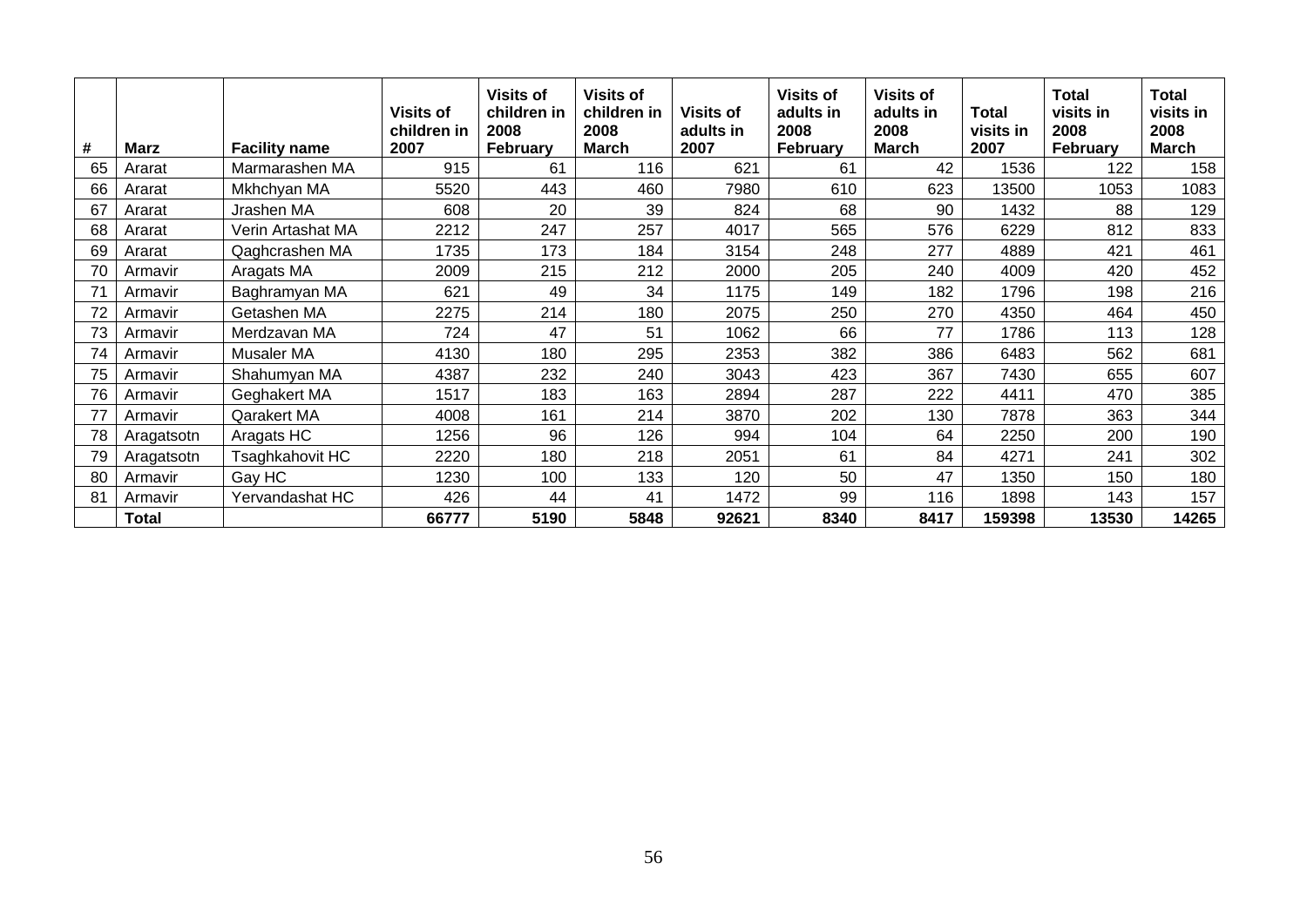| # | Marz | Facility name | Visits of children in 2007 | Visits of children in 2008 February | Visits of children in 2008 March | Visits of adults in 2007 | Visits of adults in 2008 February | Visits of adults in 2008 March | Total visits in 2007 | Total visits in 2008 February | Total visits in 2008 March |
|---|---|---|---|---|---|---|---|---|---|---|---|
| 65 | Ararat | Marmarashen MA | 915 | 61 | 116 | 621 | 61 | 42 | 1536 | 122 | 158 |
| 66 | Ararat | Mkhchyan MA | 5520 | 443 | 460 | 7980 | 610 | 623 | 13500 | 1053 | 1083 |
| 67 | Ararat | Jrashen MA | 608 | 20 | 39 | 824 | 68 | 90 | 1432 | 88 | 129 |
| 68 | Ararat | Verin Artashat MA | 2212 | 247 | 257 | 4017 | 565 | 576 | 6229 | 812 | 833 |
| 69 | Ararat | Qaghcrashen MA | 1735 | 173 | 184 | 3154 | 248 | 277 | 4889 | 421 | 461 |
| 70 | Armavir | Aragats MA | 2009 | 215 | 212 | 2000 | 205 | 240 | 4009 | 420 | 452 |
| 71 | Armavir | Baghramyan MA | 621 | 49 | 34 | 1175 | 149 | 182 | 1796 | 198 | 216 |
| 72 | Armavir | Getashen MA | 2275 | 214 | 180 | 2075 | 250 | 270 | 4350 | 464 | 450 |
| 73 | Armavir | Merdzavan MA | 724 | 47 | 51 | 1062 | 66 | 77 | 1786 | 113 | 128 |
| 74 | Armavir | Musaler MA | 4130 | 180 | 295 | 2353 | 382 | 386 | 6483 | 562 | 681 |
| 75 | Armavir | Shahumyan MA | 4387 | 232 | 240 | 3043 | 423 | 367 | 7430 | 655 | 607 |
| 76 | Armavir | Geghakert MA | 1517 | 183 | 163 | 2894 | 287 | 222 | 4411 | 470 | 385 |
| 77 | Armavir | Qarakert MA | 4008 | 161 | 214 | 3870 | 202 | 130 | 7878 | 363 | 344 |
| 78 | Aragatsotn | Aragats HC | 1256 | 96 | 126 | 994 | 104 | 64 | 2250 | 200 | 190 |
| 79 | Aragatsotn | Tsaghkahovit HC | 2220 | 180 | 218 | 2051 | 61 | 84 | 4271 | 241 | 302 |
| 80 | Armavir | Gay HC | 1230 | 100 | 133 | 120 | 50 | 47 | 1350 | 150 | 180 |
| 81 | Armavir | Yervandashat HC | 426 | 44 | 41 | 1472 | 99 | 116 | 1898 | 143 | 157 |
| | **Total** | | **66777** | **5190** | **5848** | **92621** | **8340** | **8417** | **159398** | **13530** | **14265** |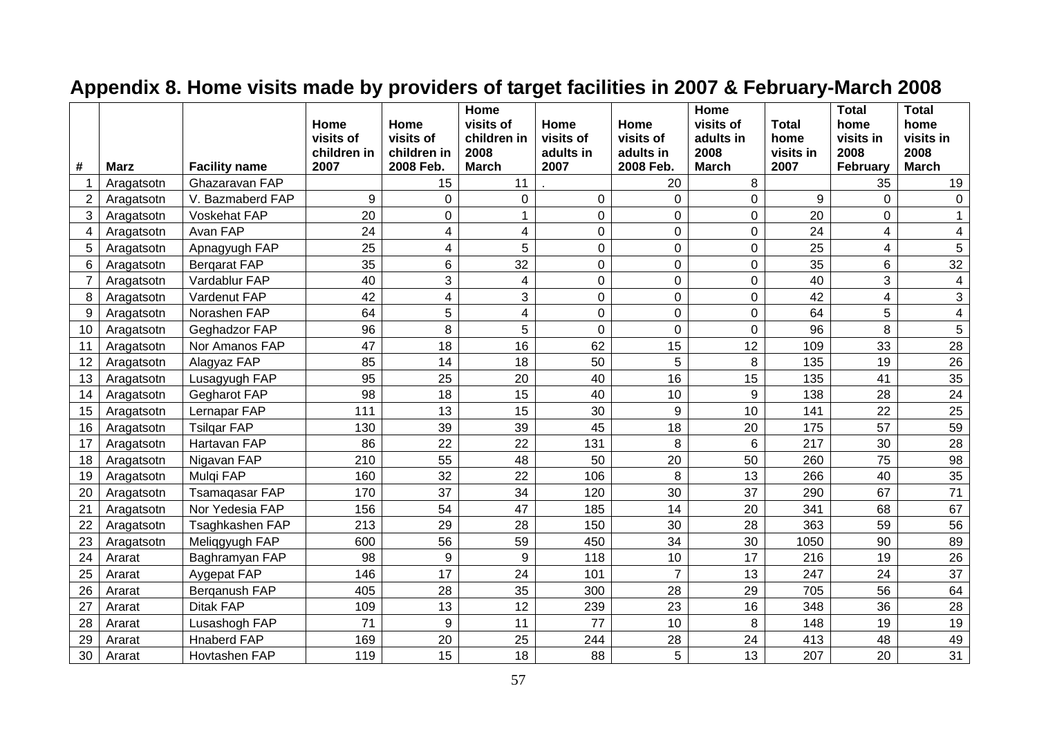## Appendix 8. Home visits made by providers of target facilities in 2007 & February-March 2008

| # | Marz | Facility name | Home visits of children in 2007 | Home visits of children in 2008 Feb. | Home visits of children in 2008 March | Home visits of adults in 2007 | Home visits of adults in 2008 Feb. | Home visits of adults in 2008 March | Total home visits in 2007 | Total home visits in 2008 February | Total home visits in 2008 March |
|---|---|---|---|---|---|---|---|---|---|---|---|
| 1 | Aragatsotn | Ghazaravan FAP | | 15 | 11 | . | 20 | 8 | | 35 | 19 |
| 2 | Aragatsotn | V. Bazmaberd FAP | 9 | 0 | 0 | 0 | 0 | 0 | 9 | 0 | 0 |
| 3 | Aragatsotn | Voskehat FAP | 20 | 0 | 1 | 0 | 0 | 0 | 20 | 0 | 1 |
| 4 | Aragatsotn | Avan FAP | 24 | 4 | 4 | 0 | 0 | 0 | 24 | 4 | 4 |
| 5 | Aragatsotn | Apnagyugh FAP | 25 | 4 | 5 | 0 | 0 | 0 | 25 | 4 | 5 |
| 6 | Aragatsotn | Berqarat FAP | 35 | 6 | 32 | 0 | 0 | 0 | 35 | 6 | 32 |
| 7 | Aragatsotn | Vardablur FAP | 40 | 3 | 4 | 0 | 0 | 0 | 40 | 3 | 4 |
| 8 | Aragatsotn | Vardenut FAP | 42 | 4 | 3 | 0 | 0 | 0 | 42 | 4 | 3 |
| 9 | Aragatsotn | Norashen FAP | 64 | 5 | 4 | 0 | 0 | 0 | 64 | 5 | 4 |
| 10 | Aragatsotn | Geghadzor FAP | 96 | 8 | 5 | 0 | 0 | 0 | 96 | 8 | 5 |
| 11 | Aragatsotn | Nor Amanos FAP | 47 | 18 | 16 | 62 | 15 | 12 | 109 | 33 | 28 |
| 12 | Aragatsotn | Alagyaz FAP | 85 | 14 | 18 | 50 | 5 | 8 | 135 | 19 | 26 |
| 13 | Aragatsotn | Lusagyugh FAP | 95 | 25 | 20 | 40 | 16 | 15 | 135 | 41 | 35 |
| 14 | Aragatsotn | Gegharot FAP | 98 | 18 | 15 | 40 | 10 | 9 | 138 | 28 | 24 |
| 15 | Aragatsotn | Lernapar FAP | 111 | 13 | 15 | 30 | 9 | 10 | 141 | 22 | 25 |
| 16 | Aragatsotn | Tsilqar FAP | 130 | 39 | 39 | 45 | 18 | 20 | 175 | 57 | 59 |
| 17 | Aragatsotn | Hartavan FAP | 86 | 22 | 22 | 131 | 8 | 6 | 217 | 30 | 28 |
| 18 | Aragatsotn | Nigavan FAP | 210 | 55 | 48 | 50 | 20 | 50 | 260 | 75 | 98 |
| 19 | Aragatsotn | Mulqi FAP | 160 | 32 | 22 | 106 | 8 | 13 | 266 | 40 | 35 |
| 20 | Aragatsotn | Tsamaqasar FAP | 170 | 37 | 34 | 120 | 30 | 37 | 290 | 67 | 71 |
| 21 | Aragatsotn | Nor Yedesia FAP | 156 | 54 | 47 | 185 | 14 | 20 | 341 | 68 | 67 |
| 22 | Aragatsotn | Tsaghkashen FAP | 213 | 29 | 28 | 150 | 30 | 28 | 363 | 59 | 56 |
| 23 | Aragatsotn | Meliqgyugh FAP | 600 | 56 | 59 | 450 | 34 | 30 | 1050 | 90 | 89 |
| 24 | Ararat | Baghramyan FAP | 98 | 9 | 9 | 118 | 10 | 17 | 216 | 19 | 26 |
| 25 | Ararat | Aygepat FAP | 146 | 17 | 24 | 101 | 7 | 13 | 247 | 24 | 37 |
| 26 | Ararat | Berqanush FAP | 405 | 28 | 35 | 300 | 28 | 29 | 705 | 56 | 64 |
| 27 | Ararat | Ditak FAP | 109 | 13 | 12 | 239 | 23 | 16 | 348 | 36 | 28 |
| 28 | Ararat | Lusashogh FAP | 71 | 9 | 11 | 77 | 10 | 8 | 148 | 19 | 19 |
| 29 | Ararat | Hnaberd FAP | 169 | 20 | 25 | 244 | 28 | 24 | 413 | 48 | 49 |
| 30 | Ararat | Hovtashen FAP | 119 | 15 | 18 | 88 | 5 | 13 | 207 | 20 | 31 |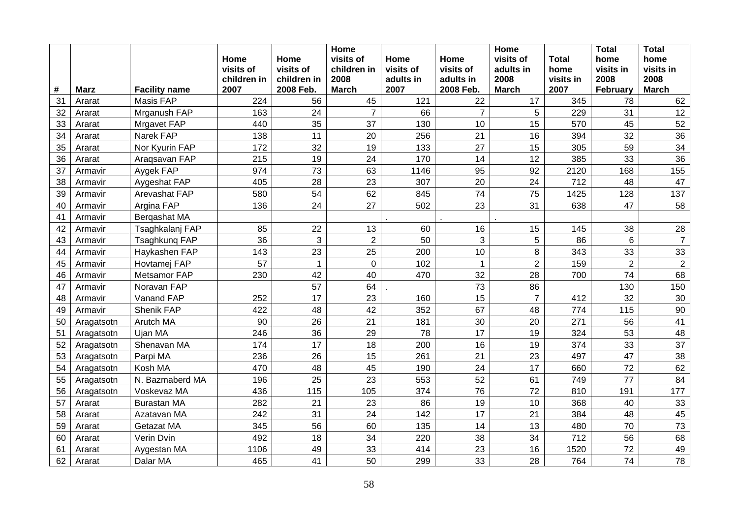| # | Marz | Facility name | Home visits of children in 2007 | Home visits of children in 2008 Feb. | Home visits of children in 2008 March | Home visits of adults in 2007 | Home visits of adults in 2008 Feb. | Home visits of adults in 2008 March | Total home visits in 2007 | Total home visits in 2008 February | Total home visits in 2008 March |
|---|---|---|---|---|---|---|---|---|---|---|---|
| 31 | Ararat | Masis FAP | 224 | 56 | 45 | 121 | 22 | 17 | 345 | 78 | 62 |
| 32 | Ararat | Mrganush FAP | 163 | 24 | 7 | 66 | 7 | 5 | 229 | 31 | 12 |
| 33 | Ararat | Mrgavet FAP | 440 | 35 | 37 | 130 | 10 | 15 | 570 | 45 | 52 |
| 34 | Ararat | Narek FAP | 138 | 11 | 20 | 256 | 21 | 16 | 394 | 32 | 36 |
| 35 | Ararat | Nor Kyurin FAP | 172 | 32 | 19 | 133 | 27 | 15 | 305 | 59 | 34 |
| 36 | Ararat | Araqsavan FAP | 215 | 19 | 24 | 170 | 14 | 12 | 385 | 33 | 36 |
| 37 | Armavir | Aygek FAP | 974 | 73 | 63 | 1146 | 95 | 92 | 2120 | 168 | 155 |
| 38 | Armavir | Aygeshat FAP | 405 | 28 | 23 | 307 | 20 | 24 | 712 | 48 | 47 |
| 39 | Armavir | Arevashat FAP | 580 | 54 | 62 | 845 | 74 | 75 | 1425 | 128 | 137 |
| 40 | Armavir | Argina FAP | 136 | 24 | 27 | 502 | 23 | 31 | 638 | 47 | 58 |
| 41 | Armavir | Berqashat MA | | | | . | . | . | | | |
| 42 | Armavir | Tsaghkalanj FAP | 85 | 22 | 13 | 60 | 16 | 15 | 145 | 38 | 28 |
| 43 | Armavir | Tsaghkunq FAP | 36 | 3 | 2 | 50 | 3 | 5 | 86 | 6 | 7 |
| 44 | Armavir | Haykashen FAP | 143 | 23 | 25 | 200 | 10 | 8 | 343 | 33 | 33 |
| 45 | Armavir | Hovtamej FAP | 57 | 1 | 0 | 102 | 1 | 2 | 159 | 2 | 2 |
| 46 | Armavir | Metsamor FAP | 230 | 42 | 40 | 470 | 32 | 28 | 700 | 74 | 68 |
| 47 | Armavir | Noravan FAP | | 57 | 64 | . | 73 | 86 | | 130 | 150 |
| 48 | Armavir | Vanand FAP | 252 | 17 | 23 | 160 | 15 | 7 | 412 | 32 | 30 |
| 49 | Armavir | Shenik FAP | 422 | 48 | 42 | 352 | 67 | 48 | 774 | 115 | 90 |
| 50 | Aragatsotn | Arutch MA | 90 | 26 | 21 | 181 | 30 | 20 | 271 | 56 | 41 |
| 51 | Aragatsotn | Ujan MA | 246 | 36 | 29 | 78 | 17 | 19 | 324 | 53 | 48 |
| 52 | Aragatsotn | Shenavan MA | 174 | 17 | 18 | 200 | 16 | 19 | 374 | 33 | 37 |
| 53 | Aragatsotn | Parpi MA | 236 | 26 | 15 | 261 | 21 | 23 | 497 | 47 | 38 |
| 54 | Aragatsotn | Kosh MA | 470 | 48 | 45 | 190 | 24 | 17 | 660 | 72 | 62 |
| 55 | Aragatsotn | N. Bazmaberd MA | 196 | 25 | 23 | 553 | 52 | 61 | 749 | 77 | 84 |
| 56 | Aragatsotn | Voskevaz MA | 436 | 115 | 105 | 374 | 76 | 72 | 810 | 191 | 177 |
| 57 | Ararat | Burastan MA | 282 | 21 | 23 | 86 | 19 | 10 | 368 | 40 | 33 |
| 58 | Ararat | Azatavan MA | 242 | 31 | 24 | 142 | 17 | 21 | 384 | 48 | 45 |
| 59 | Ararat | Getazat MA | 345 | 56 | 60 | 135 | 14 | 13 | 480 | 70 | 73 |
| 60 | Ararat | Verin Dvin | 492 | 18 | 34 | 220 | 38 | 34 | 712 | 56 | 68 |
| 61 | Ararat | Aygestan MA | 1106 | 49 | 33 | 414 | 23 | 16 | 1520 | 72 | 49 |
| 62 | Ararat | Dalar MA | 465 | 41 | 50 | 299 | 33 | 28 | 764 | 74 | 78 |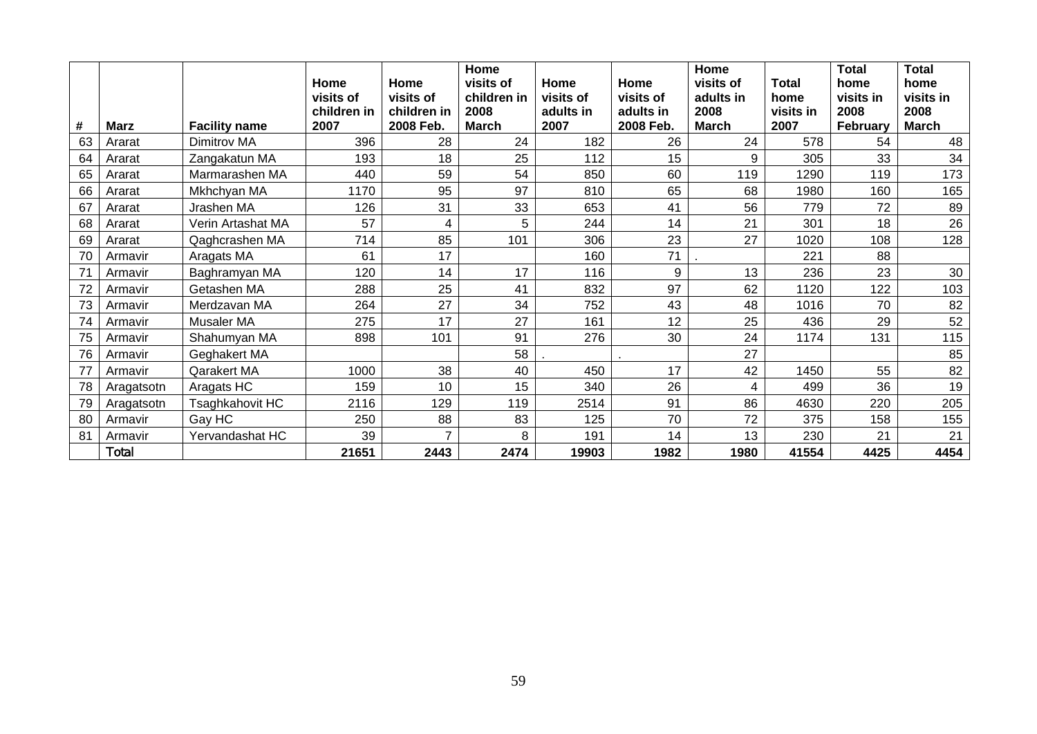| # | Marz | Facility name | Home visits of children in 2007 | Home visits of children in 2008 Feb. | Home visits of children in 2008 March | Home visits of adults in 2007 | Home visits of adults in 2008 Feb. | Home visits of adults in 2008 March | Total home visits in 2007 | Total home visits in 2008 February | Total home visits in 2008 March |
|---|---|---|---|---|---|---|---|---|---|---|---|
| 63 | Ararat | Dimitrov MA | 396 | 28 | 24 | 182 | 26 | 24 | 578 | 54 | 48 |
| 64 | Ararat | Zangakatun MA | 193 | 18 | 25 | 112 | 15 | 9 | 305 | 33 | 34 |
| 65 | Ararat | Marmarashen MA | 440 | 59 | 54 | 850 | 60 | 119 | 1290 | 119 | 173 |
| 66 | Ararat | Mkhchyan MA | 1170 | 95 | 97 | 810 | 65 | 68 | 1980 | 160 | 165 |
| 67 | Ararat | Jrashen MA | 126 | 31 | 33 | 653 | 41 | 56 | 779 | 72 | 89 |
| 68 | Ararat | Verin Artashat MA | 57 | 4 | 5 | 244 | 14 | 21 | 301 | 18 | 26 |
| 69 | Ararat | Qaghcrashen MA | 714 | 85 | 101 | 306 | 23 | 27 | 1020 | 108 | 128 |
| 70 | Armavir | Aragats MA | 61 | 17 | | 160 | 71 | . | 221 | 88 | |
| 71 | Armavir | Baghramyan MA | 120 | 14 | 17 | 116 | 9 | 13 | 236 | 23 | 30 |
| 72 | Armavir | Getashen MA | 288 | 25 | 41 | 832 | 97 | 62 | 1120 | 122 | 103 |
| 73 | Armavir | Merdzavan MA | 264 | 27 | 34 | 752 | 43 | 48 | 1016 | 70 | 82 |
| 74 | Armavir | Musaler MA | 275 | 17 | 27 | 161 | 12 | 25 | 436 | 29 | 52 |
| 75 | Armavir | Shahumyan MA | 898 | 101 | 91 | 276 | 30 | 24 | 1174 | 131 | 115 |
| 76 | Armavir | Geghakert MA | | | 58 | . | . | 27 | | | 85 |
| 77 | Armavir | Qarakert MA | 1000 | 38 | 40 | 450 | 17 | 42 | 1450 | 55 | 82 |
| 78 | Aragatsotn | Aragats HC | 159 | 10 | 15 | 340 | 26 | 4 | 499 | 36 | 19 |
| 79 | Aragatsotn | Tsaghkahovit HC | 2116 | 129 | 119 | 2514 | 91 | 86 | 4630 | 220 | 205 |
| 80 | Armavir | Gay HC | 250 | 88 | 83 | 125 | 70 | 72 | 375 | 158 | 155 |
| 81 | Armavir | Yervandashat HC | 39 | 7 | 8 | 191 | 14 | 13 | 230 | 21 | 21 |
| | Total | | **21651** | **2443** | **2474** | **19903** | **1982** | **1980** | **41554** | **4425** | **4454** |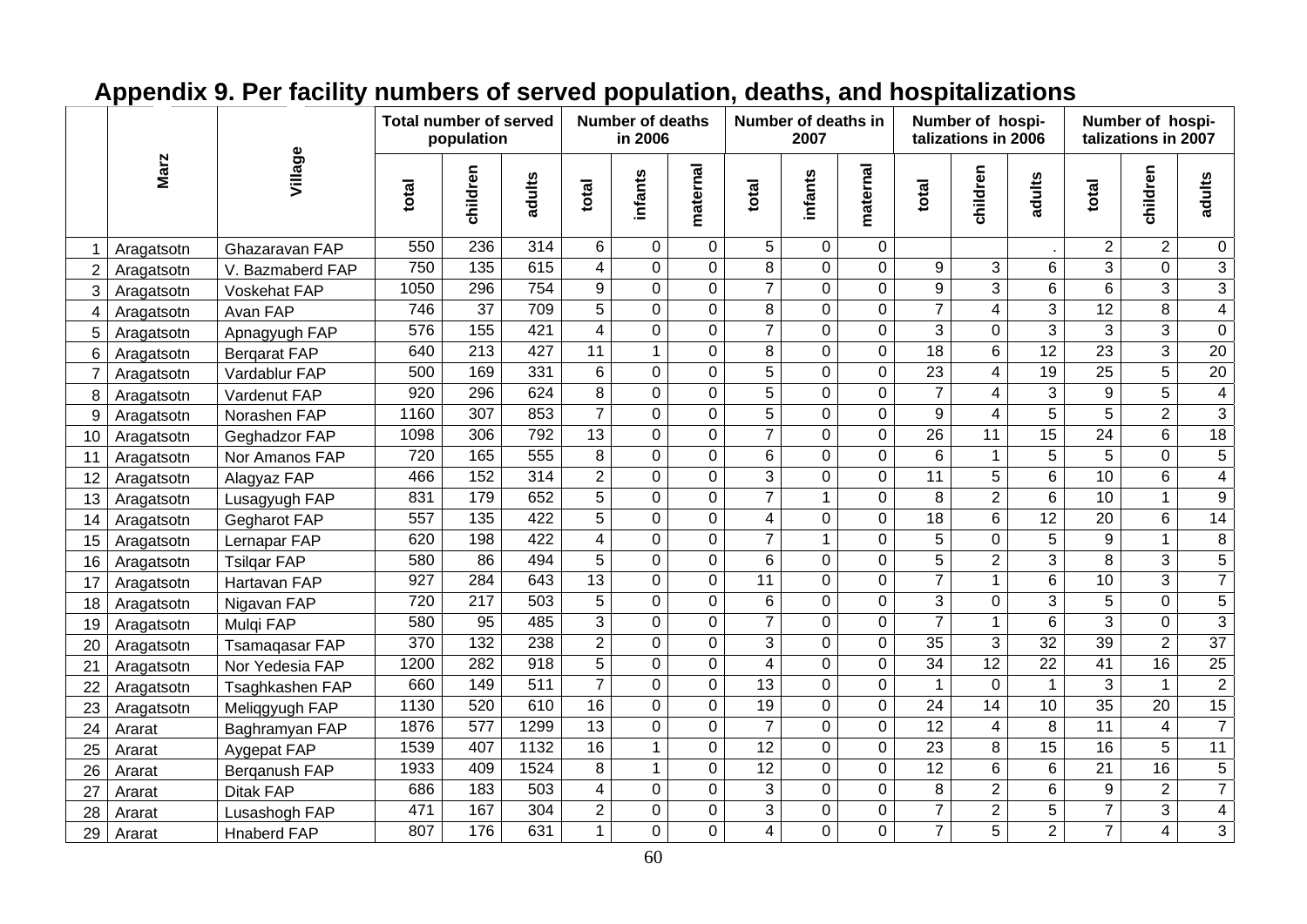## Appendix 9. Per facility numbers of served population, deaths, and hospitalizations

| | Marz | Village | Total number of served population | | | Number of deaths in 2006 | | | Number of deaths in 2007 | | | Number of hospi-talizations in 2006 | | | Number of hospi-talizations in 2007 | | |
|---|---|---|---|---|---|---|---|---|---|---|---|---|---|---|---|---|---|
| | | | total | children | adults | total | infants | maternal | total | infants | maternal | total | children | adults | total | children | adults |
| 1 | Aragatsotn | Ghazaravan FAP | 550 | 236 | 314 | 6 | 0 | 0 | 5 | 0 | 0 | | | . | 2 | 2 | 0 |
| 2 | Aragatsotn | V. Bazmaberd FAP | 750 | 135 | 615 | 4 | 0 | 0 | 8 | 0 | 0 | 9 | 3 | 6 | 3 | 0 | 3 |
| 3 | Aragatsotn | Voskehat FAP | 1050 | 296 | 754 | 9 | 0 | 0 | 7 | 0 | 0 | 9 | 3 | 6 | 6 | 3 | 3 |
| 4 | Aragatsotn | Avan FAP | 746 | 37 | 709 | 5 | 0 | 0 | 8 | 0 | 0 | 7 | 4 | 3 | 12 | 8 | 4 |
| 5 | Aragatsotn | Apnagyugh FAP | 576 | 155 | 421 | 4 | 0 | 0 | 7 | 0 | 0 | 3 | 0 | 3 | 3 | 3 | 0 |
| 6 | Aragatsotn | Berqarat FAP | 640 | 213 | 427 | 11 | 1 | 0 | 8 | 0 | 0 | 18 | 6 | 12 | 23 | 3 | 20 |
| 7 | Aragatsotn | Vardablur FAP | 500 | 169 | 331 | 6 | 0 | 0 | 5 | 0 | 0 | 23 | 4 | 19 | 25 | 5 | 20 |
| 8 | Aragatsotn | Vardenut FAP | 920 | 296 | 624 | 8 | 0 | 0 | 5 | 0 | 0 | 7 | 4 | 3 | 9 | 5 | 4 |
| 9 | Aragatsotn | Norashen FAP | 1160 | 307 | 853 | 7 | 0 | 0 | 5 | 0 | 0 | 9 | 4 | 5 | 5 | 2 | 3 |
| 10 | Aragatsotn | Geghadzor FAP | 1098 | 306 | 792 | 13 | 0 | 0 | 7 | 0 | 0 | 26 | 11 | 15 | 24 | 6 | 18 |
| 11 | Aragatsotn | Nor Amanos FAP | 720 | 165 | 555 | 8 | 0 | 0 | 6 | 0 | 0 | 6 | 1 | 5 | 5 | 0 | 5 |
| 12 | Aragatsotn | Alagyaz FAP | 466 | 152 | 314 | 2 | 0 | 0 | 3 | 0 | 0 | 11 | 5 | 6 | 10 | 6 | 4 |
| 13 | Aragatsotn | Lusagyugh FAP | 831 | 179 | 652 | 5 | 0 | 0 | 7 | 1 | 0 | 8 | 2 | 6 | 10 | 1 | 9 |
| 14 | Aragatsotn | Gegharot FAP | 557 | 135 | 422 | 5 | 0 | 0 | 4 | 0 | 0 | 18 | 6 | 12 | 20 | 6 | 14 |
| 15 | Aragatsotn | Lernapar FAP | 620 | 198 | 422 | 4 | 0 | 0 | 7 | 1 | 0 | 5 | 0 | 5 | 9 | 1 | 8 |
| 16 | Aragatsotn | Tsilqar FAP | 580 | 86 | 494 | 5 | 0 | 0 | 6 | 0 | 0 | 5 | 2 | 3 | 8 | 3 | 5 |
| 17 | Aragatsotn | Hartavan FAP | 927 | 284 | 643 | 13 | 0 | 0 | 11 | 0 | 0 | 7 | 1 | 6 | 10 | 3 | 7 |
| 18 | Aragatsotn | Nigavan FAP | 720 | 217 | 503 | 5 | 0 | 0 | 6 | 0 | 0 | 3 | 0 | 3 | 5 | 0 | 5 |
| 19 | Aragatsotn | Mulqi FAP | 580 | 95 | 485 | 3 | 0 | 0 | 7 | 0 | 0 | 7 | 1 | 6 | 3 | 0 | 3 |
| 20 | Aragatsotn | Tsamaqasar FAP | 370 | 132 | 238 | 2 | 0 | 0 | 3 | 0 | 0 | 35 | 3 | 32 | 39 | 2 | 37 |
| 21 | Aragatsotn | Nor Yedesia FAP | 1200 | 282 | 918 | 5 | 0 | 0 | 4 | 0 | 0 | 34 | 12 | 22 | 41 | 16 | 25 |
| 22 | Aragatsotn | Tsaghkashen FAP | 660 | 149 | 511 | 7 | 0 | 0 | 13 | 0 | 0 | 1 | 0 | 1 | 3 | 1 | 2 |
| 23 | Aragatsotn | Meliqgyugh FAP | 1130 | 520 | 610 | 16 | 0 | 0 | 19 | 0 | 0 | 24 | 14 | 10 | 35 | 20 | 15 |
| 24 | Ararat | Baghramyan FAP | 1876 | 577 | 1299 | 13 | 0 | 0 | 7 | 0 | 0 | 12 | 4 | 8 | 11 | 4 | 7 |
| 25 | Ararat | Aygepat FAP | 1539 | 407 | 1132 | 16 | 1 | 0 | 12 | 0 | 0 | 23 | 8 | 15 | 16 | 5 | 11 |
| 26 | Ararat | Berqanush FAP | 1933 | 409 | 1524 | 8 | 1 | 0 | 12 | 0 | 0 | 12 | 6 | 6 | 21 | 16 | 5 |
| 27 | Ararat | Ditak FAP | 686 | 183 | 503 | 4 | 0 | 0 | 3 | 0 | 0 | 8 | 2 | 6 | 9 | 2 | 7 |
| 28 | Ararat | Lusashogh FAP | 471 | 167 | 304 | 2 | 0 | 0 | 3 | 0 | 0 | 7 | 2 | 5 | 7 | 3 | 4 |
| 29 | Ararat | Hnaberd FAP | 807 | 176 | 631 | 1 | 0 | 0 | 4 | 0 | 0 | 7 | 5 | 2 | 7 | 4 | 3 |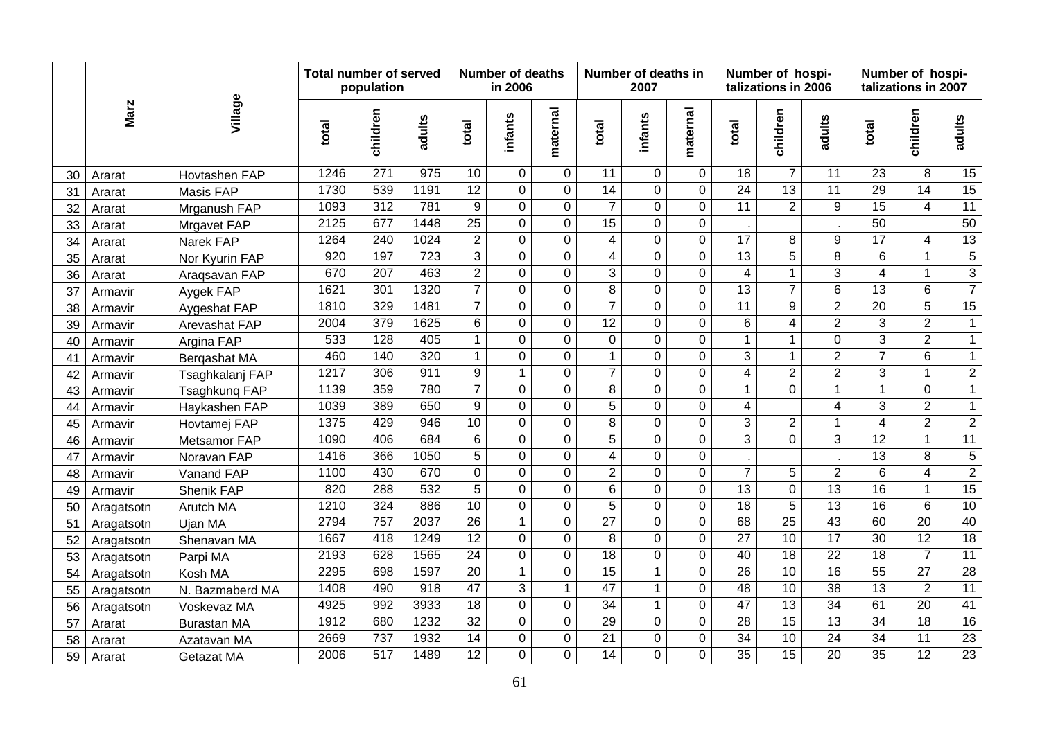| | Marz | Village | Total number of served population | | | Number of deaths in 2006 | | | Number of deaths in 2007 | | | Number of hospi-talizations in 2006 | | | Number of hospi-talizations in 2007 | | |
|---|---|---|---|---|---|---|---|---|---|---|---|---|---|---|---|---|---|
| | | | total | children | adults | total | infants | maternal | total | infants | maternal | total | children | adults | total | children | adults |
| 30 | Ararat | Hovtashen FAP | 1246 | 271 | 975 | 10 | 0 | 0 | 11 | 0 | 0 | 18 | 7 | 11 | 23 | 8 | 15 |
| 31 | Ararat | Masis FAP | 1730 | 539 | 1191 | 12 | 0 | 0 | 14 | 0 | 0 | 24 | 13 | 11 | 29 | 14 | 15 |
| 32 | Ararat | Mrganush FAP | 1093 | 312 | 781 | 9 | 0 | 0 | 7 | 0 | 0 | 11 | 2 | 9 | 15 | 4 | 11 |
| 33 | Ararat | Mrgavet FAP | 2125 | 677 | 1448 | 25 | 0 | 0 | 15 | 0 | 0 | . | | . | 50 | | 50 |
| 34 | Ararat | Narek FAP | 1264 | 240 | 1024 | 2 | 0 | 0 | 4 | 0 | 0 | 17 | 8 | 9 | 17 | 4 | 13 |
| 35 | Ararat | Nor Kyurin FAP | 920 | 197 | 723 | 3 | 0 | 0 | 4 | 0 | 0 | 13 | 5 | 8 | 6 | 1 | 5 |
| 36 | Ararat | Araqsavan FAP | 670 | 207 | 463 | 2 | 0 | 0 | 3 | 0 | 0 | 4 | 1 | 3 | 4 | 1 | 3 |
| 37 | Armavir | Aygek FAP | 1621 | 301 | 1320 | 7 | 0 | 0 | 8 | 0 | 0 | 13 | 7 | 6 | 13 | 6 | 7 |
| 38 | Armavir | Aygeshat FAP | 1810 | 329 | 1481 | 7 | 0 | 0 | 7 | 0 | 0 | 11 | 9 | 2 | 20 | 5 | 15 |
| 39 | Armavir | Arevashat FAP | 2004 | 379 | 1625 | 6 | 0 | 0 | 12 | 0 | 0 | 6 | 4 | 2 | 3 | 2 | 1 |
| 40 | Armavir | Argina FAP | 533 | 128 | 405 | 1 | 0 | 0 | 0 | 0 | 0 | 1 | 1 | 0 | 3 | 2 | 1 |
| 41 | Armavir | Berqashat MA | 460 | 140 | 320 | 1 | 0 | 0 | 1 | 0 | 0 | 3 | 1 | 2 | 7 | 6 | 1 |
| 42 | Armavir | Tsaghkalanj FAP | 1217 | 306 | 911 | 9 | 1 | 0 | 7 | 0 | 0 | 4 | 2 | 2 | 3 | 1 | 2 |
| 43 | Armavir | Tsaghkunq FAP | 1139 | 359 | 780 | 7 | 0 | 0 | 8 | 0 | 0 | 1 | 0 | 1 | 1 | 0 | 1 |
| 44 | Armavir | Haykashen FAP | 1039 | 389 | 650 | 9 | 0 | 0 | 5 | 0 | 0 | 4 | | 4 | 3 | 2 | 1 |
| 45 | Armavir | Hovtamej FAP | 1375 | 429 | 946 | 10 | 0 | 0 | 8 | 0 | 0 | 3 | 2 | 1 | 4 | 2 | 2 |
| 46 | Armavir | Metsamor FAP | 1090 | 406 | 684 | 6 | 0 | 0 | 5 | 0 | 0 | 3 | 0 | 3 | 12 | 1 | 11 |
| 47 | Armavir | Noravan FAP | 1416 | 366 | 1050 | 5 | 0 | 0 | 4 | 0 | 0 | . | | . | 13 | 8 | 5 |
| 48 | Armavir | Vanand FAP | 1100 | 430 | 670 | 0 | 0 | 0 | 2 | 0 | 0 | 7 | 5 | 2 | 6 | 4 | 2 |
| 49 | Armavir | Shenik FAP | 820 | 288 | 532 | 5 | 0 | 0 | 6 | 0 | 0 | 13 | 0 | 13 | 16 | 1 | 15 |
| 50 | Aragatsotn | Arutch MA | 1210 | 324 | 886 | 10 | 0 | 0 | 5 | 0 | 0 | 18 | 5 | 13 | 16 | 6 | 10 |
| 51 | Aragatsotn | Ujan MA | 2794 | 757 | 2037 | 26 | 1 | 0 | 27 | 0 | 0 | 68 | 25 | 43 | 60 | 20 | 40 |
| 52 | Aragatsotn | Shenavan MA | 1667 | 418 | 1249 | 12 | 0 | 0 | 8 | 0 | 0 | 27 | 10 | 17 | 30 | 12 | 18 |
| 53 | Aragatsotn | Parpi MA | 2193 | 628 | 1565 | 24 | 0 | 0 | 18 | 0 | 0 | 40 | 18 | 22 | 18 | 7 | 11 |
| 54 | Aragatsotn | Kosh MA | 2295 | 698 | 1597 | 20 | 1 | 0 | 15 | 1 | 0 | 26 | 10 | 16 | 55 | 27 | 28 |
| 55 | Aragatsotn | N. Bazmaberd MA | 1408 | 490 | 918 | 47 | 3 | 1 | 47 | 1 | 0 | 48 | 10 | 38 | 13 | 2 | 11 |
| 56 | Aragatsotn | Voskevaz MA | 4925 | 992 | 3933 | 18 | 0 | 0 | 34 | 1 | 0 | 47 | 13 | 34 | 61 | 20 | 41 |
| 57 | Ararat | Burastan MA | 1912 | 680 | 1232 | 32 | 0 | 0 | 29 | 0 | 0 | 28 | 15 | 13 | 34 | 18 | 16 |
| 58 | Ararat | Azatavan MA | 2669 | 737 | 1932 | 14 | 0 | 0 | 21 | 0 | 0 | 34 | 10 | 24 | 34 | 11 | 23 |
| 59 | Ararat | Getazat MA | 2006 | 517 | 1489 | 12 | 0 | 0 | 14 | 0 | 0 | 35 | 15 | 20 | 35 | 12 | 23 |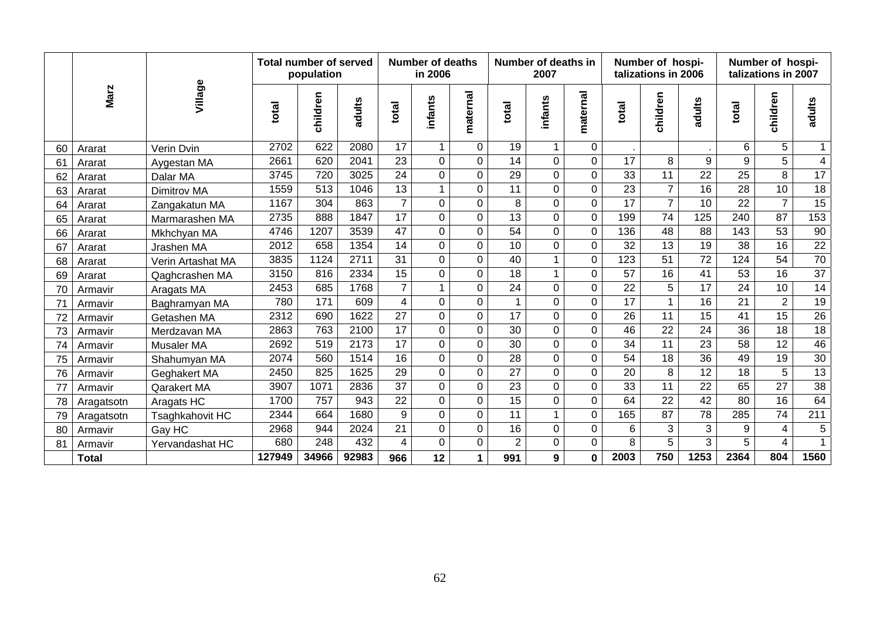|  | Marz | Village | Total number of served population |  |  | Number of deaths in 2006 |  |  | Number of deaths in 2007 |  |  | Number of hospi-talizations in 2006 |  |  | Number of hospi-talizations in 2007 |  |  |
|---|---|---|---|---|---|---|---|---|---|---|---|---|---|---|---|---|---|
|  |  |  | total | children | adults | total | infants | maternal | total | infants | maternal | total | children | adults | total | children | adults |
| 60 | Ararat | Verin Dvin | 2702 | 622 | 2080 | 17 | 1 | 0 | 19 | 1 | 0 | . |  | . | 6 | 5 | 1 |
| 61 | Ararat | Aygestan MA | 2661 | 620 | 2041 | 23 | 0 | 0 | 14 | 0 | 0 | 17 | 8 | 9 | 9 | 5 | 4 |
| 62 | Ararat | Dalar MA | 3745 | 720 | 3025 | 24 | 0 | 0 | 29 | 0 | 0 | 33 | 11 | 22 | 25 | 8 | 17 |
| 63 | Ararat | Dimitrov MA | 1559 | 513 | 1046 | 13 | 1 | 0 | 11 | 0 | 0 | 23 | 7 | 16 | 28 | 10 | 18 |
| 64 | Ararat | Zangakatun MA | 1167 | 304 | 863 | 7 | 0 | 0 | 8 | 0 | 0 | 17 | 7 | 10 | 22 | 7 | 15 |
| 65 | Ararat | Marmarashen MA | 2735 | 888 | 1847 | 17 | 0 | 0 | 13 | 0 | 0 | 199 | 74 | 125 | 240 | 87 | 153 |
| 66 | Ararat | Mkhchyan MA | 4746 | 1207 | 3539 | 47 | 0 | 0 | 54 | 0 | 0 | 136 | 48 | 88 | 143 | 53 | 90 |
| 67 | Ararat | Jrashen MA | 2012 | 658 | 1354 | 14 | 0 | 0 | 10 | 0 | 0 | 32 | 13 | 19 | 38 | 16 | 22 |
| 68 | Ararat | Verin Artashat MA | 3835 | 1124 | 2711 | 31 | 0 | 0 | 40 | 1 | 0 | 123 | 51 | 72 | 124 | 54 | 70 |
| 69 | Ararat | Qaghcrashen MA | 3150 | 816 | 2334 | 15 | 0 | 0 | 18 | 1 | 0 | 57 | 16 | 41 | 53 | 16 | 37 |
| 70 | Armavir | Aragats MA | 2453 | 685 | 1768 | 7 | 1 | 0 | 24 | 0 | 0 | 22 | 5 | 17 | 24 | 10 | 14 |
| 71 | Armavir | Baghramyan MA | 780 | 171 | 609 | 4 | 0 | 0 | 1 | 0 | 0 | 17 | 1 | 16 | 21 | 2 | 19 |
| 72 | Armavir | Getashen MA | 2312 | 690 | 1622 | 27 | 0 | 0 | 17 | 0 | 0 | 26 | 11 | 15 | 41 | 15 | 26 |
| 73 | Armavir | Merdzavan MA | 2863 | 763 | 2100 | 17 | 0 | 0 | 30 | 0 | 0 | 46 | 22 | 24 | 36 | 18 | 18 |
| 74 | Armavir | Musaler MA | 2692 | 519 | 2173 | 17 | 0 | 0 | 30 | 0 | 0 | 34 | 11 | 23 | 58 | 12 | 46 |
| 75 | Armavir | Shahumyan MA | 2074 | 560 | 1514 | 16 | 0 | 0 | 28 | 0 | 0 | 54 | 18 | 36 | 49 | 19 | 30 |
| 76 | Armavir | Geghakert MA | 2450 | 825 | 1625 | 29 | 0 | 0 | 27 | 0 | 0 | 20 | 8 | 12 | 18 | 5 | 13 |
| 77 | Armavir | Qarakert MA | 3907 | 1071 | 2836 | 37 | 0 | 0 | 23 | 0 | 0 | 33 | 11 | 22 | 65 | 27 | 38 |
| 78 | Aragatsotn | Aragats HC | 1700 | 757 | 943 | 22 | 0 | 0 | 15 | 0 | 0 | 64 | 22 | 42 | 80 | 16 | 64 |
| 79 | Aragatsotn | Tsaghkahovit HC | 2344 | 664 | 1680 | 9 | 0 | 0 | 11 | 1 | 0 | 165 | 87 | 78 | 285 | 74 | 211 |
| 80 | Armavir | Gay HC | 2968 | 944 | 2024 | 21 | 0 | 0 | 16 | 0 | 0 | 6 | 3 | 3 | 9 | 4 | 5 |
| 81 | Armavir | Yervandashat HC | 680 | 248 | 432 | 4 | 0 | 0 | 2 | 0 | 0 | 8 | 5 | 3 | 5 | 4 | 1 |
|  | **Total** |  | **127949** | **34966** | **92983** | **966** | **12** | **1** | **991** | **9** | **0** | **2003** | **750** | **1253** | **2364** | **804** | **1560** |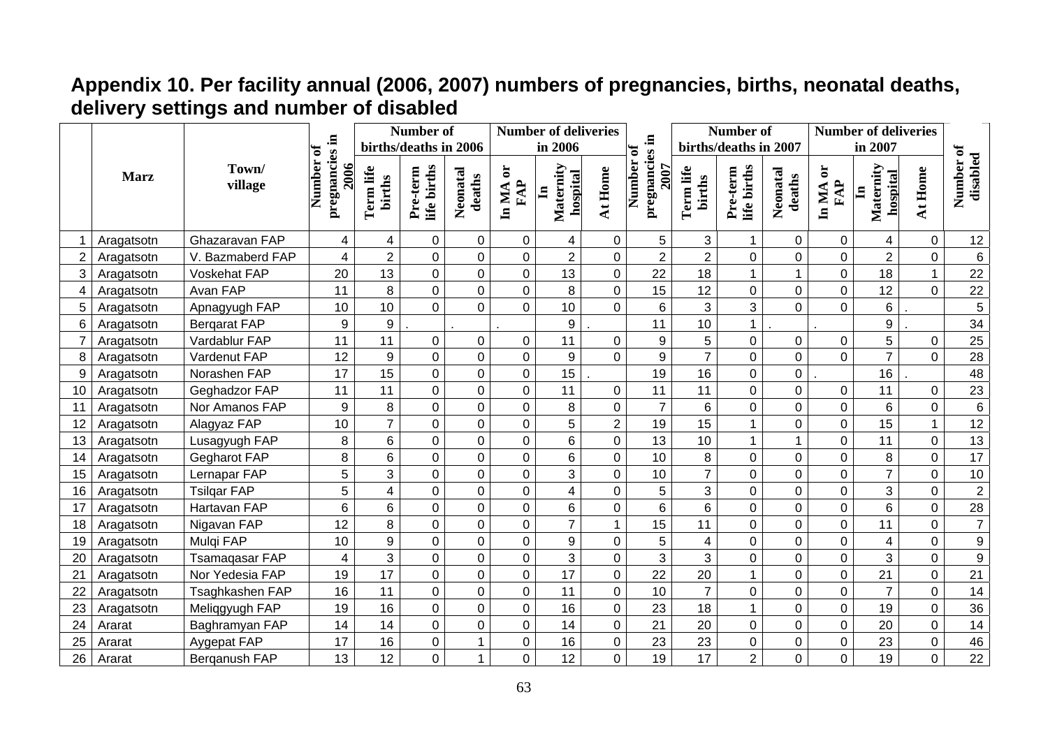## Appendix 10. Per facility annual (2006, 2007) numbers of pregnancies, births, neonatal deaths, delivery settings and number of disabled

| | Marz | Town/ village | Number of pregnancies in 2006 | Number of births/deaths in 2006 | | | Number of deliveries in 2006 | | | Number of pregnancies in 2007 | Number of births/deaths in 2007 | | | Number of deliveries in 2007 | | | Number of disabled |
|---|---|---|---|---|---|---|---|---|---|---|---|---|---|---|---|---|---|
| | | | | Term life births | Pre-term life births | Neonatal deaths | In MA or FAP | In Maternity hospital | At Home | | Term life births | Pre-term life births | Neonatal deaths | In MA or FAP | In Maternity hospital | At Home | |
| 1 | Aragatsotn | Ghazaravan FAP | 4 | 4 | 0 | 0 | 0 | 4 | 0 | 5 | 3 | 1 | 0 | 0 | 4 | 0 | 12 |
| 2 | Aragatsotn | V. Bazmaberd FAP | 4 | 2 | 0 | 0 | 0 | 2 | 0 | 2 | 2 | 0 | 0 | 0 | 2 | 0 | 6 |
| 3 | Aragatsotn | Voskehat FAP | 20 | 13 | 0 | 0 | 0 | 13 | 0 | 22 | 18 | 1 | 1 | 0 | 18 | 1 | 22 |
| 4 | Aragatsotn | Avan FAP | 11 | 8 | 0 | 0 | 0 | 8 | 0 | 15 | 12 | 0 | 0 | 0 | 12 | 0 | 22 |
| 5 | Aragatsotn | Apnagyugh FAP | 10 | 10 | 0 | 0 | 0 | 10 | 0 | 6 | 3 | 3 | 0 | 0 | 6 | . | 5 |
| 6 | Aragatsotn | Berqarat FAP | 9 | 9 | . | . | . | 9 | . | 11 | 10 | 1 | . | . | 9 | . | 34 |
| 7 | Aragatsotn | Vardablur FAP | 11 | 11 | 0 | 0 | 0 | 11 | 0 | 9 | 5 | 0 | 0 | 0 | 5 | 0 | 25 |
| 8 | Aragatsotn | Vardenut FAP | 12 | 9 | 0 | 0 | 0 | 9 | 0 | 9 | 7 | 0 | 0 | 0 | 7 | 0 | 28 |
| 9 | Aragatsotn | Norashen FAP | 17 | 15 | 0 | 0 | 0 | 15 | . | 19 | 16 | 0 | 0 | . | 16 | . | 48 |
| 10 | Aragatsotn | Geghadzor FAP | 11 | 11 | 0 | 0 | 0 | 11 | 0 | 11 | 11 | 0 | 0 | 0 | 11 | 0 | 23 |
| 11 | Aragatsotn | Nor Amanos FAP | 9 | 8 | 0 | 0 | 0 | 8 | 0 | 7 | 6 | 0 | 0 | 0 | 6 | 0 | 6 |
| 12 | Aragatsotn | Alagyaz FAP | 10 | 7 | 0 | 0 | 0 | 5 | 2 | 19 | 15 | 1 | 0 | 0 | 15 | 1 | 12 |
| 13 | Aragatsotn | Lusagyugh FAP | 8 | 6 | 0 | 0 | 0 | 6 | 0 | 13 | 10 | 1 | 1 | 0 | 11 | 0 | 13 |
| 14 | Aragatsotn | Gegharot FAP | 8 | 6 | 0 | 0 | 0 | 6 | 0 | 10 | 8 | 0 | 0 | 0 | 8 | 0 | 17 |
| 15 | Aragatsotn | Lernapar FAP | 5 | 3 | 0 | 0 | 0 | 3 | 0 | 10 | 7 | 0 | 0 | 0 | 7 | 0 | 10 |
| 16 | Aragatsotn | Tsilqar FAP | 5 | 4 | 0 | 0 | 0 | 4 | 0 | 5 | 3 | 0 | 0 | 0 | 3 | 0 | 2 |
| 17 | Aragatsotn | Hartavan FAP | 6 | 6 | 0 | 0 | 0 | 6 | 0 | 6 | 6 | 0 | 0 | 0 | 6 | 0 | 28 |
| 18 | Aragatsotn | Nigavan FAP | 12 | 8 | 0 | 0 | 0 | 7 | 1 | 15 | 11 | 0 | 0 | 0 | 11 | 0 | 7 |
| 19 | Aragatsotn | Mulqi FAP | 10 | 9 | 0 | 0 | 0 | 9 | 0 | 5 | 4 | 0 | 0 | 0 | 4 | 0 | 9 |
| 20 | Aragatsotn | Tsamaqasar FAP | 4 | 3 | 0 | 0 | 0 | 3 | 0 | 3 | 3 | 0 | 0 | 0 | 3 | 0 | 9 |
| 21 | Aragatsotn | Nor Yedesia FAP | 19 | 17 | 0 | 0 | 0 | 17 | 0 | 22 | 20 | 1 | 0 | 0 | 21 | 0 | 21 |
| 22 | Aragatsotn | Tsaghkashen FAP | 16 | 11 | 0 | 0 | 0 | 11 | 0 | 10 | 7 | 0 | 0 | 0 | 7 | 0 | 14 |
| 23 | Aragatsotn | Meliqgyugh FAP | 19 | 16 | 0 | 0 | 0 | 16 | 0 | 23 | 18 | 1 | 0 | 0 | 19 | 0 | 36 |
| 24 | Ararat | Baghramyan FAP | 14 | 14 | 0 | 0 | 0 | 14 | 0 | 21 | 20 | 0 | 0 | 0 | 20 | 0 | 14 |
| 25 | Ararat | Aygepat FAP | 17 | 16 | 0 | 1 | 0 | 16 | 0 | 23 | 23 | 0 | 0 | 0 | 23 | 0 | 46 |
| 26 | Ararat | Berqanush FAP | 13 | 12 | 0 | 1 | 0 | 12 | 0 | 19 | 17 | 2 | 0 | 0 | 19 | 0 | 22 |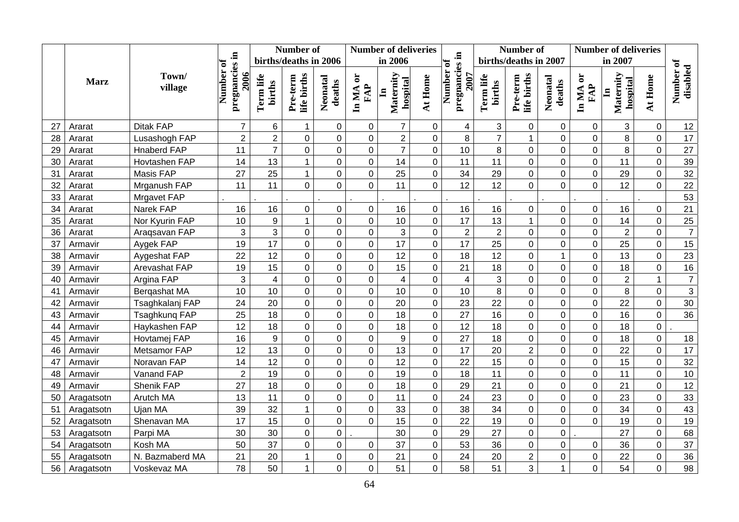| | Marz | Town/ village | Number of pregnancies in 2006 | Number of births/deaths in 2006 | | | Number of deliveries in 2006 | | | Number of pregnancies in 2007 | Number of births/deaths in 2007 | | | Number of deliveries in 2007 | | | Number of disabled |
|---|---|---|---|---|---|---|---|---|---|---|---|---|---|---|---|---|---|
| | | | | Term life births | Pre-term life births | Neonatal deaths | In MA or FAP | In Maternity hospital | At Home | | Term life births | Pre-term life births | Neonatal deaths | In MA or FAP | In Maternity hospital | At Home | |
| 27 | Ararat | Ditak FAP | 7 | 6 | 1 | 0 | 0 | 7 | 0 | 4 | 3 | 0 | 0 | 0 | 3 | 0 | 12 |
| 28 | Ararat | Lusashogh FAP | 2 | 2 | 0 | 0 | 0 | 2 | 0 | 8 | 7 | 1 | 0 | 0 | 8 | 0 | 17 |
| 29 | Ararat | Hnaberd FAP | 11 | 7 | 0 | 0 | 0 | 7 | 0 | 10 | 8 | 0 | 0 | 0 | 8 | 0 | 27 |
| 30 | Ararat | Hovtashen FAP | 14 | 13 | 1 | 0 | 0 | 14 | 0 | 11 | 11 | 0 | 0 | 0 | 11 | 0 | 39 |
| 31 | Ararat | Masis FAP | 27 | 25 | 1 | 0 | 0 | 25 | 0 | 34 | 29 | 0 | 0 | 0 | 29 | 0 | 32 |
| 32 | Ararat | Mrganush FAP | 11 | 11 | 0 | 0 | 0 | 11 | 0 | 12 | 12 | 0 | 0 | 0 | 12 | 0 | 22 |
| 33 | Ararat | Mrgavet FAP | . | . | . | . | . | . | . | . | . | . | . | . | . | . | 53 |
| 34 | Ararat | Narek FAP | 16 | 16 | 0 | 0 | 0 | 16 | 0 | 16 | 16 | 0 | 0 | 0 | 16 | 0 | 21 |
| 35 | Ararat | Nor Kyurin FAP | 10 | 9 | 1 | 0 | 0 | 10 | 0 | 17 | 13 | 1 | 0 | 0 | 14 | 0 | 25 |
| 36 | Ararat | Araqsavan FAP | 3 | 3 | 0 | 0 | 0 | 3 | 0 | 2 | 2 | 0 | 0 | 0 | 2 | 0 | 7 |
| 37 | Armavir | Aygek FAP | 19 | 17 | 0 | 0 | 0 | 17 | 0 | 17 | 25 | 0 | 0 | 0 | 25 | 0 | 15 |
| 38 | Armavir | Aygeshat FAP | 22 | 12 | 0 | 0 | 0 | 12 | 0 | 18 | 12 | 0 | 1 | 0 | 13 | 0 | 23 |
| 39 | Armavir | Arevashat FAP | 19 | 15 | 0 | 0 | 0 | 15 | 0 | 21 | 18 | 0 | 0 | 0 | 18 | 0 | 16 |
| 40 | Armavir | Argina FAP | 3 | 4 | 0 | 0 | 0 | 4 | 0 | 4 | 3 | 0 | 0 | 0 | 2 | 1 | 7 |
| 41 | Armavir | Berqashat MA | 10 | 10 | 0 | 0 | 0 | 10 | 0 | 10 | 8 | 0 | 0 | 0 | 8 | 0 | 3 |
| 42 | Armavir | Tsaghkalanj FAP | 24 | 20 | 0 | 0 | 0 | 20 | 0 | 23 | 22 | 0 | 0 | 0 | 22 | 0 | 30 |
| 43 | Armavir | Tsaghkunq FAP | 25 | 18 | 0 | 0 | 0 | 18 | 0 | 27 | 16 | 0 | 0 | 0 | 16 | 0 | 36 |
| 44 | Armavir | Haykashen FAP | 12 | 18 | 0 | 0 | 0 | 18 | 0 | 12 | 18 | 0 | 0 | 0 | 18 | 0 | . |
| 45 | Armavir | Hovtamej FAP | 16 | 9 | 0 | 0 | 0 | 9 | 0 | 27 | 18 | 0 | 0 | 0 | 18 | 0 | 18 |
| 46 | Armavir | Metsamor FAP | 12 | 13 | 0 | 0 | 0 | 13 | 0 | 17 | 20 | 2 | 0 | 0 | 22 | 0 | 17 |
| 47 | Armavir | Noravan FAP | 14 | 12 | 0 | 0 | 0 | 12 | 0 | 22 | 15 | 0 | 0 | 0 | 15 | 0 | 32 |
| 48 | Armavir | Vanand FAP | 2 | 19 | 0 | 0 | 0 | 19 | 0 | 18 | 11 | 0 | 0 | 0 | 11 | 0 | 10 |
| 49 | Armavir | Shenik FAP | 27 | 18 | 0 | 0 | 0 | 18 | 0 | 29 | 21 | 0 | 0 | 0 | 21 | 0 | 12 |
| 50 | Aragatsotn | Arutch MA | 13 | 11 | 0 | 0 | 0 | 11 | 0 | 24 | 23 | 0 | 0 | 0 | 23 | 0 | 33 |
| 51 | Aragatsotn | Ujan MA | 39 | 32 | 1 | 0 | 0 | 33 | 0 | 38 | 34 | 0 | 0 | 0 | 34 | 0 | 43 |
| 52 | Aragatsotn | Shenavan MA | 17 | 15 | 0 | 0 | 0 | 15 | 0 | 22 | 19 | 0 | 0 | 0 | 19 | 0 | 19 |
| 53 | Aragatsotn | Parpi MA | 30 | 30 | 0 | 0 | . | 30 | 0 | 29 | 27 | 0 | 0 | . | 27 | 0 | 68 |
| 54 | Aragatsotn | Kosh MA | 50 | 37 | 0 | 0 | 0 | 37 | 0 | 53 | 36 | 0 | 0 | 0 | 36 | 0 | 37 |
| 55 | Aragatsotn | N. Bazmaberd MA | 21 | 20 | 1 | 0 | 0 | 21 | 0 | 24 | 20 | 2 | 0 | 0 | 22 | 0 | 36 |
| 56 | Aragatsotn | Voskevaz MA | 78 | 50 | 1 | 0 | 0 | 51 | 0 | 58 | 51 | 3 | 1 | 0 | 54 | 0 | 98 |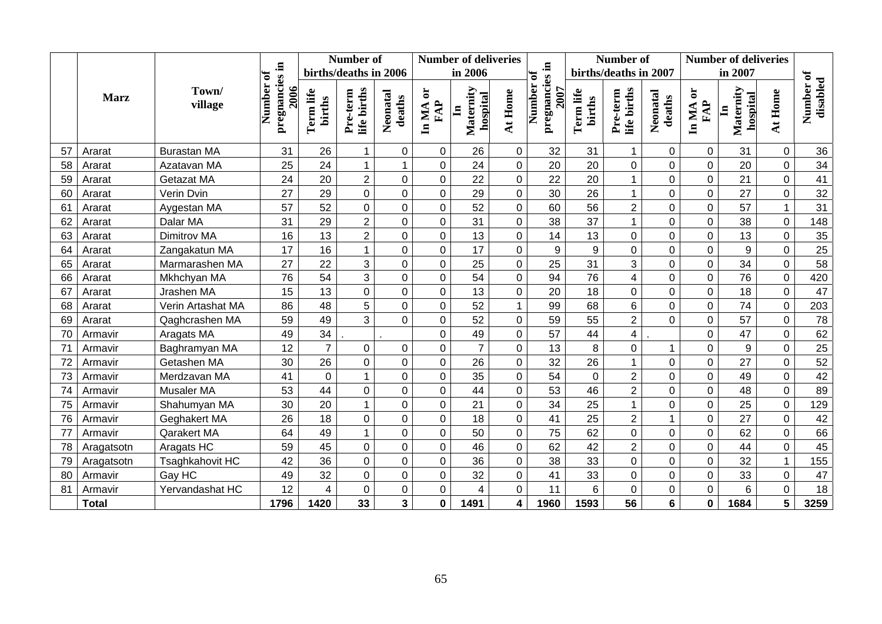| | Marz | Town/ village | Number of pregnancies in 2006 | Number of births/deaths in 2006 | | | Number of deliveries in 2006 | | | Number of pregnancies in 2007 | Number of births/deaths in 2007 | | | Number of deliveries in 2007 | | | Number of disabled |
|---|---|---|---|---|---|---|---|---|---|---|---|---|---|---|---|---|---|
| | | | | Term life births | Pre-term life births | Neonatal deaths | In MA or FAP | In Maternity hospital | At Home | | Term life births | Pre-term life births | Neonatal deaths | In MA or FAP | In Maternity hospital | At Home | |
| 57 | Ararat | Burastan MA | 31 | 26 | 1 | 0 | 0 | 26 | 0 | 32 | 31 | 1 | 0 | 0 | 31 | 0 | 36 |
| 58 | Ararat | Azatavan MA | 25 | 24 | 1 | 1 | 0 | 24 | 0 | 20 | 20 | 0 | 0 | 0 | 20 | 0 | 34 |
| 59 | Ararat | Getazat MA | 24 | 20 | 2 | 0 | 0 | 22 | 0 | 22 | 20 | 1 | 0 | 0 | 21 | 0 | 41 |
| 60 | Ararat | Verin Dvin | 27 | 29 | 0 | 0 | 0 | 29 | 0 | 30 | 26 | 1 | 0 | 0 | 27 | 0 | 32 |
| 61 | Ararat | Aygestan MA | 57 | 52 | 0 | 0 | 0 | 52 | 0 | 60 | 56 | 2 | 0 | 0 | 57 | 1 | 31 |
| 62 | Ararat | Dalar MA | 31 | 29 | 2 | 0 | 0 | 31 | 0 | 38 | 37 | 1 | 0 | 0 | 38 | 0 | 148 |
| 63 | Ararat | Dimitrov MA | 16 | 13 | 2 | 0 | 0 | 13 | 0 | 14 | 13 | 0 | 0 | 0 | 13 | 0 | 35 |
| 64 | Ararat | Zangakatun MA | 17 | 16 | 1 | 0 | 0 | 17 | 0 | 9 | 9 | 0 | 0 | 0 | 9 | 0 | 25 |
| 65 | Ararat | Marmarashen MA | 27 | 22 | 3 | 0 | 0 | 25 | 0 | 25 | 31 | 3 | 0 | 0 | 34 | 0 | 58 |
| 66 | Ararat | Mkhchyan MA | 76 | 54 | 3 | 0 | 0 | 54 | 0 | 94 | 76 | 4 | 0 | 0 | 76 | 0 | 420 |
| 67 | Ararat | Jrashen MA | 15 | 13 | 0 | 0 | 0 | 13 | 0 | 20 | 18 | 0 | 0 | 0 | 18 | 0 | 47 |
| 68 | Ararat | Verin Artashat MA | 86 | 48 | 5 | 0 | 0 | 52 | 1 | 99 | 68 | 6 | 0 | 0 | 74 | 0 | 203 |
| 69 | Ararat | Qaghcrashen MA | 59 | 49 | 3 | 0 | 0 | 52 | 0 | 59 | 55 | 2 | 0 | 0 | 57 | 0 | 78 |
| 70 | Armavir | Aragats MA | 49 | 34 | . | . | 0 | 49 | 0 | 57 | 44 | 4 | . | 0 | 47 | 0 | 62 |
| 71 | Armavir | Baghramyan MA | 12 | 7 | 0 | 0 | 0 | 7 | 0 | 13 | 8 | 0 | 1 | 0 | 9 | 0 | 25 |
| 72 | Armavir | Getashen MA | 30 | 26 | 0 | 0 | 0 | 26 | 0 | 32 | 26 | 1 | 0 | 0 | 27 | 0 | 52 |
| 73 | Armavir | Merdzavan MA | 41 | 0 | 1 | 0 | 0 | 35 | 0 | 54 | 0 | 2 | 0 | 0 | 49 | 0 | 42 |
| 74 | Armavir | Musaler MA | 53 | 44 | 0 | 0 | 0 | 44 | 0 | 53 | 46 | 2 | 0 | 0 | 48 | 0 | 89 |
| 75 | Armavir | Shahumyan MA | 30 | 20 | 1 | 0 | 0 | 21 | 0 | 34 | 25 | 1 | 0 | 0 | 25 | 0 | 129 |
| 76 | Armavir | Geghakert MA | 26 | 18 | 0 | 0 | 0 | 18 | 0 | 41 | 25 | 2 | 1 | 0 | 27 | 0 | 42 |
| 77 | Armavir | Qarakert MA | 64 | 49 | 1 | 0 | 0 | 50 | 0 | 75 | 62 | 0 | 0 | 0 | 62 | 0 | 66 |
| 78 | Aragatsotn | Aragats HC | 59 | 45 | 0 | 0 | 0 | 46 | 0 | 62 | 42 | 2 | 0 | 0 | 44 | 0 | 45 |
| 79 | Aragatsotn | Tsaghkahovit HC | 42 | 36 | 0 | 0 | 0 | 36 | 0 | 38 | 33 | 0 | 0 | 0 | 32 | 1 | 155 |
| 80 | Armavir | Gay HC | 49 | 32 | 0 | 0 | 0 | 32 | 0 | 41 | 33 | 0 | 0 | 0 | 33 | 0 | 47 |
| 81 | Armavir | Yervandashat HC | 12 | 4 | 0 | 0 | 0 | 4 | 0 | 11 | 6 | 0 | 0 | 0 | 6 | 0 | 18 |
| | **Total** | | **1796** | **1420** | **33** | **3** | **0** | **1491** | **4** | **1960** | **1593** | **56** | **6** | **0** | **1684** | **5** | **3259** |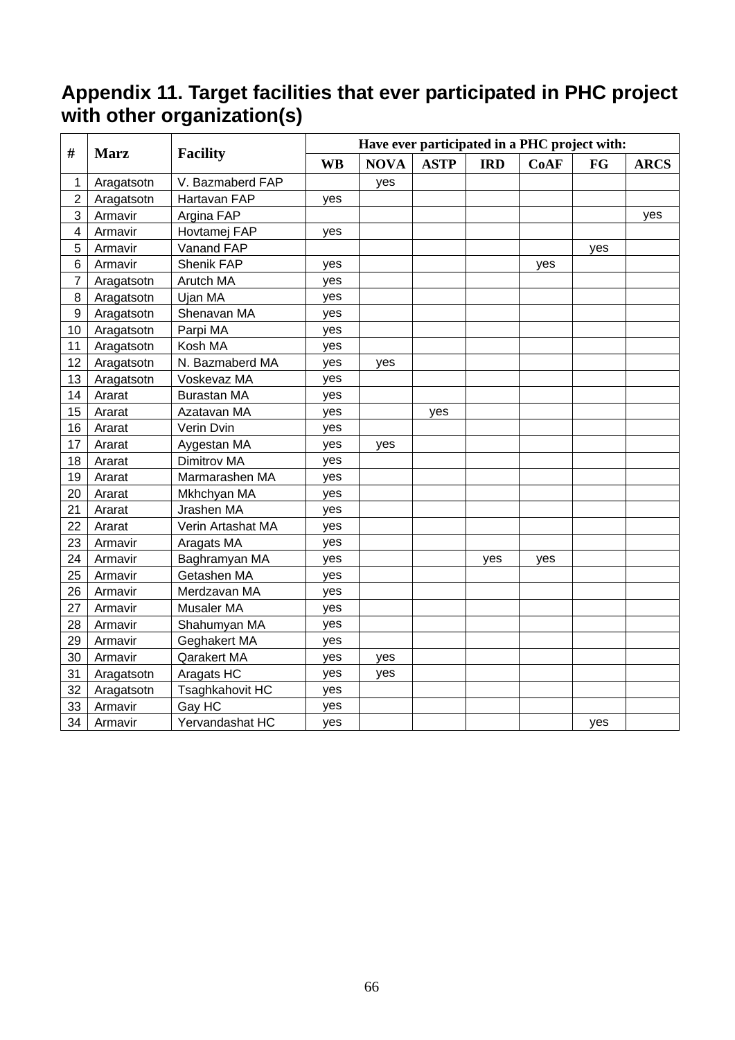## Appendix 11. Target facilities that ever participated in PHC project with other organization(s)

| # | Marz | Facility | Have ever participated in a PHC project with: | | | | | | |
|---|---|---|---|---|---|---|---|---|---|
| | | | WB | NOVA | ASTP | IRD | CoAF | FG | ARCS |
| 1 | Aragatsotn | V. Bazmaberd FAP | | yes | | | | | |
| 2 | Aragatsotn | Hartavan FAP | yes | | | | | | |
| 3 | Armavir | Argina FAP | | | | | | | yes |
| 4 | Armavir | Hovtamej FAP | yes | | | | | | |
| 5 | Armavir | Vanand FAP | | | | | | yes | |
| 6 | Armavir | Shenik FAP | yes | | | | yes | | |
| 7 | Aragatsotn | Arutch MA | yes | | | | | | |
| 8 | Aragatsotn | Ujan MA | yes | | | | | | |
| 9 | Aragatsotn | Shenavan MA | yes | | | | | | |
| 10 | Aragatsotn | Parpi MA | yes | | | | | | |
| 11 | Aragatsotn | Kosh MA | yes | | | | | | |
| 12 | Aragatsotn | N. Bazmaberd MA | yes | yes | | | | | |
| 13 | Aragatsotn | Voskevaz MA | yes | | | | | | |
| 14 | Ararat | Burastan MA | yes | | | | | | |
| 15 | Ararat | Azatavan MA | yes | | yes | | | | |
| 16 | Ararat | Verin Dvin | yes | | | | | | |
| 17 | Ararat | Aygestan MA | yes | yes | | | | | |
| 18 | Ararat | Dimitrov MA | yes | | | | | | |
| 19 | Ararat | Marmarashen MA | yes | | | | | | |
| 20 | Ararat | Mkhchyan MA | yes | | | | | | |
| 21 | Ararat | Jrashen MA | yes | | | | | | |
| 22 | Ararat | Verin Artashat MA | yes | | | | | | |
| 23 | Armavir | Aragats MA | yes | | | | | | |
| 24 | Armavir | Baghramyan MA | yes | | | yes | yes | | |
| 25 | Armavir | Getashen MA | yes | | | | | | |
| 26 | Armavir | Merdzavan MA | yes | | | | | | |
| 27 | Armavir | Musaler MA | yes | | | | | | |
| 28 | Armavir | Shahumyan MA | yes | | | | | | |
| 29 | Armavir | Geghakert MA | yes | | | | | | |
| 30 | Armavir | Qarakert MA | yes | yes | | | | | |
| 31 | Aragatsotn | Aragats HC | yes | yes | | | | | |
| 32 | Aragatsotn | Tsaghkahovit HC | yes | | | | | | |
| 33 | Armavir | Gay HC | yes | | | | | | |
| 34 | Armavir | Yervandashat HC | yes | | | | | yes | |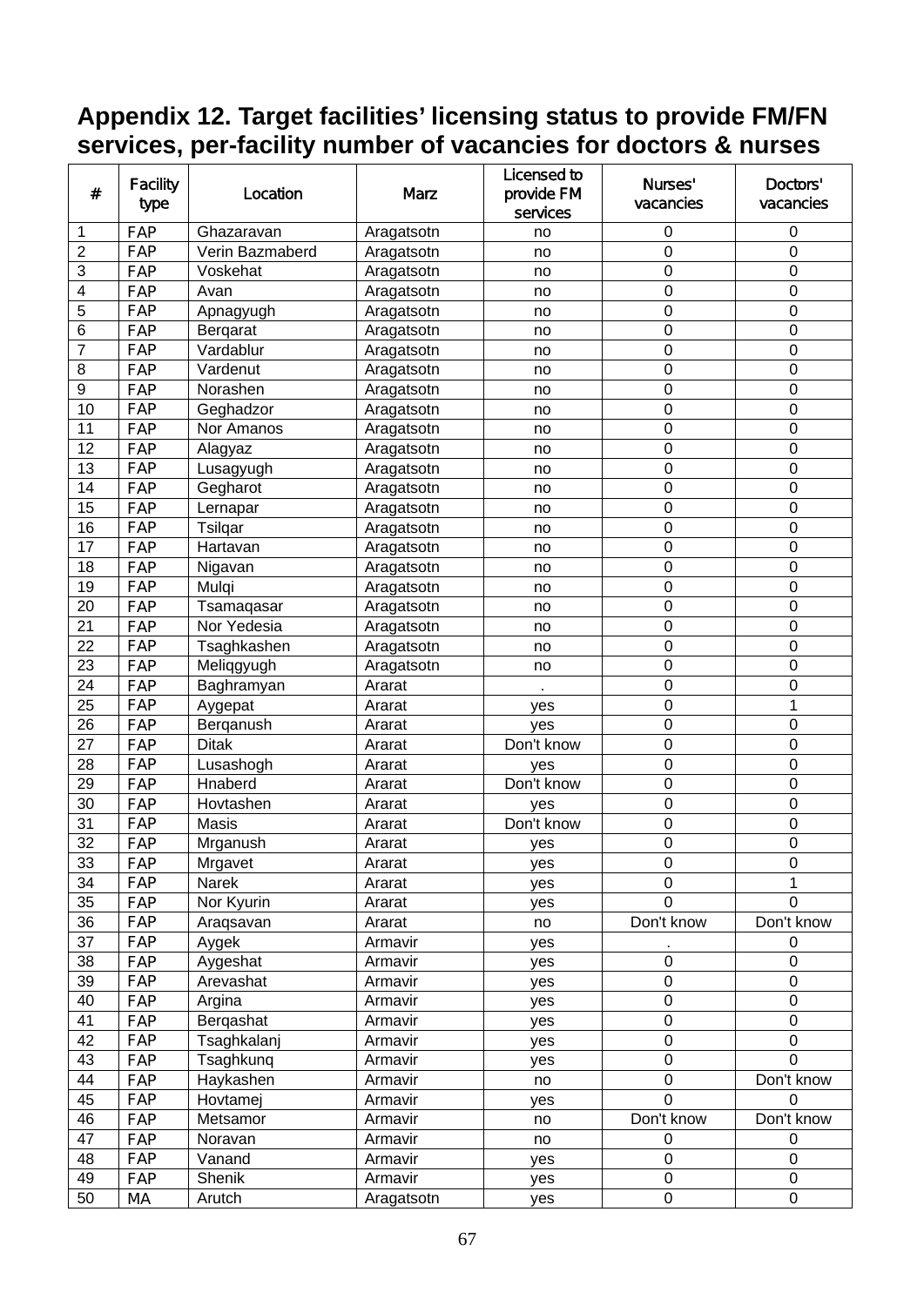# Appendix 12. Target facilities' licensing status to provide FM/FN services, per-facility number of vacancies for doctors & nurses

| # | Facility type | Location | Marz | Licensed to provide FM services | Nurses' vacancies | Doctors' vacancies |
|---|---|---|---|---|---|---|
| 1 | FAP | Ghazaravan | Aragatsotn | no | 0 | 0 |
| 2 | FAP | Verin Bazmaberd | Aragatsotn | no | 0 | 0 |
| 3 | FAP | Voskehat | Aragatsotn | no | 0 | 0 |
| 4 | FAP | Avan | Aragatsotn | no | 0 | 0 |
| 5 | FAP | Apnagyugh | Aragatsotn | no | 0 | 0 |
| 6 | FAP | Berqarat | Aragatsotn | no | 0 | 0 |
| 7 | FAP | Vardablur | Aragatsotn | no | 0 | 0 |
| 8 | FAP | Vardenut | Aragatsotn | no | 0 | 0 |
| 9 | FAP | Norashen | Aragatsotn | no | 0 | 0 |
| 10 | FAP | Geghadzor | Aragatsotn | no | 0 | 0 |
| 11 | FAP | Nor Amanos | Aragatsotn | no | 0 | 0 |
| 12 | FAP | Alagyaz | Aragatsotn | no | 0 | 0 |
| 13 | FAP | Lusagyugh | Aragatsotn | no | 0 | 0 |
| 14 | FAP | Gegharot | Aragatsotn | no | 0 | 0 |
| 15 | FAP | Lernapar | Aragatsotn | no | 0 | 0 |
| 16 | FAP | Tsilqar | Aragatsotn | no | 0 | 0 |
| 17 | FAP | Hartavan | Aragatsotn | no | 0 | 0 |
| 18 | FAP | Nigavan | Aragatsotn | no | 0 | 0 |
| 19 | FAP | Mulqi | Aragatsotn | no | 0 | 0 |
| 20 | FAP | Tsamaqasar | Aragatsotn | no | 0 | 0 |
| 21 | FAP | Nor Yedesia | Aragatsotn | no | 0 | 0 |
| 22 | FAP | Tsaghkashen | Aragatsotn | no | 0 | 0 |
| 23 | FAP | Meliqgyugh | Aragatsotn | no | 0 | 0 |
| 24 | FAP | Baghramyan | Ararat | . | 0 | 0 |
| 25 | FAP | Aygepat | Ararat | yes | 0 | 1 |
| 26 | FAP | Berqanush | Ararat | yes | 0 | 0 |
| 27 | FAP | Ditak | Ararat | Don't know | 0 | 0 |
| 28 | FAP | Lusashogh | Ararat | yes | 0 | 0 |
| 29 | FAP | Hnaberd | Ararat | Don't know | 0 | 0 |
| 30 | FAP | Hovtashen | Ararat | yes | 0 | 0 |
| 31 | FAP | Masis | Ararat | Don't know | 0 | 0 |
| 32 | FAP | Mrganush | Ararat | yes | 0 | 0 |
| 33 | FAP | Mrgavet | Ararat | yes | 0 | 0 |
| 34 | FAP | Narek | Ararat | yes | 0 | 1 |
| 35 | FAP | Nor Kyurin | Ararat | yes | 0 | 0 |
| 36 | FAP | Araqsavan | Ararat | no | Don't know | Don't know |
| 37 | FAP | Aygek | Armavir | yes | . | 0 |
| 38 | FAP | Aygeshat | Armavir | yes | 0 | 0 |
| 39 | FAP | Arevashat | Armavir | yes | 0 | 0 |
| 40 | FAP | Argina | Armavir | yes | 0 | 0 |
| 41 | FAP | Berqashat | Armavir | yes | 0 | 0 |
| 42 | FAP | Tsaghkalanj | Armavir | yes | 0 | 0 |
| 43 | FAP | Tsaghkunq | Armavir | yes | 0 | 0 |
| 44 | FAP | Haykashen | Armavir | no | 0 | Don't know |
| 45 | FAP | Hovtamej | Armavir | yes | 0 | 0 |
| 46 | FAP | Metsamor | Armavir | no | Don't know | Don't know |
| 47 | FAP | Noravan | Armavir | no | 0 | 0 |
| 48 | FAP | Vanand | Armavir | yes | 0 | 0 |
| 49 | FAP | Shenik | Armavir | yes | 0 | 0 |
| 50 | MA | Arutch | Aragatsotn | yes | 0 | 0 |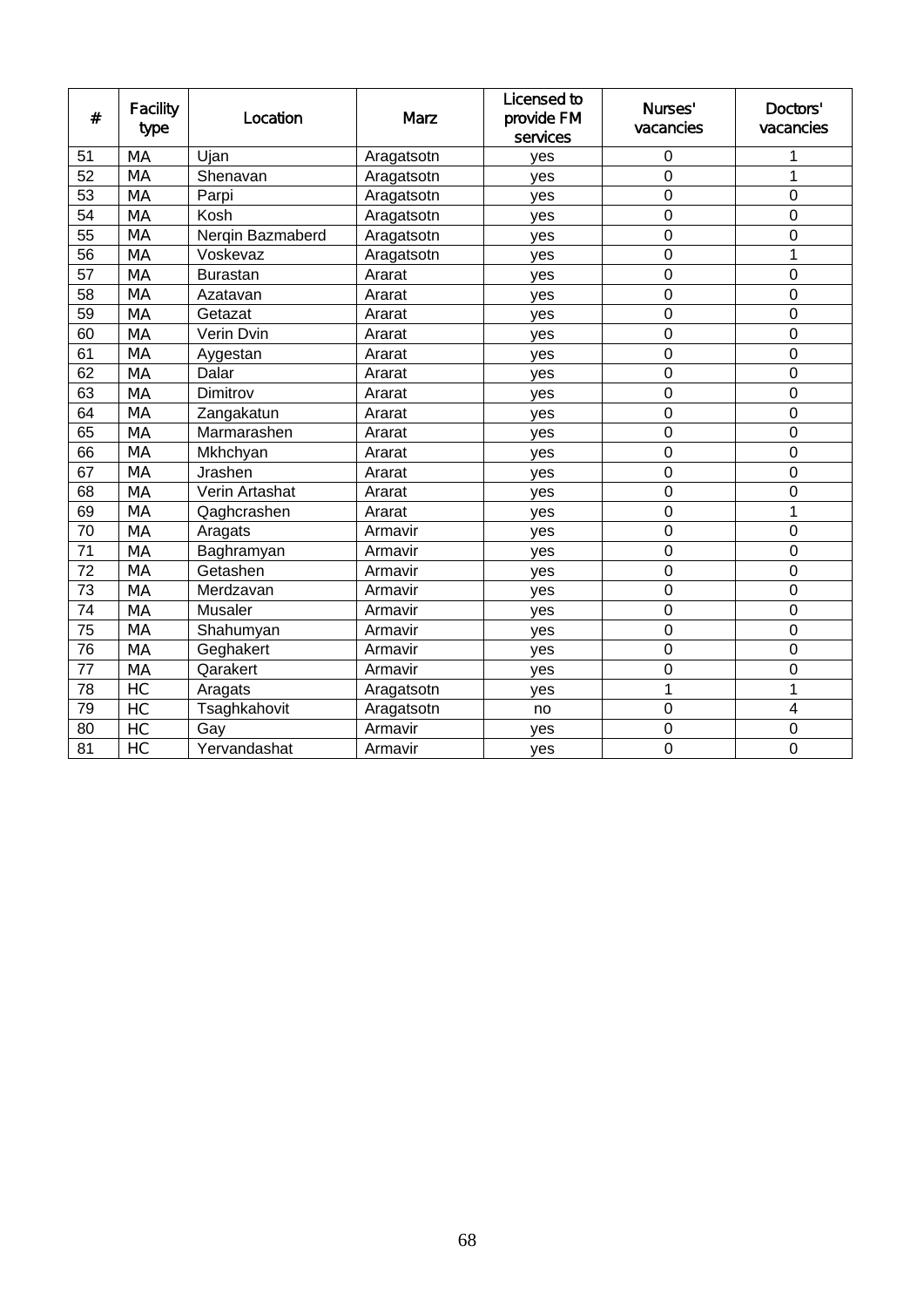| # | Facility type | Location | Marz | Licensed to provide FM services | Nurses' vacancies | Doctors' vacancies |
|---|---|---|---|---|---|---|
| 51 | MA | Ujan | Aragatsotn | yes | 0 | 1 |
| 52 | MA | Shenavan | Aragatsotn | yes | 0 | 1 |
| 53 | MA | Parpi | Aragatsotn | yes | 0 | 0 |
| 54 | MA | Kosh | Aragatsotn | yes | 0 | 0 |
| 55 | MA | Nerqin Bazmaberd | Aragatsotn | yes | 0 | 0 |
| 56 | MA | Voskevaz | Aragatsotn | yes | 0 | 1 |
| 57 | MA | Burastan | Ararat | yes | 0 | 0 |
| 58 | MA | Azatavan | Ararat | yes | 0 | 0 |
| 59 | MA | Getazat | Ararat | yes | 0 | 0 |
| 60 | MA | Verin Dvin | Ararat | yes | 0 | 0 |
| 61 | MA | Aygestan | Ararat | yes | 0 | 0 |
| 62 | MA | Dalar | Ararat | yes | 0 | 0 |
| 63 | MA | Dimitrov | Ararat | yes | 0 | 0 |
| 64 | MA | Zangakatun | Ararat | yes | 0 | 0 |
| 65 | MA | Marmarashen | Ararat | yes | 0 | 0 |
| 66 | MA | Mkhchyan | Ararat | yes | 0 | 0 |
| 67 | MA | Jrashen | Ararat | yes | 0 | 0 |
| 68 | MA | Verin Artashat | Ararat | yes | 0 | 0 |
| 69 | MA | Qaghcrashen | Ararat | yes | 0 | 1 |
| 70 | MA | Aragats | Armavir | yes | 0 | 0 |
| 71 | MA | Baghramyan | Armavir | yes | 0 | 0 |
| 72 | MA | Getashen | Armavir | yes | 0 | 0 |
| 73 | MA | Merdzavan | Armavir | yes | 0 | 0 |
| 74 | MA | Musaler | Armavir | yes | 0 | 0 |
| 75 | MA | Shahumyan | Armavir | yes | 0 | 0 |
| 76 | MA | Geghakert | Armavir | yes | 0 | 0 |
| 77 | MA | Qarakert | Armavir | yes | 0 | 0 |
| 78 | HC | Aragats | Aragatsotn | yes | 1 | 1 |
| 79 | HC | Tsaghkahovit | Aragatsotn | no | 0 | 4 |
| 80 | HC | Gay | Armavir | yes | 0 | 0 |
| 81 | HC | Yervandashat | Armavir | yes | 0 | 0 |